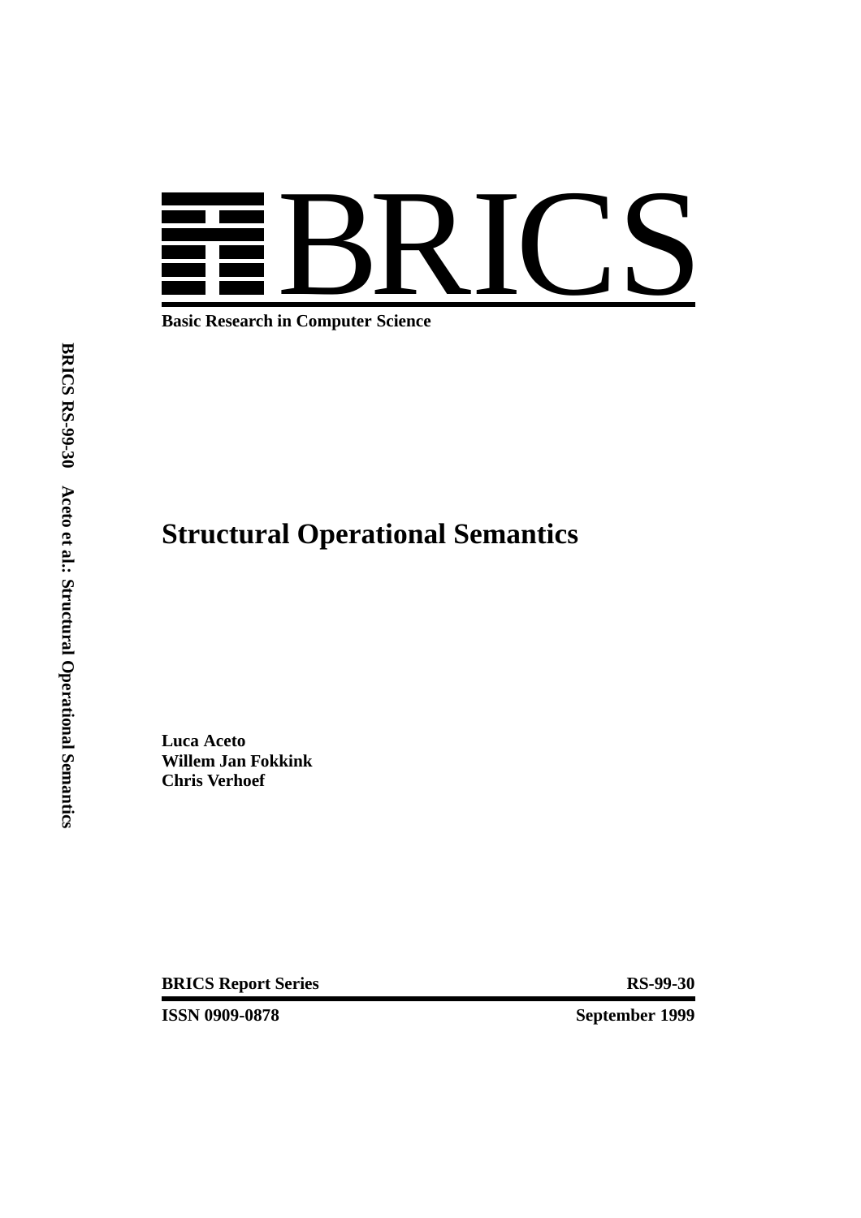# BRICS

**Basic Research in Computer Science**

**BRICS RS-99-30 Aceto et al.: Structural Operational Semantics**

# Structural Operational Semantics

**Luca Aceto**
**Willem Jan Fokkink**
**Chris Verhoef**

**BRICS Report Series** **RS-99-30**

**ISSN 0909-0878** **September 1999**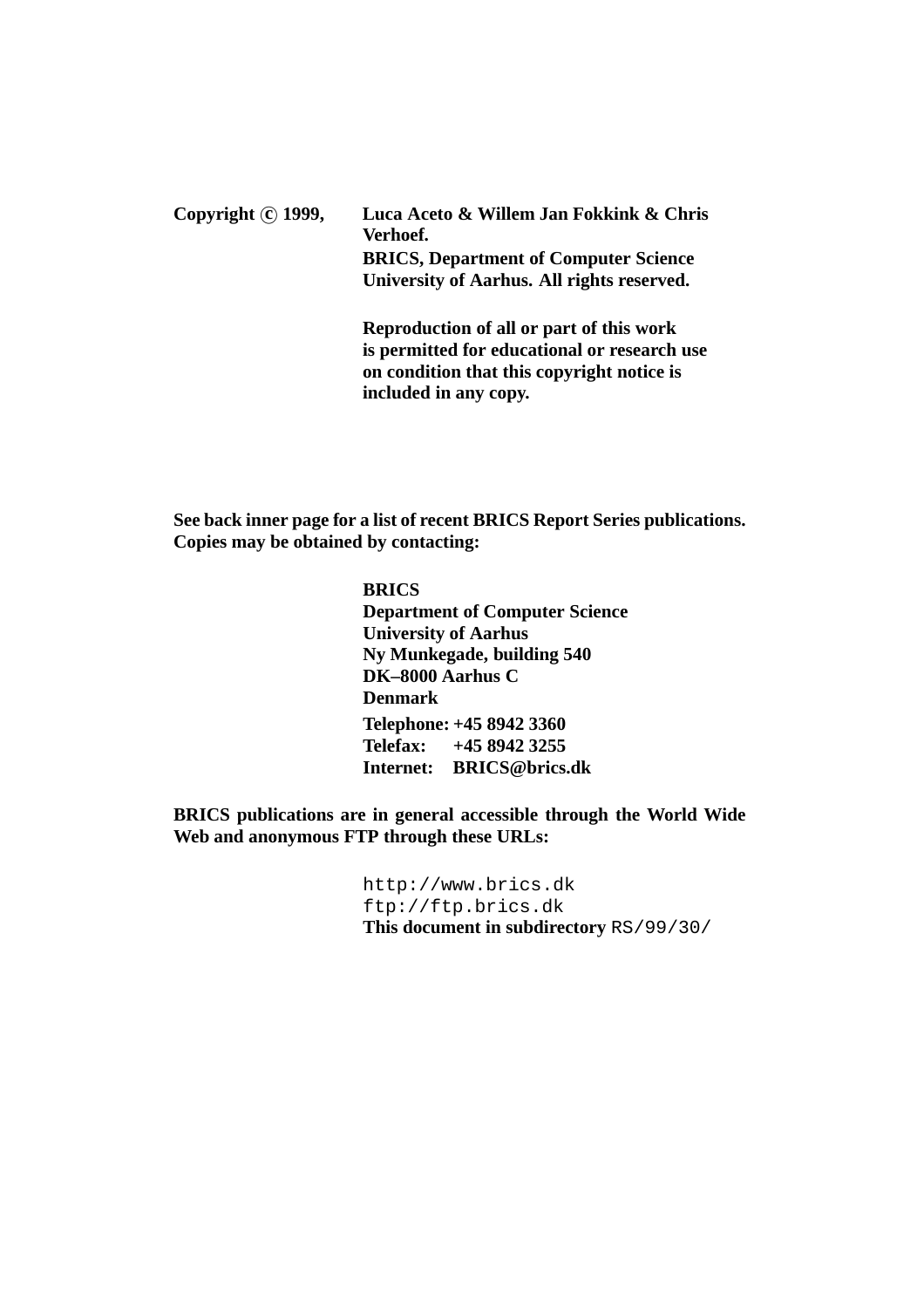**Copyright © 1999, Luca Aceto & Willem Jan Fokkink & Chris Verhoef.**
**BRICS, Department of Computer Science**
**University of Aarhus. All rights reserved.**

**Reproduction of all or part of this work is permitted for educational or research use on condition that this copyright notice is included in any copy.**

**See back inner page for a list of recent BRICS Report Series publications. Copies may be obtained by contacting:**

**BRICS**
**Department of Computer Science**
**University of Aarhus**
**Ny Munkegade, building 540**
**DK–8000 Aarhus C**
**Denmark**
**Telephone: +45 8942 3360**
**Telefax: +45 8942 3255**
**Internet: BRICS@brics.dk**

**BRICS publications are in general accessible through the World Wide Web and anonymous FTP through these URLs:**

`http://www.brics.dk`
`ftp://ftp.brics.dk`
**This document in subdirectory** `RS/99/30/`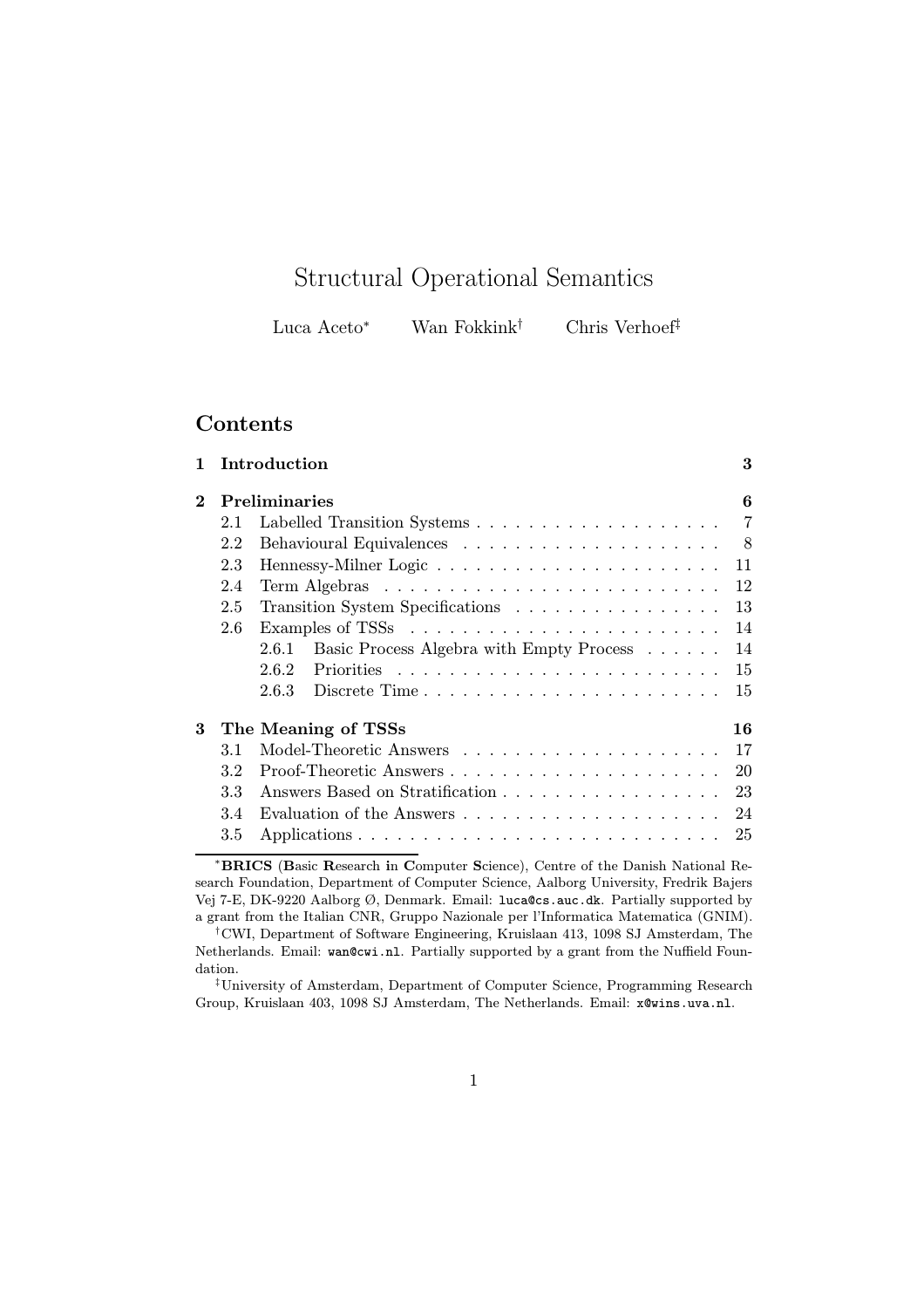# Structural Operational Semantics

Luca Aceto* Wan Fokkink† Chris Verhoef‡

## Contents

| | | |
|---|---|---|
| **1** | **Introduction** | **3** |
| **2** | **Preliminaries** | **6** |
| 2.1 | Labelled Transition Systems | 7 |
| 2.2 | Behavioural Equivalences | 8 |
| 2.3 | Hennessy-Milner Logic | 11 |
| 2.4 | Term Algebras | 12 |
| 2.5 | Transition System Specifications | 13 |
| 2.6 | Examples of TSSs | 14 |
| 2.6.1 | Basic Process Algebra with Empty Process | 14 |
| 2.6.2 | Priorities | 15 |
| 2.6.3 | Discrete Time | 15 |
| **3** | **The Meaning of TSSs** | **16** |
| 3.1 | Model-Theoretic Answers | 17 |
| 3.2 | Proof-Theoretic Answers | 20 |
| 3.3 | Answers Based on Stratification | 23 |
| 3.4 | Evaluation of the Answers | 24 |
| 3.5 | Applications | 25 |

*__BRICS__ (**B**asic **R**esearch **in** **C**omputer **S**cience), Centre of the Danish National Research Foundation, Department of Computer Science, Aalborg University, Fredrik Bajers Vej 7-E, DK-9220 Aalborg Ø, Denmark. Email: luca@cs.auc.dk. Partially supported by a grant from the Italian CNR, Gruppo Nazionale per l'Informatica Matematica (GNIM).

†CWI, Department of Software Engineering, Kruislaan 413, 1098 SJ Amsterdam, The Netherlands. Email: wan@cwi.nl. Partially supported by a grant from the Nuffield Foundation.

‡University of Amsterdam, Department of Computer Science, Programming Research Group, Kruislaan 403, 1098 SJ Amsterdam, The Netherlands. Email: x@wins.uva.nl.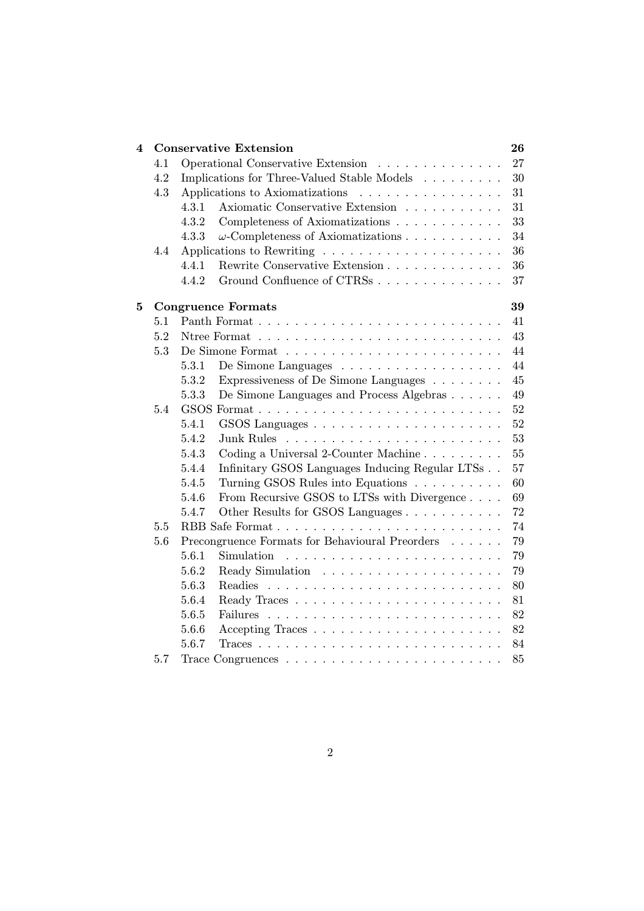**4 Conservative Extension** **26**

- 4.1 Operational Conservative Extension . . . . . . . . . . . . . . 27
- 4.2 Implications for Three-Valued Stable Models . . . . . . . . . 30
- 4.3 Applications to Axiomatizations . . . . . . . . . . . . . . . . 31
  - 4.3.1 Axiomatic Conservative Extension . . . . . . . . . . . 31
  - 4.3.2 Completeness of Axiomatizations . . . . . . . . . . . . 33
  - 4.3.3 $\omega$-Completeness of Axiomatizations . . . . . . . . . . . 34
- 4.4 Applications to Rewriting . . . . . . . . . . . . . . . . . . . . 36
  - 4.4.1 Rewrite Conservative Extension . . . . . . . . . . . . . 36
  - 4.4.2 Ground Confluence of CTRSs . . . . . . . . . . . . . . 37

**5 Congruence Formats** **39**

- 5.1 Panth Format . . . . . . . . . . . . . . . . . . . . . . . . . . 41
- 5.2 Ntree Format . . . . . . . . . . . . . . . . . . . . . . . . . . 43
- 5.3 De Simone Format . . . . . . . . . . . . . . . . . . . . . . . 44
  - 5.3.1 De Simone Languages . . . . . . . . . . . . . . . . . . 44
  - 5.3.2 Expressiveness of De Simone Languages . . . . . . . . 45
  - 5.3.3 De Simone Languages and Process Algebras . . . . . . 49
- 5.4 GSOS Format . . . . . . . . . . . . . . . . . . . . . . . . . . 52
  - 5.4.1 GSOS Languages . . . . . . . . . . . . . . . . . . . . . 52
  - 5.4.2 Junk Rules . . . . . . . . . . . . . . . . . . . . . . . . 53
  - 5.4.3 Coding a Universal 2-Counter Machine . . . . . . . . . 55
  - 5.4.4 Infinitary GSOS Languages Inducing Regular LTSs . . 57
  - 5.4.5 Turning GSOS Rules into Equations . . . . . . . . . . 60
  - 5.4.6 From Recursive GSOS to LTSs with Divergence . . . . 69
  - 5.4.7 Other Results for GSOS Languages . . . . . . . . . . . 72
- 5.5 RBB Safe Format . . . . . . . . . . . . . . . . . . . . . . . . 74
- 5.6 Precongruence Formats for Behavioural Preorders . . . . . . 79
  - 5.6.1 Simulation . . . . . . . . . . . . . . . . . . . . . . . . 79
  - 5.6.2 Ready Simulation . . . . . . . . . . . . . . . . . . . . 79
  - 5.6.3 Readies . . . . . . . . . . . . . . . . . . . . . . . . . . 80
  - 5.6.4 Ready Traces . . . . . . . . . . . . . . . . . . . . . . . 81
  - 5.6.5 Failures . . . . . . . . . . . . . . . . . . . . . . . . . 82
  - 5.6.6 Accepting Traces . . . . . . . . . . . . . . . . . . . . . 82
  - 5.6.7 Traces . . . . . . . . . . . . . . . . . . . . . . . . . . 84
- 5.7 Trace Congruences . . . . . . . . . . . . . . . . . . . . . . . 85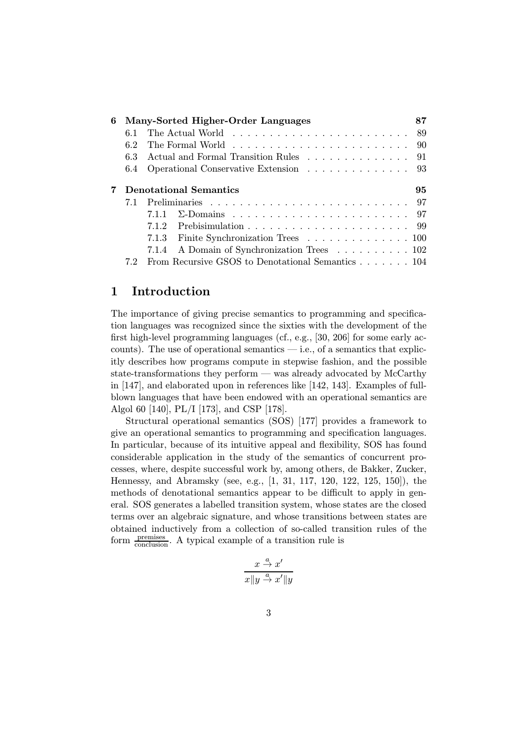| | | |
|---|---|---|
| **6** | **Many-Sorted Higher-Order Languages** | **87** |
| 6.1 | The Actual World | 89 |
| 6.2 | The Formal World | 90 |
| 6.3 | Actual and Formal Transition Rules | 91 |
| 6.4 | Operational Conservative Extension | 93 |
| **7** | **Denotational Semantics** | **95** |
| 7.1 | Preliminaries | 97 |
| 7.1.1 | $\Sigma$-Domains | 97 |
| 7.1.2 | Prebisimulation | 99 |
| 7.1.3 | Finite Synchronization Trees | 100 |
| 7.1.4 | A Domain of Synchronization Trees | 102 |
| 7.2 | From Recursive GSOS to Denotational Semantics | 104 |

# 1 Introduction

The importance of giving precise semantics to programming and specification languages was recognized since the sixties with the development of the first high-level programming languages (cf., e.g., [30, 206] for some early accounts). The use of operational semantics — i.e., of a semantics that explicitly describes how programs compute in stepwise fashion, and the possible state-transformations they perform — was already advocated by McCarthy in [147], and elaborated upon in references like [142, 143]. Examples of full-blown languages that have been endowed with an operational semantics are Algol 60 [140], PL/I [173], and CSP [178].

Structural operational semantics (SOS) [177] provides a framework to give an operational semantics to programming and specification languages. In particular, because of its intuitive appeal and flexibility, SOS has found considerable application in the study of the semantics of concurrent processes, where, despite successful work by, among others, de Bakker, Zucker, Hennessy, and Abramsky (see, e.g., [1, 31, 117, 120, 122, 125, 150]), the methods of denotational semantics appear to be difficult to apply in general. SOS generates a labelled transition system, whose states are the closed terms over an algebraic signature, and whose transitions between states are obtained inductively from a collection of so-called transition rules of the form $\frac{\text{premises}}{\text{conclusion}}$. A typical example of a transition rule is

$$\frac{x \stackrel{a}{\to} x'}{x \| y \stackrel{a}{\to} x' \| y}$$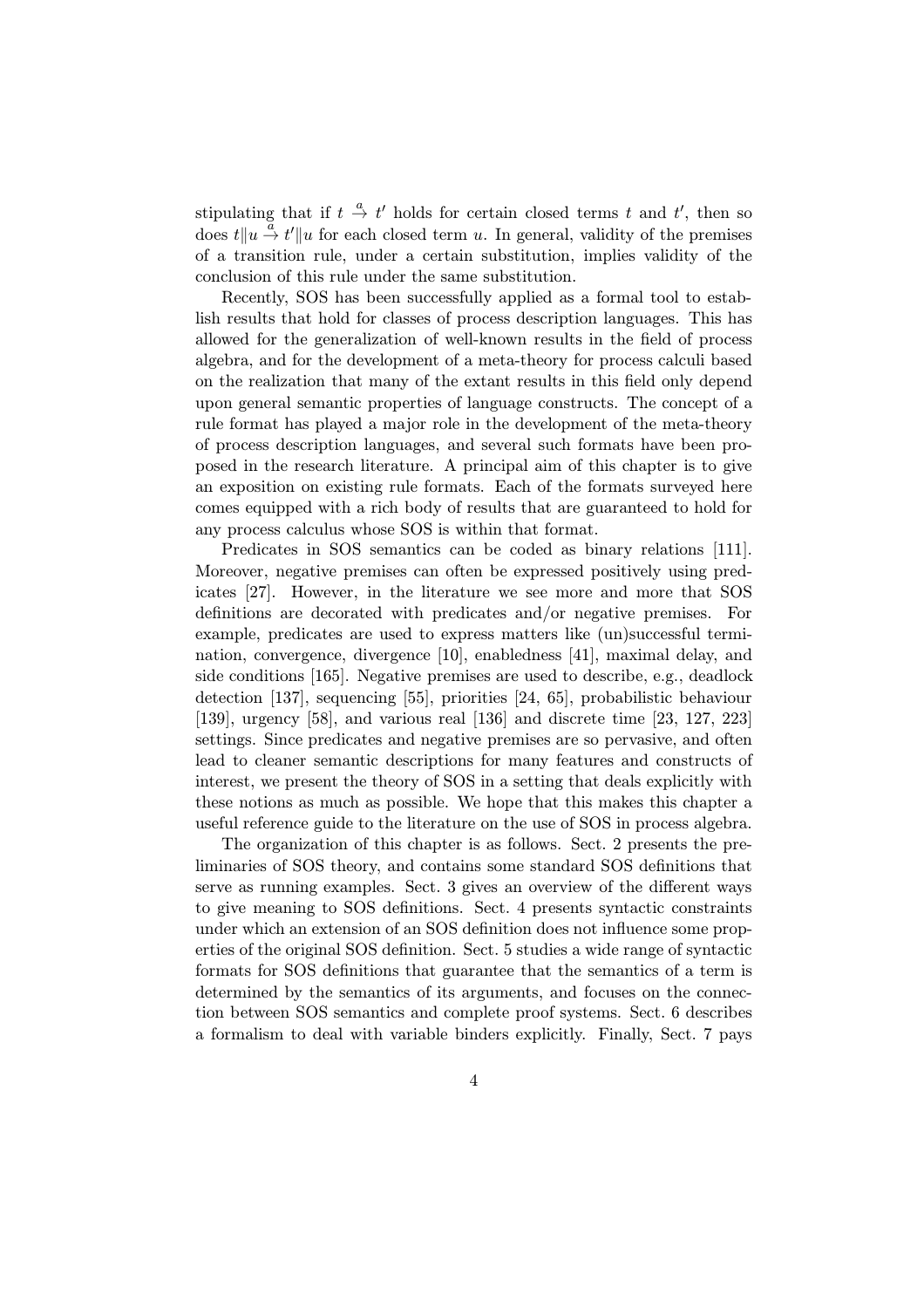stipulating that if $t \stackrel{a}{\to} t'$ holds for certain closed terms $t$ and $t'$, then so does $t \| u \stackrel{a}{\to} t' \| u$ for each closed term $u$. In general, validity of the premises of a transition rule, under a certain substitution, implies validity of the conclusion of this rule under the same substitution.

Recently, SOS has been successfully applied as a formal tool to establish results that hold for classes of process description languages. This has allowed for the generalization of well-known results in the field of process algebra, and for the development of a meta-theory for process calculi based on the realization that many of the extant results in this field only depend upon general semantic properties of language constructs. The concept of a rule format has played a major role in the development of the meta-theory of process description languages, and several such formats have been proposed in the research literature. A principal aim of this chapter is to give an exposition on existing rule formats. Each of the formats surveyed here comes equipped with a rich body of results that are guaranteed to hold for any process calculus whose SOS is within that format.

Predicates in SOS semantics can be coded as binary relations [111]. Moreover, negative premises can often be expressed positively using predicates [27]. However, in the literature we see more and more that SOS definitions are decorated with predicates and/or negative premises. For example, predicates are used to express matters like (un)successful termination, convergence, divergence [10], enabledness [41], maximal delay, and side conditions [165]. Negative premises are used to describe, e.g., deadlock detection [137], sequencing [55], priorities [24, 65], probabilistic behaviour [139], urgency [58], and various real [136] and discrete time [23, 127, 223] settings. Since predicates and negative premises are so pervasive, and often lead to cleaner semantic descriptions for many features and constructs of interest, we present the theory of SOS in a setting that deals explicitly with these notions as much as possible. We hope that this makes this chapter a useful reference guide to the literature on the use of SOS in process algebra.

The organization of this chapter is as follows. Sect. 2 presents the preliminaries of SOS theory, and contains some standard SOS definitions that serve as running examples. Sect. 3 gives an overview of the different ways to give meaning to SOS definitions. Sect. 4 presents syntactic constraints under which an extension of an SOS definition does not influence some properties of the original SOS definition. Sect. 5 studies a wide range of syntactic formats for SOS definitions that guarantee that the semantics of a term is determined by the semantics of its arguments, and focuses on the connection between SOS semantics and complete proof systems. Sect. 6 describes a formalism to deal with variable binders explicitly. Finally, Sect. 7 pays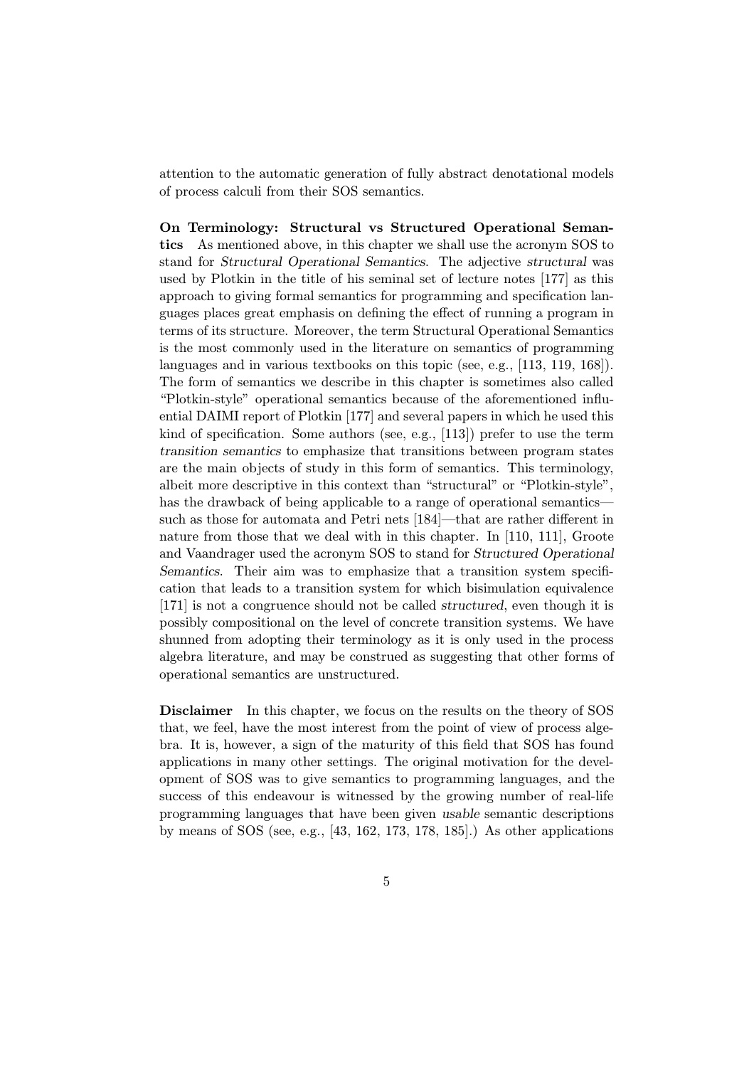attention to the automatic generation of fully abstract denotational models of process calculi from their SOS semantics.

**On Terminology: Structural vs Structured Operational Semantics** As mentioned above, in this chapter we shall use the acronym SOS to stand for *Structural Operational Semantics*. The adjective *structural* was used by Plotkin in the title of his seminal set of lecture notes [177] as this approach to giving formal semantics for programming and specification languages places great emphasis on defining the effect of running a program in terms of its structure. Moreover, the term Structural Operational Semantics is the most commonly used in the literature on semantics of programming languages and in various textbooks on this topic (see, e.g., [113, 119, 168]). The form of semantics we describe in this chapter is sometimes also called "Plotkin-style" operational semantics because of the aforementioned influential DAIMI report of Plotkin [177] and several papers in which he used this kind of specification. Some authors (see, e.g., [113]) prefer to use the term *transition semantics* to emphasize that transitions between program states are the main objects of study in this form of semantics. This terminology, albeit more descriptive in this context than "structural" or "Plotkin-style", has the drawback of being applicable to a range of operational semantics—such as those for automata and Petri nets [184]—that are rather different in nature from those that we deal with in this chapter. In [110, 111], Groote and Vaandrager used the acronym SOS to stand for *Structured Operational Semantics*. Their aim was to emphasize that a transition system specification that leads to a transition system for which bisimulation equivalence [171] is not a congruence should not be called *structured*, even though it is possibly compositional on the level of concrete transition systems. We have shunned from adopting their terminology as it is only used in the process algebra literature, and may be construed as suggesting that other forms of operational semantics are unstructured.

**Disclaimer** In this chapter, we focus on the results on the theory of SOS that, we feel, have the most interest from the point of view of process algebra. It is, however, a sign of the maturity of this field that SOS has found applications in many other settings. The original motivation for the development of SOS was to give semantics to programming languages, and the success of this endeavour is witnessed by the growing number of real-life programming languages that have been given *usable* semantic descriptions by means of SOS (see, e.g., [43, 162, 173, 178, 185].) As other applications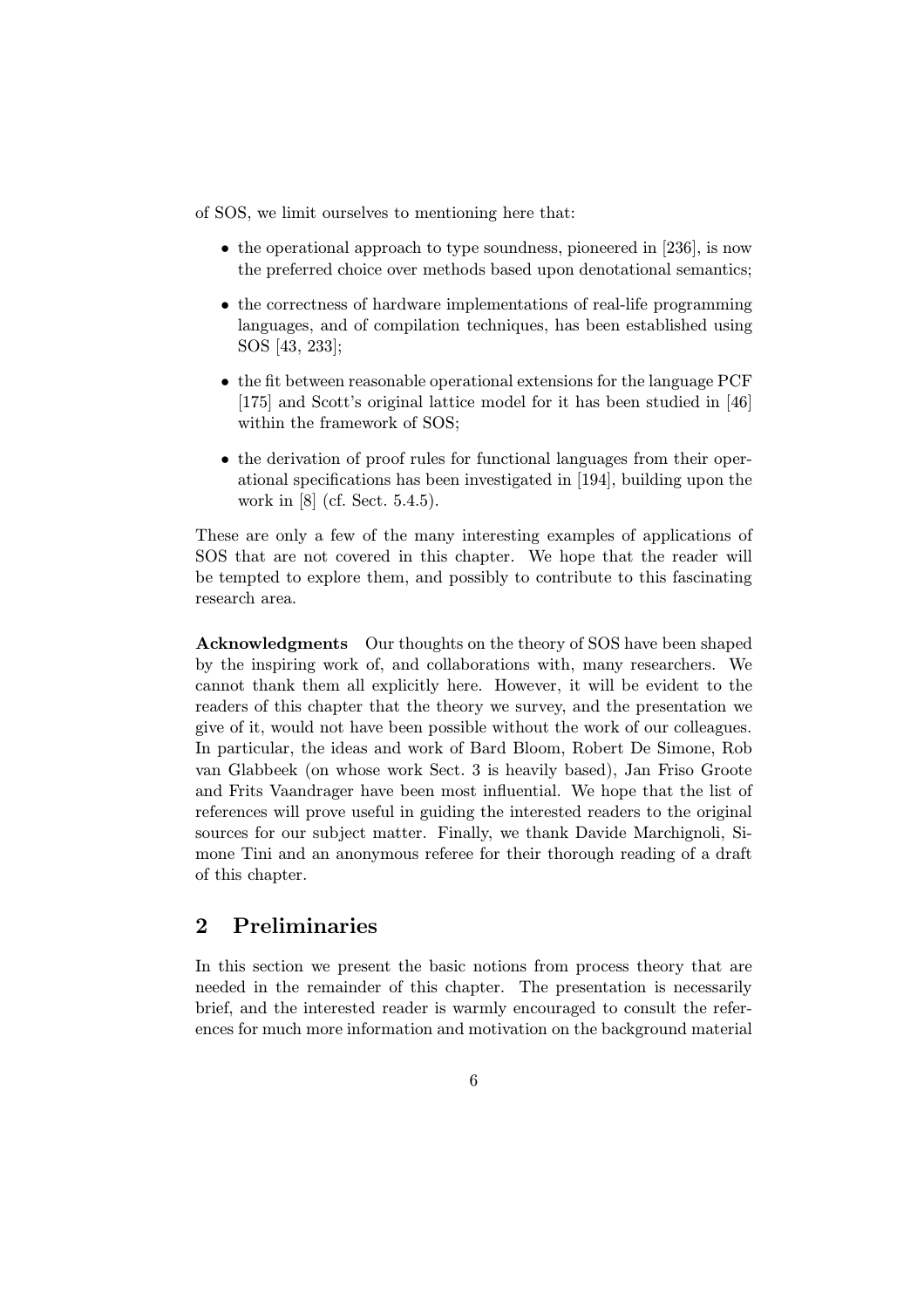of SOS, we limit ourselves to mentioning here that:

- the operational approach to type soundness, pioneered in [236], is now the preferred choice over methods based upon denotational semantics;
- the correctness of hardware implementations of real-life programming languages, and of compilation techniques, has been established using SOS [43, 233];
- the fit between reasonable operational extensions for the language PCF [175] and Scott's original lattice model for it has been studied in [46] within the framework of SOS;
- the derivation of proof rules for functional languages from their operational specifications has been investigated in [194], building upon the work in [8] (cf. Sect. 5.4.5).

These are only a few of the many interesting examples of applications of SOS that are not covered in this chapter. We hope that the reader will be tempted to explore them, and possibly to contribute to this fascinating research area.

**Acknowledgments** Our thoughts on the theory of SOS have been shaped by the inspiring work of, and collaborations with, many researchers. We cannot thank them all explicitly here. However, it will be evident to the readers of this chapter that the theory we survey, and the presentation we give of it, would not have been possible without the work of our colleagues. In particular, the ideas and work of Bard Bloom, Robert De Simone, Rob van Glabbeek (on whose work Sect. 3 is heavily based), Jan Friso Groote and Frits Vaandrager have been most influential. We hope that the list of references will prove useful in guiding the interested readers to the original sources for our subject matter. Finally, we thank Davide Marchignoli, Simone Tini and an anonymous referee for their thorough reading of a draft of this chapter.

## 2 Preliminaries

In this section we present the basic notions from process theory that are needed in the remainder of this chapter. The presentation is necessarily brief, and the interested reader is warmly encouraged to consult the references for much more information and motivation on the background material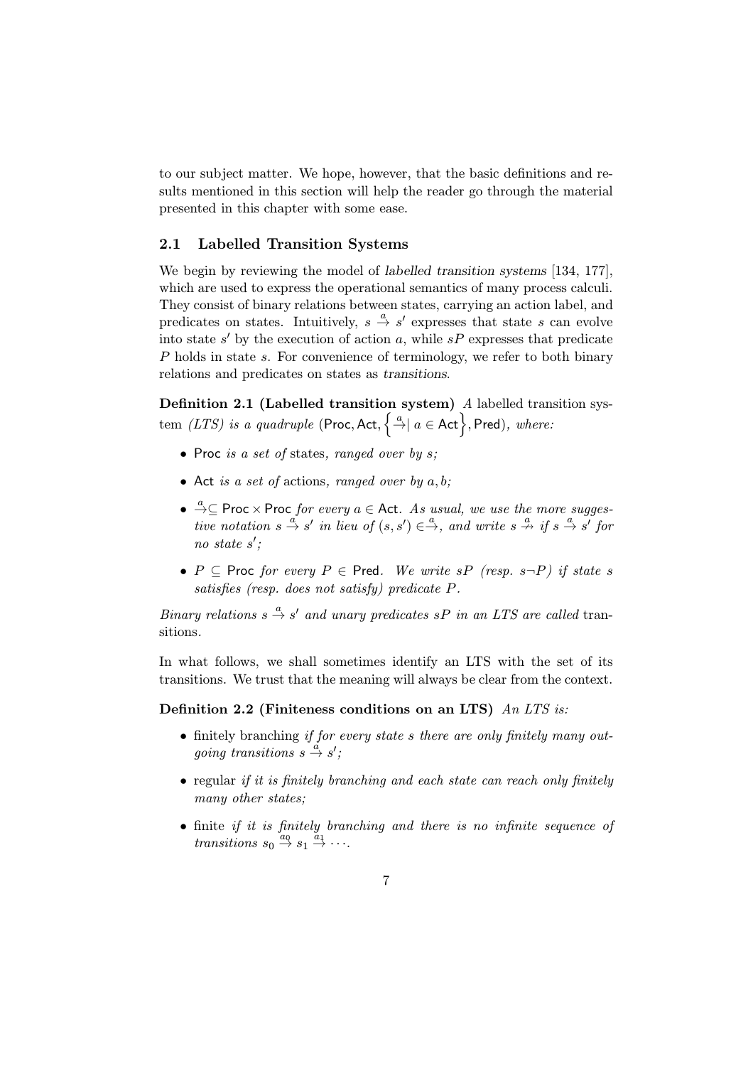to our subject matter. We hope, however, that the basic definitions and results mentioned in this section will help the reader go through the material presented in this chapter with some ease.

## 2.1 Labelled Transition Systems

We begin by reviewing the model of *labelled transition systems* [134, 177], which are used to express the operational semantics of many process calculi. They consist of binary relations between states, carrying an action label, and predicates on states. Intuitively, $s \stackrel{a}{\rightarrow} s'$ expresses that state $s$ can evolve into state $s'$ by the execution of action $a$, while $sP$ expresses that predicate $P$ holds in state $s$. For convenience of terminology, we refer to both binary relations and predicates on states as *transitions*.

**Definition 2.1 (Labelled transition system)** *A* labelled transition system *(LTS) is a quadruple* $(\mathsf{Proc}, \mathsf{Act}, \left\{ \stackrel{a}{\rightarrow} \mid a \in \mathsf{Act} \right\}, \mathsf{Pred})$*, where:*

- $\mathsf{Proc}$ *is a set of* states*, ranged over by* $s$*;*
- $\mathsf{Act}$ *is a set of* actions*, ranged over by* $a, b$*;*
- $\stackrel{a}{\rightarrow} \subseteq \mathsf{Proc} \times \mathsf{Proc}$ *for every* $a \in \mathsf{Act}$*. As usual, we use the more suggestive notation* $s \stackrel{a}{\rightarrow} s'$ *in lieu of* $(s, s') \in \stackrel{a}{\rightarrow}$*, and write* $s \stackrel{a}{\nrightarrow}$ *if* $s \stackrel{a}{\rightarrow} s'$ *for no state* $s'$*;*
- $P \subseteq \mathsf{Proc}$ *for every* $P \in \mathsf{Pred}$*. We write* $sP$ *(resp.* $s \neg P$*) if state* $s$ *satisfies (resp. does not satisfy) predicate* $P$*.*

*Binary relations* $s \stackrel{a}{\rightarrow} s'$ *and unary predicates* $sP$ *in an LTS are called* transitions*.*

In what follows, we shall sometimes identify an LTS with the set of its transitions. We trust that the meaning will always be clear from the context.

**Definition 2.2 (Finiteness conditions on an LTS)** *An LTS is:*

- finitely branching *if for every state* $s$ *there are only finitely many outgoing transitions* $s \stackrel{a}{\rightarrow} s'$*;*
- regular *if it is finitely branching and each state can reach only finitely many other states;*
- finite *if it is finitely branching and there is no infinite sequence of transitions* $s_0 \stackrel{a_0}{\rightarrow} s_1 \stackrel{a_1}{\rightarrow} \cdots$*.*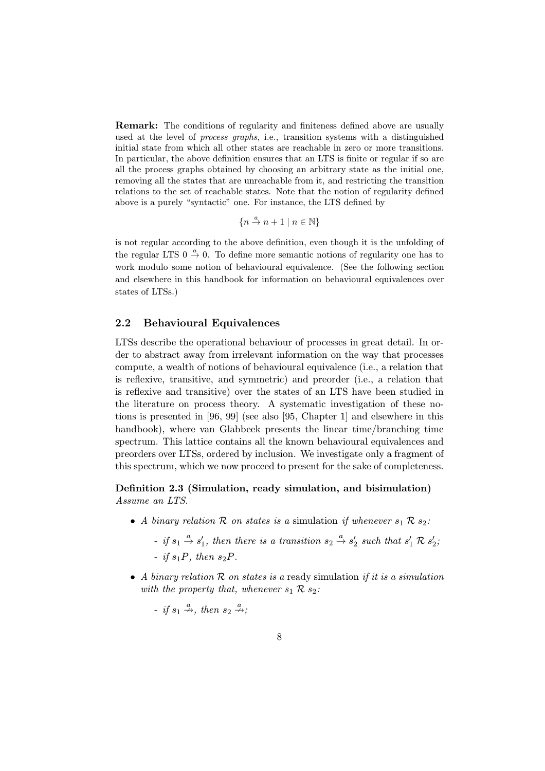**Remark:** The conditions of regularity and finiteness defined above are usually used at the level of *process graphs*, i.e., transition systems with a distinguished initial state from which all other states are reachable in zero or more transitions. In particular, the above definition ensures that an LTS is finite or regular if so are all the process graphs obtained by choosing an arbitrary state as the initial one, removing all the states that are unreachable from it, and restricting the transition relations to the set of reachable states. Note that the notion of regularity defined above is a purely "syntactic" one. For instance, the LTS defined by

$$\{n \xrightarrow{a} n+1 \mid n \in \mathbb{N}\}$$

is not regular according to the above definition, even though it is the unfolding of the regular LTS $0 \xrightarrow{a} 0$. To define more semantic notions of regularity one has to work modulo some notion of behavioural equivalence. (See the following section and elsewhere in this handbook for information on behavioural equivalences over states of LTSs.)

## 2.2 Behavioural Equivalences

LTSs describe the operational behaviour of processes in great detail. In order to abstract away from irrelevant information on the way that processes compute, a wealth of notions of behavioural equivalence (i.e., a relation that is reflexive, transitive, and symmetric) and preorder (i.e., a relation that is reflexive and transitive) over the states of an LTS have been studied in the literature on process theory. A systematic investigation of these notions is presented in [96, 99] (see also [95, Chapter 1] and elsewhere in this handbook), where van Glabbeek presents the linear time/branching time spectrum. This lattice contains all the known behavioural equivalences and preorders over LTSs, ordered by inclusion. We investigate only a fragment of this spectrum, which we now proceed to present for the sake of completeness.

**Definition 2.3 (Simulation, ready simulation, and bisimulation)** *Assume an LTS.*

- *A binary relation $\mathcal{R}$ on states is a* simulation *if whenever $s_1 \mathrel{\mathcal{R}} s_2$:*
  - *if $s_1 \xrightarrow{a} s_1'$, then there is a transition $s_2 \xrightarrow{a} s_2'$ such that $s_1' \mathrel{\mathcal{R}} s_2'$;*
  - *if $s_1 P$, then $s_2 P$.*
- *A binary relation $\mathcal{R}$ on states is a* ready simulation *if it is a simulation with the property that, whenever $s_1 \mathrel{\mathcal{R}} s_2$:*
  - *if $s_1 \stackrel{a}{\nrightarrow}$, then $s_2 \stackrel{a}{\nrightarrow}$;*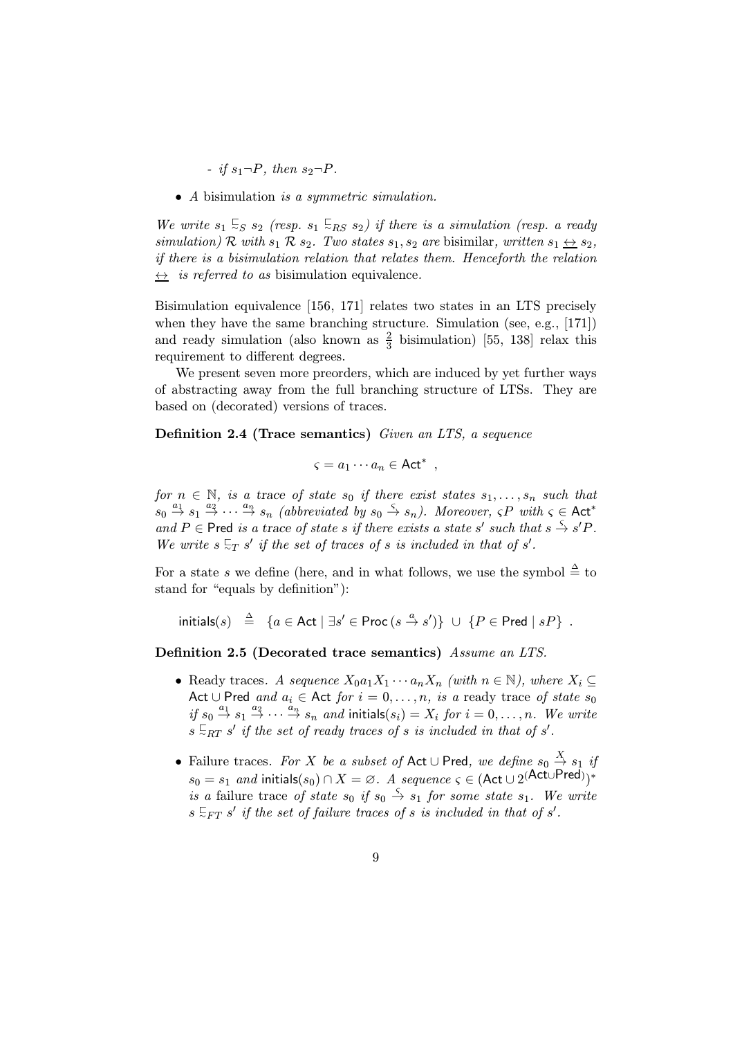- *if $s_1 \neg P$, then $s_2 \neg P$.*

- *A* bisimulation *is a symmetric simulation.*

*We write $s_1 \sqsubseteq_S s_2$ (resp. $s_1 \sqsubseteq_{RS} s_2$) if there is a simulation (resp. a ready simulation) $\mathcal{R}$ with $s_1 \mathcal{R} s_2$. Two states $s_1, s_2$ are* bisimilar*, written $s_1 \underline{\leftrightarrow} s_2$, if there is a bisimulation relation that relates them. Henceforth the relation $\underline{\leftrightarrow}$ is referred to as* bisimulation equivalence*.*

Bisimulation equivalence [156, 171] relates two states in an LTS precisely when they have the same branching structure. Simulation (see, e.g., [171]) and ready simulation (also known as $\frac{2}{3}$ bisimulation) [55, 138] relax this requirement to different degrees.

We present seven more preorders, which are induced by yet further ways of abstracting away from the full branching structure of LTSs. They are based on (decorated) versions of traces.

**Definition 2.4 (Trace semantics)** *Given an LTS, a sequence*

$$\varsigma = a_1 \cdots a_n \in \mathsf{Act}^* \ ,$$

*for $n \in \mathbb{N}$, is a trace of state $s_0$ if there exist states $s_1, \ldots, s_n$ such that $s_0 \stackrel{a_1}{\to} s_1 \stackrel{a_2}{\to} \cdots \stackrel{a_n}{\to} s_n$ (abbreviated by $s_0 \stackrel{\varsigma}{\to} s_n$). Moreover, $\varsigma P$ with $\varsigma \in \mathsf{Act}^*$ and $P \in \mathsf{Pred}$ is a trace of state $s$ if there exists a state $s'$ such that $s \stackrel{\varsigma}{\to} s'P$. We write $s \sqsubseteq_T s'$ if the set of traces of $s$ is included in that of $s'$.*

For a state $s$ we define (here, and in what follows, we use the symbol $\stackrel{\Delta}{=}$ to stand for "equals by definition"):

$$\mathsf{initials}(s) \ \stackrel{\Delta}{=} \ \{a \in \mathsf{Act} \mid \exists s' \in \mathsf{Proc}\,(s \stackrel{a}{\to} s')\} \ \cup \ \{P \in \mathsf{Pred} \mid sP\} \ .$$

**Definition 2.5 (Decorated trace semantics)** *Assume an LTS.*

- Ready traces. *A sequence $X_0 a_1 X_1 \cdots a_n X_n$ (with $n \in \mathbb{N}$), where $X_i \subseteq \mathsf{Act} \cup \mathsf{Pred}$ and $a_i \in \mathsf{Act}$ for $i = 0, \ldots, n$, is a* ready trace *of state $s_0$ if $s_0 \stackrel{a_1}{\to} s_1 \stackrel{a_2}{\to} \cdots \stackrel{a_n}{\to} s_n$ and $\mathsf{initials}(s_i) = X_i$ for $i = 0, \ldots, n$. We write $s \sqsubseteq_{RT} s'$ if the set of ready traces of $s$ is included in that of $s'$.*

- Failure traces. *For $X$ be a subset of $\mathsf{Act} \cup \mathsf{Pred}$, we define $s_0 \stackrel{X}{\to} s_1$ if $s_0 = s_1$ and $\mathsf{initials}(s_0) \cap X = \varnothing$. A sequence $\varsigma \in (\mathsf{Act} \cup 2^{(\mathsf{Act} \cup \mathsf{Pred})})^*$ is a* failure trace *of state $s_0$ if $s_0 \stackrel{\varsigma}{\to} s_1$ for some state $s_1$. We write $s \sqsubseteq_{FT} s'$ if the set of failure traces of $s$ is included in that of $s'$.*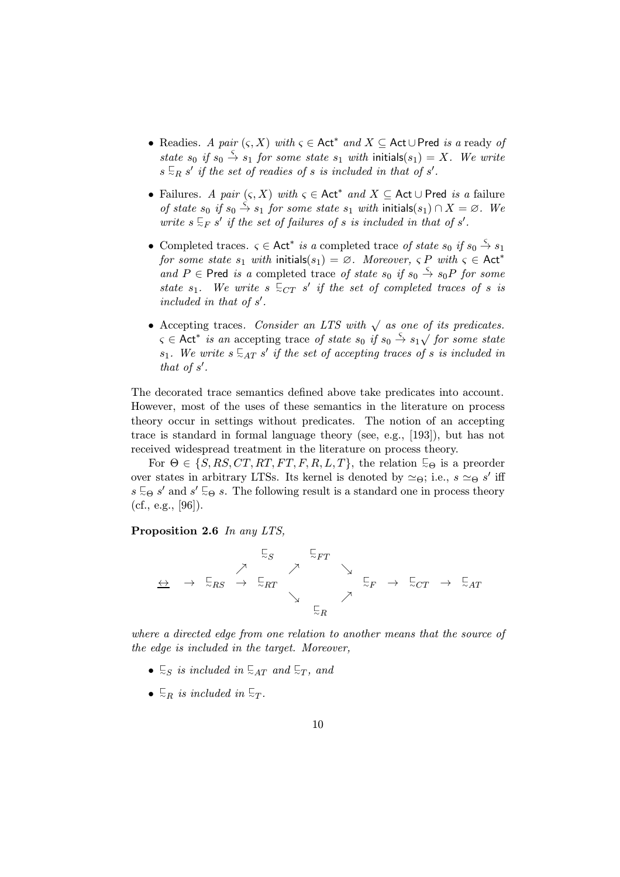- Readies. *A pair* $(\varsigma, X)$ *with* $\varsigma \in \mathsf{Act}^*$ *and* $X \subseteq \mathsf{Act} \cup \mathsf{Pred}$ *is a* ready *of state* $s_0$ *if* $s_0 \xrightarrow{\varsigma} s_1$ *for some state* $s_1$ *with* $\mathsf{initials}(s_1) = X$*. We write* $s \sqsubseteq_R s'$ *if the set of readies of* $s$ *is included in that of* $s'$*.*

- Failures. *A pair* $(\varsigma, X)$ *with* $\varsigma \in \mathsf{Act}^*$ *and* $X \subseteq \mathsf{Act} \cup \mathsf{Pred}$ *is a* failure *of state* $s_0$ *if* $s_0 \xrightarrow{\varsigma} s_1$ *for some state* $s_1$ *with* $\mathsf{initials}(s_1) \cap X = \varnothing$*. We write* $s \sqsubseteq_F s'$ *if the set of failures of* $s$ *is included in that of* $s'$*.*

- Completed traces. $\varsigma \in \mathsf{Act}^*$ *is a* completed trace *of state* $s_0$ *if* $s_0 \xrightarrow{\varsigma} s_1$ *for some state* $s_1$ *with* $\mathsf{initials}(s_1) = \varnothing$*. Moreover,* $\varsigma P$ *with* $\varsigma \in \mathsf{Act}^*$ *and* $P \in \mathsf{Pred}$ *is a* completed trace *of state* $s_0$ *if* $s_0 \xrightarrow{\varsigma} s_0 P$ *for some state* $s_1$*. We write* $s \sqsubseteq_{CT} s'$ *if the set of completed traces of* $s$ *is included in that of* $s'$*.*

- Accepting traces. *Consider an LTS with* $\surd$ *as one of its predicates.* $\varsigma \in \mathsf{Act}^*$ *is an* accepting trace *of state* $s_0$ *if* $s_0 \xrightarrow{\varsigma} s_1 \surd$ *for some state* $s_1$*. We write* $s \sqsubseteq_{AT} s'$ *if the set of accepting traces of* $s$ *is included in that of* $s'$*.*

The decorated trace semantics defined above take predicates into account. However, most of the uses of these semantics in the literature on process theory occur in settings without predicates. The notion of an accepting trace is standard in formal language theory (see, e.g., [193]), but has not received widespread treatment in the literature on process theory.

For $\Theta \in \{S, RS, CT, RT, FT, F, R, L, T\}$, the relation $\sqsubseteq_\Theta$ is a preorder over states in arbitrary LTSs. Its kernel is denoted by $\simeq_\Theta$; i.e., $s \simeq_\Theta s'$ iff $s \sqsubseteq_\Theta s'$ and $s' \sqsubseteq_\Theta s$. The following result is a standard one in process theory (cf., e.g., [96]).

**Proposition 2.6** *In any LTS,*

$$
\begin{array}{ccccccccccc}
 & & & \sqsubseteq_S & & \sqsubseteq_{FT} & & & & & \\
 & & \nearrow & & \nearrow & & \searrow & & & & \\
\underline{\leftrightarrow} & \rightarrow & \sqsubseteq_{RS} & \rightarrow & \sqsubseteq_{RT} & & & \sqsubseteq_F & \rightarrow & \sqsubseteq_{CT} & \rightarrow & \sqsubseteq_{AT} \\
 & & & & & \searrow & & \nearrow & & & \\
 & & & & & & \sqsubseteq_R & & & &
\end{array}
$$

*where a directed edge from one relation to another means that the source of the edge is included in the target. Moreover,*

- $\sqsubseteq_S$ *is included in* $\sqsubseteq_{AT}$ *and* $\sqsubseteq_T$*, and*

- $\sqsubseteq_R$ *is included in* $\sqsubseteq_T$*.*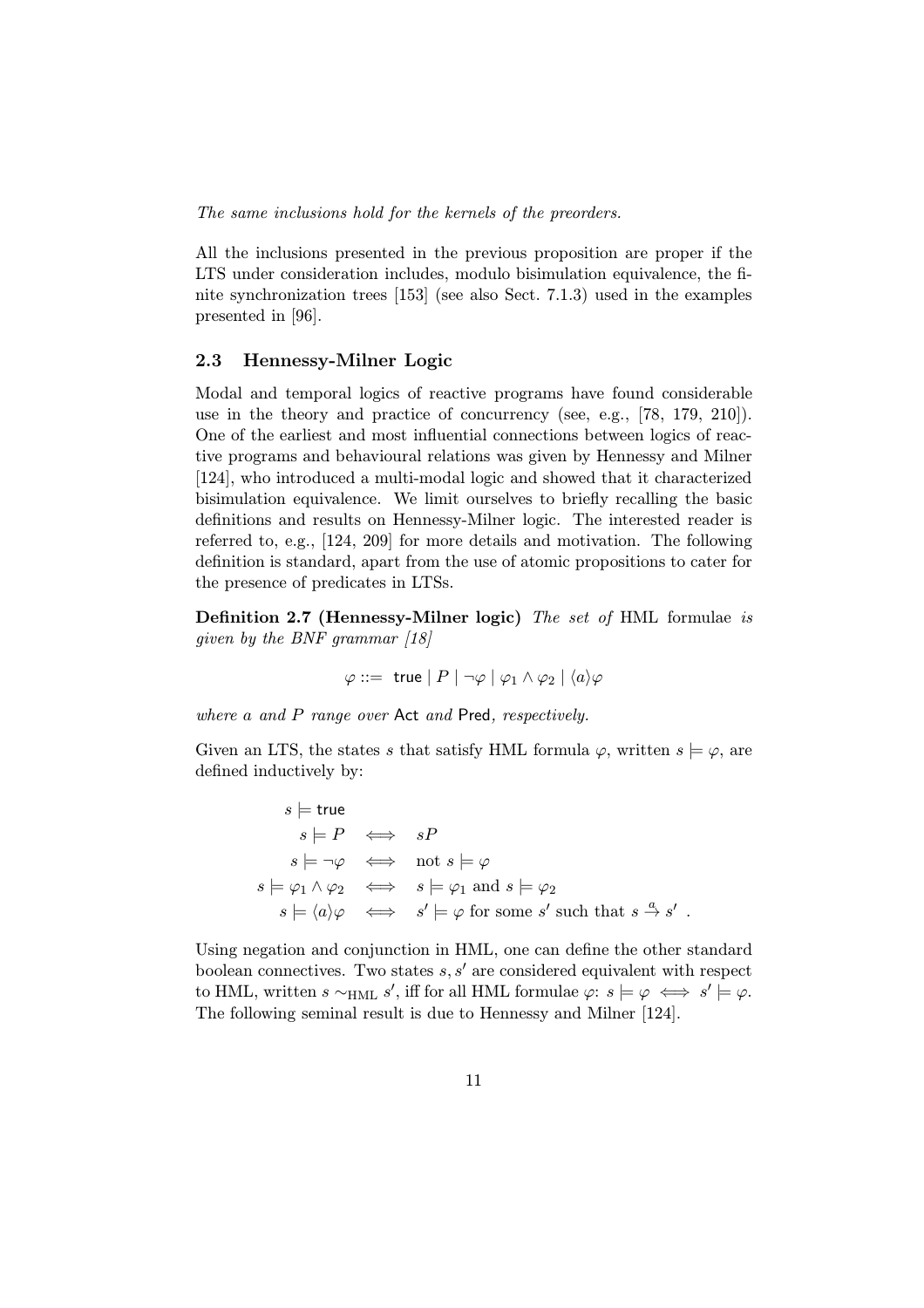*The same inclusions hold for the kernels of the preorders.*

All the inclusions presented in the previous proposition are proper if the LTS under consideration includes, modulo bisimulation equivalence, the finite synchronization trees [153] (see also Sect. 7.1.3) used in the examples presented in [96].

## 2.3 Hennessy-Milner Logic

Modal and temporal logics of reactive programs have found considerable use in the theory and practice of concurrency (see, e.g., [78, 179, 210]). One of the earliest and most influential connections between logics of reactive programs and behavioural relations was given by Hennessy and Milner [124], who introduced a multi-modal logic and showed that it characterized bisimulation equivalence. We limit ourselves to briefly recalling the basic definitions and results on Hennessy-Milner logic. The interested reader is referred to, e.g., [124, 209] for more details and motivation. The following definition is standard, apart from the use of atomic propositions to cater for the presence of predicates in LTSs.

**Definition 2.7 (Hennessy-Milner logic)** *The set of* HML formulae *is given by the BNF grammar [18]*

$$\varphi ::= \ \mathsf{true} \mid P \mid \neg\varphi \mid \varphi_1 \wedge \varphi_2 \mid \langle a \rangle \varphi$$

*where $a$ and $P$ range over* $\mathsf{Act}$ *and* $\mathsf{Pred}$*, respectively.*

Given an LTS, the states $s$ that satisfy HML formula $\varphi$, written $s \models \varphi$, are defined inductively by:

$$\begin{array}{rcl}
s \models \mathsf{true} & & \\
s \models P & \iff & sP \\
s \models \neg\varphi & \iff & \text{not } s \models \varphi \\
s \models \varphi_1 \wedge \varphi_2 & \iff & s \models \varphi_1 \text{ and } s \models \varphi_2 \\
s \models \langle a \rangle \varphi & \iff & s' \models \varphi \text{ for some } s' \text{ such that } s \xrightarrow{a} s' \ .
\end{array}$$

Using negation and conjunction in HML, one can define the other standard boolean connectives. Two states $s, s'$ are considered equivalent with respect to HML, written $s \sim_{\mathrm{HML}} s'$, iff for all HML formulae $\varphi$: $s \models \varphi \iff s' \models \varphi$. The following seminal result is due to Hennessy and Milner [124].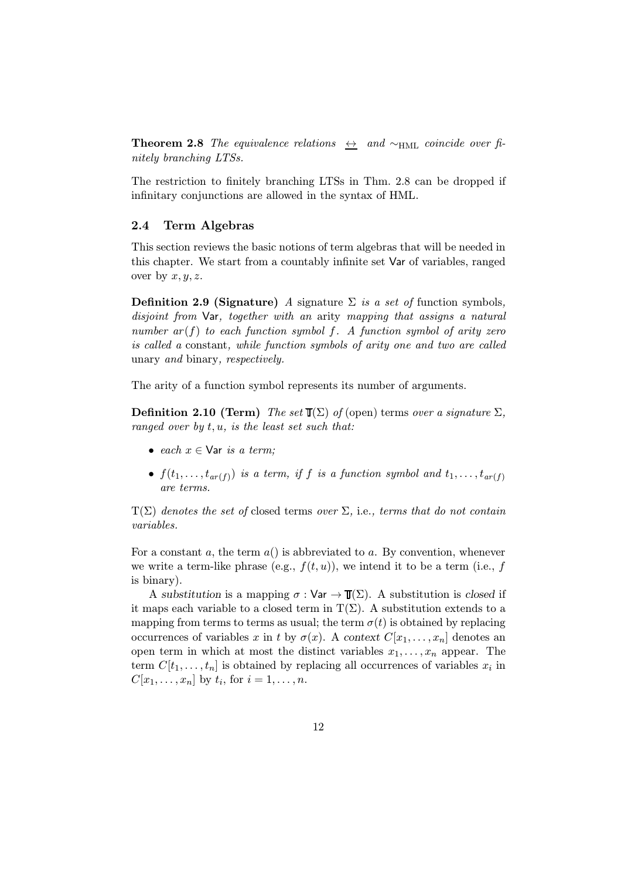**Theorem 2.8** *The equivalence relations $\underline{\leftrightarrow}$ and $\sim_{\mathrm{HML}}$ coincide over finitely branching LTSs.*

The restriction to finitely branching LTSs in Thm. 2.8 can be dropped if infinitary conjunctions are allowed in the syntax of HML.

### 2.4 Term Algebras

This section reviews the basic notions of term algebras that will be needed in this chapter. We start from a countably infinite set $\mathsf{Var}$ of variables, ranged over by $x, y, z$.

**Definition 2.9 (Signature)** *A* signature $\Sigma$ *is a set of* function symbols*, disjoint from* $\mathsf{Var}$*, together with an* arity *mapping that assigns a natural number* $ar(f)$ *to each function symbol* $f$*. A function symbol of arity zero is called a* constant*, while function symbols of arity one and two are called* unary *and* binary*, respectively.*

The arity of a function symbol represents its number of arguments.

**Definition 2.10 (Term)** *The set* $\mathbb{T}(\Sigma)$ *of* (open) terms *over a signature* $\Sigma$*, ranged over by* $t, u$*, is the least set such that:*

- *each* $x \in \mathsf{Var}$ *is a term;*
- $f(t_1, \ldots, t_{ar(f)})$ *is a term, if* $f$ *is a function symbol and* $t_1, \ldots, t_{ar(f)}$ *are terms.*

$\mathrm{T}(\Sigma)$ *denotes the set of* closed terms *over* $\Sigma$*, i.e., terms that do not contain variables.*

For a constant $a$, the term $a()$ is abbreviated to $a$. By convention, whenever we write a term-like phrase (e.g., $f(t, u)$), we intend it to be a term (i.e., $f$ is binary).

A *substitution* is a mapping $\sigma : \mathsf{Var} \to \mathbb{T}(\Sigma)$. A substitution is *closed* if it maps each variable to a closed term in $\mathrm{T}(\Sigma)$. A substitution extends to a mapping from terms to terms as usual; the term $\sigma(t)$ is obtained by replacing occurrences of variables $x$ in $t$ by $\sigma(x)$. A *context* $C[x_1, \ldots, x_n]$ denotes an open term in which at most the distinct variables $x_1, \ldots, x_n$ appear. The term $C[t_1, \ldots, t_n]$ is obtained by replacing all occurrences of variables $x_i$ in $C[x_1, \ldots, x_n]$ by $t_i$, for $i = 1, \ldots, n$.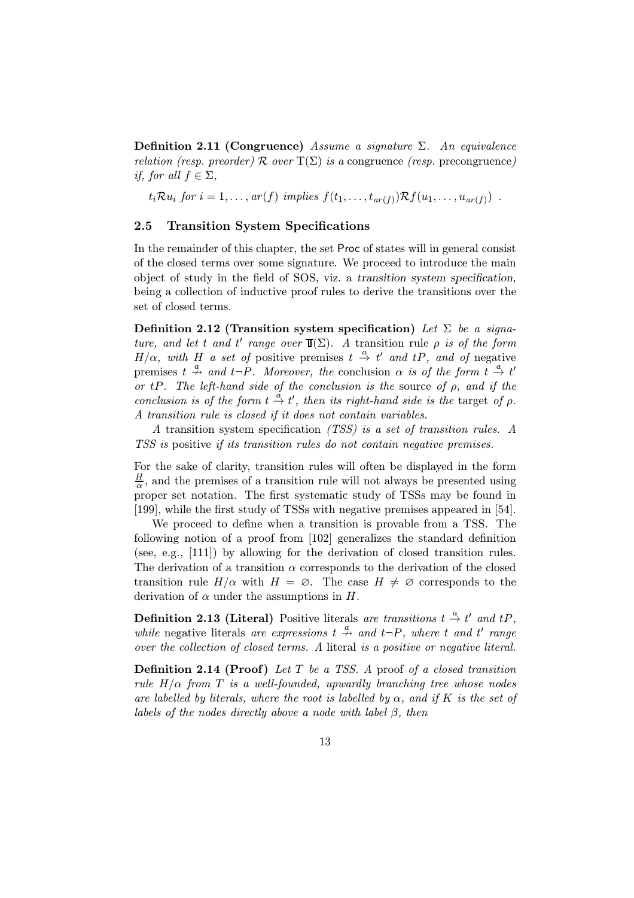**Definition 2.11 (Congruence)** *Assume a signature* $\Sigma$*. An equivalence relation (resp. preorder)* $\mathcal{R}$ *over* $\mathrm{T}(\Sigma)$ *is a* congruence *(resp.* precongruence*) if, for all* $f \in \Sigma$*,*

$$t_i \mathcal{R} u_i \text{ for } i = 1, \ldots, ar(f) \text{ implies } f(t_1, \ldots, t_{ar(f)}) \mathcal{R} f(u_1, \ldots, u_{ar(f)}) \; .$$

## 2.5 Transition System Specifications

In the remainder of this chapter, the set Proc of states will in general consist of the closed terms over some signature. We proceed to introduce the main object of study in the field of SOS, viz. a *transition system specification*, being a collection of inductive proof rules to derive the transitions over the set of closed terms.

**Definition 2.12 (Transition system specification)** *Let* $\Sigma$ *be a signature, and let* $t$ *and* $t'$ *range over* $\mathbb{T}(\Sigma)$*. A* transition rule $\rho$ *is of the form* $H/\alpha$*, with* $H$ *a set of* positive premises $t \stackrel{a}{\rightarrow} t'$ *and* $tP$*, and of* negative premises $t \stackrel{a}{\nrightarrow}$ *and* $t\neg P$*. Moreover, the* conclusion $\alpha$ *is of the form* $t \stackrel{a}{\rightarrow} t'$ *or* $tP$*. The left-hand side of the conclusion is the* source *of* $\rho$*, and if the conclusion is of the form* $t \stackrel{a}{\rightarrow} t'$*, then its right-hand side is the* target *of* $\rho$*. A transition rule is closed if it does not contain variables.*

*A* transition system specification *(TSS) is a set of transition rules. A TSS is* positive *if its transition rules do not contain negative premises.*

For the sake of clarity, transition rules will often be displayed in the form $\frac{H}{\alpha}$, and the premises of a transition rule will not always be presented using proper set notation. The first systematic study of TSSs may be found in [199], while the first study of TSSs with negative premises appeared in [54].

We proceed to define when a transition is provable from a TSS. The following notion of a proof from [102] generalizes the standard definition (see, e.g., [111]) by allowing for the derivation of closed transition rules. The derivation of a transition $\alpha$ corresponds to the derivation of the closed transition rule $H/\alpha$ with $H = \varnothing$. The case $H \neq \varnothing$ corresponds to the derivation of $\alpha$ under the assumptions in $H$.

**Definition 2.13 (Literal)** Positive literals *are transitions* $t \stackrel{a}{\rightarrow} t'$ *and* $tP$*, while* negative literals *are expressions* $t \stackrel{a}{\nrightarrow}$ *and* $t\neg P$*, where* $t$ *and* $t'$ *range over the collection of closed terms. A* literal *is a positive or negative literal.*

**Definition 2.14 (Proof)** *Let* $T$ *be a TSS. A* proof *of a closed transition rule* $H/\alpha$ *from* $T$ *is a well-founded, upwardly branching tree whose nodes are labelled by literals, where the root is labelled by* $\alpha$*, and if* $K$ *is the set of labels of the nodes directly above a node with label* $\beta$*, then*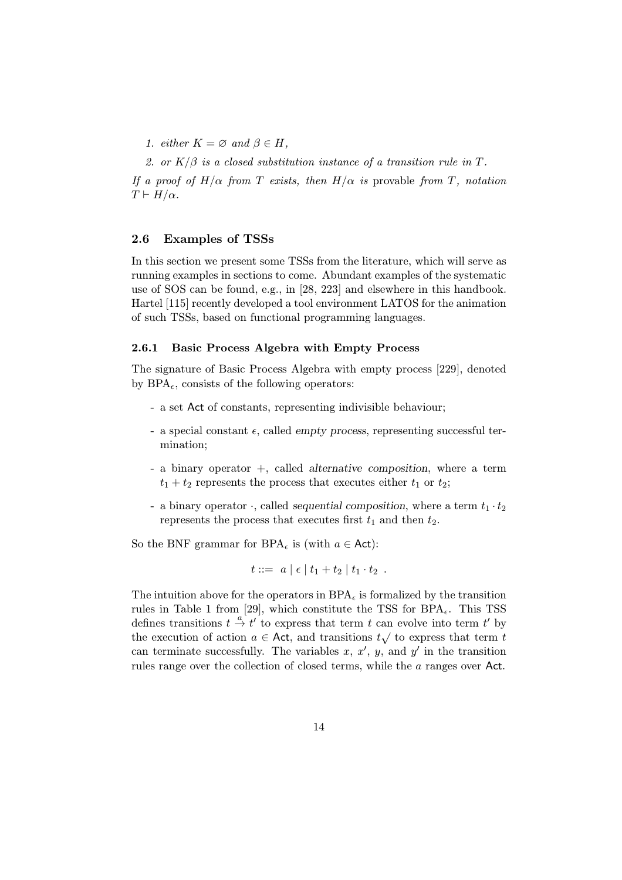1. *either $K = \varnothing$ and $\beta \in H$,*
2. *or $K/\beta$ is a closed substitution instance of a transition rule in $T$.*

*If a proof of $H/\alpha$ from $T$ exists, then $H/\alpha$ is* provable *from $T$, notation $T \vdash H/\alpha$.*

### 2.6 Examples of TSSs

In this section we present some TSSs from the literature, which will serve as running examples in sections to come. Abundant examples of the systematic use of SOS can be found, e.g., in [28, 223] and elsewhere in this handbook. Hartel [115] recently developed a tool environment LATOS for the animation of such TSSs, based on functional programming languages.

#### 2.6.1 Basic Process Algebra with Empty Process

The signature of Basic Process Algebra with empty process [229], denoted by $\mathrm{BPA}_\epsilon$, consists of the following operators:

- a set $\mathsf{Act}$ of constants, representing indivisible behaviour;
- a special constant $\epsilon$, called *empty process*, representing successful termination;
- a binary operator $+$, called *alternative composition*, where a term $t_1 + t_2$ represents the process that executes either $t_1$ or $t_2$;
- a binary operator $\cdot$, called *sequential composition*, where a term $t_1 \cdot t_2$ represents the process that executes first $t_1$ and then $t_2$.

So the BNF grammar for $\mathrm{BPA}_\epsilon$ is (with $a \in \mathsf{Act}$):

$$t ::= \ a \mid \epsilon \mid t_1 + t_2 \mid t_1 \cdot t_2 \ .$$

The intuition above for the operators in $\mathrm{BPA}_\epsilon$ is formalized by the transition rules in Table 1 from [29], which constitute the TSS for $\mathrm{BPA}_\epsilon$. This TSS defines transitions $t \xrightarrow{a} t'$ to express that term $t$ can evolve into term $t'$ by the execution of action $a \in \mathsf{Act}$, and transitions $t\surd$ to express that term $t$ can terminate successfully. The variables $x$, $x'$, $y$, and $y'$ in the transition rules range over the collection of closed terms, while the $a$ ranges over $\mathsf{Act}$.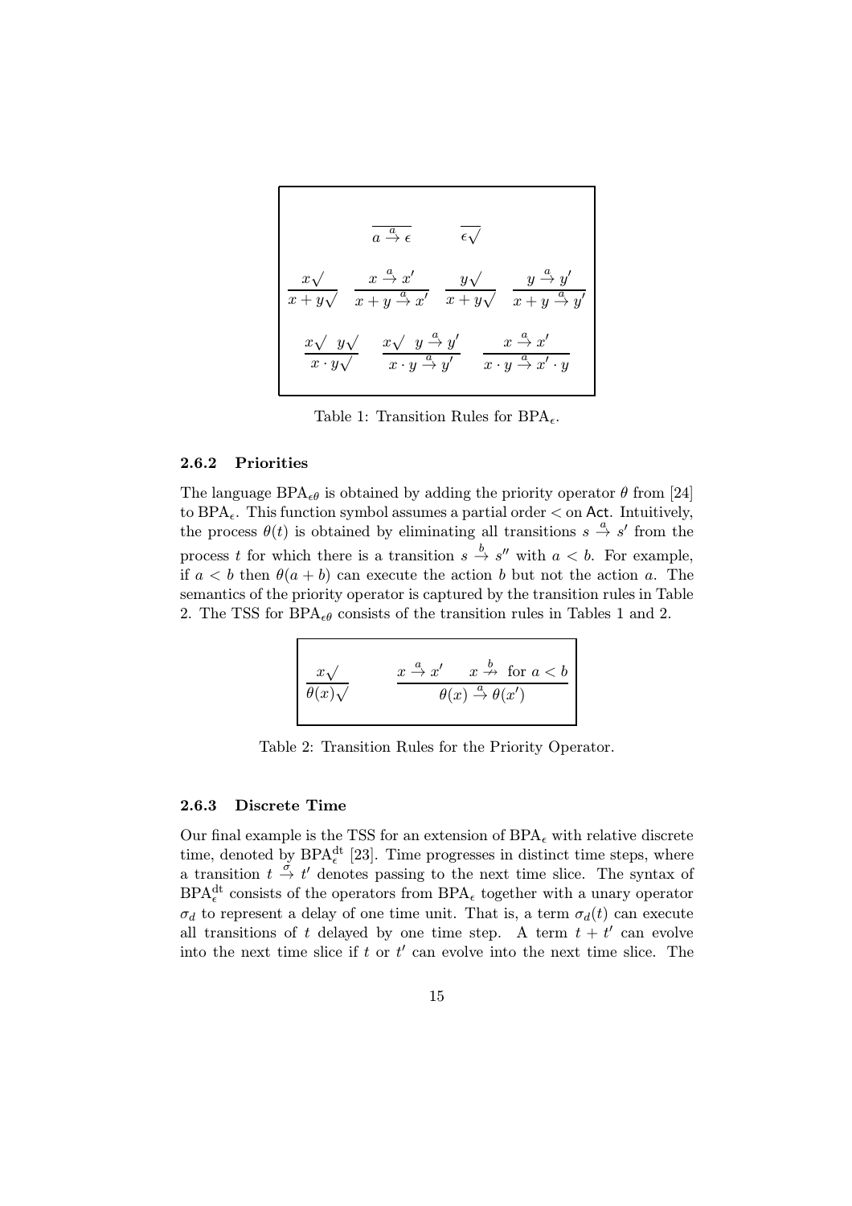$$\frac{}{a \xrightarrow{a} \epsilon} \qquad \frac{}{\epsilon\surd}$$

$$\frac{x\surd}{x+y\surd} \quad \frac{x \xrightarrow{a} x'}{x+y \xrightarrow{a} x'} \quad \frac{y\surd}{x+y\surd} \quad \frac{y \xrightarrow{a} y'}{x+y \xrightarrow{a} y'}$$

$$\frac{x\surd \quad y\surd}{x \cdot y\surd} \quad \frac{x\surd \quad y \xrightarrow{a} y'}{x \cdot y \xrightarrow{a} y'} \quad \frac{x \xrightarrow{a} x'}{x \cdot y \xrightarrow{a} x' \cdot y}$$

Table 1: Transition Rules for $\mathrm{BPA}_\epsilon$.

### 2.6.2 Priorities

The language $\mathrm{BPA}_{\epsilon\theta}$ is obtained by adding the priority operator $\theta$ from [24] to $\mathrm{BPA}_\epsilon$. This function symbol assumes a partial order $<$ on $\mathsf{Act}$. Intuitively, the process $\theta(t)$ is obtained by eliminating all transitions $s \xrightarrow{a} s'$ from the process $t$ for which there is a transition $s \xrightarrow{b} s''$ with $a < b$. For example, if $a < b$ then $\theta(a + b)$ can execute the action $b$ but not the action $a$. The semantics of the priority operator is captured by the transition rules in Table 2. The TSS for $\mathrm{BPA}_{\epsilon\theta}$ consists of the transition rules in Tables 1 and 2.

$$\frac{x\surd}{\theta(x)\surd} \qquad \frac{x \xrightarrow{a} x' \quad x \stackrel{b}{\nrightarrow} \text{ for } a < b}{\theta(x) \xrightarrow{a} \theta(x')}$$

Table 2: Transition Rules for the Priority Operator.

### 2.6.3 Discrete Time

Our final example is the TSS for an extension of $\mathrm{BPA}_\epsilon$ with relative discrete time, denoted by $\mathrm{BPA}_\epsilon^{\mathrm{dt}}$ [23]. Time progresses in distinct time steps, where a transition $t \xrightarrow{\sigma} t'$ denotes passing to the next time slice. The syntax of $\mathrm{BPA}_\epsilon^{\mathrm{dt}}$ consists of the operators from $\mathrm{BPA}_\epsilon$ together with a unary operator $\sigma_d$ to represent a delay of one time unit. That is, a term $\sigma_d(t)$ can execute all transitions of $t$ delayed by one time step. A term $t + t'$ can evolve into the next time slice if $t$ or $t'$ can evolve into the next time slice. The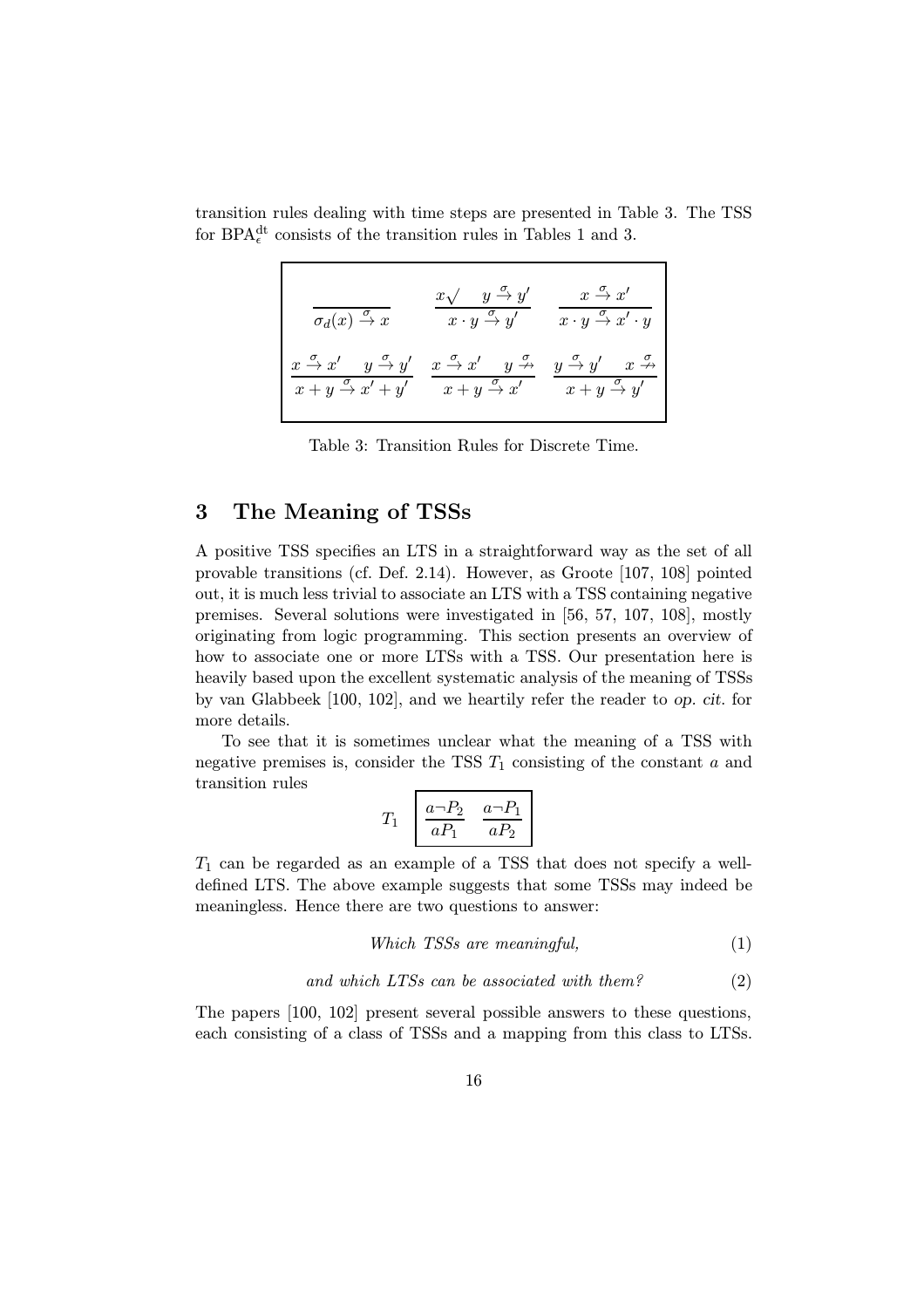transition rules dealing with time steps are presented in Table 3. The TSS for $\mathrm{BPA}_\epsilon^{\mathrm{dt}}$ consists of the transition rules in Tables 1 and 3.

$$
\frac{}{\sigma_d(x) \xrightarrow{\sigma} x} \qquad \frac{x\surd \quad y \xrightarrow{\sigma} y'}{x \cdot y \xrightarrow{\sigma} y'} \qquad \frac{x \xrightarrow{\sigma} x'}{x \cdot y \xrightarrow{\sigma} x' \cdot y}
$$

$$
\frac{x \xrightarrow{\sigma} x' \quad y \xrightarrow{\sigma} y'}{x + y \xrightarrow{\sigma} x' + y'} \qquad \frac{x \xrightarrow{\sigma} x' \quad y \stackrel{\sigma}{\nrightarrow}}{x + y \xrightarrow{\sigma} x'} \qquad \frac{y \xrightarrow{\sigma} y' \quad x \stackrel{\sigma}{\nrightarrow}}{x + y \xrightarrow{\sigma} y'}
$$

Table 3: Transition Rules for Discrete Time.

## 3 The Meaning of TSSs

A positive TSS specifies an LTS in a straightforward way as the set of all provable transitions (cf. Def. 2.14). However, as Groote [107, 108] pointed out, it is much less trivial to associate an LTS with a TSS containing negative premises. Several solutions were investigated in [56, 57, 107, 108], mostly originating from logic programming. This section presents an overview of how to associate one or more LTSs with a TSS. Our presentation here is heavily based upon the excellent systematic analysis of the meaning of TSSs by van Glabbeek [100, 102], and we heartily refer the reader to *op. cit.* for more details.

To see that it is sometimes unclear what the meaning of a TSS with negative premises is, consider the TSS $T_1$ consisting of the constant $a$ and transition rules

$$
T_1 \quad \frac{a \neg P_2}{a P_1} \qquad \frac{a \neg P_1}{a P_2}
$$

$T_1$ can be regarded as an example of a TSS that does not specify a well-defined LTS. The above example suggests that some TSSs may indeed be meaningless. Hence there are two questions to answer:

$$\textit{Which TSSs are meaningful,} \tag{1}$$

$$\textit{and which LTSs can be associated with them?} \tag{2}$$

The papers [100, 102] present several possible answers to these questions, each consisting of a class of TSSs and a mapping from this class to LTSs.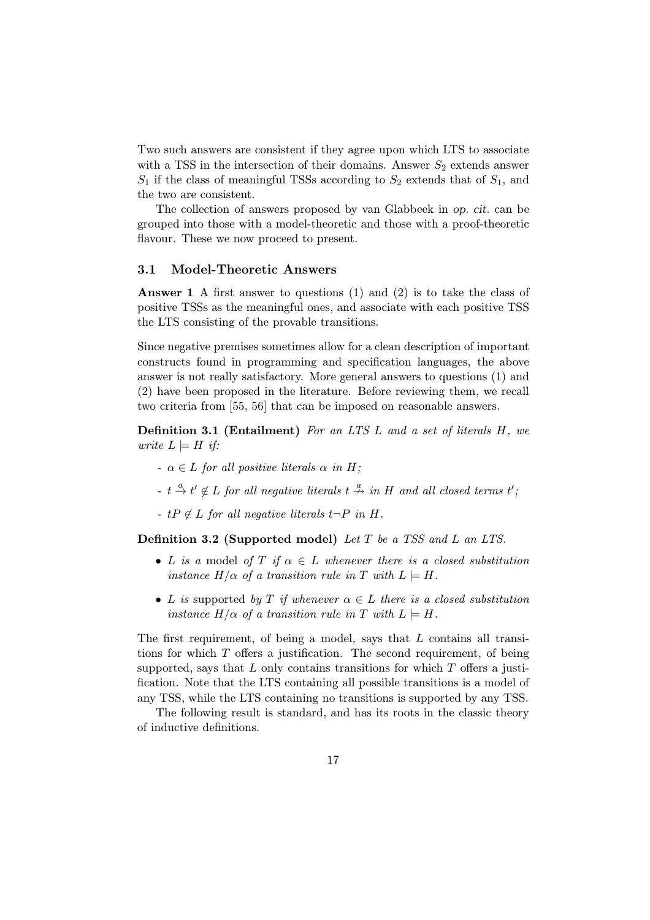Two such answers are consistent if they agree upon which LTS to associate with a TSS in the intersection of their domains. Answer $S_2$ extends answer $S_1$ if the class of meaningful TSSs according to $S_2$ extends that of $S_1$, and the two are consistent.

The collection of answers proposed by van Glabbeek in *op. cit.* can be grouped into those with a model-theoretic and those with a proof-theoretic flavour. These we now proceed to present.

### 3.1 Model-Theoretic Answers

**Answer 1** A first answer to questions (1) and (2) is to take the class of positive TSSs as the meaningful ones, and associate with each positive TSS the LTS consisting of the provable transitions.

Since negative premises sometimes allow for a clean description of important constructs found in programming and specification languages, the above answer is not really satisfactory. More general answers to questions (1) and (2) have been proposed in the literature. Before reviewing them, we recall two criteria from [55, 56] that can be imposed on reasonable answers.

**Definition 3.1 (Entailment)** *For an LTS $L$ and a set of literals $H$, we write $L \models H$ if:*

- *$\alpha \in L$ for all positive literals $\alpha$ in $H$;*
- *$t \xrightarrow{a} t' \notin L$ for all negative literals $t \stackrel{a}{\nrightarrow}$ in $H$ and all closed terms $t'$;*
- *$tP \notin L$ for all negative literals $t\neg P$ in $H$.*

**Definition 3.2 (Supported model)** *Let $T$ be a TSS and $L$ an LTS.*

- *$L$ is a* model *of $T$ if $\alpha \in L$ whenever there is a closed substitution instance $H/\alpha$ of a transition rule in $T$ with $L \models H$.*
- *$L$ is* supported *by $T$ if whenever $\alpha \in L$ there is a closed substitution instance $H/\alpha$ of a transition rule in $T$ with $L \models H$.*

The first requirement, of being a model, says that $L$ contains all transitions for which $T$ offers a justification. The second requirement, of being supported, says that $L$ only contains transitions for which $T$ offers a justification. Note that the LTS containing all possible transitions is a model of any TSS, while the LTS containing no transitions is supported by any TSS.

The following result is standard, and has its roots in the classic theory of inductive definitions.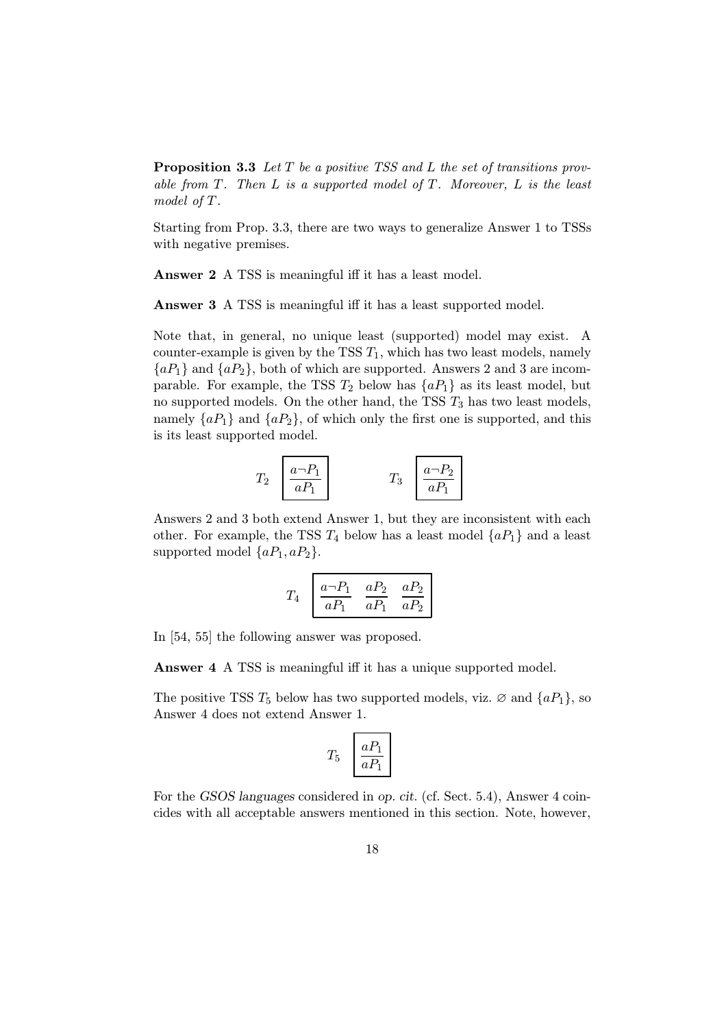**Proposition 3.3** *Let $T$ be a positive TSS and $L$ the set of transitions provable from $T$. Then $L$ is a supported model of $T$. Moreover, $L$ is the least model of $T$.*

Starting from Prop. 3.3, there are two ways to generalize Answer 1 to TSSs with negative premises.

**Answer 2** A TSS is meaningful iff it has a least model.

**Answer 3** A TSS is meaningful iff it has a least supported model.

Note that, in general, no unique least (supported) model may exist. A counter-example is given by the TSS $T_1$, which has two least models, namely $\{aP_1\}$ and $\{aP_2\}$, both of which are supported. Answers 2 and 3 are incomparable. For example, the TSS $T_2$ below has $\{aP_1\}$ as its least model, but no supported models. On the other hand, the TSS $T_3$ has two least models, namely $\{aP_1\}$ and $\{aP_2\}$, of which only the first one is supported, and this is its least supported model.

$$T_2 \quad \boxed{\frac{a\neg P_1}{aP_1}} \qquad\qquad T_3 \quad \boxed{\frac{a\neg P_2}{aP_1}}$$

Answers 2 and 3 both extend Answer 1, but they are inconsistent with each other. For example, the TSS $T_4$ below has a least model $\{aP_1\}$ and a least supported model $\{aP_1, aP_2\}$.

$$T_4 \quad \boxed{\frac{a\neg P_1}{aP_1} \quad \frac{aP_2}{aP_1} \quad \frac{aP_2}{aP_2}}$$

In [54, 55] the following answer was proposed.

**Answer 4** A TSS is meaningful iff it has a unique supported model.

The positive TSS $T_5$ below has two supported models, viz. $\varnothing$ and $\{aP_1\}$, so Answer 4 does not extend Answer 1.

$$T_5 \quad \boxed{\frac{aP_1}{aP_1}}$$

For the *GSOS languages* considered in *op. cit.* (cf. Sect. 5.4), Answer 4 coincides with all acceptable answers mentioned in this section. Note, however,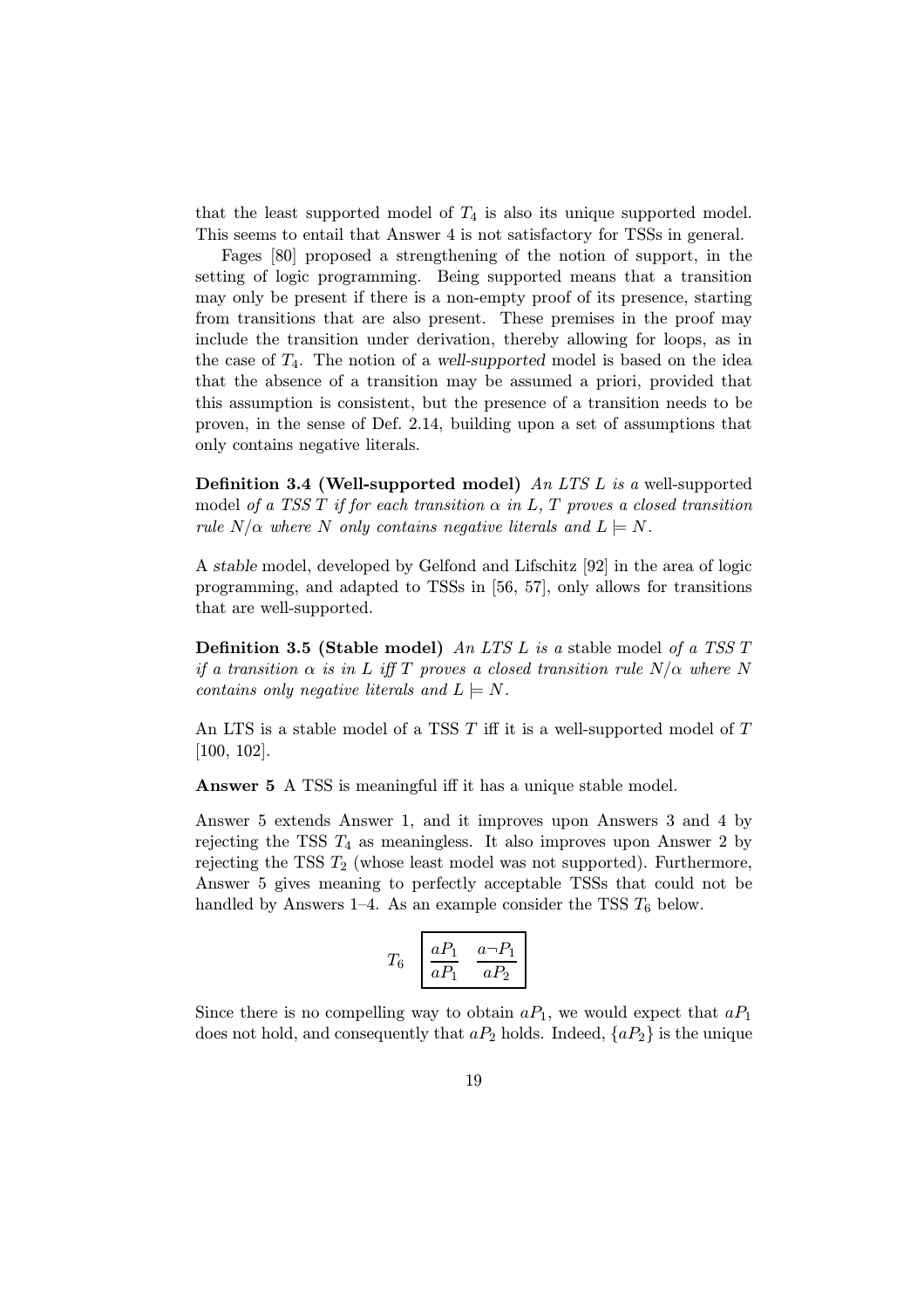that the least supported model of $T_4$ is also its unique supported model. This seems to entail that Answer 4 is not satisfactory for TSSs in general.

Fages [80] proposed a strengthening of the notion of support, in the setting of logic programming. Being supported means that a transition may only be present if there is a non-empty proof of its presence, starting from transitions that are also present. These premises in the proof may include the transition under derivation, thereby allowing for loops, as in the case of $T_4$. The notion of a *well-supported* model is based on the idea that the absence of a transition may be assumed a priori, provided that this assumption is consistent, but the presence of a transition needs to be proven, in the sense of Def. 2.14, building upon a set of assumptions that only contains negative literals.

**Definition 3.4 (Well-supported model)** *An LTS $L$ is a* well-supported model *of a TSS $T$ if for each transition $\alpha$ in $L$, $T$ proves a closed transition rule $N/\alpha$ where $N$ only contains negative literals and $L \models N$.*

A *stable* model, developed by Gelfond and Lifschitz [92] in the area of logic programming, and adapted to TSSs in [56, 57], only allows for transitions that are well-supported.

**Definition 3.5 (Stable model)** *An LTS $L$ is a* stable model *of a TSS $T$ if a transition $\alpha$ is in $L$ iff $T$ proves a closed transition rule $N/\alpha$ where $N$ contains only negative literals and $L \models N$.*

An LTS is a stable model of a TSS $T$ iff it is a well-supported model of $T$ [100, 102].

**Answer 5** A TSS is meaningful iff it has a unique stable model.

Answer 5 extends Answer 1, and it improves upon Answers 3 and 4 by rejecting the TSS $T_4$ as meaningless. It also improves upon Answer 2 by rejecting the TSS $T_2$ (whose least model was not supported). Furthermore, Answer 5 gives meaning to perfectly acceptable TSSs that could not be handled by Answers 1–4. As an example consider the TSS $T_6$ below.

$$T_6 \quad \boxed{\frac{aP_1}{aP_1} \quad \frac{a\neg P_1}{aP_2}}$$

Since there is no compelling way to obtain $aP_1$, we would expect that $aP_1$ does not hold, and consequently that $aP_2$ holds. Indeed, $\{aP_2\}$ is the unique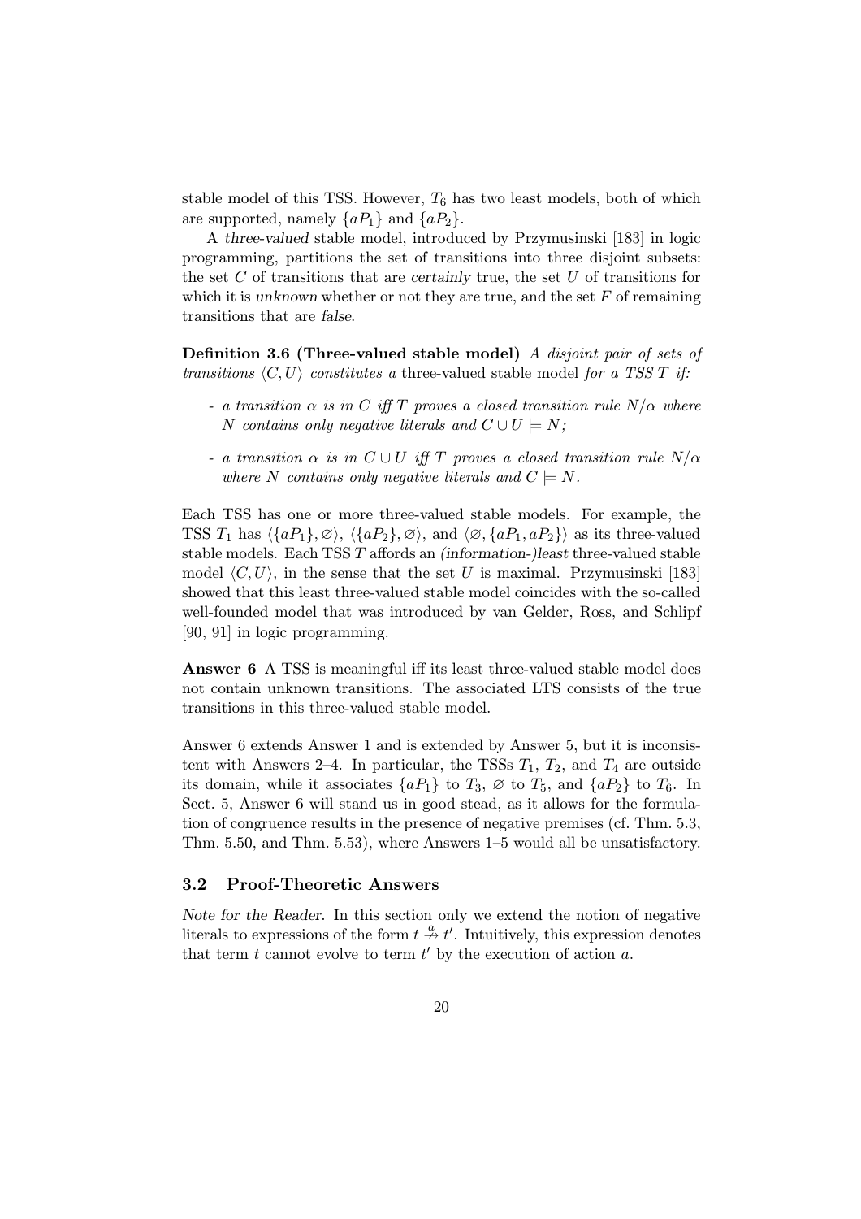stable model of this TSS. However, $T_6$ has two least models, both of which are supported, namely $\{aP_1\}$ and $\{aP_2\}$.

A *three-valued* stable model, introduced by Przymusinski [183] in logic programming, partitions the set of transitions into three disjoint subsets: the set $C$ of transitions that are *certainly* true, the set $U$ of transitions for which it is *unknown* whether or not they are true, and the set $F$ of remaining transitions that are *false*.

**Definition 3.6 (Three-valued stable model)** *A disjoint pair of sets of transitions $\langle C, U \rangle$ constitutes a* three-valued stable model *for a TSS $T$ if:*

- *a transition $\alpha$ is in $C$ iff $T$ proves a closed transition rule $N/\alpha$ where $N$ contains only negative literals and $C \cup U \models N$;*
- *a transition $\alpha$ is in $C \cup U$ iff $T$ proves a closed transition rule $N/\alpha$ where $N$ contains only negative literals and $C \models N$.*

Each TSS has one or more three-valued stable models. For example, the TSS $T_1$ has $\langle \{aP_1\}, \varnothing \rangle$, $\langle \{aP_2\}, \varnothing \rangle$, and $\langle \varnothing, \{aP_1, aP_2\} \rangle$ as its three-valued stable models. Each TSS $T$ affords an *(information-)least* three-valued stable model $\langle C, U \rangle$, in the sense that the set $U$ is maximal. Przymusinski [183] showed that this least three-valued stable model coincides with the so-called well-founded model that was introduced by van Gelder, Ross, and Schlipf [90, 91] in logic programming.

**Answer 6** A TSS is meaningful iff its least three-valued stable model does not contain unknown transitions. The associated LTS consists of the true transitions in this three-valued stable model.

Answer 6 extends Answer 1 and is extended by Answer 5, but it is inconsistent with Answers 2–4. In particular, the TSSs $T_1$, $T_2$, and $T_4$ are outside its domain, while it associates $\{aP_1\}$ to $T_3$, $\varnothing$ to $T_5$, and $\{aP_2\}$ to $T_6$. In Sect. 5, Answer 6 will stand us in good stead, as it allows for the formulation of congruence results in the presence of negative premises (cf. Thm. 5.3, Thm. 5.50, and Thm. 5.53), where Answers 1–5 would all be unsatisfactory.

### 3.2 Proof-Theoretic Answers

*Note for the Reader.* In this section only we extend the notion of negative literals to expressions of the form $t \stackrel{a}{\nrightarrow} t'$. Intuitively, this expression denotes that term $t$ cannot evolve to term $t'$ by the execution of action $a$.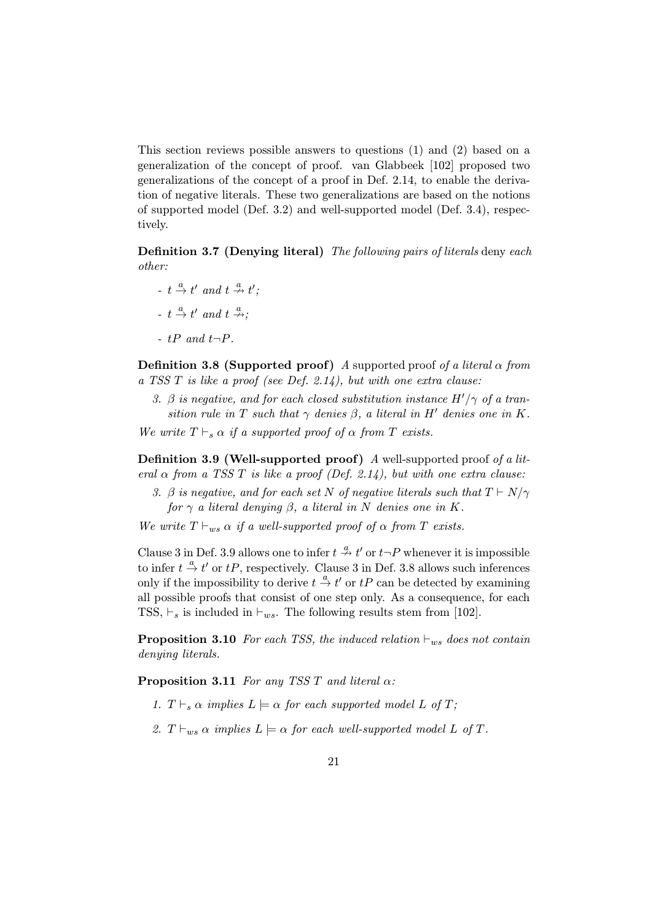This section reviews possible answers to questions (1) and (2) based on a generalization of the concept of proof. van Glabbeek [102] proposed two generalizations of the concept of a proof in Def. 2.14, to enable the derivation of negative literals. These two generalizations are based on the notions of supported model (Def. 3.2) and well-supported model (Def. 3.4), respectively.

**Definition 3.7 (Denying literal)** *The following pairs of literals* deny *each other:*

- $t \stackrel{a}{\to} t'$ *and* $t \stackrel{a}{\nrightarrow} t'$*;*
- $t \stackrel{a}{\to} t'$ *and* $t \stackrel{a}{\nrightarrow}$*;*
- $tP$ *and* $t\neg P$*.*

**Definition 3.8 (Supported proof)** *A* supported proof *of a literal* $\alpha$ *from a TSS* $T$ *is like a proof (see Def. 2.14), but with one extra clause:*

3. $\beta$ *is negative, and for each closed substitution instance* $H'/\gamma$ *of a transition rule in* $T$ *such that* $\gamma$ *denies* $\beta$*, a literal in* $H'$ *denies one in* $K$*.*

*We write* $T \vdash_s \alpha$ *if a supported proof of* $\alpha$ *from* $T$ *exists.*

**Definition 3.9 (Well-supported proof)** *A* well-supported proof *of a literal* $\alpha$ *from a TSS* $T$ *is like a proof (Def. 2.14), but with one extra clause:*

3. $\beta$ *is negative, and for each set* $N$ *of negative literals such that* $T \vdash N/\gamma$ *for* $\gamma$ *a literal denying* $\beta$*, a literal in* $N$ *denies one in* $K$*.*

*We write* $T \vdash_{ws} \alpha$ *if a well-supported proof of* $\alpha$ *from* $T$ *exists.*

Clause 3 in Def. 3.9 allows one to infer $t \stackrel{a}{\nrightarrow} t'$ or $t\neg P$ whenever it is impossible to infer $t \stackrel{a}{\to} t'$ or $tP$, respectively. Clause 3 in Def. 3.8 allows such inferences only if the impossibility to derive $t \stackrel{a}{\to} t'$ or $tP$ can be detected by examining all possible proofs that consist of one step only. As a consequence, for each TSS, $\vdash_s$ is included in $\vdash_{ws}$. The following results stem from [102].

**Proposition 3.10** *For each TSS, the induced relation* $\vdash_{ws}$ *does not contain denying literals.*

**Proposition 3.11** *For any TSS* $T$ *and literal* $\alpha$*:*

1. $T \vdash_s \alpha$ *implies* $L \models \alpha$ *for each supported model* $L$ *of* $T$*;*
2. $T \vdash_{ws} \alpha$ *implies* $L \models \alpha$ *for each well-supported model* $L$ *of* $T$*.*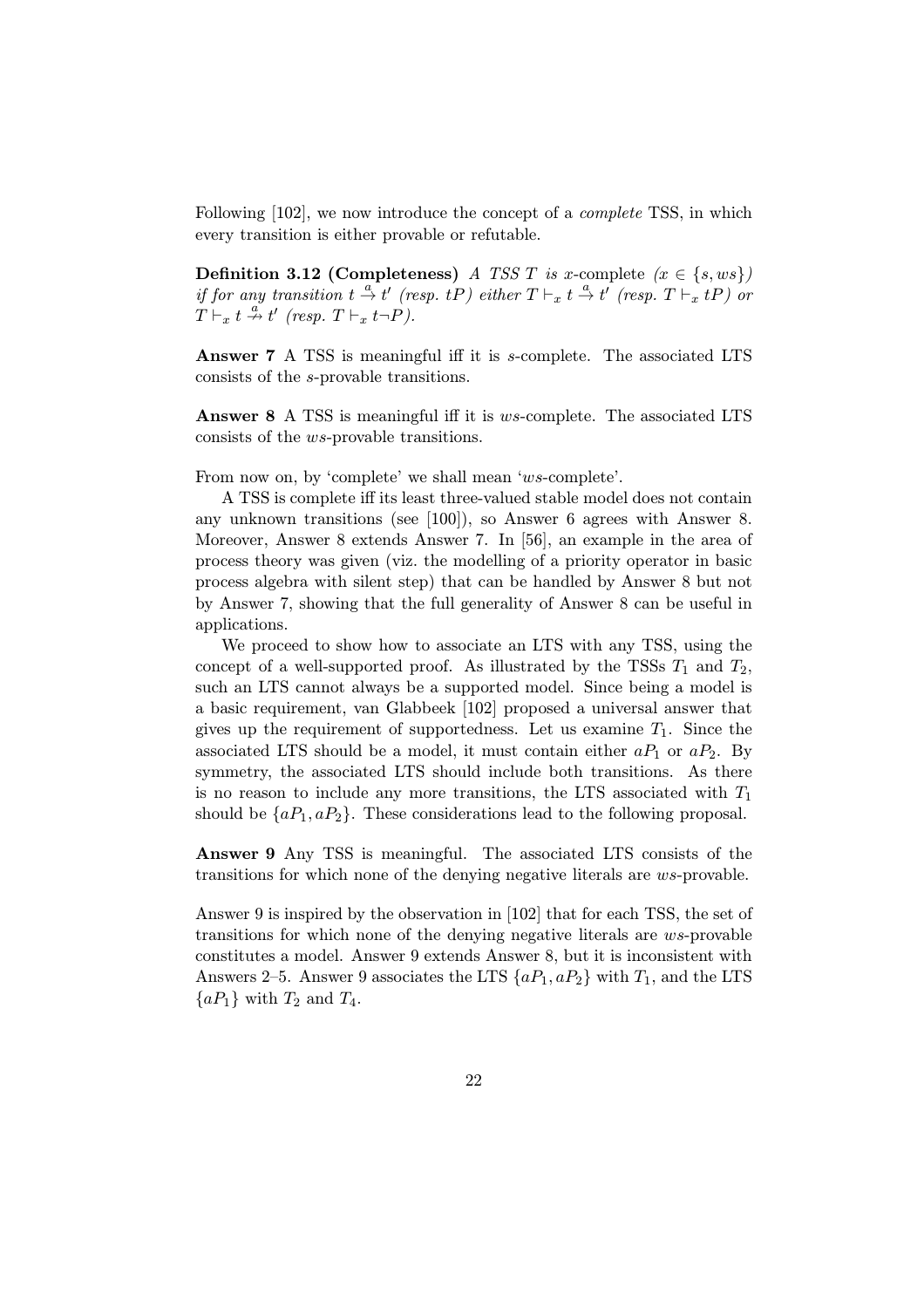Following [102], we now introduce the concept of a *complete* TSS, in which every transition is either provable or refutable.

**Definition 3.12 (Completeness)** *A TSS $T$ is $x$-*complete *($x \in \{s, ws\}$) if for any transition $t \xrightarrow{a} t'$ (resp. $tP$) either $T \vdash_x t \xrightarrow{a} t'$ (resp. $T \vdash_x tP$) or $T \vdash_x t \stackrel{a}{\nrightarrow} t'$ (resp. $T \vdash_x t\neg P$).*

**Answer 7** A TSS is meaningful iff it is $s$-complete. The associated LTS consists of the $s$-provable transitions.

**Answer 8** A TSS is meaningful iff it is $ws$-complete. The associated LTS consists of the $ws$-provable transitions.

From now on, by 'complete' we shall mean '$ws$-complete'.

A TSS is complete iff its least three-valued stable model does not contain any unknown transitions (see [100]), so Answer 6 agrees with Answer 8. Moreover, Answer 8 extends Answer 7. In [56], an example in the area of process theory was given (viz. the modelling of a priority operator in basic process algebra with silent step) that can be handled by Answer 8 but not by Answer 7, showing that the full generality of Answer 8 can be useful in applications.

We proceed to show how to associate an LTS with any TSS, using the concept of a well-supported proof. As illustrated by the TSSs $T_1$ and $T_2$, such an LTS cannot always be a supported model. Since being a model is a basic requirement, van Glabbeek [102] proposed a universal answer that gives up the requirement of supportedness. Let us examine $T_1$. Since the associated LTS should be a model, it must contain either $aP_1$ or $aP_2$. By symmetry, the associated LTS should include both transitions. As there is no reason to include any more transitions, the LTS associated with $T_1$ should be $\{aP_1, aP_2\}$. These considerations lead to the following proposal.

**Answer 9** Any TSS is meaningful. The associated LTS consists of the transitions for which none of the denying negative literals are $ws$-provable.

Answer 9 is inspired by the observation in [102] that for each TSS, the set of transitions for which none of the denying negative literals are $ws$-provable constitutes a model. Answer 9 extends Answer 8, but it is inconsistent with Answers 2–5. Answer 9 associates the LTS $\{aP_1, aP_2\}$ with $T_1$, and the LTS $\{aP_1\}$ with $T_2$ and $T_4$.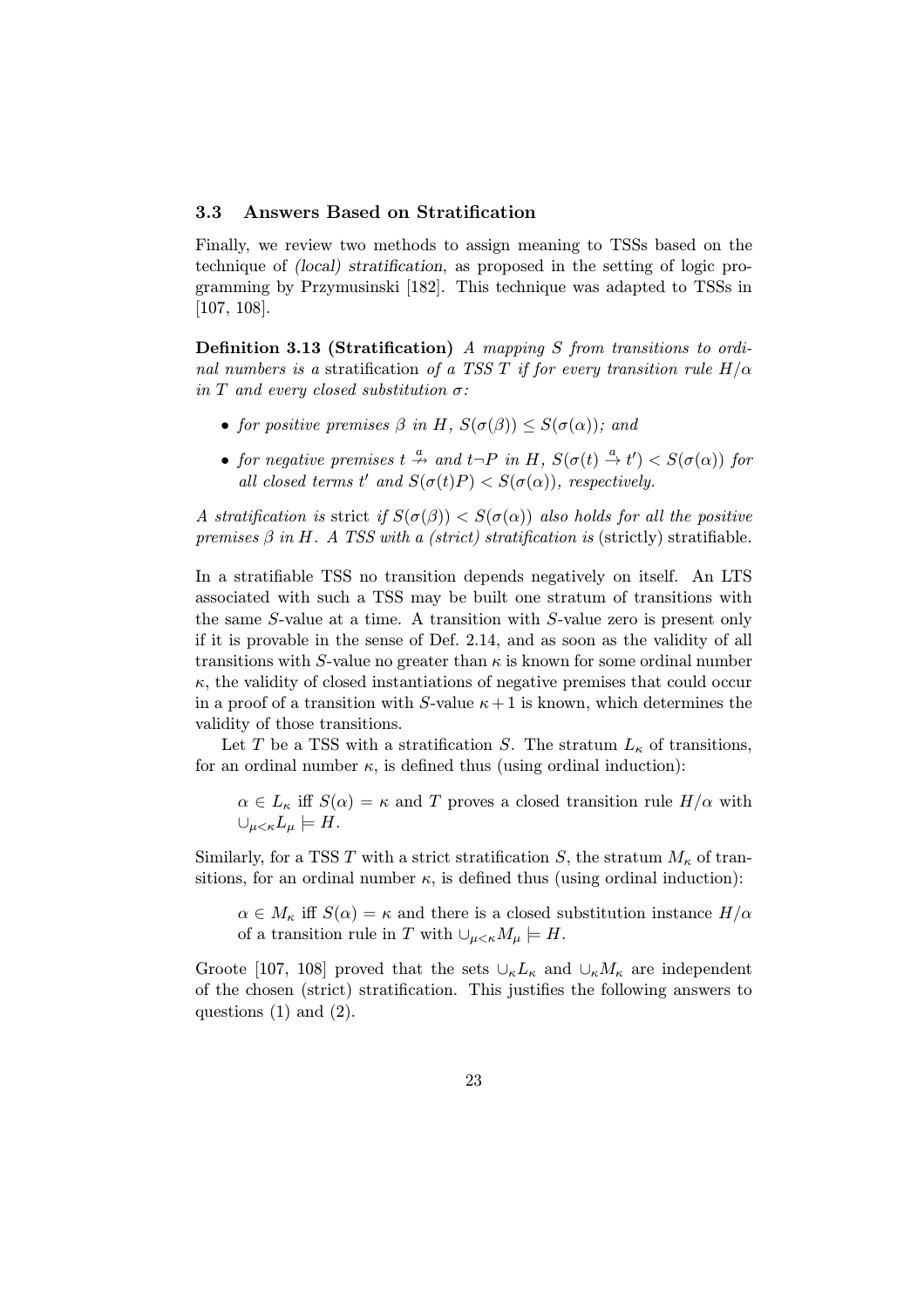### 3.3 Answers Based on Stratification

Finally, we review two methods to assign meaning to TSSs based on the technique of *(local) stratification*, as proposed in the setting of logic programming by Przymusinski [182]. This technique was adapted to TSSs in [107, 108].

**Definition 3.13 (Stratification)** *A mapping $S$ from transitions to ordinal numbers is a* stratification *of a TSS $T$ if for every transition rule $H/\alpha$ in $T$ and every closed substitution $\sigma$:*

- *for positive premises $\beta$ in $H$, $S(\sigma(\beta)) \leq S(\sigma(\alpha))$; and*
- *for negative premises $t \stackrel{a}{\nrightarrow}$ and $t\neg P$ in $H$, $S(\sigma(t) \stackrel{a}{\rightarrow} t') < S(\sigma(\alpha))$ for all closed terms $t'$ and $S(\sigma(t)P) < S(\sigma(\alpha))$, respectively.*

*A stratification is* strict *if $S(\sigma(\beta)) < S(\sigma(\alpha))$ also holds for all the positive premises $\beta$ in $H$. A TSS with a (strict) stratification is* (strictly) stratifiable.

In a stratifiable TSS no transition depends negatively on itself. An LTS associated with such a TSS may be built one stratum of transitions with the same $S$-value at a time. A transition with $S$-value zero is present only if it is provable in the sense of Def. 2.14, and as soon as the validity of all transitions with $S$-value no greater than $\kappa$ is known for some ordinal number $\kappa$, the validity of closed instantiations of negative premises that could occur in a proof of a transition with $S$-value $\kappa + 1$ is known, which determines the validity of those transitions.

Let $T$ be a TSS with a stratification $S$. The stratum $L_\kappa$ of transitions, for an ordinal number $\kappa$, is defined thus (using ordinal induction):

> $\alpha \in L_\kappa$ iff $S(\alpha) = \kappa$ and $T$ proves a closed transition rule $H/\alpha$ with $\cup_{\mu<\kappa} L_\mu \models H$.

Similarly, for a TSS $T$ with a strict stratification $S$, the stratum $M_\kappa$ of transitions, for an ordinal number $\kappa$, is defined thus (using ordinal induction):

> $\alpha \in M_\kappa$ iff $S(\alpha) = \kappa$ and there is a closed substitution instance $H/\alpha$ of a transition rule in $T$ with $\cup_{\mu<\kappa} M_\mu \models H$.

Groote [107, 108] proved that the sets $\cup_\kappa L_\kappa$ and $\cup_\kappa M_\kappa$ are independent of the chosen (strict) stratification. This justifies the following answers to questions (1) and (2).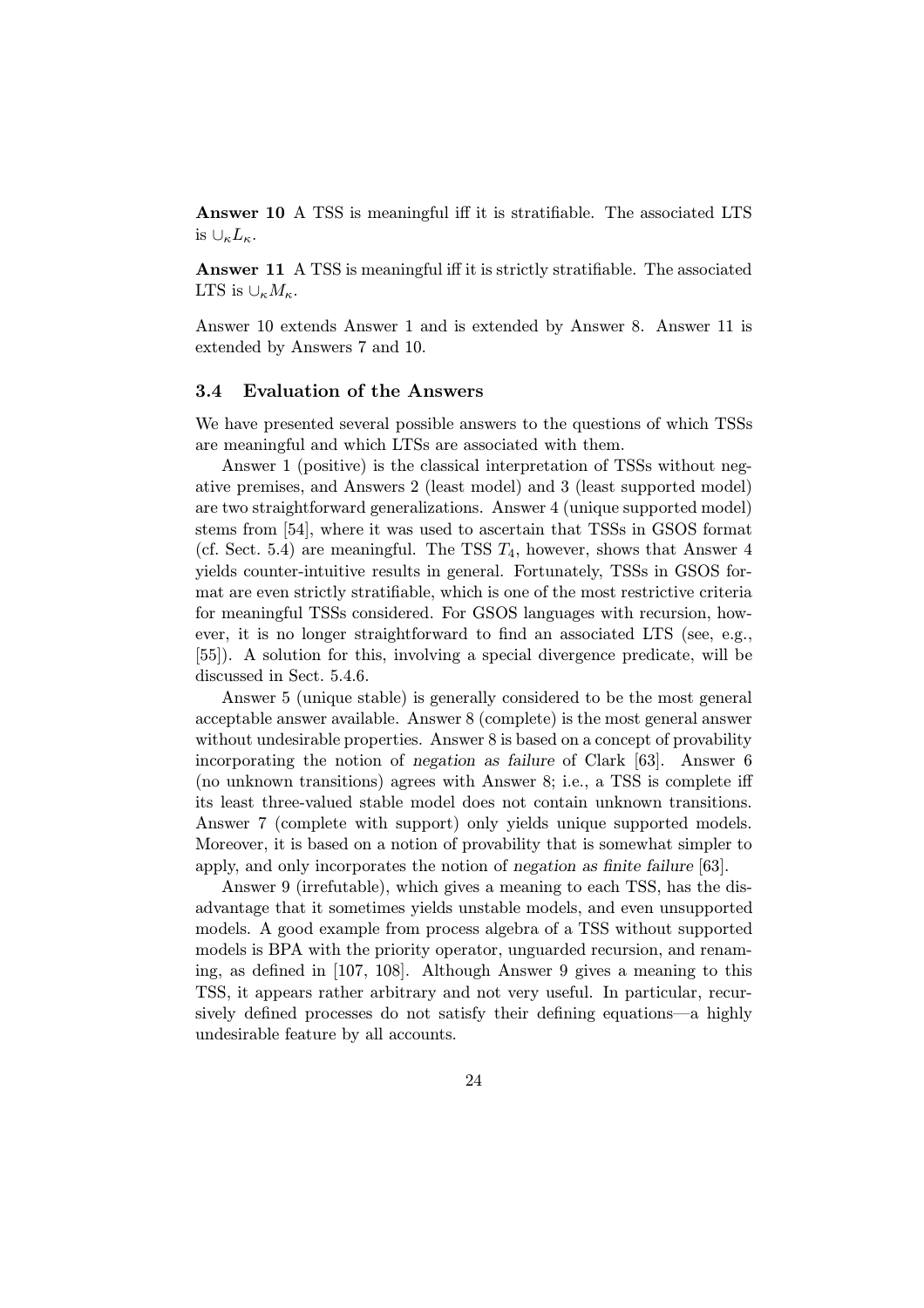**Answer 10** A TSS is meaningful iff it is stratifiable. The associated LTS is $\cup_\kappa L_\kappa$.

**Answer 11** A TSS is meaningful iff it is strictly stratifiable. The associated LTS is $\cup_\kappa M_\kappa$.

Answer 10 extends Answer 1 and is extended by Answer 8. Answer 11 is extended by Answers 7 and 10.

### 3.4 Evaluation of the Answers

We have presented several possible answers to the questions of which TSSs are meaningful and which LTSs are associated with them.

Answer 1 (positive) is the classical interpretation of TSSs without negative premises, and Answers 2 (least model) and 3 (least supported model) are two straightforward generalizations. Answer 4 (unique supported model) stems from [54], where it was used to ascertain that TSSs in GSOS format (cf. Sect. 5.4) are meaningful. The TSS $T_4$, however, shows that Answer 4 yields counter-intuitive results in general. Fortunately, TSSs in GSOS format are even strictly stratifiable, which is one of the most restrictive criteria for meaningful TSSs considered. For GSOS languages with recursion, however, it is no longer straightforward to find an associated LTS (see, e.g., [55]). A solution for this, involving a special divergence predicate, will be discussed in Sect. 5.4.6.

Answer 5 (unique stable) is generally considered to be the most general acceptable answer available. Answer 8 (complete) is the most general answer without undesirable properties. Answer 8 is based on a concept of provability incorporating the notion of *negation as failure* of Clark [63]. Answer 6 (no unknown transitions) agrees with Answer 8; i.e., a TSS is complete iff its least three-valued stable model does not contain unknown transitions. Answer 7 (complete with support) only yields unique supported models. Moreover, it is based on a notion of provability that is somewhat simpler to apply, and only incorporates the notion of *negation as finite failure* [63].

Answer 9 (irrefutable), which gives a meaning to each TSS, has the disadvantage that it sometimes yields unstable models, and even unsupported models. A good example from process algebra of a TSS without supported models is BPA with the priority operator, unguarded recursion, and renaming, as defined in [107, 108]. Although Answer 9 gives a meaning to this TSS, it appears rather arbitrary and not very useful. In particular, recursively defined processes do not satisfy their defining equations—a highly undesirable feature by all accounts.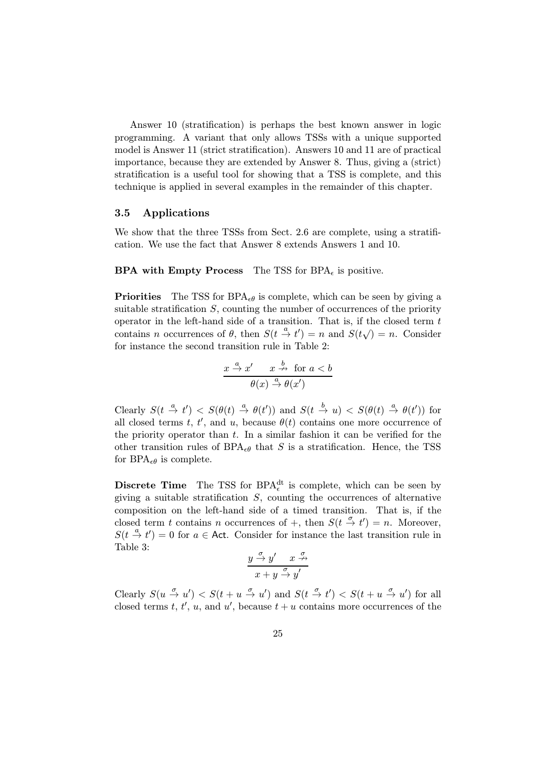Answer 10 (stratification) is perhaps the best known answer in logic programming. A variant that only allows TSSs with a unique supported model is Answer 11 (strict stratification). Answers 10 and 11 are of practical importance, because they are extended by Answer 8. Thus, giving a (strict) stratification is a useful tool for showing that a TSS is complete, and this technique is applied in several examples in the remainder of this chapter.

### 3.5 Applications

We show that the three TSSs from Sect. 2.6 are complete, using a stratification. We use the fact that Answer 8 extends Answers 1 and 10.

**BPA with Empty Process** The TSS for $\mathrm{BPA}_\epsilon$ is positive.

**Priorities** The TSS for $\mathrm{BPA}_{\epsilon\theta}$ is complete, which can be seen by giving a suitable stratification $S$, counting the number of occurrences of the priority operator in the left-hand side of a transition. That is, if the closed term $t$ contains $n$ occurrences of $\theta$, then $S(t \stackrel{a}{\to} t') = n$ and $S(t\surd) = n$. Consider for instance the second transition rule in Table 2:

$$\frac{x \stackrel{a}{\to} x' \qquad x \stackrel{b}{\nrightarrow} \text{ for } a < b}{\theta(x) \stackrel{a}{\to} \theta(x')}$$

Clearly $S(t \stackrel{a}{\to} t') < S(\theta(t) \stackrel{a}{\to} \theta(t'))$ and $S(t \stackrel{b}{\to} u) < S(\theta(t) \stackrel{a}{\to} \theta(t'))$ for all closed terms $t$, $t'$, and $u$, because $\theta(t)$ contains one more occurrence of the priority operator than $t$. In a similar fashion it can be verified for the other transition rules of $\mathrm{BPA}_{\epsilon\theta}$ that $S$ is a stratification. Hence, the TSS for $\mathrm{BPA}_{\epsilon\theta}$ is complete.

**Discrete Time** The TSS for $\mathrm{BPA}_\epsilon^{\mathrm{dt}}$ is complete, which can be seen by giving a suitable stratification $S$, counting the occurrences of alternative composition on the left-hand side of a timed transition. That is, if the closed term $t$ contains $n$ occurrences of $+$, then $S(t \stackrel{\sigma}{\to} t') = n$. Moreover, $S(t \stackrel{a}{\to} t') = 0$ for $a \in \mathsf{Act}$. Consider for instance the last transition rule in Table 3:

$$\frac{y \stackrel{\sigma}{\to} y' \qquad x \stackrel{\sigma}{\nrightarrow}}{x + y \stackrel{\sigma}{\to} y'}$$

Clearly $S(u \stackrel{\sigma}{\to} u') < S(t + u \stackrel{\sigma}{\to} u')$ and $S(t \stackrel{\sigma}{\to} t') < S(t + u \stackrel{\sigma}{\to} u')$ for all closed terms $t$, $t'$, $u$, and $u'$, because $t + u$ contains more occurrences of the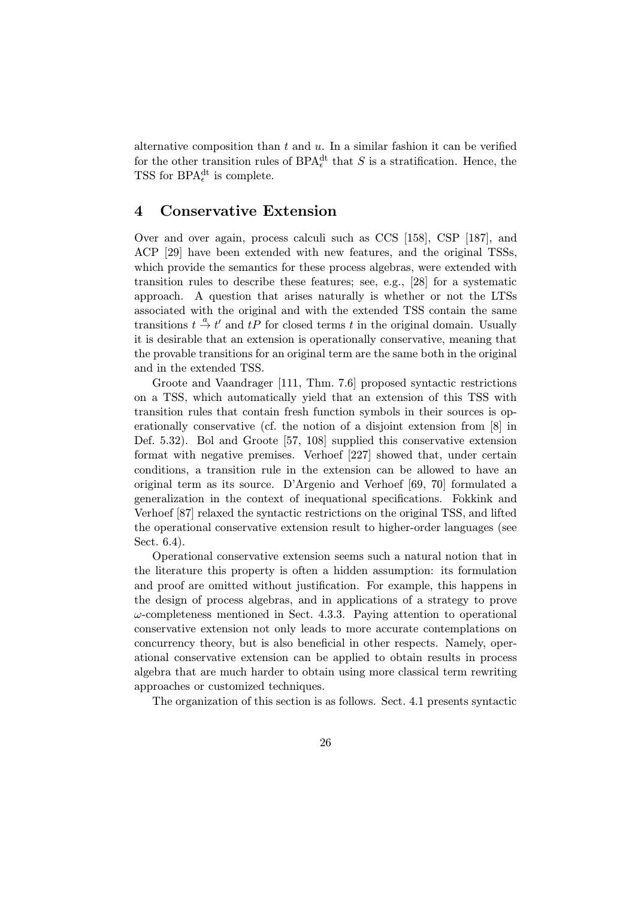alternative composition than $t$ and $u$. In a similar fashion it can be verified for the other transition rules of $\mathrm{BPA}_\epsilon^{\mathrm{dt}}$ that $S$ is a stratification. Hence, the TSS for $\mathrm{BPA}_\epsilon^{\mathrm{dt}}$ is complete.

# 4 Conservative Extension

Over and over again, process calculi such as CCS [158], CSP [187], and ACP [29] have been extended with new features, and the original TSSs, which provide the semantics for these process algebras, were extended with transition rules to describe these features; see, e.g., [28] for a systematic approach. A question that arises naturally is whether or not the LTSs associated with the original and with the extended TSS contain the same transitions $t \xrightarrow{a} t'$ and $tP$ for closed terms $t$ in the original domain. Usually it is desirable that an extension is operationally conservative, meaning that the provable transitions for an original term are the same both in the original and in the extended TSS.

Groote and Vaandrager [111, Thm. 7.6] proposed syntactic restrictions on a TSS, which automatically yield that an extension of this TSS with transition rules that contain fresh function symbols in their sources is operationally conservative (cf. the notion of a disjoint extension from [8] in Def. 5.32). Bol and Groote [57, 108] supplied this conservative extension format with negative premises. Verhoef [227] showed that, under certain conditions, a transition rule in the extension can be allowed to have an original term as its source. D'Argenio and Verhoef [69, 70] formulated a generalization in the context of inequational specifications. Fokkink and Verhoef [87] relaxed the syntactic restrictions on the original TSS, and lifted the operational conservative extension result to higher-order languages (see Sect. 6.4).

Operational conservative extension seems such a natural notion that in the literature this property is often a hidden assumption: its formulation and proof are omitted without justification. For example, this happens in the design of process algebras, and in applications of a strategy to prove $\omega$-completeness mentioned in Sect. 4.3.3. Paying attention to operational conservative extension not only leads to more accurate contemplations on concurrency theory, but is also beneficial in other respects. Namely, operational conservative extension can be applied to obtain results in process algebra that are much harder to obtain using more classical term rewriting approaches or customized techniques.

The organization of this section is as follows. Sect. 4.1 presents syntactic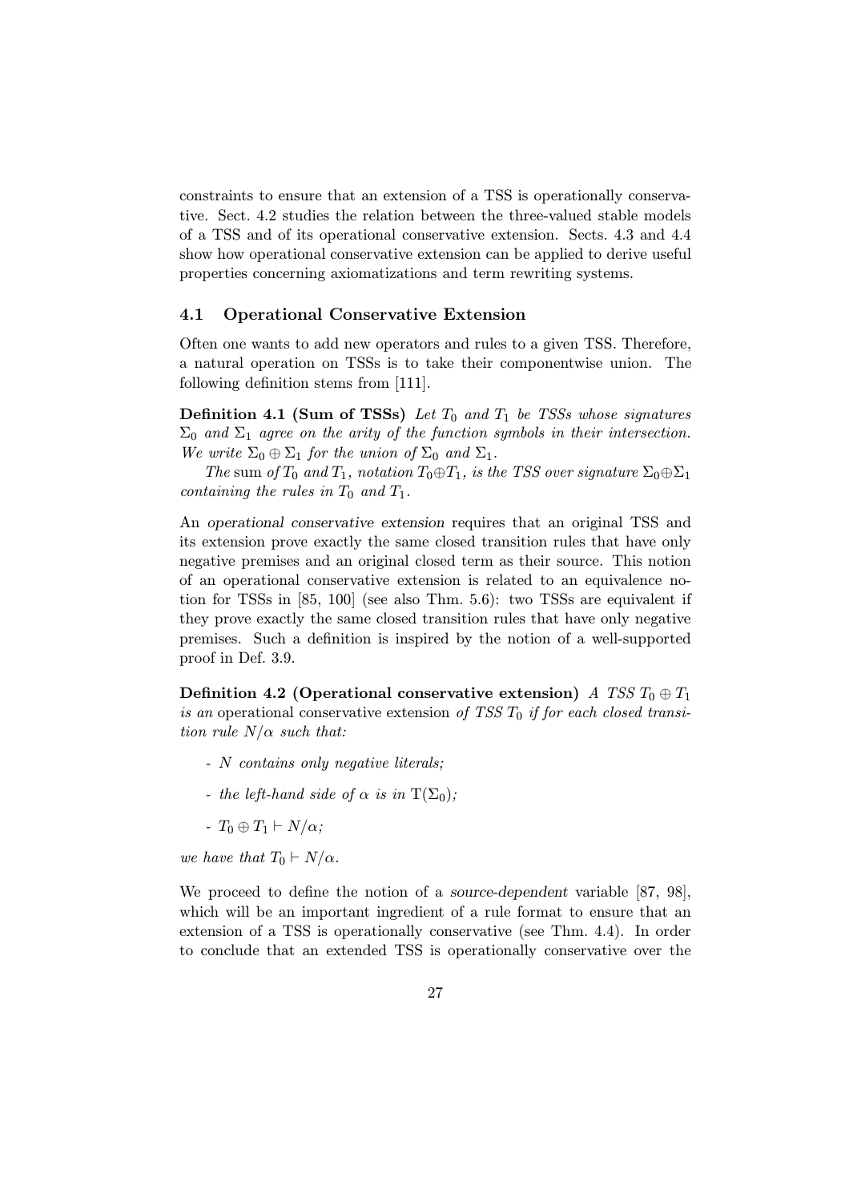constraints to ensure that an extension of a TSS is operationally conservative. Sect. 4.2 studies the relation between the three-valued stable models of a TSS and of its operational conservative extension. Sects. 4.3 and 4.4 show how operational conservative extension can be applied to derive useful properties concerning axiomatizations and term rewriting systems.

### 4.1 Operational Conservative Extension

Often one wants to add new operators and rules to a given TSS. Therefore, a natural operation on TSSs is to take their componentwise union. The following definition stems from [111].

**Definition 4.1 (Sum of TSSs)** *Let $T_0$ and $T_1$ be TSSs whose signatures $\Sigma_0$ and $\Sigma_1$ agree on the arity of the function symbols in their intersection. We write $\Sigma_0 \oplus \Sigma_1$ for the union of $\Sigma_0$ and $\Sigma_1$.*

*The* sum *of $T_0$ and $T_1$, notation $T_0 \oplus T_1$, is the TSS over signature $\Sigma_0 \oplus \Sigma_1$ containing the rules in $T_0$ and $T_1$.*

An *operational conservative extension* requires that an original TSS and its extension prove exactly the same closed transition rules that have only negative premises and an original closed term as their source. This notion of an operational conservative extension is related to an equivalence notion for TSSs in [85, 100] (see also Thm. 5.6): two TSSs are equivalent if they prove exactly the same closed transition rules that have only negative premises. Such a definition is inspired by the notion of a well-supported proof in Def. 3.9.

**Definition 4.2 (Operational conservative extension)** *A TSS $T_0 \oplus T_1$ is an* operational conservative extension *of TSS $T_0$ if for each closed transition rule $N/\alpha$ such that:*

- *$N$ contains only negative literals;*
- *the left-hand side of $\alpha$ is in $\mathrm{T}(\Sigma_0)$;*
- *$T_0 \oplus T_1 \vdash N/\alpha$;*

*we have that $T_0 \vdash N/\alpha$.*

We proceed to define the notion of a *source-dependent* variable [87, 98], which will be an important ingredient of a rule format to ensure that an extension of a TSS is operationally conservative (see Thm. 4.4). In order to conclude that an extended TSS is operationally conservative over the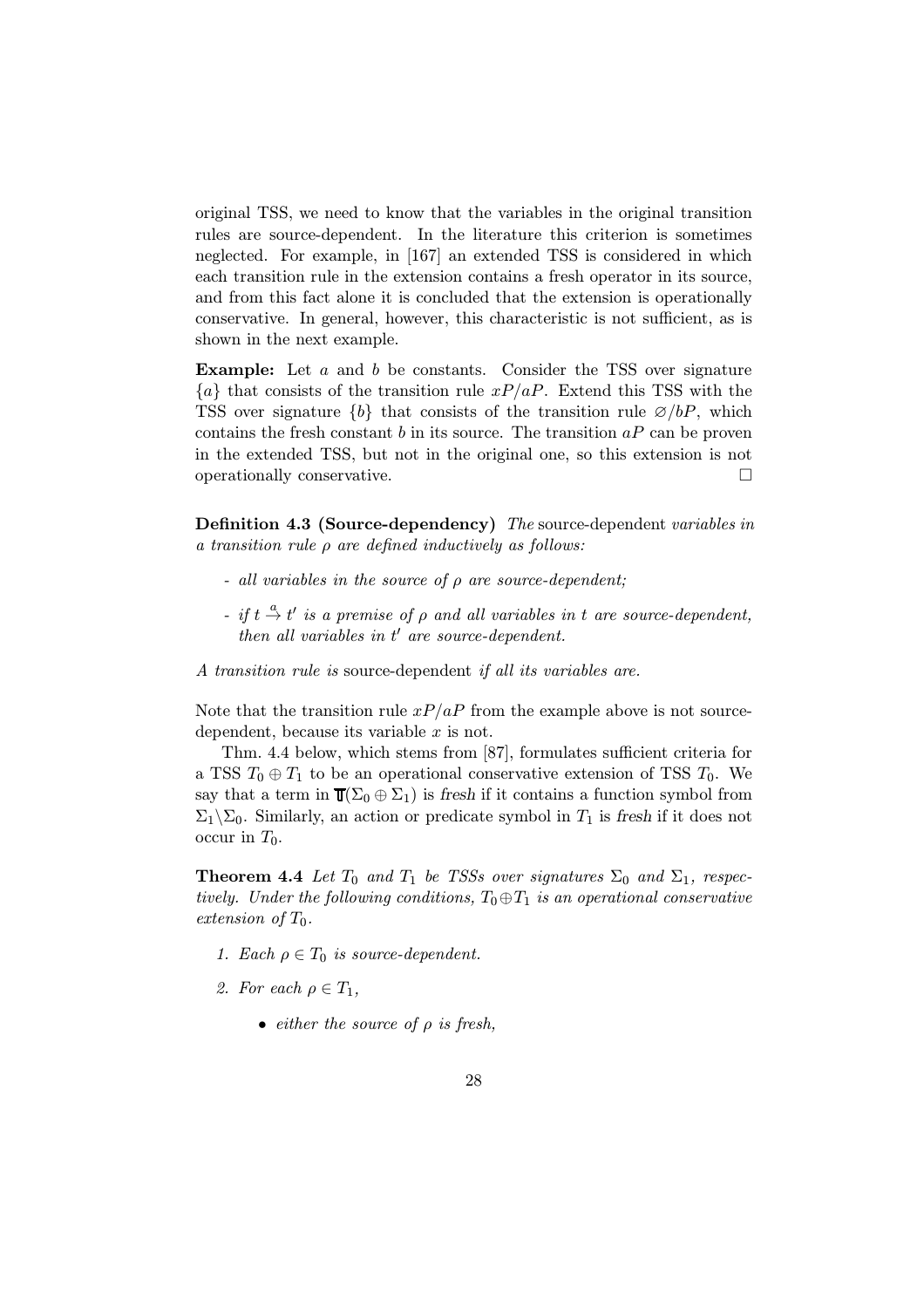original TSS, we need to know that the variables in the original transition rules are source-dependent. In the literature this criterion is sometimes neglected. For example, in [167] an extended TSS is considered in which each transition rule in the extension contains a fresh operator in its source, and from this fact alone it is concluded that the extension is operationally conservative. In general, however, this characteristic is not sufficient, as is shown in the next example.

**Example:** Let $a$ and $b$ be constants. Consider the TSS over signature $\{a\}$ that consists of the transition rule $xP/aP$. Extend this TSS with the TSS over signature $\{b\}$ that consists of the transition rule $\varnothing/bP$, which contains the fresh constant $b$ in its source. The transition $aP$ can be proven in the extended TSS, but not in the original one, so this extension is not operationally conservative. □

**Definition 4.3 (Source-dependency)** *The* source-dependent *variables in a transition rule $\rho$ are defined inductively as follows:*

- *all variables in the source of $\rho$ are source-dependent;*
- *if $t \stackrel{a}{\to} t'$ is a premise of $\rho$ and all variables in $t$ are source-dependent, then all variables in $t'$ are source-dependent.*

*A transition rule is* source-dependent *if all its variables are.*

Note that the transition rule $xP/aP$ from the example above is not source-dependent, because its variable $x$ is not.

Thm. 4.4 below, which stems from [87], formulates sufficient criteria for a TSS $T_0 \oplus T_1$ to be an operational conservative extension of TSS $T_0$. We say that a term in $\mathbb{T}(\Sigma_0 \oplus \Sigma_1)$ is *fresh* if it contains a function symbol from $\Sigma_1 \backslash \Sigma_0$. Similarly, an action or predicate symbol in $T_1$ is *fresh* if it does not occur in $T_0$.

**Theorem 4.4** *Let $T_0$ and $T_1$ be TSSs over signatures $\Sigma_0$ and $\Sigma_1$, respectively. Under the following conditions, $T_0 \oplus T_1$ is an operational conservative extension of $T_0$.*

1. *Each $\rho \in T_0$ is source-dependent.*
2. *For each $\rho \in T_1$,*
   - *either the source of $\rho$ is fresh,*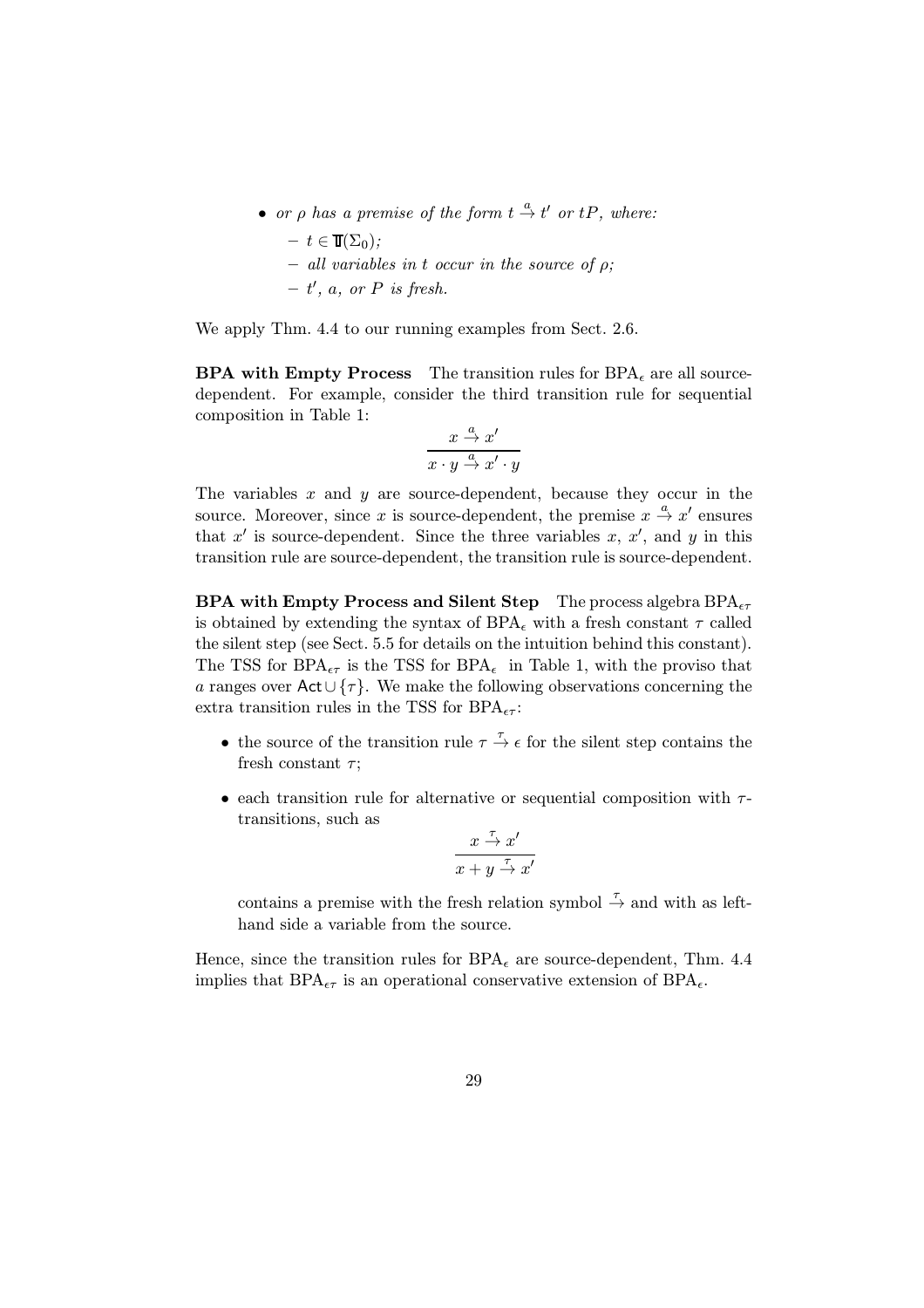- *or $\rho$ has a premise of the form $t \stackrel{a}{\to} t'$ or $tP$, where:*
  - *$t \in \mathbb{T}(\Sigma_0)$;*
  - *all variables in $t$ occur in the source of $\rho$;*
  - *$t'$, $a$, or $P$ is fresh.*

We apply Thm. 4.4 to our running examples from Sect. 2.6.

**BPA with Empty Process** The transition rules for $\mathrm{BPA}_\epsilon$ are all source-dependent. For example, consider the third transition rule for sequential composition in Table 1:

$$\frac{x \stackrel{a}{\to} x'}{x \cdot y \stackrel{a}{\to} x' \cdot y}$$

The variables $x$ and $y$ are source-dependent, because they occur in the source. Moreover, since $x$ is source-dependent, the premise $x \stackrel{a}{\to} x'$ ensures that $x'$ is source-dependent. Since the three variables $x$, $x'$, and $y$ in this transition rule are source-dependent, the transition rule is source-dependent.

**BPA with Empty Process and Silent Step** The process algebra $\mathrm{BPA}_{\epsilon\tau}$ is obtained by extending the syntax of $\mathrm{BPA}_\epsilon$ with a fresh constant $\tau$ called the silent step (see Sect. 5.5 for details on the intuition behind this constant). The TSS for $\mathrm{BPA}_{\epsilon\tau}$ is the TSS for $\mathrm{BPA}_\epsilon$ in Table 1, with the proviso that $a$ ranges over $\mathsf{Act} \cup \{\tau\}$. We make the following observations concerning the extra transition rules in the TSS for $\mathrm{BPA}_{\epsilon\tau}$:

- the source of the transition rule $\tau \stackrel{\tau}{\to} \epsilon$ for the silent step contains the fresh constant $\tau$;
- each transition rule for alternative or sequential composition with $\tau$-transitions, such as

$$\frac{x \stackrel{\tau}{\to} x'}{x + y \stackrel{\tau}{\to} x'}$$

  contains a premise with the fresh relation symbol $\stackrel{\tau}{\to}$ and with as left-hand side a variable from the source.

Hence, since the transition rules for $\mathrm{BPA}_\epsilon$ are source-dependent, Thm. 4.4 implies that $\mathrm{BPA}_{\epsilon\tau}$ is an operational conservative extension of $\mathrm{BPA}_\epsilon$.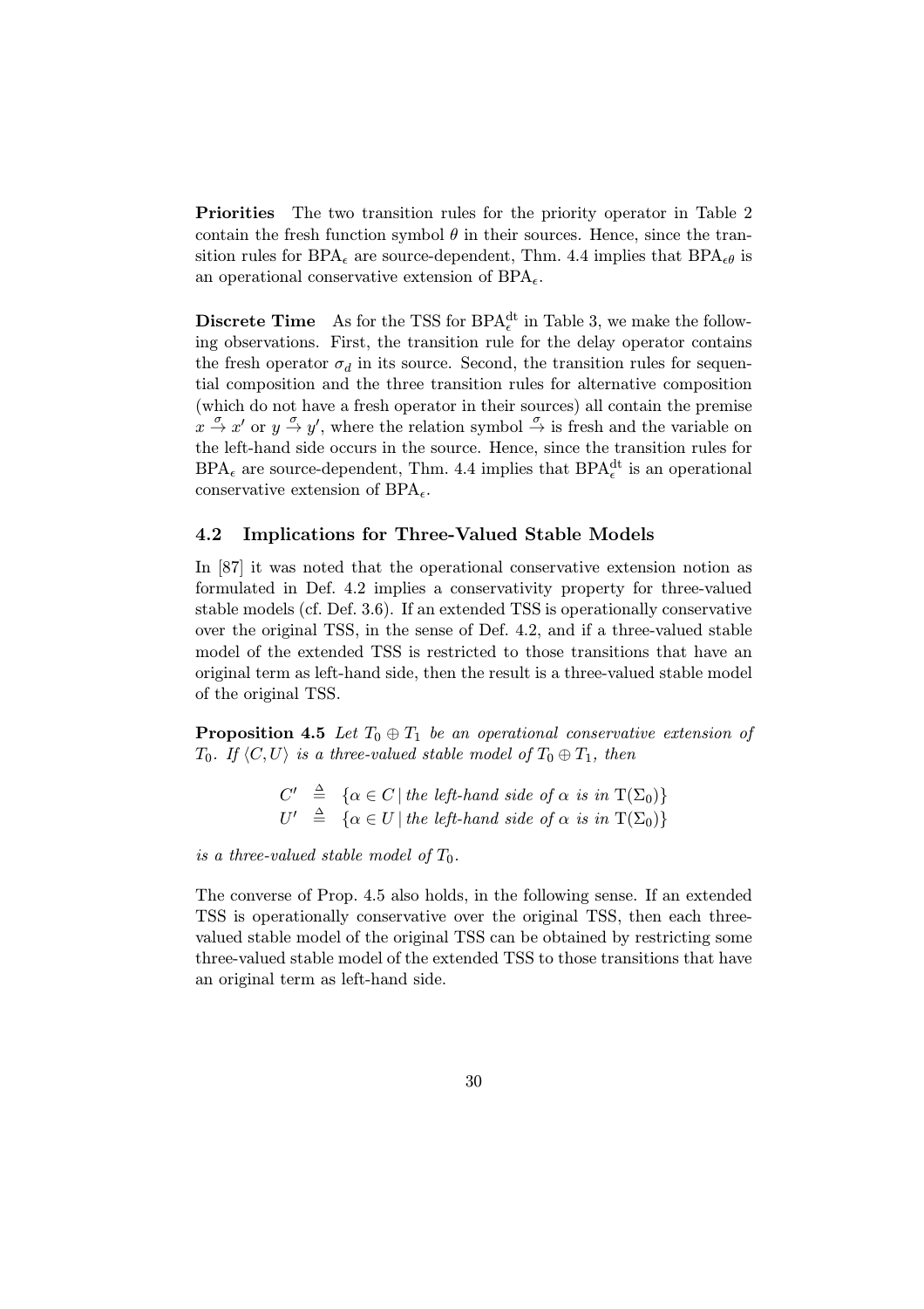**Priorities** The two transition rules for the priority operator in Table 2 contain the fresh function symbol $\theta$ in their sources. Hence, since the transition rules for $\mathrm{BPA}_\epsilon$ are source-dependent, Thm. 4.4 implies that $\mathrm{BPA}_{\epsilon\theta}$ is an operational conservative extension of $\mathrm{BPA}_\epsilon$.

**Discrete Time** As for the TSS for $\mathrm{BPA}_\epsilon^{\mathrm{dt}}$ in Table 3, we make the following observations. First, the transition rule for the delay operator contains the fresh operator $\sigma_d$ in its source. Second, the transition rules for sequential composition and the three transition rules for alternative composition (which do not have a fresh operator in their sources) all contain the premise $x \stackrel{\sigma}{\to} x'$ or $y \stackrel{\sigma}{\to} y'$, where the relation symbol $\stackrel{\sigma}{\to}$ is fresh and the variable on the left-hand side occurs in the source. Hence, since the transition rules for $\mathrm{BPA}_\epsilon$ are source-dependent, Thm. 4.4 implies that $\mathrm{BPA}_\epsilon^{\mathrm{dt}}$ is an operational conservative extension of $\mathrm{BPA}_\epsilon$.

### 4.2 Implications for Three-Valued Stable Models

In [87] it was noted that the operational conservative extension notion as formulated in Def. 4.2 implies a conservativity property for three-valued stable models (cf. Def. 3.6). If an extended TSS is operationally conservative over the original TSS, in the sense of Def. 4.2, and if a three-valued stable model of the extended TSS is restricted to those transitions that have an original term as left-hand side, then the result is a three-valued stable model of the original TSS.

**Proposition 4.5** *Let $T_0 \oplus T_1$ be an operational conservative extension of $T_0$. If $\langle C, U\rangle$ is a three-valued stable model of $T_0 \oplus T_1$, then*

$$C' \triangleq \{\alpha \in C \mid \text{the left-hand side of } \alpha \text{ is in } \mathrm{T}(\Sigma_0)\}$$
$$U' \triangleq \{\alpha \in U \mid \text{the left-hand side of } \alpha \text{ is in } \mathrm{T}(\Sigma_0)\}$$

*is a three-valued stable model of $T_0$.*

The converse of Prop. 4.5 also holds, in the following sense. If an extended TSS is operationally conservative over the original TSS, then each three-valued stable model of the original TSS can be obtained by restricting some three-valued stable model of the extended TSS to those transitions that have an original term as left-hand side.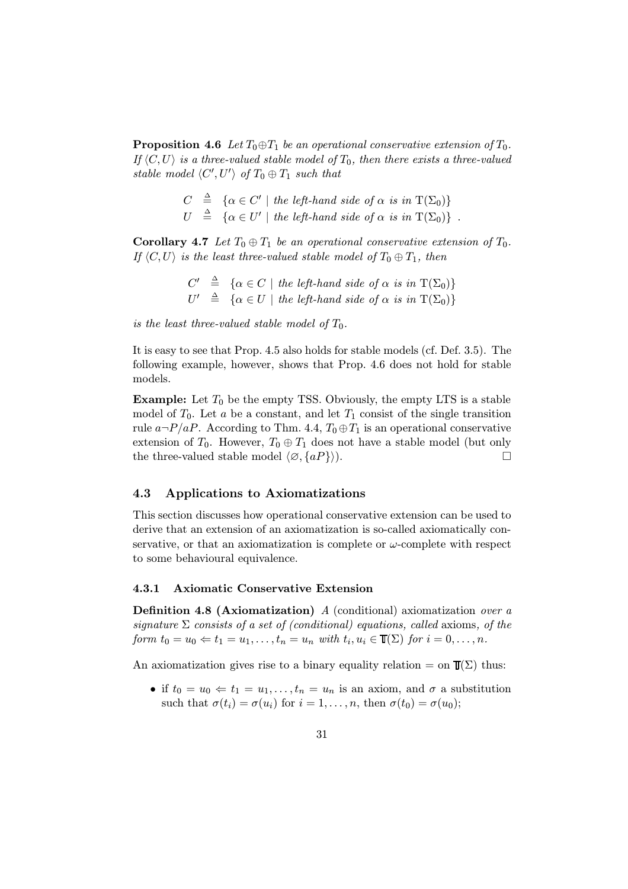**Proposition 4.6** *Let $T_0 \oplus T_1$ be an operational conservative extension of $T_0$. If $\langle C, U \rangle$ is a three-valued stable model of $T_0$, then there exists a three-valued stable model $\langle C', U' \rangle$ of $T_0 \oplus T_1$ such that*

$$
\begin{aligned}
C &\triangleq \{\alpha \in C' \mid \text{the left-hand side of } \alpha \text{ is in } \mathrm{T}(\Sigma_0)\} \\
U &\triangleq \{\alpha \in U' \mid \text{the left-hand side of } \alpha \text{ is in } \mathrm{T}(\Sigma_0)\} \ .
\end{aligned}
$$

**Corollary 4.7** *Let $T_0 \oplus T_1$ be an operational conservative extension of $T_0$. If $\langle C, U \rangle$ is the least three-valued stable model of $T_0 \oplus T_1$, then*

$$
\begin{aligned}
C' &\triangleq \{\alpha \in C \mid \text{the left-hand side of } \alpha \text{ is in } \mathrm{T}(\Sigma_0)\} \\
U' &\triangleq \{\alpha \in U \mid \text{the left-hand side of } \alpha \text{ is in } \mathrm{T}(\Sigma_0)\}
\end{aligned}
$$

*is the least three-valued stable model of $T_0$.*

It is easy to see that Prop. 4.5 also holds for stable models (cf. Def. 3.5). The following example, however, shows that Prop. 4.6 does not hold for stable models.

**Example:** Let $T_0$ be the empty TSS. Obviously, the empty LTS is a stable model of $T_0$. Let $a$ be a constant, and let $T_1$ consist of the single transition rule $a\neg P/aP$. According to Thm. 4.4, $T_0 \oplus T_1$ is an operational conservative extension of $T_0$. However, $T_0 \oplus T_1$ does not have a stable model (but only the three-valued stable model $\langle \varnothing, \{aP\} \rangle$). □

### 4.3 Applications to Axiomatizations

This section discusses how operational conservative extension can be used to derive that an extension of an axiomatization is so-called axiomatically conservative, or that an axiomatization is complete or $\omega$-complete with respect to some behavioural equivalence.

#### 4.3.1 Axiomatic Conservative Extension

**Definition 4.8 (Axiomatization)** *A* (conditional) axiomatization *over a signature $\Sigma$ consists of a set of (conditional) equations, called* axioms*, of the form $t_0 = u_0 \Leftarrow t_1 = u_1, \ldots, t_n = u_n$ with $t_i, u_i \in \mathbb{T}(\Sigma)$ for $i = 0, \ldots, n$.*

An axiomatization gives rise to a binary equality relation $=$ on $\mathbb{T}(\Sigma)$ thus:

- if $t_0 = u_0 \Leftarrow t_1 = u_1, \ldots, t_n = u_n$ is an axiom, and $\sigma$ a substitution such that $\sigma(t_i) = \sigma(u_i)$ for $i = 1, \ldots, n$, then $\sigma(t_0) = \sigma(u_0)$;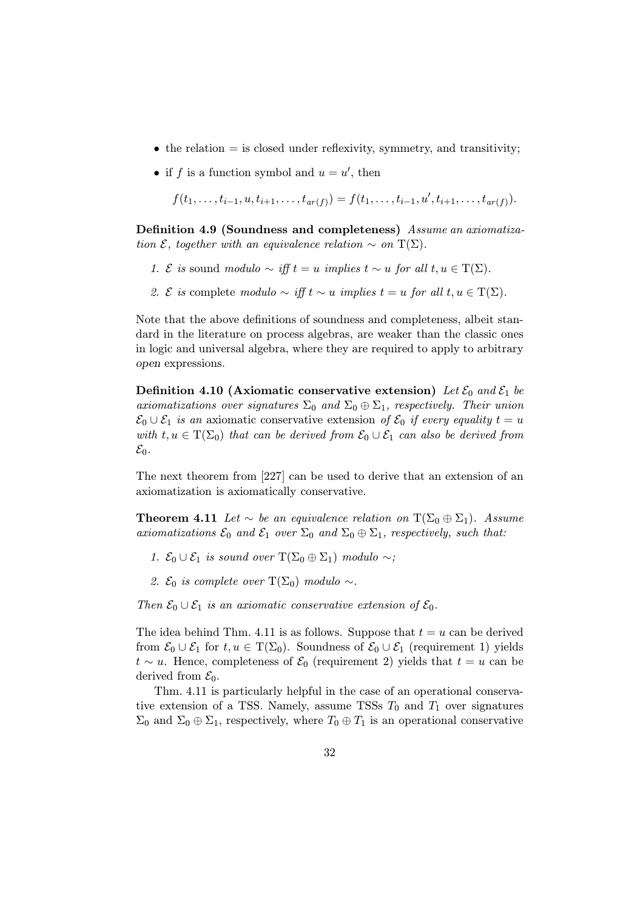- the relation $=$ is closed under reflexivity, symmetry, and transitivity;
- if $f$ is a function symbol and $u = u'$, then

  $$f(t_1, \ldots, t_{i-1}, u, t_{i+1}, \ldots, t_{ar(f)}) = f(t_1, \ldots, t_{i-1}, u', t_{i+1}, \ldots, t_{ar(f)}).$$

**Definition 4.9 (Soundness and completeness)** *Assume an axiomatization $\mathcal{E}$, together with an equivalence relation $\sim$ on $\mathrm{T}(\Sigma)$.*

1. *$\mathcal{E}$ is* sound *modulo $\sim$ iff $t = u$ implies $t \sim u$ for all $t, u \in \mathrm{T}(\Sigma)$.*
2. *$\mathcal{E}$ is* complete *modulo $\sim$ iff $t \sim u$ implies $t = u$ for all $t, u \in \mathrm{T}(\Sigma)$.*

Note that the above definitions of soundness and completeness, albeit standard in the literature on process algebras, are weaker than the classic ones in logic and universal algebra, where they are required to apply to arbitrary *open* expressions.

**Definition 4.10 (Axiomatic conservative extension)** *Let $\mathcal{E}_0$ and $\mathcal{E}_1$ be axiomatizations over signatures $\Sigma_0$ and $\Sigma_0 \oplus \Sigma_1$, respectively. Their union $\mathcal{E}_0 \cup \mathcal{E}_1$ is an* axiomatic conservative extension *of $\mathcal{E}_0$ if every equality $t = u$ with $t, u \in \mathrm{T}(\Sigma_0)$ that can be derived from $\mathcal{E}_0 \cup \mathcal{E}_1$ can also be derived from $\mathcal{E}_0$.*

The next theorem from [227] can be used to derive that an extension of an axiomatization is axiomatically conservative.

**Theorem 4.11** *Let $\sim$ be an equivalence relation on $\mathrm{T}(\Sigma_0 \oplus \Sigma_1)$. Assume axiomatizations $\mathcal{E}_0$ and $\mathcal{E}_1$ over $\Sigma_0$ and $\Sigma_0 \oplus \Sigma_1$, respectively, such that:*

1. *$\mathcal{E}_0 \cup \mathcal{E}_1$ is sound over $\mathrm{T}(\Sigma_0 \oplus \Sigma_1)$ modulo $\sim$;*
2. *$\mathcal{E}_0$ is complete over $\mathrm{T}(\Sigma_0)$ modulo $\sim$.*

*Then $\mathcal{E}_0 \cup \mathcal{E}_1$ is an axiomatic conservative extension of $\mathcal{E}_0$.*

The idea behind Thm. 4.11 is as follows. Suppose that $t = u$ can be derived from $\mathcal{E}_0 \cup \mathcal{E}_1$ for $t, u \in \mathrm{T}(\Sigma_0)$. Soundness of $\mathcal{E}_0 \cup \mathcal{E}_1$ (requirement 1) yields $t \sim u$. Hence, completeness of $\mathcal{E}_0$ (requirement 2) yields that $t = u$ can be derived from $\mathcal{E}_0$.

Thm. 4.11 is particularly helpful in the case of an operational conservative extension of a TSS. Namely, assume TSSs $T_0$ and $T_1$ over signatures $\Sigma_0$ and $\Sigma_0 \oplus \Sigma_1$, respectively, where $T_0 \oplus T_1$ is an operational conservative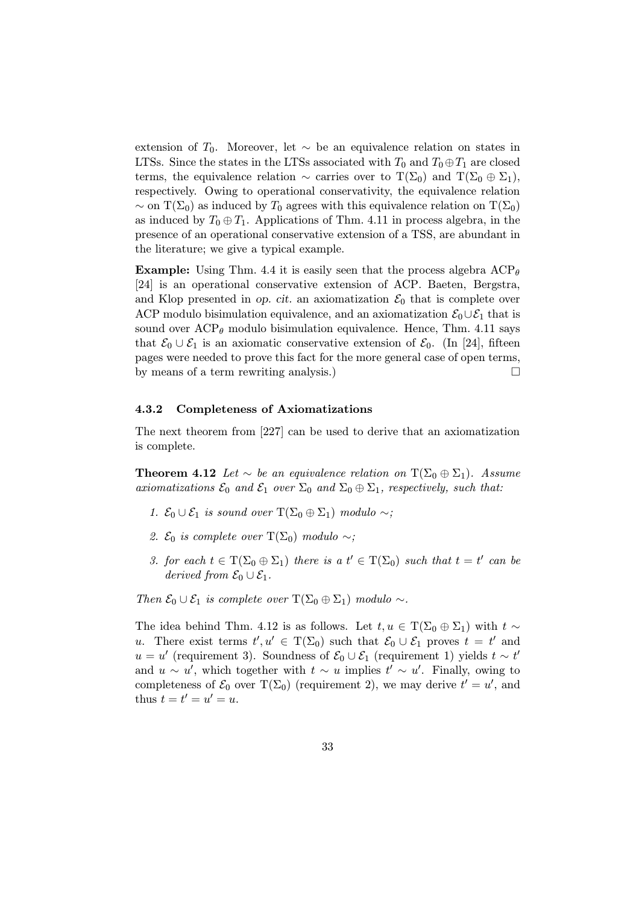extension of $T_0$. Moreover, let $\sim$ be an equivalence relation on states in LTSs. Since the states in the LTSs associated with $T_0$ and $T_0 \oplus T_1$ are closed terms, the equivalence relation $\sim$ carries over to $\mathrm{T}(\Sigma_0)$ and $\mathrm{T}(\Sigma_0 \oplus \Sigma_1)$, respectively. Owing to operational conservativity, the equivalence relation $\sim$ on $\mathrm{T}(\Sigma_0)$ as induced by $T_0$ agrees with this equivalence relation on $\mathrm{T}(\Sigma_0)$ as induced by $T_0 \oplus T_1$. Applications of Thm. 4.11 in process algebra, in the presence of an operational conservative extension of a TSS, are abundant in the literature; we give a typical example.

**Example:** Using Thm. 4.4 it is easily seen that the process algebra $\mathrm{ACP}_\theta$ [24] is an operational conservative extension of ACP. Baeten, Bergstra, and Klop presented in *op. cit.* an axiomatization $\mathcal{E}_0$ that is complete over ACP modulo bisimulation equivalence, and an axiomatization $\mathcal{E}_0 \cup \mathcal{E}_1$ that is sound over $\mathrm{ACP}_\theta$ modulo bisimulation equivalence. Hence, Thm. 4.11 says that $\mathcal{E}_0 \cup \mathcal{E}_1$ is an axiomatic conservative extension of $\mathcal{E}_0$. (In [24], fifteen pages were needed to prove this fact for the more general case of open terms, by means of a term rewriting analysis.) □

#### 4.3.2 Completeness of Axiomatizations

The next theorem from [227] can be used to derive that an axiomatization is complete.

**Theorem 4.12** *Let $\sim$ be an equivalence relation on $\mathrm{T}(\Sigma_0 \oplus \Sigma_1)$. Assume axiomatizations $\mathcal{E}_0$ and $\mathcal{E}_1$ over $\Sigma_0$ and $\Sigma_0 \oplus \Sigma_1$, respectively, such that:*

1. *$\mathcal{E}_0 \cup \mathcal{E}_1$ is sound over $\mathrm{T}(\Sigma_0 \oplus \Sigma_1)$ modulo $\sim$;*
2. *$\mathcal{E}_0$ is complete over $\mathrm{T}(\Sigma_0)$ modulo $\sim$;*
3. *for each $t \in \mathrm{T}(\Sigma_0 \oplus \Sigma_1)$ there is a $t' \in \mathrm{T}(\Sigma_0)$ such that $t = t'$ can be derived from $\mathcal{E}_0 \cup \mathcal{E}_1$.*

*Then $\mathcal{E}_0 \cup \mathcal{E}_1$ is complete over $\mathrm{T}(\Sigma_0 \oplus \Sigma_1)$ modulo $\sim$.*

The idea behind Thm. 4.12 is as follows. Let $t, u \in \mathrm{T}(\Sigma_0 \oplus \Sigma_1)$ with $t \sim u$. There exist terms $t', u' \in \mathrm{T}(\Sigma_0)$ such that $\mathcal{E}_0 \cup \mathcal{E}_1$ proves $t = t'$ and $u = u'$ (requirement 3). Soundness of $\mathcal{E}_0 \cup \mathcal{E}_1$ (requirement 1) yields $t \sim t'$ and $u \sim u'$, which together with $t \sim u$ implies $t' \sim u'$. Finally, owing to completeness of $\mathcal{E}_0$ over $\mathrm{T}(\Sigma_0)$ (requirement 2), we may derive $t' = u'$, and thus $t = t' = u' = u$.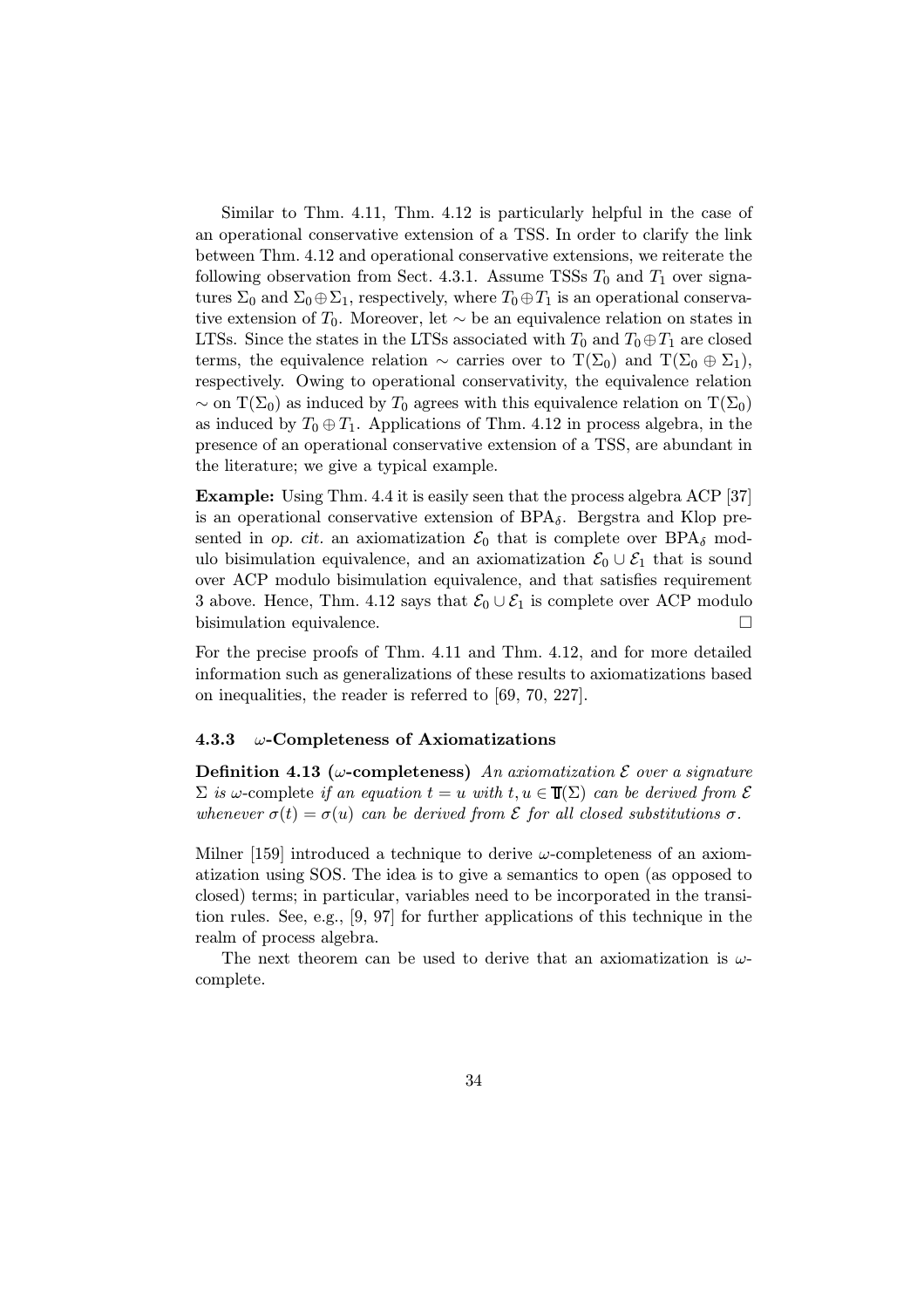Similar to Thm. 4.11, Thm. 4.12 is particularly helpful in the case of an operational conservative extension of a TSS. In order to clarify the link between Thm. 4.12 and operational conservative extensions, we reiterate the following observation from Sect. 4.3.1. Assume TSSs $T_0$ and $T_1$ over signatures $\Sigma_0$ and $\Sigma_0 \oplus \Sigma_1$, respectively, where $T_0 \oplus T_1$ is an operational conservative extension of $T_0$. Moreover, let $\sim$ be an equivalence relation on states in LTSs. Since the states in the LTSs associated with $T_0$ and $T_0 \oplus T_1$ are closed terms, the equivalence relation $\sim$ carries over to $\mathrm{T}(\Sigma_0)$ and $\mathrm{T}(\Sigma_0 \oplus \Sigma_1)$, respectively. Owing to operational conservativity, the equivalence relation $\sim$ on $\mathrm{T}(\Sigma_0)$ as induced by $T_0$ agrees with this equivalence relation on $\mathrm{T}(\Sigma_0)$ as induced by $T_0 \oplus T_1$. Applications of Thm. 4.12 in process algebra, in the presence of an operational conservative extension of a TSS, are abundant in the literature; we give a typical example.

**Example:** Using Thm. 4.4 it is easily seen that the process algebra ACP [37] is an operational conservative extension of $\mathrm{BPA}_\delta$. Bergstra and Klop presented in *op. cit.* an axiomatization $\mathcal{E}_0$ that is complete over $\mathrm{BPA}_\delta$ modulo bisimulation equivalence, and an axiomatization $\mathcal{E}_0 \cup \mathcal{E}_1$ that is sound over ACP modulo bisimulation equivalence, and that satisfies requirement 3 above. Hence, Thm. 4.12 says that $\mathcal{E}_0 \cup \mathcal{E}_1$ is complete over ACP modulo bisimulation equivalence. □

For the precise proofs of Thm. 4.11 and Thm. 4.12, and for more detailed information such as generalizations of these results to axiomatizations based on inequalities, the reader is referred to [69, 70, 227].

### 4.3.3 $\omega$-Completeness of Axiomatizations

**Definition 4.13 ($\omega$-completeness)** *An axiomatization $\mathcal{E}$ over a signature $\Sigma$ is $\omega$-complete if an equation $t = u$ with $t, u \in \mathbb{T}(\Sigma)$ can be derived from $\mathcal{E}$ whenever $\sigma(t) = \sigma(u)$ can be derived from $\mathcal{E}$ for all closed substitutions $\sigma$.*

Milner [159] introduced a technique to derive $\omega$-completeness of an axiomatization using SOS. The idea is to give a semantics to open (as opposed to closed) terms; in particular, variables need to be incorporated in the transition rules. See, e.g., [9, 97] for further applications of this technique in the realm of process algebra.

The next theorem can be used to derive that an axiomatization is $\omega$-complete.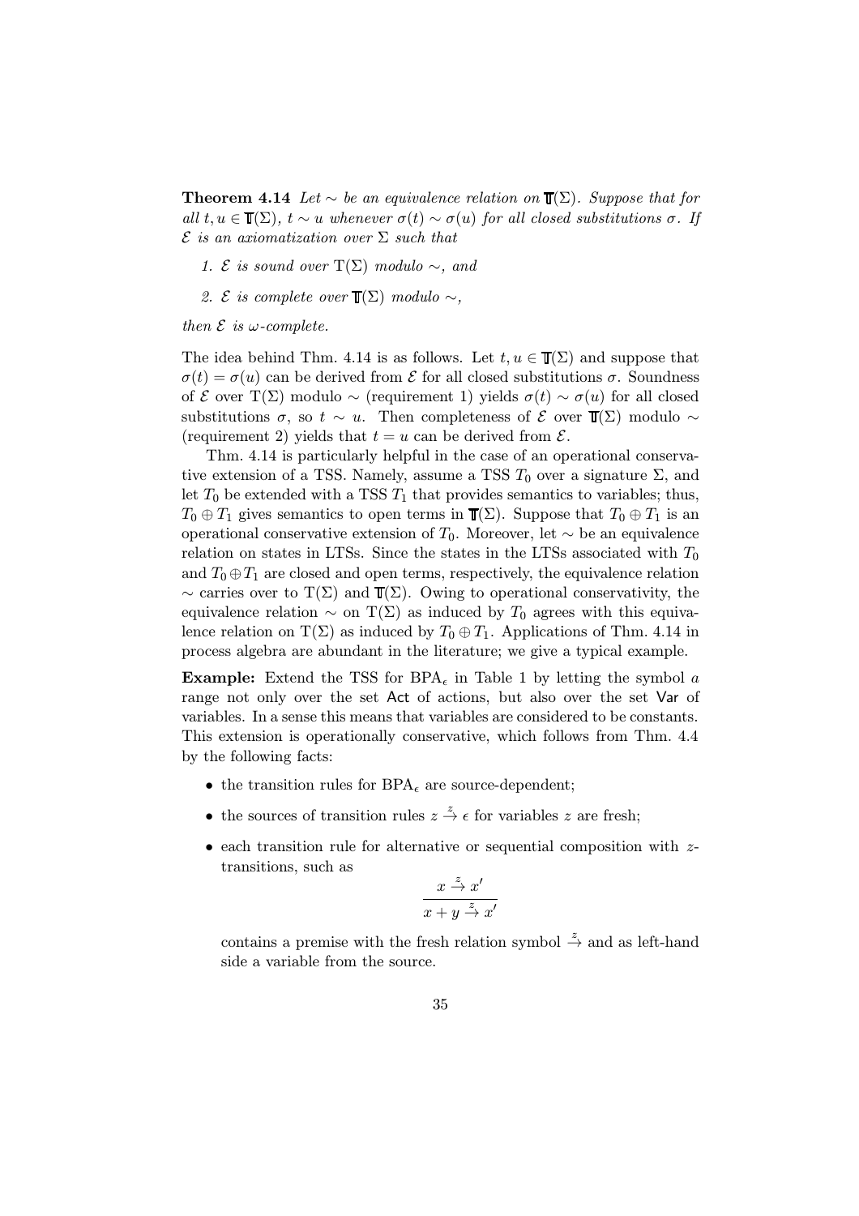**Theorem 4.14** *Let $\sim$ be an equivalence relation on $\mathbb{T}(\Sigma)$. Suppose that for all $t, u \in \mathbb{T}(\Sigma)$, $t \sim u$ whenever $\sigma(t) \sim \sigma(u)$ for all closed substitutions $\sigma$. If $\mathcal{E}$ is an axiomatization over $\Sigma$ such that*

1. *$\mathcal{E}$ is sound over $\mathrm{T}(\Sigma)$ modulo $\sim$, and*
2. *$\mathcal{E}$ is complete over $\mathbb{T}(\Sigma)$ modulo $\sim$,*

*then $\mathcal{E}$ is $\omega$-complete.*

The idea behind Thm. 4.14 is as follows. Let $t, u \in \mathbb{T}(\Sigma)$ and suppose that $\sigma(t) = \sigma(u)$ can be derived from $\mathcal{E}$ for all closed substitutions $\sigma$. Soundness of $\mathcal{E}$ over $\mathrm{T}(\Sigma)$ modulo $\sim$ (requirement 1) yields $\sigma(t) \sim \sigma(u)$ for all closed substitutions $\sigma$, so $t \sim u$. Then completeness of $\mathcal{E}$ over $\mathbb{T}(\Sigma)$ modulo $\sim$ (requirement 2) yields that $t = u$ can be derived from $\mathcal{E}$.

Thm. 4.14 is particularly helpful in the case of an operational conservative extension of a TSS. Namely, assume a TSS $T_0$ over a signature $\Sigma$, and let $T_0$ be extended with a TSS $T_1$ that provides semantics to variables; thus, $T_0 \oplus T_1$ gives semantics to open terms in $\mathbb{T}(\Sigma)$. Suppose that $T_0 \oplus T_1$ is an operational conservative extension of $T_0$. Moreover, let $\sim$ be an equivalence relation on states in LTSs. Since the states in the LTSs associated with $T_0$ and $T_0 \oplus T_1$ are closed and open terms, respectively, the equivalence relation $\sim$ carries over to $\mathrm{T}(\Sigma)$ and $\mathbb{T}(\Sigma)$. Owing to operational conservativity, the equivalence relation $\sim$ on $\mathrm{T}(\Sigma)$ as induced by $T_0$ agrees with this equivalence relation on $\mathrm{T}(\Sigma)$ as induced by $T_0 \oplus T_1$. Applications of Thm. 4.14 in process algebra are abundant in the literature; we give a typical example.

**Example:** Extend the TSS for $\mathrm{BPA}_\epsilon$ in Table 1 by letting the symbol $a$ range not only over the set $\mathsf{Act}$ of actions, but also over the set $\mathsf{Var}$ of variables. In a sense this means that variables are considered to be constants. This extension is operationally conservative, which follows from Thm. 4.4 by the following facts:

- the transition rules for $\mathrm{BPA}_\epsilon$ are source-dependent;
- the sources of transition rules $z \xrightarrow{z} \epsilon$ for variables $z$ are fresh;
- each transition rule for alternative or sequential composition with $z$-transitions, such as

$$\frac{x \xrightarrow{z} x'}{x + y \xrightarrow{z} x'}$$

  contains a premise with the fresh relation symbol $\xrightarrow{z}$ and as left-hand side a variable from the source.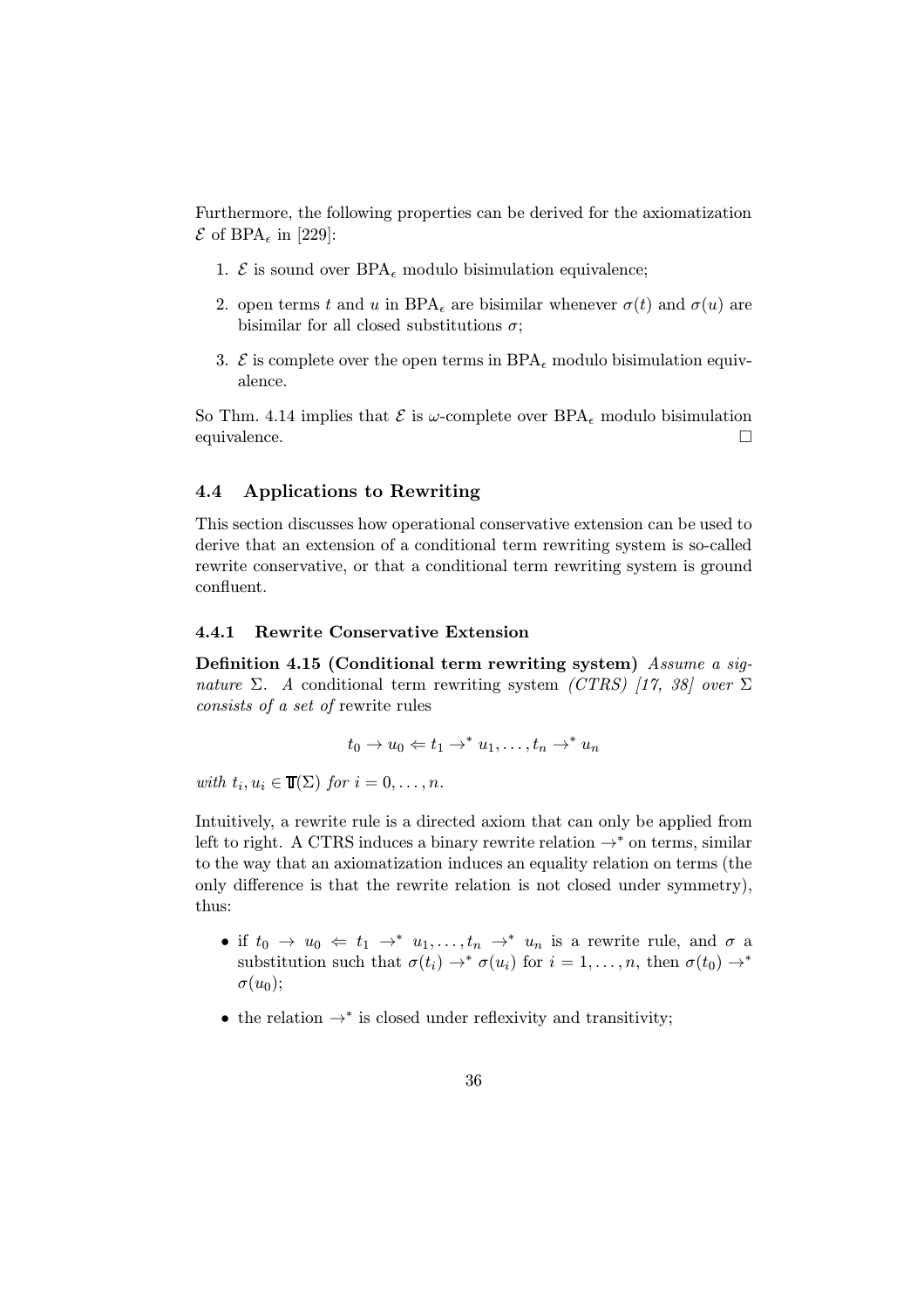Furthermore, the following properties can be derived for the axiomatization $\mathcal{E}$ of $\mathrm{BPA}_\epsilon$ in [229]:

1. $\mathcal{E}$ is sound over $\mathrm{BPA}_\epsilon$ modulo bisimulation equivalence;
2. open terms $t$ and $u$ in $\mathrm{BPA}_\epsilon$ are bisimilar whenever $\sigma(t)$ and $\sigma(u)$ are bisimilar for all closed substitutions $\sigma$;
3. $\mathcal{E}$ is complete over the open terms in $\mathrm{BPA}_\epsilon$ modulo bisimulation equivalence.

So Thm. 4.14 implies that $\mathcal{E}$ is $\omega$-complete over $\mathrm{BPA}_\epsilon$ modulo bisimulation equivalence. □

## 4.4 Applications to Rewriting

This section discusses how operational conservative extension can be used to derive that an extension of a conditional term rewriting system is so-called rewrite conservative, or that a conditional term rewriting system is ground confluent.

### 4.4.1 Rewrite Conservative Extension

**Definition 4.15 (Conditional term rewriting system)** *Assume a signature $\Sigma$. A* conditional term rewriting system *(CTRS) [17, 38] over $\Sigma$ consists of a set of* rewrite rules

$$t_0 \to u_0 \Leftarrow t_1 \to^* u_1, \ldots, t_n \to^* u_n$$

*with $t_i, u_i \in \mathbb{T}(\Sigma)$ for $i = 0, \ldots, n$.*

Intuitively, a rewrite rule is a directed axiom that can only be applied from left to right. A CTRS induces a binary rewrite relation $\to^*$ on terms, similar to the way that an axiomatization induces an equality relation on terms (the only difference is that the rewrite relation is not closed under symmetry), thus:

- if $t_0 \to u_0 \Leftarrow t_1 \to^* u_1, \ldots, t_n \to^* u_n$ is a rewrite rule, and $\sigma$ a substitution such that $\sigma(t_i) \to^* \sigma(u_i)$ for $i = 1, \ldots, n$, then $\sigma(t_0) \to^* \sigma(u_0)$;
- the relation $\to^*$ is closed under reflexivity and transitivity;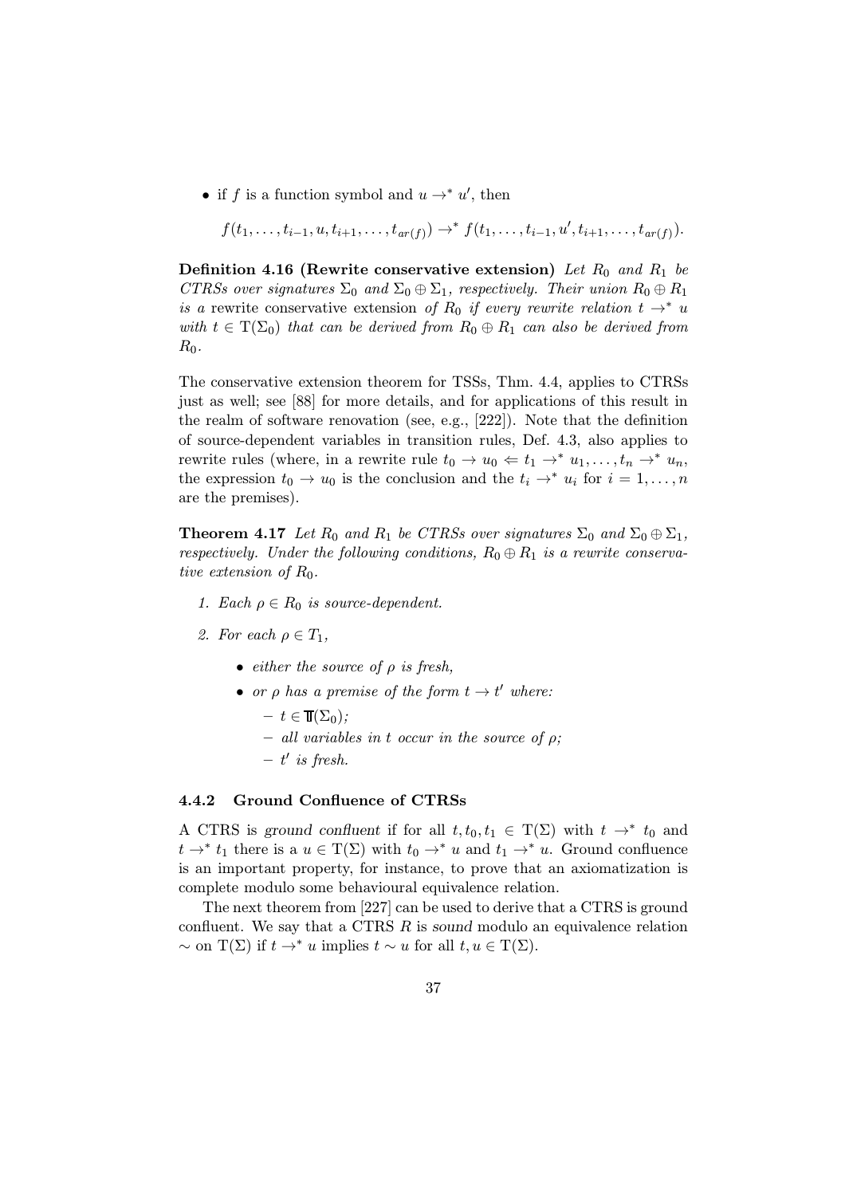- if $f$ is a function symbol and $u \to^* u'$, then

$$f(t_1, \ldots, t_{i-1}, u, t_{i+1}, \ldots, t_{ar(f)}) \to^* f(t_1, \ldots, t_{i-1}, u', t_{i+1}, \ldots, t_{ar(f)}).$$

**Definition 4.16 (Rewrite conservative extension)** *Let $R_0$ and $R_1$ be CTRSs over signatures $\Sigma_0$ and $\Sigma_0 \oplus \Sigma_1$, respectively. Their union $R_0 \oplus R_1$ is a* rewrite conservative extension *of $R_0$ if every rewrite relation $t \to^* u$ with $t \in \mathrm{T}(\Sigma_0)$ that can be derived from $R_0 \oplus R_1$ can also be derived from $R_0$.*

The conservative extension theorem for TSSs, Thm. 4.4, applies to CTRSs just as well; see [88] for more details, and for applications of this result in the realm of software renovation (see, e.g., [222]). Note that the definition of source-dependent variables in transition rules, Def. 4.3, also applies to rewrite rules (where, in a rewrite rule $t_0 \to u_0 \Leftarrow t_1 \to^* u_1, \ldots, t_n \to^* u_n$, the expression $t_0 \to u_0$ is the conclusion and the $t_i \to^* u_i$ for $i = 1, \ldots, n$ are the premises).

**Theorem 4.17** *Let $R_0$ and $R_1$ be CTRSs over signatures $\Sigma_0$ and $\Sigma_0 \oplus \Sigma_1$, respectively. Under the following conditions, $R_0 \oplus R_1$ is a rewrite conservative extension of $R_0$.*

1. *Each $\rho \in R_0$ is source-dependent.*
2. *For each $\rho \in T_1$,*
   - *either the source of $\rho$ is fresh,*
   - *or $\rho$ has a premise of the form $t \to t'$ where:*
     - *$t \in \mathbb{T}(\Sigma_0)$;*
     - *all variables in $t$ occur in the source of $\rho$;*
     - *$t'$ is fresh.*

### 4.4.2 Ground Confluence of CTRSs

A CTRS is *ground confluent* if for all $t, t_0, t_1 \in \mathrm{T}(\Sigma)$ with $t \to^* t_0$ and $t \to^* t_1$ there is a $u \in \mathrm{T}(\Sigma)$ with $t_0 \to^* u$ and $t_1 \to^* u$. Ground confluence is an important property, for instance, to prove that an axiomatization is complete modulo some behavioural equivalence relation.

The next theorem from [227] can be used to derive that a CTRS is ground confluent. We say that a CTRS $R$ is *sound* modulo an equivalence relation $\sim$ on $\mathrm{T}(\Sigma)$ if $t \to^* u$ implies $t \sim u$ for all $t, u \in \mathrm{T}(\Sigma)$.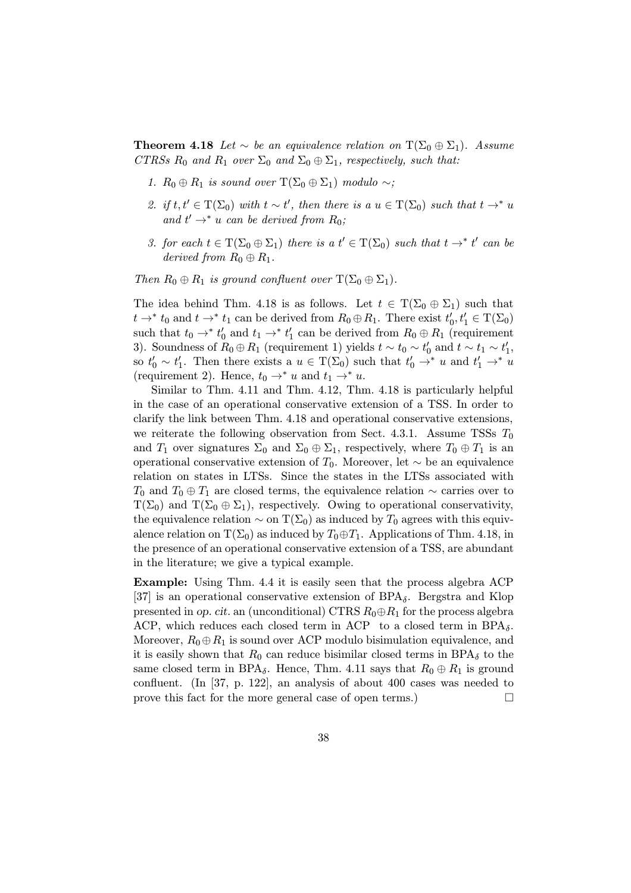**Theorem 4.18** *Let $\sim$ be an equivalence relation on $\mathrm{T}(\Sigma_0 \oplus \Sigma_1)$. Assume CTRSs $R_0$ and $R_1$ over $\Sigma_0$ and $\Sigma_0 \oplus \Sigma_1$, respectively, such that:*

1. *$R_0 \oplus R_1$ is sound over $\mathrm{T}(\Sigma_0 \oplus \Sigma_1)$ modulo $\sim$;*
2. *if $t, t' \in \mathrm{T}(\Sigma_0)$ with $t \sim t'$, then there is a $u \in \mathrm{T}(\Sigma_0)$ such that $t \to^* u$ and $t' \to^* u$ can be derived from $R_0$;*
3. *for each $t \in \mathrm{T}(\Sigma_0 \oplus \Sigma_1)$ there is a $t' \in \mathrm{T}(\Sigma_0)$ such that $t \to^* t'$ can be derived from $R_0 \oplus R_1$.*

*Then $R_0 \oplus R_1$ is ground confluent over $\mathrm{T}(\Sigma_0 \oplus \Sigma_1)$.*

The idea behind Thm. 4.18 is as follows. Let $t \in \mathrm{T}(\Sigma_0 \oplus \Sigma_1)$ such that $t \to^* t_0$ and $t \to^* t_1$ can be derived from $R_0 \oplus R_1$. There exist $t_0', t_1' \in \mathrm{T}(\Sigma_0)$ such that $t_0 \to^* t_0'$ and $t_1 \to^* t_1'$ can be derived from $R_0 \oplus R_1$ (requirement 3). Soundness of $R_0 \oplus R_1$ (requirement 1) yields $t \sim t_0 \sim t_0'$ and $t \sim t_1 \sim t_1'$, so $t_0' \sim t_1'$. Then there exists a $u \in \mathrm{T}(\Sigma_0)$ such that $t_0' \to^* u$ and $t_1' \to^* u$ (requirement 2). Hence, $t_0 \to^* u$ and $t_1 \to^* u$.

Similar to Thm. 4.11 and Thm. 4.12, Thm. 4.18 is particularly helpful in the case of an operational conservative extension of a TSS. In order to clarify the link between Thm. 4.18 and operational conservative extensions, we reiterate the following observation from Sect. 4.3.1. Assume TSSs $T_0$ and $T_1$ over signatures $\Sigma_0$ and $\Sigma_0 \oplus \Sigma_1$, respectively, where $T_0 \oplus T_1$ is an operational conservative extension of $T_0$. Moreover, let $\sim$ be an equivalence relation on states in LTSs. Since the states in the LTSs associated with $T_0$ and $T_0 \oplus T_1$ are closed terms, the equivalence relation $\sim$ carries over to $\mathrm{T}(\Sigma_0)$ and $\mathrm{T}(\Sigma_0 \oplus \Sigma_1)$, respectively. Owing to operational conservativity, the equivalence relation $\sim$ on $\mathrm{T}(\Sigma_0)$ as induced by $T_0$ agrees with this equivalence relation on $\mathrm{T}(\Sigma_0)$ as induced by $T_0 \oplus T_1$. Applications of Thm. 4.18, in the presence of an operational conservative extension of a TSS, are abundant in the literature; we give a typical example.

**Example:** Using Thm. 4.4 it is easily seen that the process algebra ACP [37] is an operational conservative extension of $\mathrm{BPA}_\delta$. Bergstra and Klop presented in *op. cit.* an (unconditional) CTRS $R_0 \oplus R_1$ for the process algebra ACP, which reduces each closed term in ACP to a closed term in $\mathrm{BPA}_\delta$. Moreover, $R_0 \oplus R_1$ is sound over ACP modulo bisimulation equivalence, and it is easily shown that $R_0$ can reduce bisimilar closed terms in $\mathrm{BPA}_\delta$ to the same closed term in $\mathrm{BPA}_\delta$. Hence, Thm. 4.11 says that $R_0 \oplus R_1$ is ground confluent. (In [37, p. 122], an analysis of about 400 cases was needed to prove this fact for the more general case of open terms.) □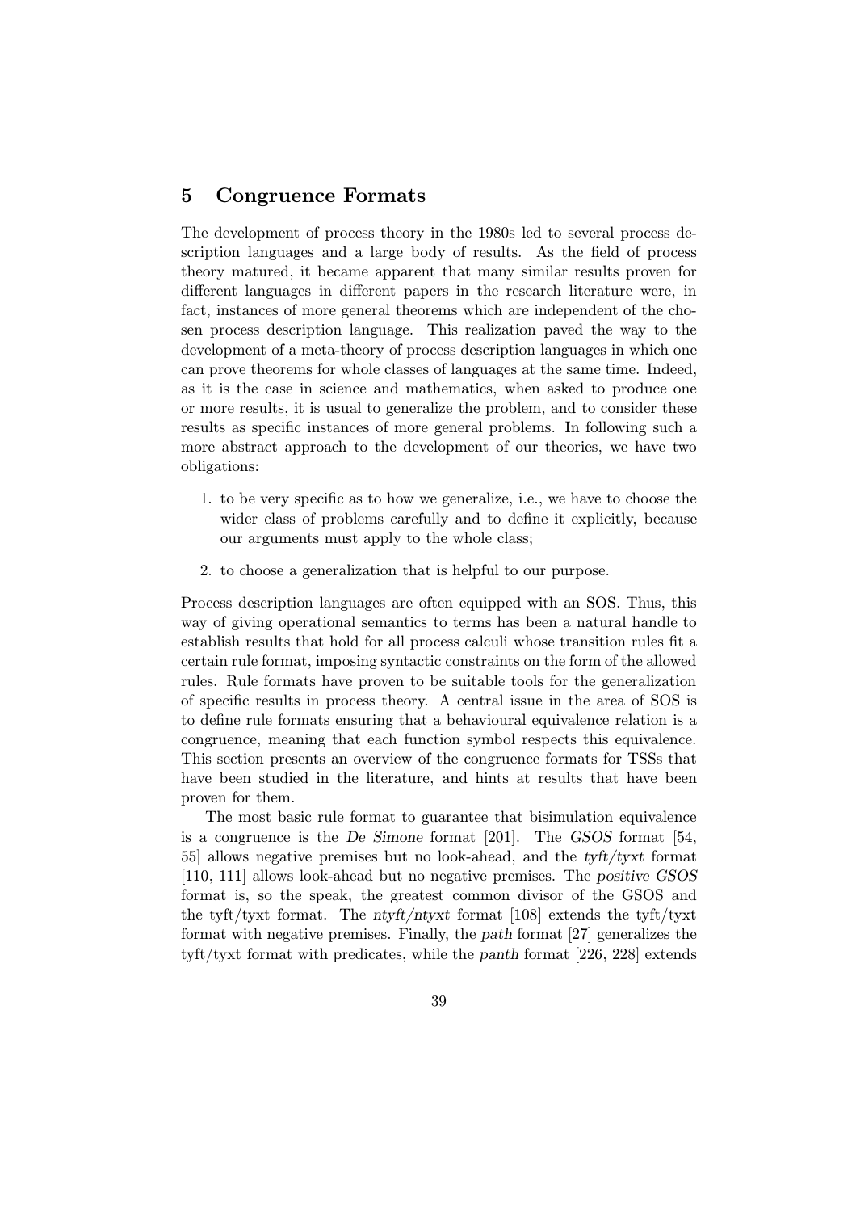## 5 Congruence Formats

The development of process theory in the 1980s led to several process description languages and a large body of results. As the field of process theory matured, it became apparent that many similar results proven for different languages in different papers in the research literature were, in fact, instances of more general theorems which are independent of the chosen process description language. This realization paved the way to the development of a meta-theory of process description languages in which one can prove theorems for whole classes of languages at the same time. Indeed, as it is the case in science and mathematics, when asked to produce one or more results, it is usual to generalize the problem, and to consider these results as specific instances of more general problems. In following such a more abstract approach to the development of our theories, we have two obligations:

1. to be very specific as to how we generalize, i.e., we have to choose the wider class of problems carefully and to define it explicitly, because our arguments must apply to the whole class;

2. to choose a generalization that is helpful to our purpose.

Process description languages are often equipped with an SOS. Thus, this way of giving operational semantics to terms has been a natural handle to establish results that hold for all process calculi whose transition rules fit a certain rule format, imposing syntactic constraints on the form of the allowed rules. Rule formats have proven to be suitable tools for the generalization of specific results in process theory. A central issue in the area of SOS is to define rule formats ensuring that a behavioural equivalence relation is a congruence, meaning that each function symbol respects this equivalence. This section presents an overview of the congruence formats for TSSs that have been studied in the literature, and hints at results that have been proven for them.

The most basic rule format to guarantee that bisimulation equivalence is a congruence is the *De Simone* format [201]. The *GSOS* format [54, 55] allows negative premises but no look-ahead, and the *tyft/tyxt* format [110, 111] allows look-ahead but no negative premises. The *positive GSOS* format is, so the speak, the greatest common divisor of the GSOS and the tyft/tyxt format. The *ntyft/ntyxt* format [108] extends the tyft/tyxt format with negative premises. Finally, the *path* format [27] generalizes the tyft/tyxt format with predicates, while the *panth* format [226, 228] extends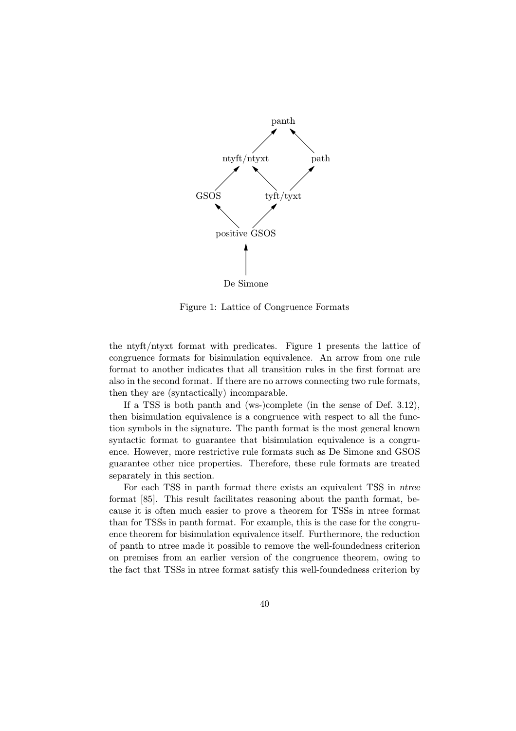Figure 1: Lattice of Congruence Formats

the ntyft/ntyxt format with predicates. Figure 1 presents the lattice of congruence formats for bisimulation equivalence. An arrow from one rule format to another indicates that all transition rules in the first format are also in the second format. If there are no arrows connecting two rule formats, then they are (syntactically) incomparable.

If a TSS is both panth and (ws-)complete (in the sense of Def. 3.12), then bisimulation equivalence is a congruence with respect to all the function symbols in the signature. The panth format is the most general known syntactic format to guarantee that bisimulation equivalence is a congruence. However, more restrictive rule formats such as De Simone and GSOS guarantee other nice properties. Therefore, these rule formats are treated separately in this section.

For each TSS in panth format there exists an equivalent TSS in *ntree* format [85]. This result facilitates reasoning about the panth format, because it is often much easier to prove a theorem for TSSs in ntree format than for TSSs in panth format. For example, this is the case for the congruence theorem for bisimulation equivalence itself. Furthermore, the reduction of panth to ntree made it possible to remove the well-foundedness criterion on premises from an earlier version of the congruence theorem, owing to the fact that TSSs in ntree format satisfy this well-foundedness criterion by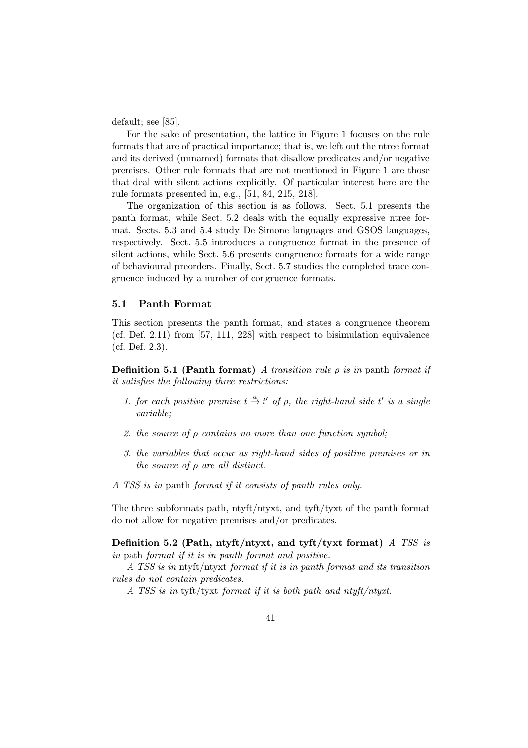default; see [85].

For the sake of presentation, the lattice in Figure 1 focuses on the rule formats that are of practical importance; that is, we left out the ntree format and its derived (unnamed) formats that disallow predicates and/or negative premises. Other rule formats that are not mentioned in Figure 1 are those that deal with silent actions explicitly. Of particular interest here are the rule formats presented in, e.g., [51, 84, 215, 218].

The organization of this section is as follows. Sect. 5.1 presents the panth format, while Sect. 5.2 deals with the equally expressive ntree format. Sects. 5.3 and 5.4 study De Simone languages and GSOS languages, respectively. Sect. 5.5 introduces a congruence format in the presence of silent actions, while Sect. 5.6 presents congruence formats for a wide range of behavioural preorders. Finally, Sect. 5.7 studies the completed trace congruence induced by a number of congruence formats.

### 5.1 Panth Format

This section presents the panth format, and states a congruence theorem (cf. Def. 2.11) from [57, 111, 228] with respect to bisimulation equivalence (cf. Def. 2.3).

**Definition 5.1 (Panth format)** *A transition rule $\rho$ is in* panth *format if it satisfies the following three restrictions:*

1. *for each positive premise $t \xrightarrow{a} t'$ of $\rho$, the right-hand side $t'$ is a single variable;*
2. *the source of $\rho$ contains no more than one function symbol;*
3. *the variables that occur as right-hand sides of positive premises or in the source of $\rho$ are all distinct.*

*A TSS is in* panth *format if it consists of panth rules only.*

The three subformats path, ntyft/ntyxt, and tyft/tyxt of the panth format do not allow for negative premises and/or predicates.

**Definition 5.2 (Path, ntyft/ntyxt, and tyft/tyxt format)** *A TSS is in* path *format if it is in panth format and positive.*

*A TSS is in* ntyft/ntyxt *format if it is in panth format and its transition rules do not contain predicates.*

*A TSS is in* tyft/tyxt *format if it is both path and ntyft/ntyxt.*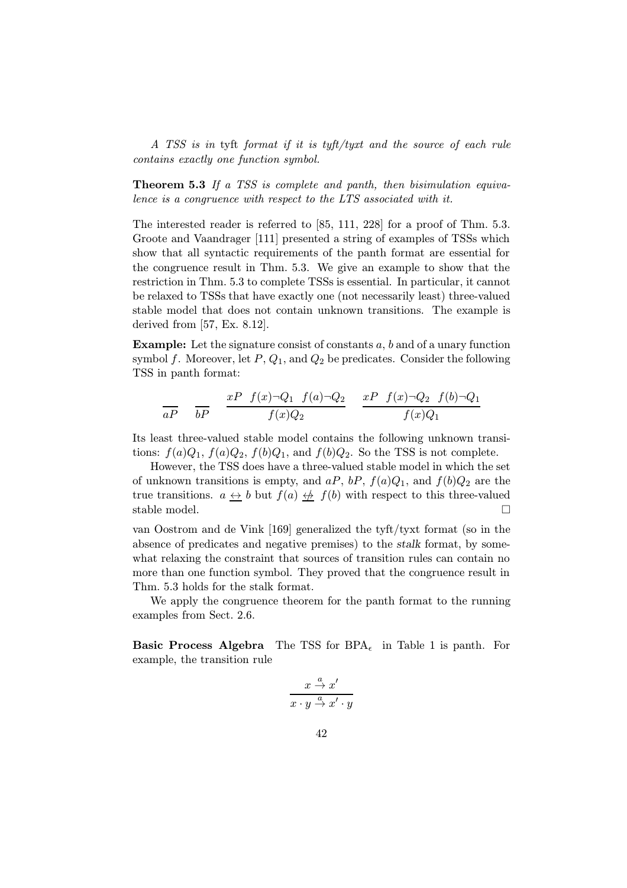*A TSS is in* tyft *format if it is tyft/tyxt and the source of each rule contains exactly one function symbol.*

**Theorem 5.3** *If a TSS is complete and panth, then bisimulation equivalence is a congruence with respect to the LTS associated with it.*

The interested reader is referred to [85, 111, 228] for a proof of Thm. 5.3. Groote and Vaandrager [111] presented a string of examples of TSSs which show that all syntactic requirements of the panth format are essential for the congruence result in Thm. 5.3. We give an example to show that the restriction in Thm. 5.3 to complete TSSs is essential. In particular, it cannot be relaxed to TSSs that have exactly one (not necessarily least) three-valued stable model that does not contain unknown transitions. The example is derived from [57, Ex. 8.12].

**Example:** Let the signature consist of constants $a$, $b$ and of a unary function symbol $f$. Moreover, let $P$, $Q_1$, and $Q_2$ be predicates. Consider the following TSS in panth format:

$$\frac{}{aP} \qquad \frac{}{bP} \qquad \frac{xP \quad f(x)\neg Q_1 \quad f(a)\neg Q_2}{f(x)Q_2} \qquad \frac{xP \quad f(x)\neg Q_2 \quad f(b)\neg Q_1}{f(x)Q_1}$$

Its least three-valued stable model contains the following unknown transitions: $f(a)Q_1$, $f(a)Q_2$, $f(b)Q_1$, and $f(b)Q_2$. So the TSS is not complete.

However, the TSS does have a three-valued stable model in which the set of unknown transitions is empty, and $aP$, $bP$, $f(a)Q_1$, and $f(b)Q_2$ are the true transitions. $a \underline{\leftrightarrow} b$ but $f(a) \underline{\not\leftrightarrow} f(b)$ with respect to this three-valued stable model. $\square$

van Oostrom and de Vink [169] generalized the tyft/tyxt format (so in the absence of predicates and negative premises) to the *stalk* format, by somewhat relaxing the constraint that sources of transition rules can contain no more than one function symbol. They proved that the congruence result in Thm. 5.3 holds for the stalk format.

We apply the congruence theorem for the panth format to the running examples from Sect. 2.6.

**Basic Process Algebra** The TSS for $\mathrm{BPA}_\epsilon$ in Table 1 is panth. For example, the transition rule

$$\frac{x \xrightarrow{a} x'}{x \cdot y \xrightarrow{a} x' \cdot y}$$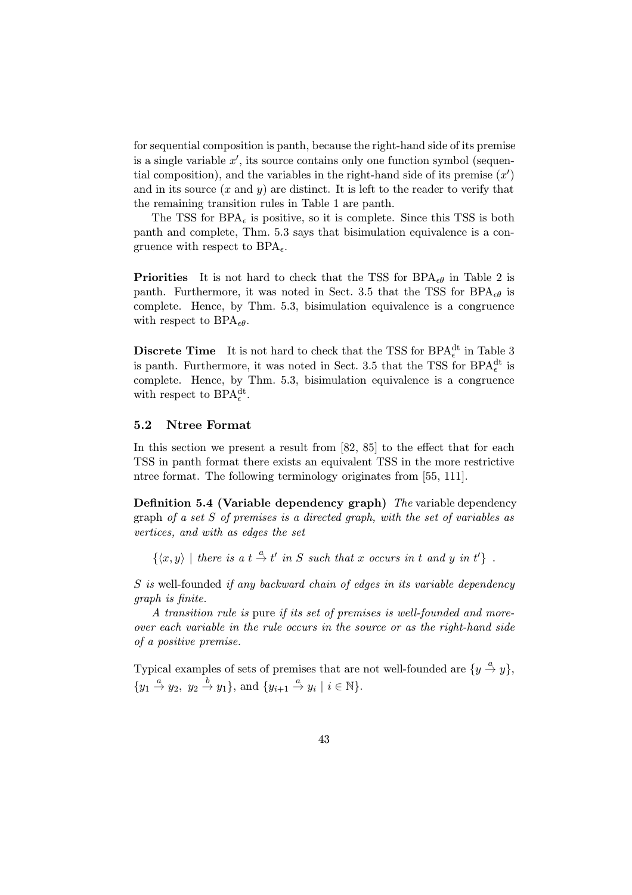for sequential composition is panth, because the right-hand side of its premise is a single variable $x'$, its source contains only one function symbol (sequential composition), and the variables in the right-hand side of its premise ($x'$) and in its source ($x$ and $y$) are distinct. It is left to the reader to verify that the remaining transition rules in Table 1 are panth.

The TSS for $\mathrm{BPA}_\epsilon$ is positive, so it is complete. Since this TSS is both panth and complete, Thm. 5.3 says that bisimulation equivalence is a congruence with respect to $\mathrm{BPA}_\epsilon$.

**Priorities** It is not hard to check that the TSS for $\mathrm{BPA}_{\epsilon\theta}$ in Table 2 is panth. Furthermore, it was noted in Sect. 3.5 that the TSS for $\mathrm{BPA}_{\epsilon\theta}$ is complete. Hence, by Thm. 5.3, bisimulation equivalence is a congruence with respect to $\mathrm{BPA}_{\epsilon\theta}$.

**Discrete Time** It is not hard to check that the TSS for $\mathrm{BPA}_\epsilon^{\mathrm{dt}}$ in Table 3 is panth. Furthermore, it was noted in Sect. 3.5 that the TSS for $\mathrm{BPA}_\epsilon^{\mathrm{dt}}$ is complete. Hence, by Thm. 5.3, bisimulation equivalence is a congruence with respect to $\mathrm{BPA}_\epsilon^{\mathrm{dt}}$.

### 5.2 Ntree Format

In this section we present a result from [82, 85] to the effect that for each TSS in panth format there exists an equivalent TSS in the more restrictive ntree format. The following terminology originates from [55, 111].

**Definition 5.4 (Variable dependency graph)** *The* variable dependency graph *of a set $S$ of premises is a directed graph, with the set of variables as vertices, and with as edges the set*

$$\{\langle x, y\rangle \mid \textit{there is a } t \xrightarrow{a} t' \textit{ in } S \textit{ such that } x \textit{ occurs in } t \textit{ and } y \textit{ in } t'\} .$$

*$S$ is* well-founded *if any backward chain of edges in its variable dependency graph is finite.*

*A transition rule is* pure *if its set of premises is well-founded and moreover each variable in the rule occurs in the source or as the right-hand side of a positive premise.*

Typical examples of sets of premises that are not well-founded are $\{y \xrightarrow{a} y\}$, $\{y_1 \xrightarrow{a} y_2,\ y_2 \xrightarrow{b} y_1\}$, and $\{y_{i+1} \xrightarrow{a} y_i \mid i \in \mathbb{N}\}$.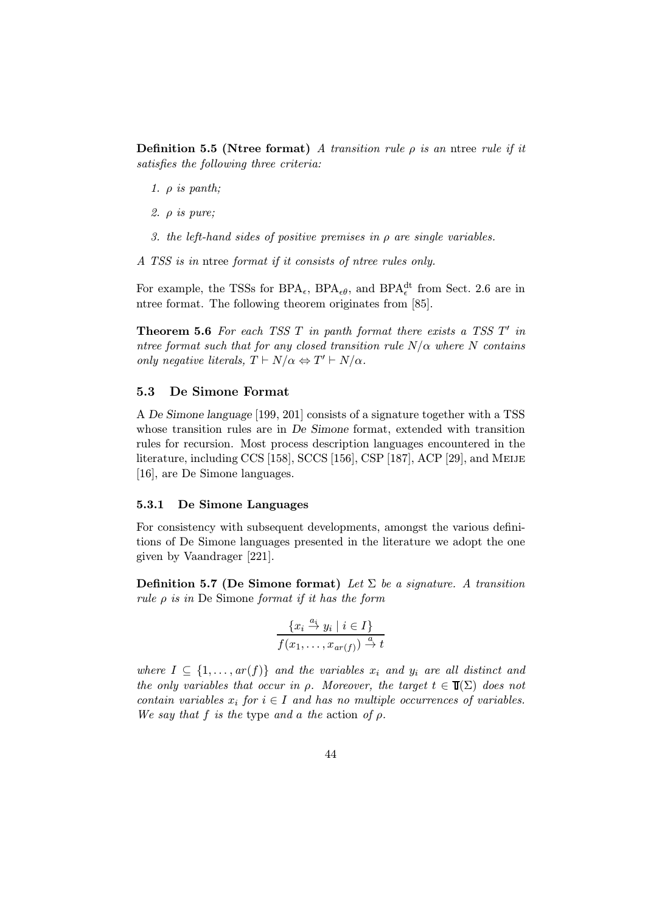**Definition 5.5 (Ntree format)** *A transition rule $\rho$ is an* ntree *rule if it satisfies the following three criteria:*

1. *$\rho$ is panth;*
2. *$\rho$ is pure;*
3. *the left-hand sides of positive premises in $\rho$ are single variables.*

*A TSS is in* ntree *format if it consists of ntree rules only.*

For example, the TSSs for $\mathrm{BPA}_\epsilon$, $\mathrm{BPA}_{\epsilon\theta}$, and $\mathrm{BPA}_\epsilon^{\mathrm{dt}}$ from Sect. 2.6 are in ntree format. The following theorem originates from [85].

**Theorem 5.6** *For each TSS $T$ in panth format there exists a TSS $T'$ in ntree format such that for any closed transition rule $N/\alpha$ where $N$ contains only negative literals, $T \vdash N/\alpha \Leftrightarrow T' \vdash N/\alpha$.*

## 5.3 De Simone Format

A *De Simone language* [199, 201] consists of a signature together with a TSS whose transition rules are in *De Simone* format, extended with transition rules for recursion. Most process description languages encountered in the literature, including CCS [158], SCCS [156], CSP [187], ACP [29], and MEIJE [16], are De Simone languages.

### 5.3.1 De Simone Languages

For consistency with subsequent developments, amongst the various definitions of De Simone languages presented in the literature we adopt the one given by Vaandrager [221].

**Definition 5.7 (De Simone format)** *Let $\Sigma$ be a signature. A transition rule $\rho$ is in* De Simone *format if it has the form*

$$\frac{\{x_i \stackrel{a_i}{\to} y_i \mid i \in I\}}{f(x_1, \ldots, x_{ar(f)}) \stackrel{a}{\to} t}$$

*where $I \subseteq \{1, \ldots, ar(f)\}$ and the variables $x_i$ and $y_i$ are all distinct and the only variables that occur in $\rho$. Moreover, the target $t \in \mathbb{T}(\Sigma)$ does not contain variables $x_i$ for $i \in I$ and has no multiple occurrences of variables. We say that $f$ is the* type *and $a$ the* action *of $\rho$.*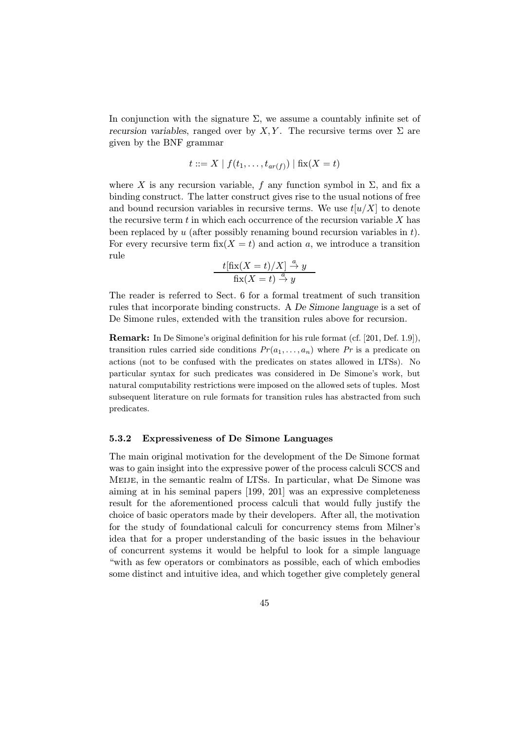In conjunction with the signature $\Sigma$, we assume a countably infinite set of *recursion variables*, ranged over by $X, Y$. The recursive terms over $\Sigma$ are given by the BNF grammar

$$t ::= X \mid f(t_1, \ldots, t_{ar(f)}) \mid \text{fix}(X = t)$$

where $X$ is any recursion variable, $f$ any function symbol in $\Sigma$, and fix a binding construct. The latter construct gives rise to the usual notions of free and bound recursion variables in recursive terms. We use $t[u/X]$ to denote the recursive term $t$ in which each occurrence of the recursion variable $X$ has been replaced by $u$ (after possibly renaming bound recursion variables in $t$). For every recursive term $\text{fix}(X = t)$ and action $a$, we introduce a transition rule

$$\frac{t[\text{fix}(X = t)/X] \xrightarrow{a} y}{\text{fix}(X = t) \xrightarrow{a} y}$$

The reader is referred to Sect. 6 for a formal treatment of such transition rules that incorporate binding constructs. A *De Simone language* is a set of De Simone rules, extended with the transition rules above for recursion.

**Remark:** In De Simone's original definition for his rule format (cf. [201, Def. 1.9]), transition rules carried side conditions $Pr(a_1, \ldots, a_n)$ where $Pr$ is a predicate on actions (not to be confused with the predicates on states allowed in LTSs). No particular syntax for such predicates was considered in De Simone's work, but natural computability restrictions were imposed on the allowed sets of tuples. Most subsequent literature on rule formats for transition rules has abstracted from such predicates.

### 5.3.2 Expressiveness of De Simone Languages

The main original motivation for the development of the De Simone format was to gain insight into the expressive power of the process calculi SCCS and MEIJE, in the semantic realm of LTSs. In particular, what De Simone was aiming at in his seminal papers [199, 201] was an expressive completeness result for the aforementioned process calculi that would fully justify the choice of basic operators made by their developers. After all, the motivation for the study of foundational calculi for concurrency stems from Milner's idea that for a proper understanding of the basic issues in the behaviour of concurrent systems it would be helpful to look for a simple language "with as few operators or combinators as possible, each of which embodies some distinct and intuitive idea, and which together give completely general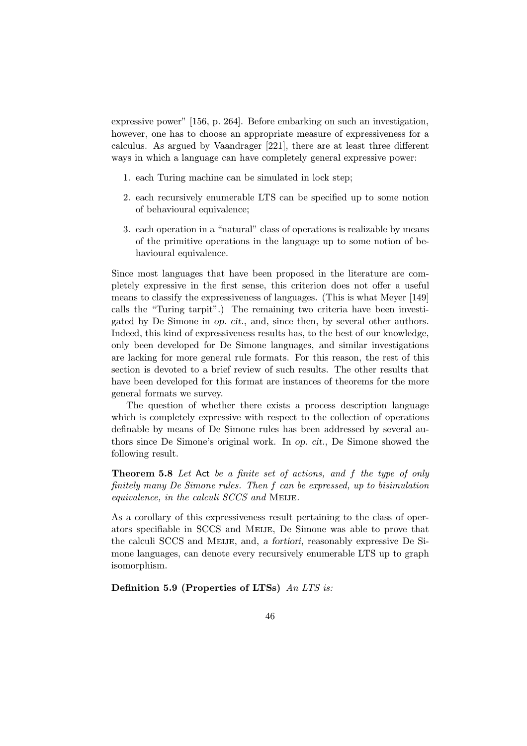expressive power" [156, p. 264]. Before embarking on such an investigation, however, one has to choose an appropriate measure of expressiveness for a calculus. As argued by Vaandrager [221], there are at least three different ways in which a language can have completely general expressive power:

1. each Turing machine can be simulated in lock step;
2. each recursively enumerable LTS can be specified up to some notion of behavioural equivalence;
3. each operation in a "natural" class of operations is realizable by means of the primitive operations in the language up to some notion of behavioural equivalence.

Since most languages that have been proposed in the literature are completely expressive in the first sense, this criterion does not offer a useful means to classify the expressiveness of languages. (This is what Meyer [149] calls the "Turing tarpit".) The remaining two criteria have been investigated by De Simone in *op. cit.*, and, since then, by several other authors. Indeed, this kind of expressiveness results has, to the best of our knowledge, only been developed for De Simone languages, and similar investigations are lacking for more general rule formats. For this reason, the rest of this section is devoted to a brief review of such results. The other results that have been developed for this format are instances of theorems for the more general formats we survey.

The question of whether there exists a process description language which is completely expressive with respect to the collection of operations definable by means of De Simone rules has been addressed by several authors since De Simone's original work. In *op. cit.*, De Simone showed the following result.

**Theorem 5.8** *Let* Act *be a finite set of actions, and $f$ the type of only finitely many De Simone rules. Then $f$ can be expressed, up to bisimulation equivalence, in the calculi SCCS and* MEIJE.

As a corollary of this expressiveness result pertaining to the class of operators specifiable in SCCS and MEIJE, De Simone was able to prove that the calculi SCCS and MEIJE, and, *a fortiori*, reasonably expressive De Simone languages, can denote every recursively enumerable LTS up to graph isomorphism.

**Definition 5.9 (Properties of LTSs)** *An LTS is:*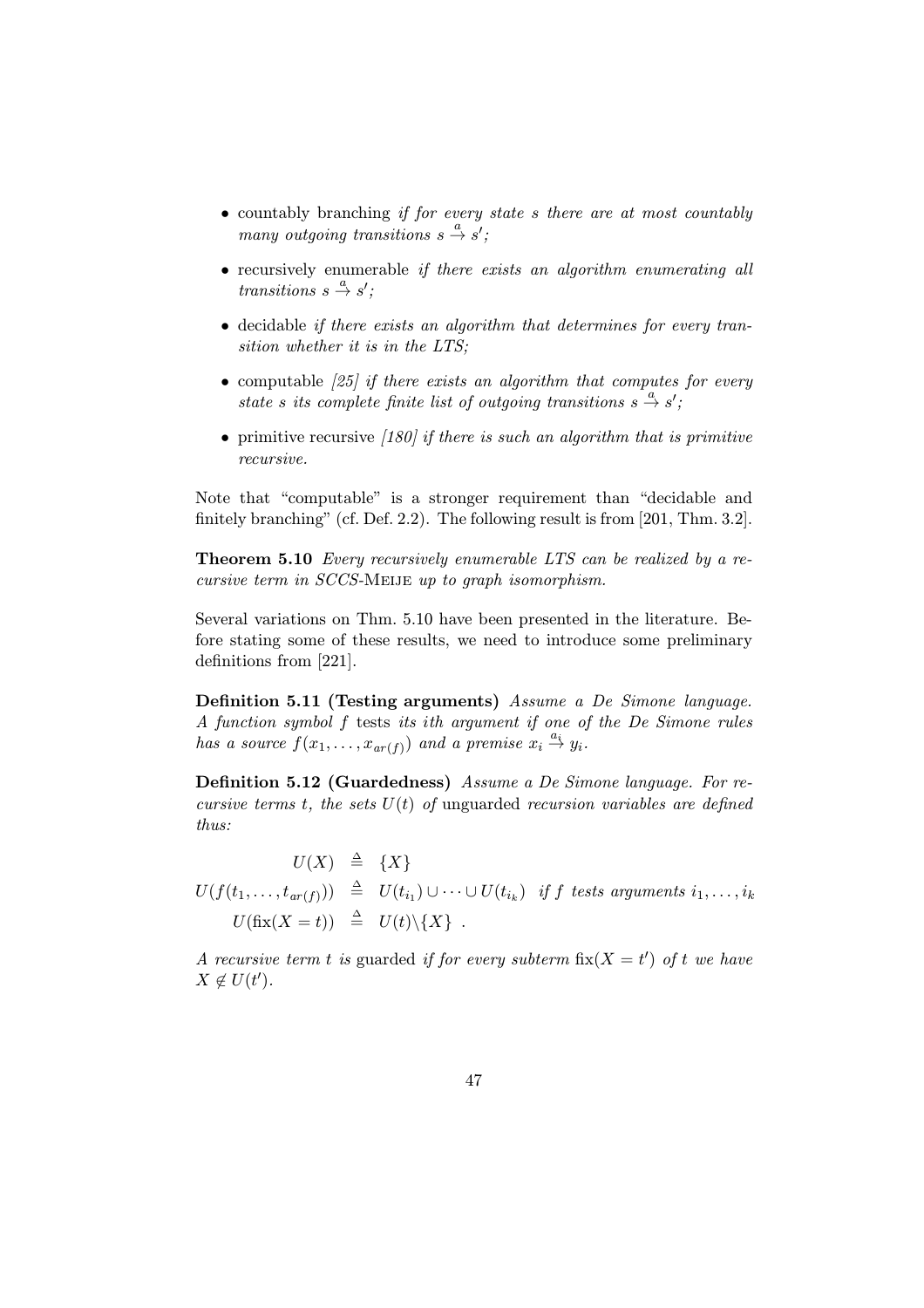- countably branching *if for every state s there are at most countably many outgoing transitions* $s \stackrel{a}{\to} s'$*;*

- recursively enumerable *if there exists an algorithm enumerating all transitions* $s \stackrel{a}{\to} s'$*;*

- decidable *if there exists an algorithm that determines for every transition whether it is in the LTS;*

- computable *[25] if there exists an algorithm that computes for every state s its complete finite list of outgoing transitions* $s \stackrel{a}{\to} s'$*;*

- primitive recursive *[180] if there is such an algorithm that is primitive recursive.*

Note that "computable" is a stronger requirement than "decidable and finitely branching" (cf. Def. 2.2). The following result is from [201, Thm. 3.2].

**Theorem 5.10** *Every recursively enumerable LTS can be realized by a recursive term in SCCS-*Meije *up to graph isomorphism.*

Several variations on Thm. 5.10 have been presented in the literature. Before stating some of these results, we need to introduce some preliminary definitions from [221].

**Definition 5.11 (Testing arguments)** *Assume a De Simone language. A function symbol f* tests *its ith argument if one of the De Simone rules has a source* $f(x_1, \ldots, x_{ar(f)})$ *and a premise* $x_i \stackrel{a_i}{\to} y_i$*.*

**Definition 5.12 (Guardedness)** *Assume a De Simone language. For recursive terms t, the sets* $U(t)$ *of* unguarded *recursion variables are defined thus:*

$$
\begin{array}{rcl}
U(X) & \triangleq & \{X\} \\
U(f(t_1, \ldots, t_{ar(f)})) & \triangleq & U(t_{i_1}) \cup \cdots \cup U(t_{i_k}) \quad \textit{if } f \textit{ tests arguments } i_1, \ldots, i_k \\
U(\mathrm{fix}(X = t)) & \triangleq & U(t) \backslash \{X\} \ .
\end{array}
$$

*A recursive term t is* guarded *if for every subterm* $\mathrm{fix}(X = t')$ *of t we have* $X \notin U(t')$*.*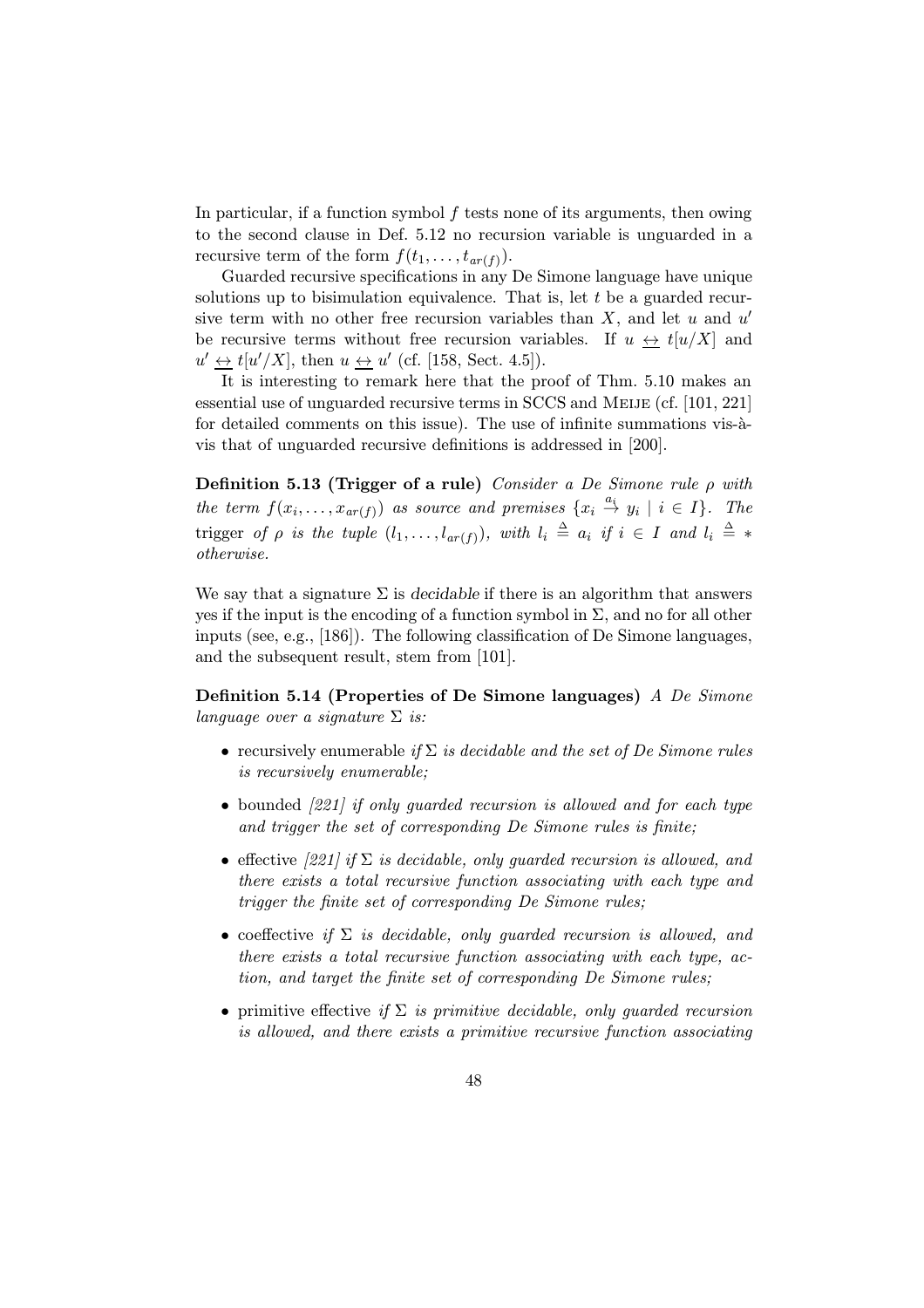In particular, if a function symbol $f$ tests none of its arguments, then owing to the second clause in Def. 5.12 no recursion variable is unguarded in a recursive term of the form $f(t_1, \ldots, t_{ar(f)})$.

Guarded recursive specifications in any De Simone language have unique solutions up to bisimulation equivalence. That is, let $t$ be a guarded recursive term with no other free recursion variables than $X$, and let $u$ and $u'$ be recursive terms without free recursion variables. If $u \underline{\leftrightarrow} t[u/X]$ and $u' \underline{\leftrightarrow} t[u'/X]$, then $u \underline{\leftrightarrow} u'$ (cf. [158, Sect. 4.5]).

It is interesting to remark here that the proof of Thm. 5.10 makes an essential use of unguarded recursive terms in SCCS and MEIJE (cf. [101, 221] for detailed comments on this issue). The use of infinite summations vis-à-vis that of unguarded recursive definitions is addressed in [200].

**Definition 5.13 (Trigger of a rule)** *Consider a De Simone rule $\rho$ with the term $f(x_i, \ldots, x_{ar(f)})$ as source and premises $\{x_i \stackrel{a_i}{\to} y_i \mid i \in I\}$. The* trigger *of $\rho$ is the tuple $(l_1, \ldots, l_{ar(f)})$, with $l_i \triangleq a_i$ if $i \in I$ and $l_i \triangleq *$ otherwise.*

We say that a signature $\Sigma$ is *decidable* if there is an algorithm that answers yes if the input is the encoding of a function symbol in $\Sigma$, and no for all other inputs (see, e.g., [186]). The following classification of De Simone languages, and the subsequent result, stem from [101].

**Definition 5.14 (Properties of De Simone languages)** *A De Simone language over a signature $\Sigma$ is:*

- recursively enumerable *if $\Sigma$ is decidable and the set of De Simone rules is recursively enumerable;*
- bounded *[221] if only guarded recursion is allowed and for each type and trigger the set of corresponding De Simone rules is finite;*
- effective *[221] if $\Sigma$ is decidable, only guarded recursion is allowed, and there exists a total recursive function associating with each type and trigger the finite set of corresponding De Simone rules;*
- coeffective *if $\Sigma$ is decidable, only guarded recursion is allowed, and there exists a total recursive function associating with each type, action, and target the finite set of corresponding De Simone rules;*
- primitive effective *if $\Sigma$ is primitive decidable, only guarded recursion is allowed, and there exists a primitive recursive function associating*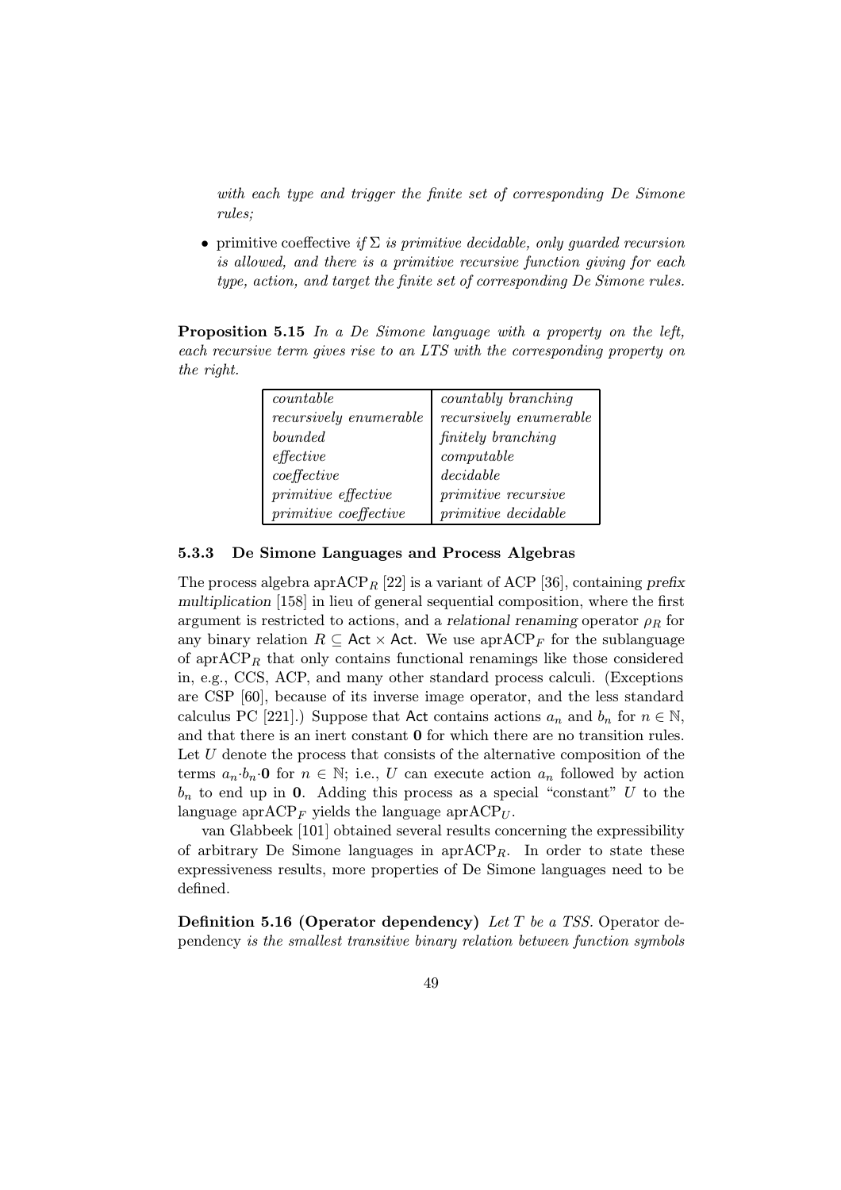*with each type and trigger the finite set of corresponding De Simone rules;*

- primitive coeffective *if $\Sigma$ is primitive decidable, only guarded recursion is allowed, and there is a primitive recursive function giving for each type, action, and target the finite set of corresponding De Simone rules.*

**Proposition 5.15** *In a De Simone language with a property on the left, each recursive term gives rise to an LTS with the corresponding property on the right.*

| | |
|---|---|
| *countable* | *countably branching* |
| *recursively enumerable* | *recursively enumerable* |
| *bounded* | *finitely branching* |
| *effective* | *computable* |
| *coeffective* | *decidable* |
| *primitive effective* | *primitive recursive* |
| *primitive coeffective* | *primitive decidable* |

### 5.3.3 De Simone Languages and Process Algebras

The process algebra $\text{aprACP}_R$ [22] is a variant of ACP [36], containing *prefix multiplication* [158] in lieu of general sequential composition, where the first argument is restricted to actions, and a *relational renaming* operator $\rho_R$ for any binary relation $R \subseteq \mathsf{Act} \times \mathsf{Act}$. We use $\text{aprACP}_F$ for the sublanguage of $\text{aprACP}_R$ that only contains functional renamings like those considered in, e.g., CCS, ACP, and many other standard process calculi. (Exceptions are CSP [60], because of its inverse image operator, and the less standard calculus PC [221].) Suppose that $\mathsf{Act}$ contains actions $a_n$ and $b_n$ for $n \in \mathbb{N}$, and that there is an inert constant $\mathbf{0}$ for which there are no transition rules. Let $U$ denote the process that consists of the alternative composition of the terms $a_n{\cdot}b_n{\cdot}\mathbf{0}$ for $n \in \mathbb{N}$; i.e., $U$ can execute action $a_n$ followed by action $b_n$ to end up in $\mathbf{0}$. Adding this process as a special "constant" $U$ to the language $\text{aprACP}_F$ yields the language $\text{aprACP}_U$.

van Glabbeek [101] obtained several results concerning the expressibility of arbitrary De Simone languages in $\text{aprACP}_R$. In order to state these expressiveness results, more properties of De Simone languages need to be defined.

**Definition 5.16 (Operator dependency)** *Let $T$ be a TSS.* Operator dependency *is the smallest transitive binary relation between function symbols*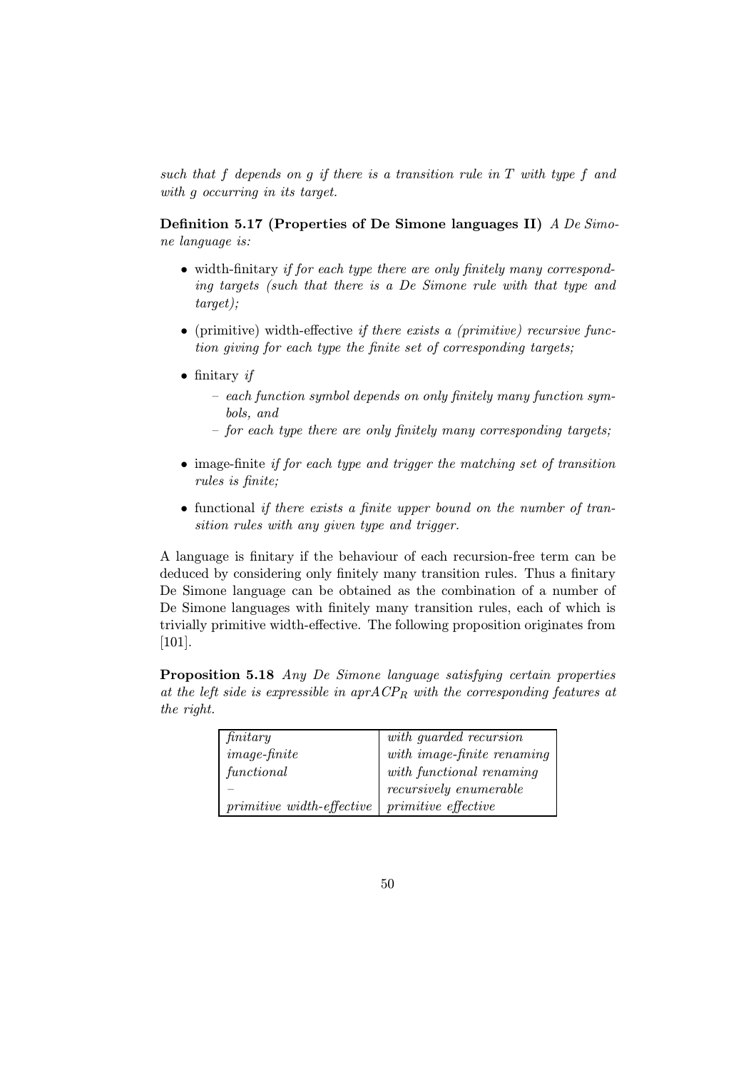*such that $f$ depends on $g$ if there is a transition rule in $T$ with type $f$ and with $g$ occurring in its target.*

**Definition 5.17 (Properties of De Simone languages II)** *A De Simone language is:*

- width-finitary *if for each type there are only finitely many corresponding targets (such that there is a De Simone rule with that type and target);*
- (primitive) width-effective *if there exists a (primitive) recursive function giving for each type the finite set of corresponding targets;*
- finitary *if*
  - *each function symbol depends on only finitely many function symbols, and*
  - *for each type there are only finitely many corresponding targets;*
- image-finite *if for each type and trigger the matching set of transition rules is finite;*
- functional *if there exists a finite upper bound on the number of transition rules with any given type and trigger.*

A language is finitary if the behaviour of each recursion-free term can be deduced by considering only finitely many transition rules. Thus a finitary De Simone language can be obtained as the combination of a number of De Simone languages with finitely many transition rules, each of which is trivially primitive width-effective. The following proposition originates from [101].

**Proposition 5.18** *Any De Simone language satisfying certain properties at the left side is expressible in $aprACP_R$ with the corresponding features at the right.*

| *finitary* | *with guarded recursion* |
|---|---|
| *image-finite* | *with image-finite renaming* |
| *functional* | *with functional renaming* |
| – | *recursively enumerable* |
| *primitive width-effective* | *primitive effective* |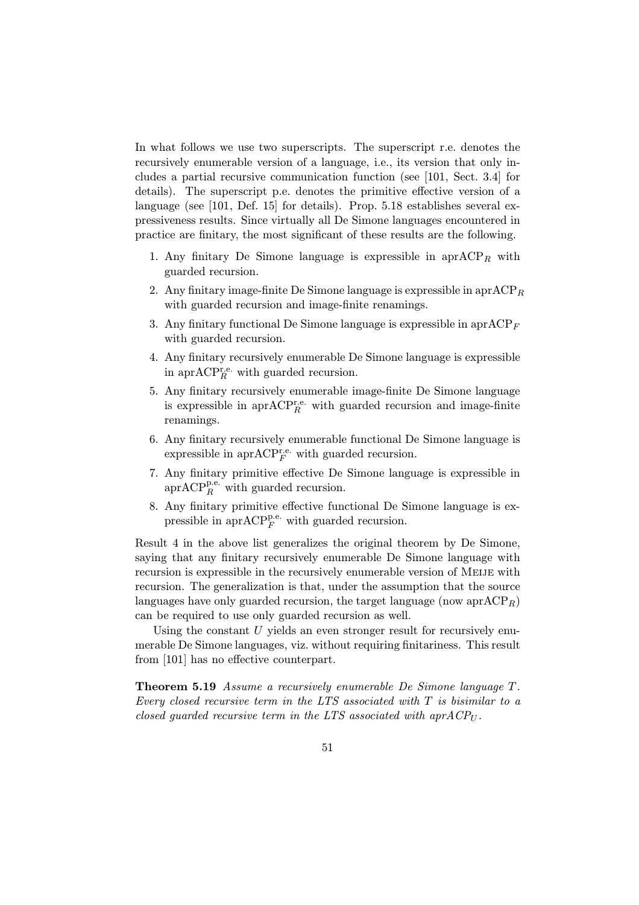In what follows we use two superscripts. The superscript r.e. denotes the recursively enumerable version of a language, i.e., its version that only includes a partial recursive communication function (see [101, Sect. 3.4] for details). The superscript p.e. denotes the primitive effective version of a language (see [101, Def. 15] for details). Prop. 5.18 establishes several expressiveness results. Since virtually all De Simone languages encountered in practice are finitary, the most significant of these results are the following.

1. Any finitary De Simone language is expressible in $\mathrm{aprACP}_R$ with guarded recursion.
2. Any finitary image-finite De Simone language is expressible in $\mathrm{aprACP}_R$ with guarded recursion and image-finite renamings.
3. Any finitary functional De Simone language is expressible in $\mathrm{aprACP}_F$ with guarded recursion.
4. Any finitary recursively enumerable De Simone language is expressible in $\mathrm{aprACP}_R^{\mathrm{r.e.}}$ with guarded recursion.
5. Any finitary recursively enumerable image-finite De Simone language is expressible in $\mathrm{aprACP}_R^{\mathrm{r.e.}}$ with guarded recursion and image-finite renamings.
6. Any finitary recursively enumerable functional De Simone language is expressible in $\mathrm{aprACP}_F^{\mathrm{r.e.}}$ with guarded recursion.
7. Any finitary primitive effective De Simone language is expressible in $\mathrm{aprACP}_R^{\mathrm{p.e.}}$ with guarded recursion.
8. Any finitary primitive effective functional De Simone language is expressible in $\mathrm{aprACP}_F^{\mathrm{p.e.}}$ with guarded recursion.

Result 4 in the above list generalizes the original theorem by De Simone, saying that any finitary recursively enumerable De Simone language with recursion is expressible in the recursively enumerable version of MEIJE with recursion. The generalization is that, under the assumption that the source languages have only guarded recursion, the target language (now $\mathrm{aprACP}_R$) can be required to use only guarded recursion as well.

Using the constant $U$ yields an even stronger result for recursively enumerable De Simone languages, viz. without requiring finitariness. This result from [101] has no effective counterpart.

**Theorem 5.19** *Assume a recursively enumerable De Simone language $T$. Every closed recursive term in the LTS associated with $T$ is bisimilar to a closed guarded recursive term in the LTS associated with $aprACP_U$.*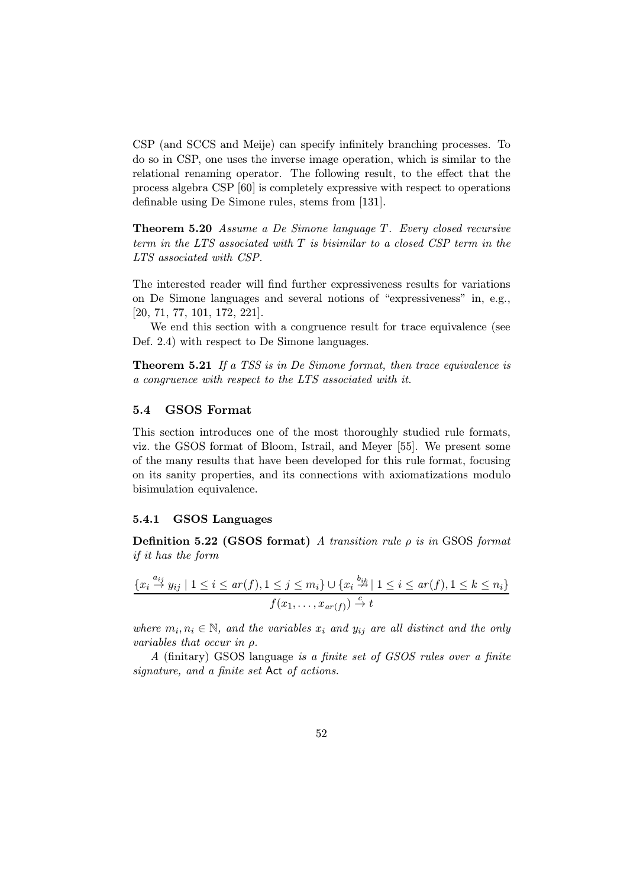CSP (and SCCS and Meije) can specify infinitely branching processes. To do so in CSP, one uses the inverse image operation, which is similar to the relational renaming operator. The following result, to the effect that the process algebra CSP [60] is completely expressive with respect to operations definable using De Simone rules, stems from [131].

**Theorem 5.20** *Assume a De Simone language $T$. Every closed recursive term in the LTS associated with $T$ is bisimilar to a closed CSP term in the LTS associated with CSP.*

The interested reader will find further expressiveness results for variations on De Simone languages and several notions of "expressiveness" in, e.g., [20, 71, 77, 101, 172, 221].

We end this section with a congruence result for trace equivalence (see Def. 2.4) with respect to De Simone languages.

**Theorem 5.21** *If a TSS is in De Simone format, then trace equivalence is a congruence with respect to the LTS associated with it.*

### 5.4 GSOS Format

This section introduces one of the most thoroughly studied rule formats, viz. the GSOS format of Bloom, Istrail, and Meyer [55]. We present some of the many results that have been developed for this rule format, focusing on its sanity properties, and its connections with axiomatizations modulo bisimulation equivalence.

#### 5.4.1 GSOS Languages

**Definition 5.22 (GSOS format)** *A transition rule $\rho$ is in* GSOS *format if it has the form*

$$\frac{\{x_i \stackrel{a_{ij}}{\to} y_{ij} \mid 1 \leq i \leq ar(f), 1 \leq j \leq m_i\} \cup \{x_i \stackrel{b_{ik}}{\not\to} \mid 1 \leq i \leq ar(f), 1 \leq k \leq n_i\}}{f(x_1, \ldots, x_{ar(f)}) \stackrel{c}{\to} t}$$

*where $m_i, n_i \in \mathbb{N}$, and the variables $x_i$ and $y_{ij}$ are all distinct and the only variables that occur in $\rho$.*

*A* (finitary) GSOS language *is a finite set of GSOS rules over a finite signature, and a finite set* Act *of actions.*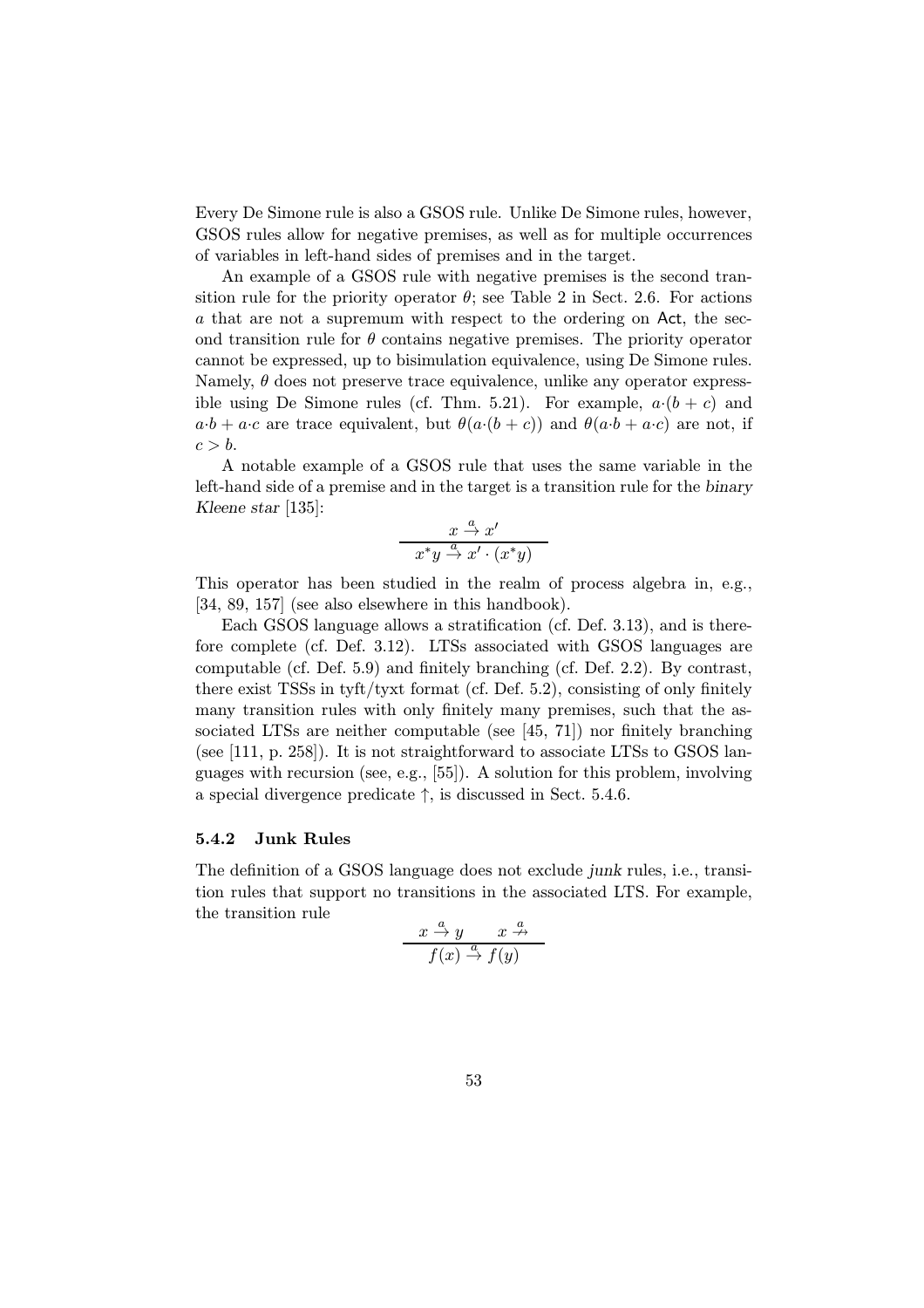Every De Simone rule is also a GSOS rule. Unlike De Simone rules, however, GSOS rules allow for negative premises, as well as for multiple occurrences of variables in left-hand sides of premises and in the target.

An example of a GSOS rule with negative premises is the second transition rule for the priority operator $\theta$; see Table 2 in Sect. 2.6. For actions $a$ that are not a supremum with respect to the ordering on $\mathsf{Act}$, the second transition rule for $\theta$ contains negative premises. The priority operator cannot be expressed, up to bisimulation equivalence, using De Simone rules. Namely, $\theta$ does not preserve trace equivalence, unlike any operator expressible using De Simone rules (cf. Thm. 5.21). For example, $a{\cdot}(b+c)$ and $a{\cdot}b + a{\cdot}c$ are trace equivalent, but $\theta(a{\cdot}(b+c))$ and $\theta(a{\cdot}b + a{\cdot}c)$ are not, if $c > b$.

A notable example of a GSOS rule that uses the same variable in the left-hand side of a premise and in the target is a transition rule for the *binary Kleene star* [135]:

$$\frac{x \xrightarrow{a} x'}{x^*y \xrightarrow{a} x' \cdot (x^*y)}$$

This operator has been studied in the realm of process algebra in, e.g., [34, 89, 157] (see also elsewhere in this handbook).

Each GSOS language allows a stratification (cf. Def. 3.13), and is therefore complete (cf. Def. 3.12). LTSs associated with GSOS languages are computable (cf. Def. 5.9) and finitely branching (cf. Def. 2.2). By contrast, there exist TSSs in tyft/tyxt format (cf. Def. 5.2), consisting of only finitely many transition rules with only finitely many premises, such that the associated LTSs are neither computable (see [45, 71]) nor finitely branching (see [111, p. 258]). It is not straightforward to associate LTSs to GSOS languages with recursion (see, e.g., [55]). A solution for this problem, involving a special divergence predicate $\uparrow$, is discussed in Sect. 5.4.6.

### 5.4.2 Junk Rules

The definition of a GSOS language does not exclude *junk* rules, i.e., transition rules that support no transitions in the associated LTS. For example, the transition rule

$$\frac{x \xrightarrow{a} y \qquad x \stackrel{a}{\nrightarrow}}{f(x) \xrightarrow{a} f(y)}$$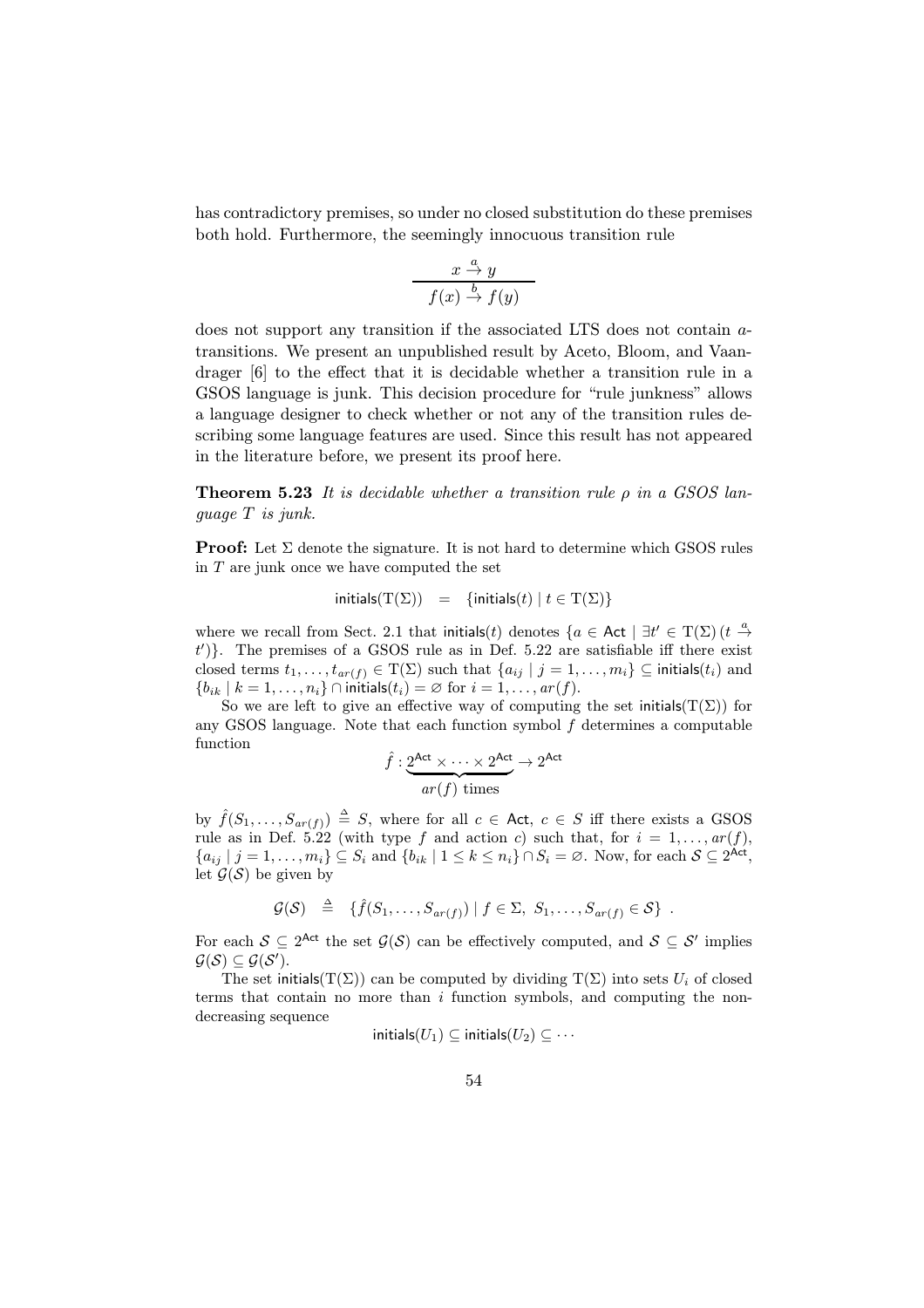has contradictory premises, so under no closed substitution do these premises both hold. Furthermore, the seemingly innocuous transition rule

$$\frac{x \xrightarrow{a} y}{f(x) \xrightarrow{b} f(y)}$$

does not support any transition if the associated LTS does not contain $a$-transitions. We present an unpublished result by Aceto, Bloom, and Vaandrager [6] to the effect that it is decidable whether a transition rule in a GSOS language is junk. This decision procedure for "rule junkness" allows a language designer to check whether or not any of the transition rules describing some language features are used. Since this result has not appeared in the literature before, we present its proof here.

**Theorem 5.23** *It is decidable whether a transition rule $\rho$ in a GSOS language $T$ is junk.*

**Proof:** Let $\Sigma$ denote the signature. It is not hard to determine which GSOS rules in $T$ are junk once we have computed the set

$$\mathsf{initials}(\mathrm{T}(\Sigma)) \quad = \quad \{\mathsf{initials}(t) \mid t \in \mathrm{T}(\Sigma)\}$$

where we recall from Sect. 2.1 that $\mathsf{initials}(t)$ denotes $\{a \in \mathsf{Act} \mid \exists t' \in \mathrm{T}(\Sigma)\,(t \xrightarrow{a} t')\}$. The premises of a GSOS rule as in Def. 5.22 are satisfiable iff there exist closed terms $t_1, \ldots, t_{ar(f)} \in \mathrm{T}(\Sigma)$ such that $\{a_{ij} \mid j = 1, \ldots, m_i\} \subseteq \mathsf{initials}(t_i)$ and $\{b_{ik} \mid k = 1, \ldots, n_i\} \cap \mathsf{initials}(t_i) = \varnothing$ for $i = 1, \ldots, ar(f)$.

So we are left to give an effective way of computing the set $\mathsf{initials}(\mathrm{T}(\Sigma))$ for any GSOS language. Note that each function symbol $f$ determines a computable function

$$\hat{f} : \underbrace{2^{\mathsf{Act}} \times \cdots \times 2^{\mathsf{Act}}}_{ar(f) \text{ times}} \rightarrow 2^{\mathsf{Act}}$$

by $\hat{f}(S_1, \ldots, S_{ar(f)}) \triangleq S$, where for all $c \in \mathsf{Act}$, $c \in S$ iff there exists a GSOS rule as in Def. 5.22 (with type $f$ and action $c$) such that, for $i = 1, \ldots, ar(f)$, $\{a_{ij} \mid j = 1, \ldots, m_i\} \subseteq S_i$ and $\{b_{ik} \mid 1 \leq k \leq n_i\} \cap S_i = \varnothing$. Now, for each $\mathcal{S} \subseteq 2^{\mathsf{Act}}$, let $\mathcal{G}(\mathcal{S})$ be given by

$$\mathcal{G}(\mathcal{S}) \quad \triangleq \quad \{\hat{f}(S_1, \ldots, S_{ar(f)}) \mid f \in \Sigma,\ S_1, \ldots, S_{ar(f)} \in \mathcal{S}\} \ .$$

For each $\mathcal{S} \subseteq 2^{\mathsf{Act}}$ the set $\mathcal{G}(\mathcal{S})$ can be effectively computed, and $\mathcal{S} \subseteq \mathcal{S}'$ implies $\mathcal{G}(\mathcal{S}) \subseteq \mathcal{G}(\mathcal{S}')$.

The set $\mathsf{initials}(\mathrm{T}(\Sigma))$ can be computed by dividing $\mathrm{T}(\Sigma)$ into sets $U_i$ of closed terms that contain no more than $i$ function symbols, and computing the non-decreasing sequence

$$\mathsf{initials}(U_1) \subseteq \mathsf{initials}(U_2) \subseteq \cdots$$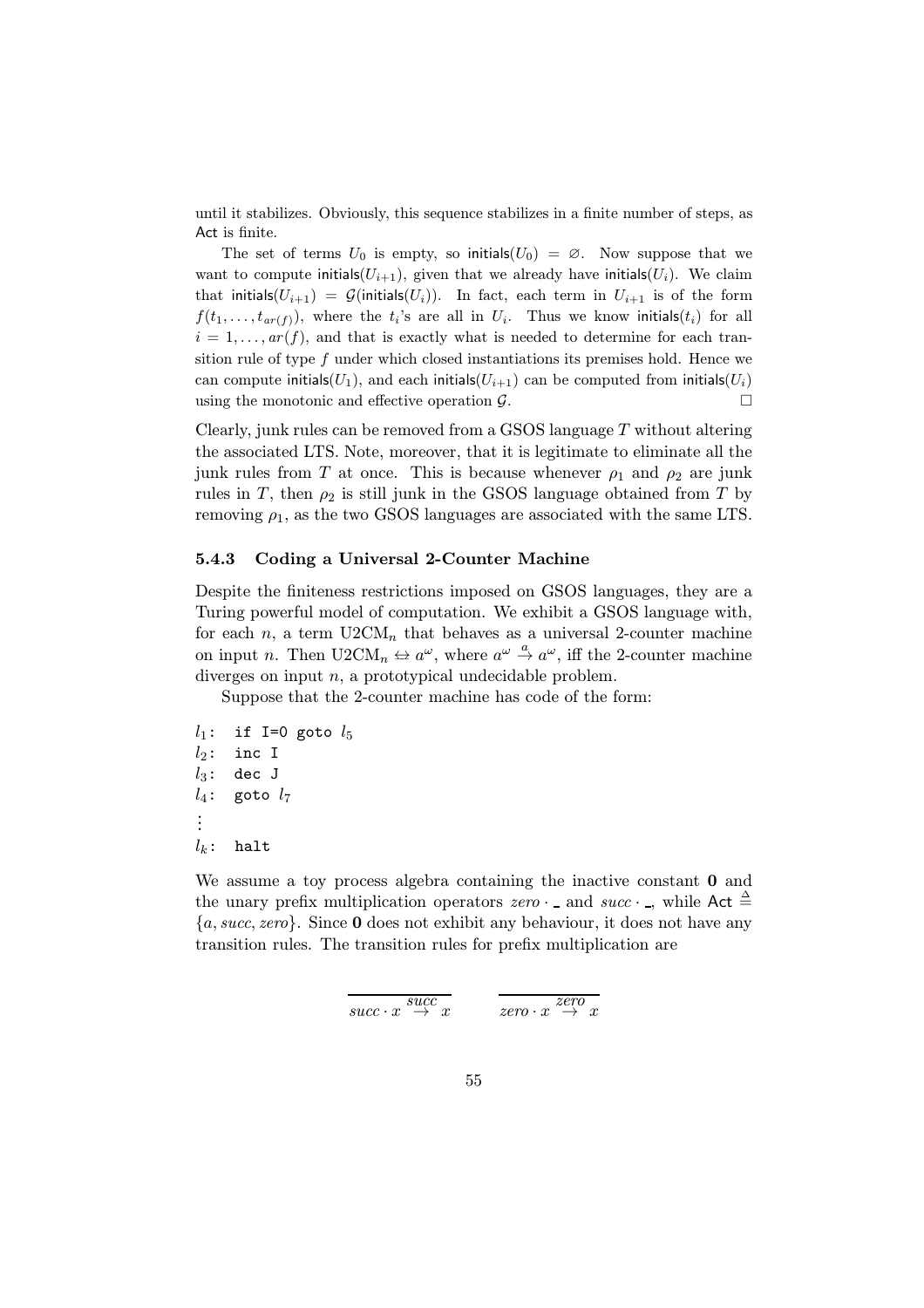until it stabilizes. Obviously, this sequence stabilizes in a finite number of steps, as Act is finite.

The set of terms $U_0$ is empty, so $\mathsf{initials}(U_0) = \varnothing$. Now suppose that we want to compute $\mathsf{initials}(U_{i+1})$, given that we already have $\mathsf{initials}(U_i)$. We claim that $\mathsf{initials}(U_{i+1}) = \mathcal{G}(\mathsf{initials}(U_i))$. In fact, each term in $U_{i+1}$ is of the form $f(t_1, \ldots, t_{ar(f)})$, where the $t_i$'s are all in $U_i$. Thus we know $\mathsf{initials}(t_i)$ for all $i = 1, \ldots, ar(f)$, and that is exactly what is needed to determine for each transition rule of type $f$ under which closed instantiations its premises hold. Hence we can compute $\mathsf{initials}(U_1)$, and each $\mathsf{initials}(U_{i+1})$ can be computed from $\mathsf{initials}(U_i)$ using the monotonic and effective operation $\mathcal{G}$. □

Clearly, junk rules can be removed from a GSOS language $T$ without altering the associated LTS. Note, moreover, that it is legitimate to eliminate all the junk rules from $T$ at once. This is because whenever $\rho_1$ and $\rho_2$ are junk rules in $T$, then $\rho_2$ is still junk in the GSOS language obtained from $T$ by removing $\rho_1$, as the two GSOS languages are associated with the same LTS.

### 5.4.3 Coding a Universal 2-Counter Machine

Despite the finiteness restrictions imposed on GSOS languages, they are a Turing powerful model of computation. We exhibit a GSOS language with, for each $n$, a term $\mathrm{U2CM}_n$ that behaves as a universal 2-counter machine on input $n$. Then $\mathrm{U2CM}_n \leftrightarrow a^\omega$, where $a^\omega \xrightarrow{a} a^\omega$, iff the 2-counter machine diverges on input $n$, a prototypical undecidable problem.

Suppose that the 2-counter machine has code of the form:

$l_1$: `if I=0 goto` $l_5$
$l_2$: `inc I`
$l_3$: `dec J`
$l_4$: `goto` $l_7$
⋮
$l_k$: `halt`

We assume a toy process algebra containing the inactive constant $\mathbf{0}$ and the unary prefix multiplication operators $zero \cdot \_$ and $succ \cdot \_$, while $\mathsf{Act} \triangleq \{a, succ, zero\}$. Since $\mathbf{0}$ does not exhibit any behaviour, it does not have any transition rules. The transition rules for prefix multiplication are

$$\frac{}{succ \cdot x \xrightarrow{succ} x} \qquad \frac{}{zero \cdot x \xrightarrow{zero} x}$$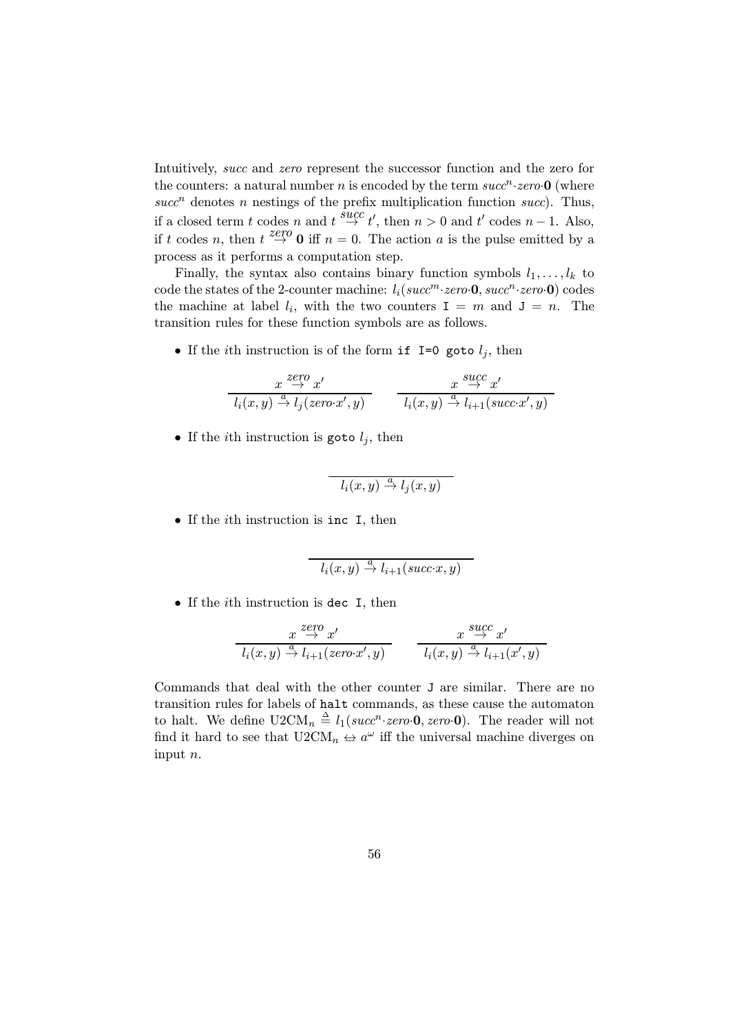Intuitively, *succ* and *zero* represent the successor function and the zero for the counters: a natural number $n$ is encoded by the term $succ^n \cdot zero \cdot \mathbf{0}$ (where $succ^n$ denotes $n$ nestings of the prefix multiplication function *succ*). Thus, if a closed term $t$ codes $n$ and $t \stackrel{succ}{\rightarrow} t'$, then $n > 0$ and $t'$ codes $n - 1$. Also, if $t$ codes $n$, then $t \stackrel{zero}{\rightarrow} \mathbf{0}$ iff $n = 0$. The action $a$ is the pulse emitted by a process as it performs a computation step.

Finally, the syntax also contains binary function symbols $l_1, \ldots, l_k$ to code the states of the 2-counter machine: $l_i(succ^m \cdot zero \cdot \mathbf{0}, succ^n \cdot zero \cdot \mathbf{0})$ codes the machine at label $l_i$, with the two counters `I` $= m$ and `J` $= n$. The transition rules for these function symbols are as follows.

- If the $i$th instruction is of the form `if I=0 goto` $l_j$, then

$$\frac{x \stackrel{zero}{\rightarrow} x'}{l_i(x,y) \stackrel{a}{\rightarrow} l_j(zero \cdot x', y)} \qquad \frac{x \stackrel{succ}{\rightarrow} x'}{l_i(x,y) \stackrel{a}{\rightarrow} l_{i+1}(succ \cdot x', y)}$$

- If the $i$th instruction is `goto` $l_j$, then

$$\frac{}{l_i(x,y) \stackrel{a}{\rightarrow} l_j(x,y)}$$

- If the $i$th instruction is `inc I`, then

$$\frac{}{l_i(x,y) \stackrel{a}{\rightarrow} l_{i+1}(succ \cdot x, y)}$$

- If the $i$th instruction is `dec I`, then

$$\frac{x \stackrel{zero}{\rightarrow} x'}{l_i(x,y) \stackrel{a}{\rightarrow} l_{i+1}(zero \cdot x', y)} \qquad \frac{x \stackrel{succ}{\rightarrow} x'}{l_i(x,y) \stackrel{a}{\rightarrow} l_{i+1}(x', y)}$$

Commands that deal with the other counter `J` are similar. There are no transition rules for labels of `halt` commands, as these cause the automaton to halt. We define $\mathrm{U2CM}_n \triangleq l_1(succ^n \cdot zero \cdot \mathbf{0}, zero \cdot \mathbf{0})$. The reader will not find it hard to see that $\mathrm{U2CM}_n \leftrightarrow a^\omega$ iff the universal machine diverges on input $n$.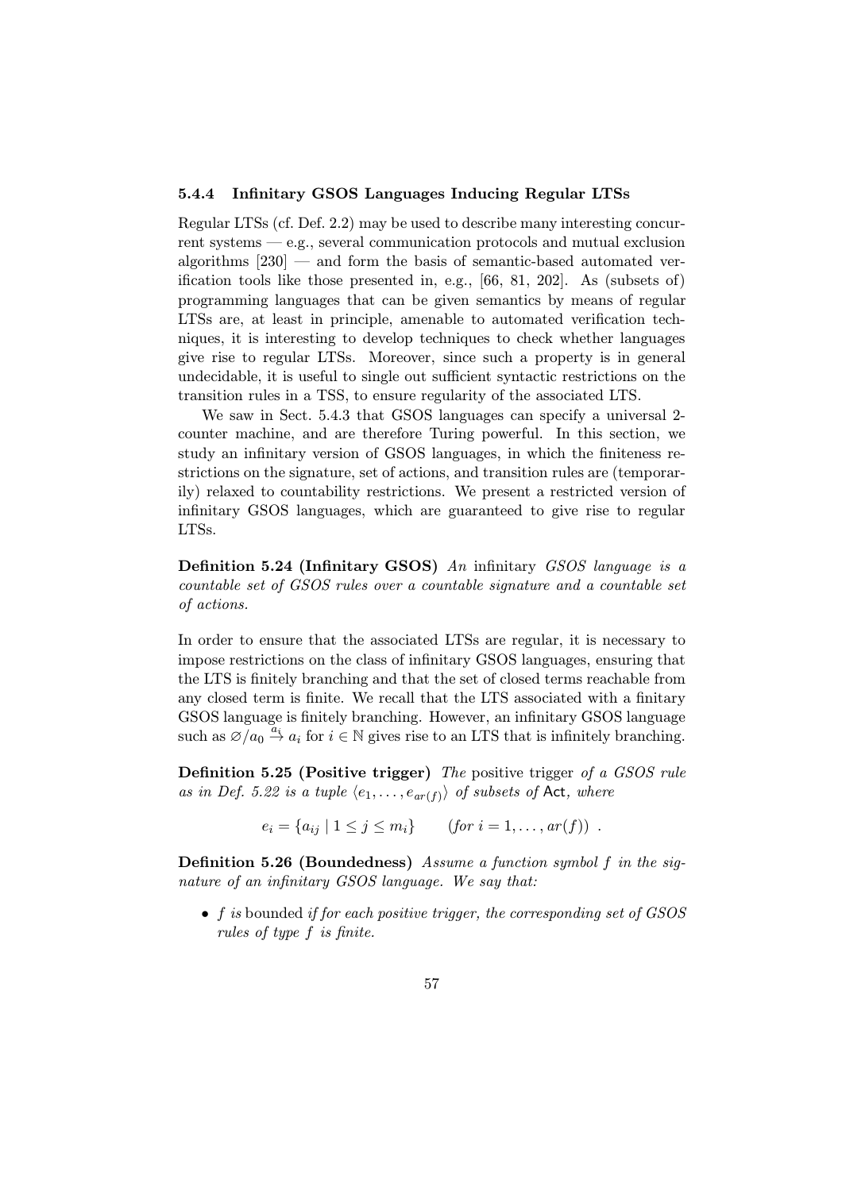### 5.4.4 Infinitary GSOS Languages Inducing Regular LTSs

Regular LTSs (cf. Def. 2.2) may be used to describe many interesting concurrent systems — e.g., several communication protocols and mutual exclusion algorithms [230] — and form the basis of semantic-based automated verification tools like those presented in, e.g., [66, 81, 202]. As (subsets of) programming languages that can be given semantics by means of regular LTSs are, at least in principle, amenable to automated verification techniques, it is interesting to develop techniques to check whether languages give rise to regular LTSs. Moreover, since such a property is in general undecidable, it is useful to single out sufficient syntactic restrictions on the transition rules in a TSS, to ensure regularity of the associated LTS.

We saw in Sect. 5.4.3 that GSOS languages can specify a universal 2-counter machine, and are therefore Turing powerful. In this section, we study an infinitary version of GSOS languages, in which the finiteness restrictions on the signature, set of actions, and transition rules are (temporarily) relaxed to countability restrictions. We present a restricted version of infinitary GSOS languages, which are guaranteed to give rise to regular LTSs.

**Definition 5.24 (Infinitary GSOS)** *An* infinitary *GSOS language is a countable set of GSOS rules over a countable signature and a countable set of actions.*

In order to ensure that the associated LTSs are regular, it is necessary to impose restrictions on the class of infinitary GSOS languages, ensuring that the LTS is finitely branching and that the set of closed terms reachable from any closed term is finite. We recall that the LTS associated with a finitary GSOS language is finitely branching. However, an infinitary GSOS language such as $\varnothing/a_0 \xrightarrow{a_i} a_i$ for $i \in \mathbb{N}$ gives rise to an LTS that is infinitely branching.

**Definition 5.25 (Positive trigger)** *The* positive trigger *of a GSOS rule as in Def. 5.22 is a tuple $\langle e_1, \ldots, e_{ar(f)} \rangle$ of subsets of $\mathsf{Act}$, where*

$$e_i = \{a_{ij} \mid 1 \leq j \leq m_i\} \qquad (\textit{for } i = 1, \ldots, ar(f)) \ .$$

**Definition 5.26 (Boundedness)** *Assume a function symbol $f$ in the signature of an infinitary GSOS language. We say that:*

- *$f$ is* bounded *if for each positive trigger, the corresponding set of GSOS rules of type $f$ is finite.*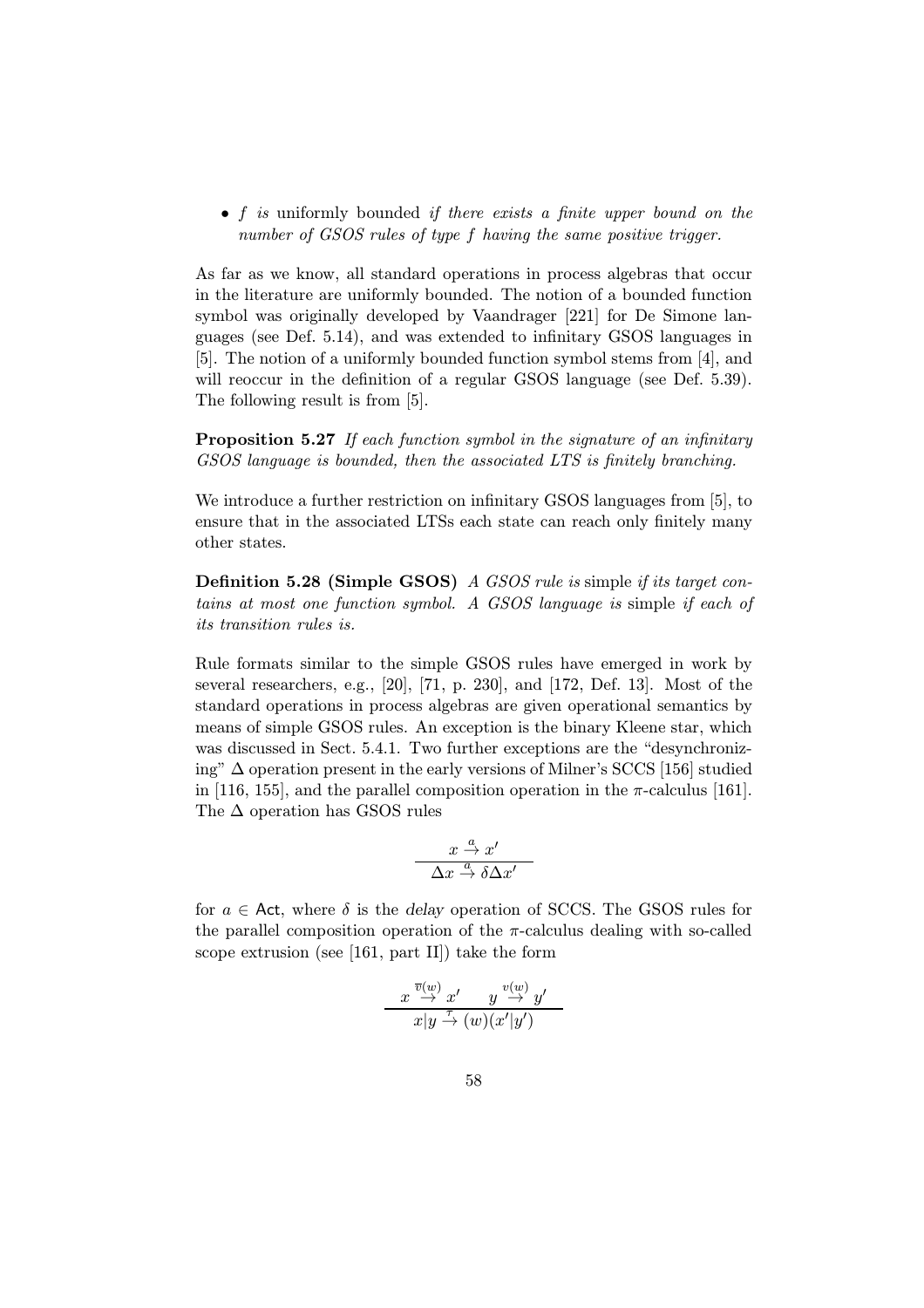- $f$ *is* uniformly bounded *if there exists a finite upper bound on the number of GSOS rules of type $f$ having the same positive trigger.*

As far as we know, all standard operations in process algebras that occur in the literature are uniformly bounded. The notion of a bounded function symbol was originally developed by Vaandrager [221] for De Simone languages (see Def. 5.14), and was extended to infinitary GSOS languages in [5]. The notion of a uniformly bounded function symbol stems from [4], and will reoccur in the definition of a regular GSOS language (see Def. 5.39). The following result is from [5].

**Proposition 5.27** *If each function symbol in the signature of an infinitary GSOS language is bounded, then the associated LTS is finitely branching.*

We introduce a further restriction on infinitary GSOS languages from [5], to ensure that in the associated LTSs each state can reach only finitely many other states.

**Definition 5.28 (Simple GSOS)** *A GSOS rule is* simple *if its target contains at most one function symbol. A GSOS language is* simple *if each of its transition rules is.*

Rule formats similar to the simple GSOS rules have emerged in work by several researchers, e.g., [20], [71, p. 230], and [172, Def. 13]. Most of the standard operations in process algebras are given operational semantics by means of simple GSOS rules. An exception is the binary Kleene star, which was discussed in Sect. 5.4.1. Two further exceptions are the "desynchronizing" $\Delta$ operation present in the early versions of Milner's SCCS [156] studied in [116, 155], and the parallel composition operation in the $\pi$-calculus [161]. The $\Delta$ operation has GSOS rules

$$\frac{x \stackrel{a}{\rightarrow} x'}{\Delta x \stackrel{a}{\rightarrow} \delta \Delta x'}$$

for $a \in \mathsf{Act}$, where $\delta$ is the *delay* operation of SCCS. The GSOS rules for the parallel composition operation of the $\pi$-calculus dealing with so-called scope extrusion (see [161, part II]) take the form

$$\frac{x \stackrel{\overline{v}(w)}{\rightarrow} x' \qquad y \stackrel{v(w)}{\rightarrow} y'}{x|y \stackrel{\tau}{\rightarrow} (w)(x'|y')}$$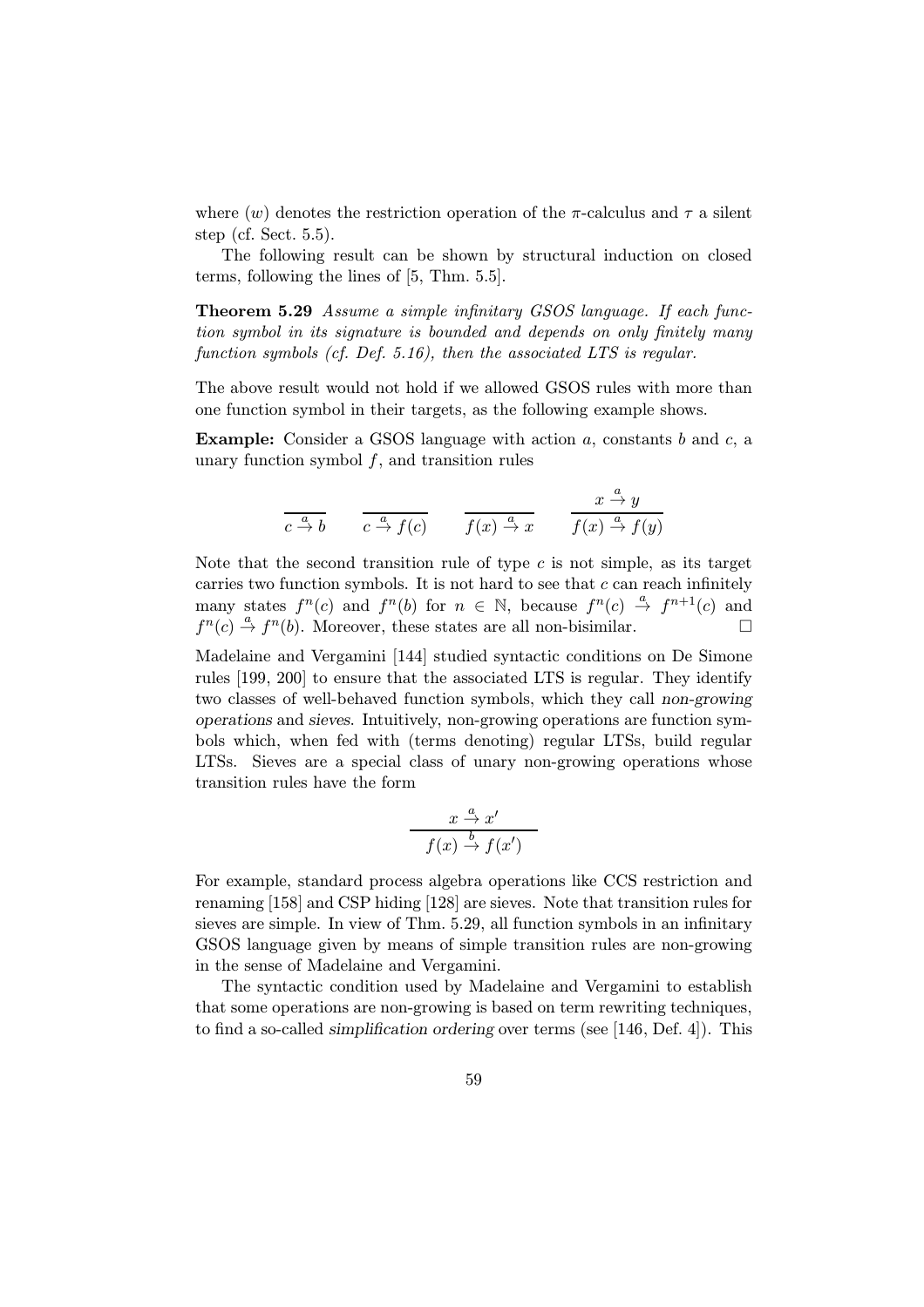where $(w)$ denotes the restriction operation of the $\pi$-calculus and $\tau$ a silent step (cf. Sect. 5.5).

The following result can be shown by structural induction on closed terms, following the lines of [5, Thm. 5.5].

**Theorem 5.29** *Assume a simple infinitary GSOS language. If each function symbol in its signature is bounded and depends on only finitely many function symbols (cf. Def. 5.16), then the associated LTS is regular.*

The above result would not hold if we allowed GSOS rules with more than one function symbol in their targets, as the following example shows.

**Example:** Consider a GSOS language with action $a$, constants $b$ and $c$, a unary function symbol $f$, and transition rules

$$\frac{}{c \stackrel{a}{\to} b} \qquad \frac{}{c \stackrel{a}{\to} f(c)} \qquad \frac{}{f(x) \stackrel{a}{\to} x} \qquad \frac{x \stackrel{a}{\to} y}{f(x) \stackrel{a}{\to} f(y)}$$

Note that the second transition rule of type $c$ is not simple, as its target carries two function symbols. It is not hard to see that $c$ can reach infinitely many states $f^n(c)$ and $f^n(b)$ for $n \in \mathbb{N}$, because $f^n(c) \stackrel{a}{\to} f^{n+1}(c)$ and $f^n(c) \stackrel{a}{\to} f^n(b)$. Moreover, these states are all non-bisimilar. □

Madelaine and Vergamini [144] studied syntactic conditions on De Simone rules [199, 200] to ensure that the associated LTS is regular. They identify two classes of well-behaved function symbols, which they call *non-growing operations* and *sieves*. Intuitively, non-growing operations are function symbols which, when fed with (terms denoting) regular LTSs, build regular LTSs. Sieves are a special class of unary non-growing operations whose transition rules have the form

$$\frac{x \stackrel{a}{\to} x'}{f(x) \stackrel{b}{\to} f(x')}$$

For example, standard process algebra operations like CCS restriction and renaming [158] and CSP hiding [128] are sieves. Note that transition rules for sieves are simple. In view of Thm. 5.29, all function symbols in an infinitary GSOS language given by means of simple transition rules are non-growing in the sense of Madelaine and Vergamini.

The syntactic condition used by Madelaine and Vergamini to establish that some operations are non-growing is based on term rewriting techniques, to find a so-called *simplification ordering* over terms (see [146, Def. 4]). This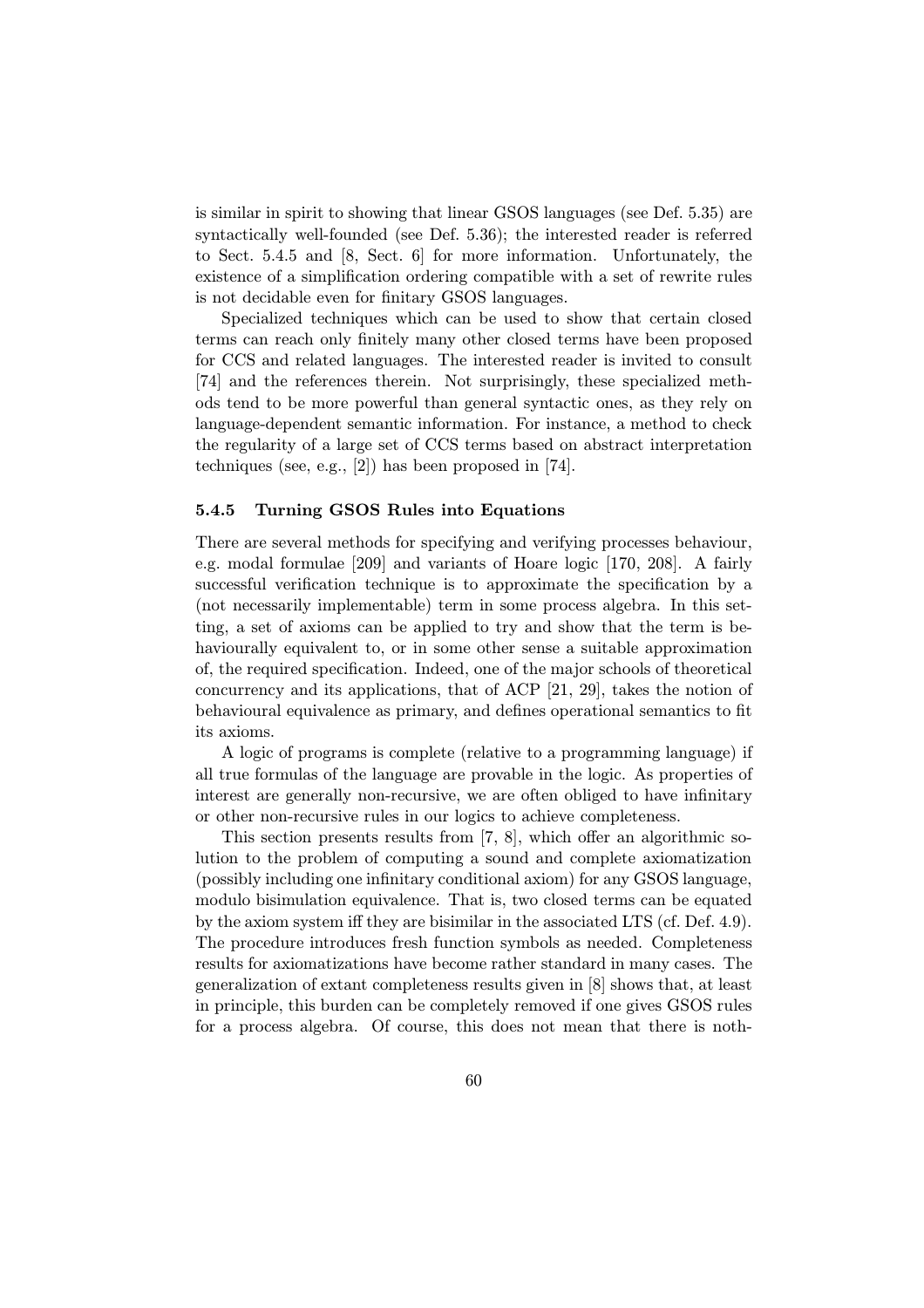is similar in spirit to showing that linear GSOS languages (see Def. 5.35) are syntactically well-founded (see Def. 5.36); the interested reader is referred to Sect. 5.4.5 and [8, Sect. 6] for more information. Unfortunately, the existence of a simplification ordering compatible with a set of rewrite rules is not decidable even for finitary GSOS languages.

Specialized techniques which can be used to show that certain closed terms can reach only finitely many other closed terms have been proposed for CCS and related languages. The interested reader is invited to consult [74] and the references therein. Not surprisingly, these specialized methods tend to be more powerful than general syntactic ones, as they rely on language-dependent semantic information. For instance, a method to check the regularity of a large set of CCS terms based on abstract interpretation techniques (see, e.g., [2]) has been proposed in [74].

### 5.4.5 Turning GSOS Rules into Equations

There are several methods for specifying and verifying processes behaviour, e.g. modal formulae [209] and variants of Hoare logic [170, 208]. A fairly successful verification technique is to approximate the specification by a (not necessarily implementable) term in some process algebra. In this setting, a set of axioms can be applied to try and show that the term is behaviourally equivalent to, or in some other sense a suitable approximation of, the required specification. Indeed, one of the major schools of theoretical concurrency and its applications, that of ACP [21, 29], takes the notion of behavioural equivalence as primary, and defines operational semantics to fit its axioms.

A logic of programs is complete (relative to a programming language) if all true formulas of the language are provable in the logic. As properties of interest are generally non-recursive, we are often obliged to have infinitary or other non-recursive rules in our logics to achieve completeness.

This section presents results from [7, 8], which offer an algorithmic solution to the problem of computing a sound and complete axiomatization (possibly including one infinitary conditional axiom) for any GSOS language, modulo bisimulation equivalence. That is, two closed terms can be equated by the axiom system iff they are bisimilar in the associated LTS (cf. Def. 4.9). The procedure introduces fresh function symbols as needed. Completeness results for axiomatizations have become rather standard in many cases. The generalization of extant completeness results given in [8] shows that, at least in principle, this burden can be completely removed if one gives GSOS rules for a process algebra. Of course, this does not mean that there is noth-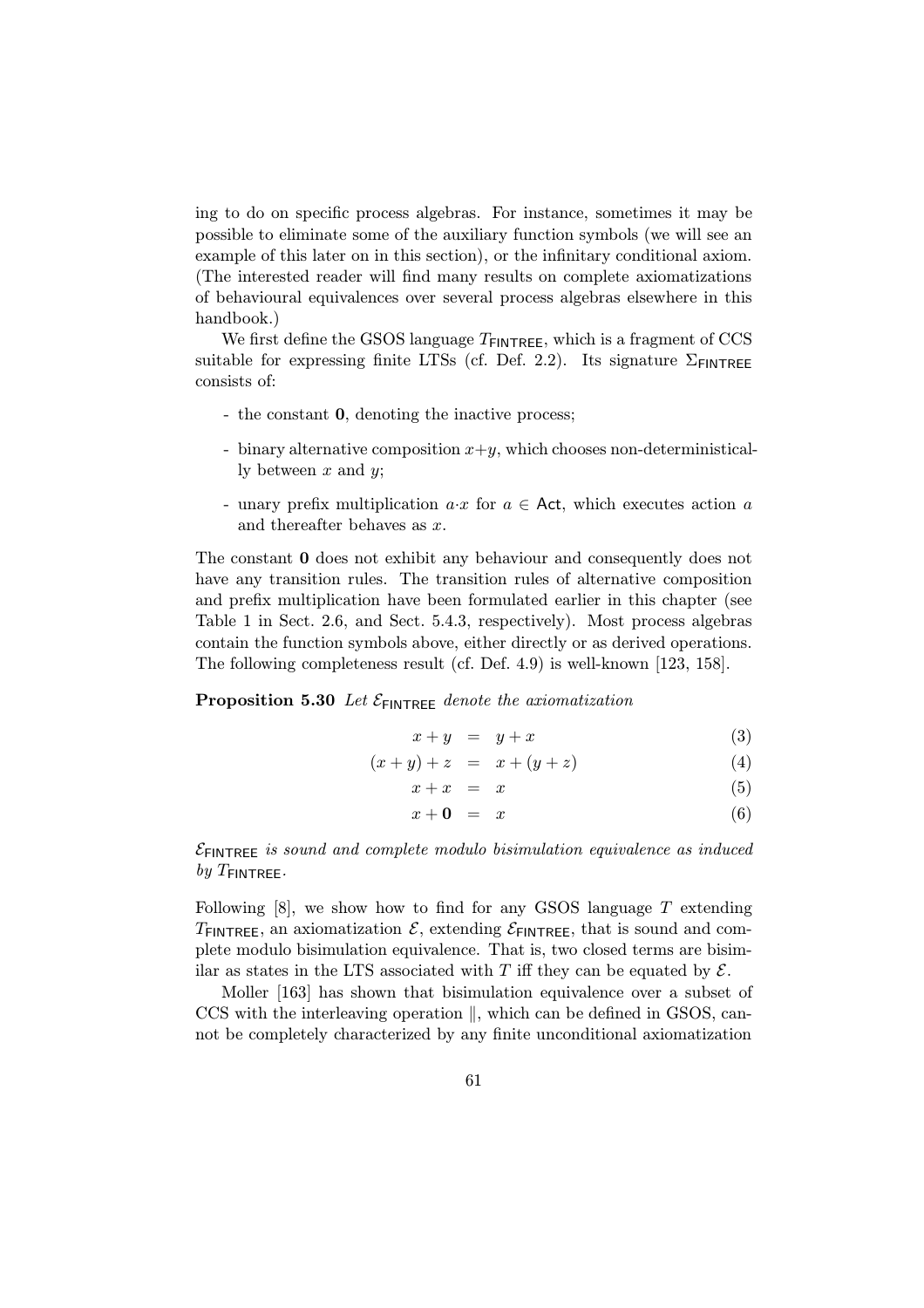ing to do on specific process algebras. For instance, sometimes it may be possible to eliminate some of the auxiliary function symbols (we will see an example of this later on in this section), or the infinitary conditional axiom. (The interested reader will find many results on complete axiomatizations of behavioural equivalences over several process algebras elsewhere in this handbook.)

We first define the GSOS language $T_{\mathsf{FINTREE}}$, which is a fragment of CCS suitable for expressing finite LTSs (cf. Def. 2.2). Its signature $\Sigma_{\mathsf{FINTREE}}$ consists of:

- the constant $\mathbf{0}$, denoting the inactive process;
- binary alternative composition $x+y$, which chooses non-deterministically between $x$ and $y$;
- unary prefix multiplication $a{\cdot}x$ for $a \in \mathsf{Act}$, which executes action $a$ and thereafter behaves as $x$.

The constant $\mathbf{0}$ does not exhibit any behaviour and consequently does not have any transition rules. The transition rules of alternative composition and prefix multiplication have been formulated earlier in this chapter (see Table 1 in Sect. 2.6, and Sect. 5.4.3, respectively). Most process algebras contain the function symbols above, either directly or as derived operations. The following completeness result (cf. Def. 4.9) is well-known [123, 158].

**Proposition 5.30** *Let $\mathcal{E}_{\mathsf{FINTREE}}$ denote the axiomatization*

$$x + y = y + x \tag{3}$$

$$(x + y) + z = x + (y + z) \tag{4}$$

$$x + x = x \tag{5}$$

$$x + \mathbf{0} = x \tag{6}$$

*$\mathcal{E}_{\mathsf{FINTREE}}$ is sound and complete modulo bisimulation equivalence as induced by $T_{\mathsf{FINTREE}}$.*

Following [8], we show how to find for any GSOS language $T$ extending $T_{\mathsf{FINTREE}}$, an axiomatization $\mathcal{E}$, extending $\mathcal{E}_{\mathsf{FINTREE}}$, that is sound and complete modulo bisimulation equivalence. That is, two closed terms are bisimilar as states in the LTS associated with $T$ iff they can be equated by $\mathcal{E}$.

Moller [163] has shown that bisimulation equivalence over a subset of CCS with the interleaving operation $\|$, which can be defined in GSOS, cannot be completely characterized by any finite unconditional axiomatization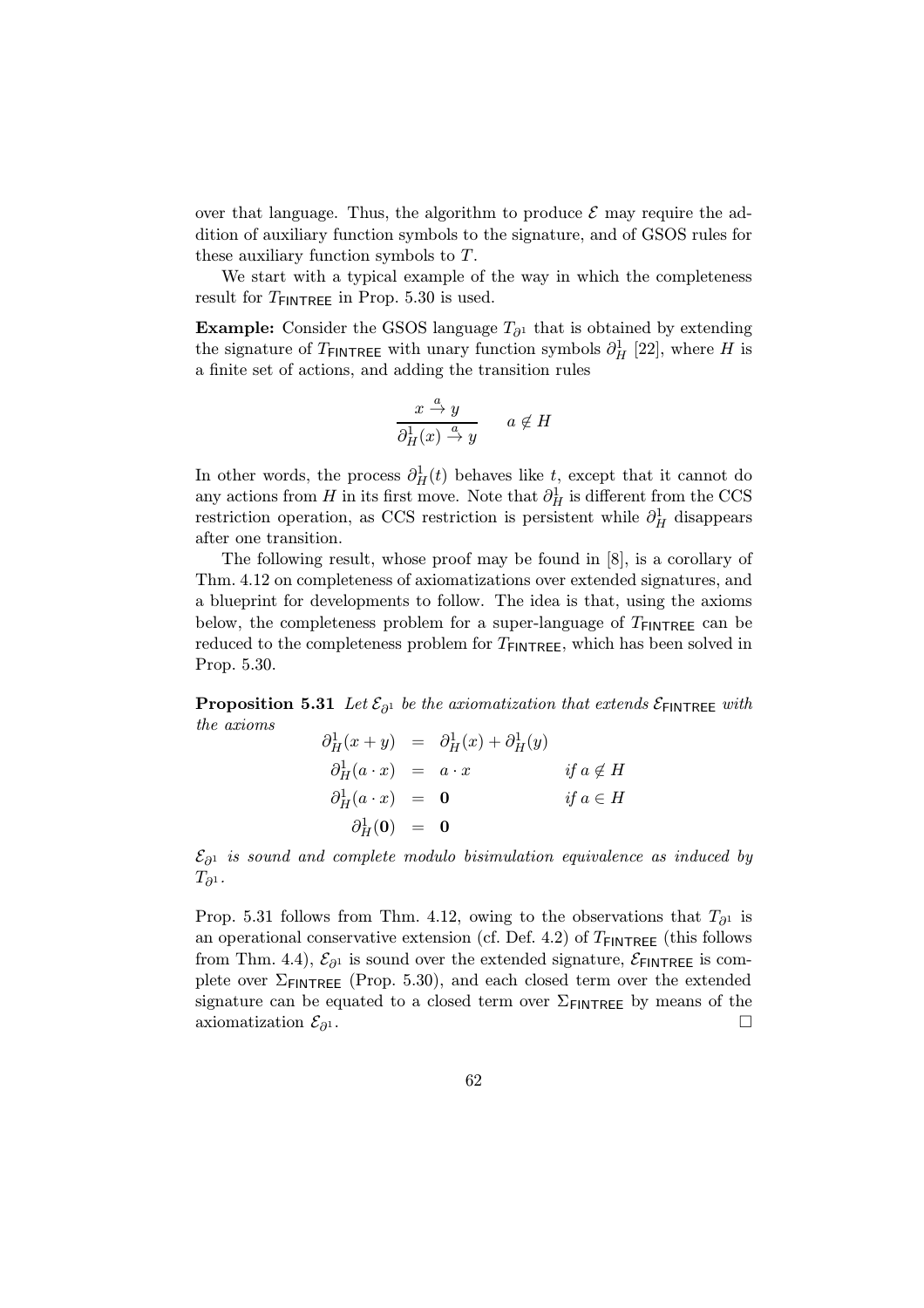over that language. Thus, the algorithm to produce $\mathcal{E}$ may require the addition of auxiliary function symbols to the signature, and of GSOS rules for these auxiliary function symbols to $T$.

We start with a typical example of the way in which the completeness result for $T_{\mathsf{FINTREE}}$ in Prop. 5.30 is used.

**Example:** Consider the GSOS language $T_{\partial^1}$ that is obtained by extending the signature of $T_{\mathsf{FINTREE}}$ with unary function symbols $\partial^1_H$ [22], where $H$ is a finite set of actions, and adding the transition rules

$$\frac{x \stackrel{a}{\to} y}{\partial^1_H(x) \stackrel{a}{\to} y} \qquad a \notin H$$

In other words, the process $\partial^1_H(t)$ behaves like $t$, except that it cannot do any actions from $H$ in its first move. Note that $\partial^1_H$ is different from the CCS restriction operation, as CCS restriction is persistent while $\partial^1_H$ disappears after one transition.

The following result, whose proof may be found in [8], is a corollary of Thm. 4.12 on completeness of axiomatizations over extended signatures, and a blueprint for developments to follow. The idea is that, using the axioms below, the completeness problem for a super-language of $T_{\mathsf{FINTREE}}$ can be reduced to the completeness problem for $T_{\mathsf{FINTREE}}$, which has been solved in Prop. 5.30.

**Proposition 5.31** *Let $\mathcal{E}_{\partial^1}$ be the axiomatization that extends $\mathcal{E}_{\mathsf{FINTREE}}$ with the axioms*

$$\begin{array}{rcll}
\partial^1_H(x+y) & = & \partial^1_H(x) + \partial^1_H(y) & \\
\partial^1_H(a \cdot x) & = & a \cdot x & \textit{if } a \notin H \\
\partial^1_H(a \cdot x) & = & \mathbf{0} & \textit{if } a \in H \\
\partial^1_H(\mathbf{0}) & = & \mathbf{0} &
\end{array}$$

*$\mathcal{E}_{\partial^1}$ is sound and complete modulo bisimulation equivalence as induced by $T_{\partial^1}$.*

Prop. 5.31 follows from Thm. 4.12, owing to the observations that $T_{\partial^1}$ is an operational conservative extension (cf. Def. 4.2) of $T_{\mathsf{FINTREE}}$ (this follows from Thm. 4.4), $\mathcal{E}_{\partial^1}$ is sound over the extended signature, $\mathcal{E}_{\mathsf{FINTREE}}$ is complete over $\Sigma_{\mathsf{FINTREE}}$ (Prop. 5.30), and each closed term over the extended signature can be equated to a closed term over $\Sigma_{\mathsf{FINTREE}}$ by means of the axiomatization $\mathcal{E}_{\partial^1}$. $\square$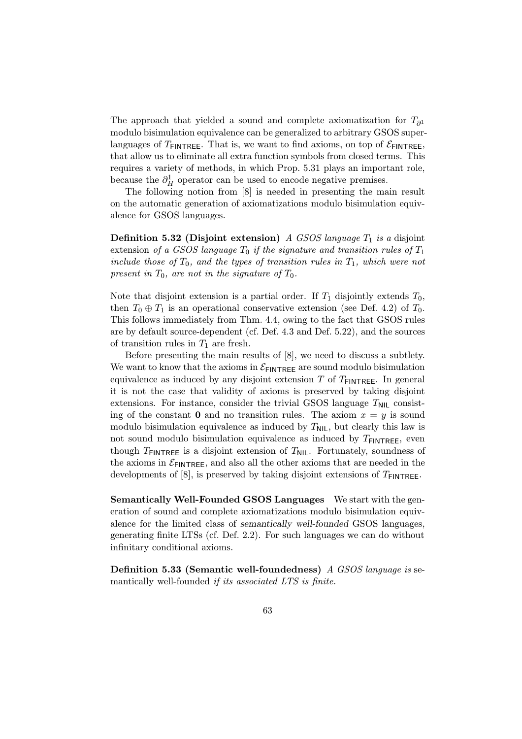The approach that yielded a sound and complete axiomatization for $T_{\partial^1}$ modulo bisimulation equivalence can be generalized to arbitrary GSOS superlanguages of $T_{\mathsf{FINTREE}}$. That is, we want to find axioms, on top of $\mathcal{E}_{\mathsf{FINTREE}}$, that allow us to eliminate all extra function symbols from closed terms. This requires a variety of methods, in which Prop. 5.31 plays an important role, because the $\partial^1_H$ operator can be used to encode negative premises.

The following notion from [8] is needed in presenting the main result on the automatic generation of axiomatizations modulo bisimulation equivalence for GSOS languages.

**Definition 5.32 (Disjoint extension)** *A GSOS language $T_1$ is a* disjoint extension *of a GSOS language $T_0$ if the signature and transition rules of $T_1$ include those of $T_0$, and the types of transition rules in $T_1$, which were not present in $T_0$, are not in the signature of $T_0$.*

Note that disjoint extension is a partial order. If $T_1$ disjointly extends $T_0$, then $T_0 \oplus T_1$ is an operational conservative extension (see Def. 4.2) of $T_0$. This follows immediately from Thm. 4.4, owing to the fact that GSOS rules are by default source-dependent (cf. Def. 4.3 and Def. 5.22), and the sources of transition rules in $T_1$ are fresh.

Before presenting the main results of [8], we need to discuss a subtlety. We want to know that the axioms in $\mathcal{E}_{\mathsf{FINTREE}}$ are sound modulo bisimulation equivalence as induced by any disjoint extension $T$ of $T_{\mathsf{FINTREE}}$. In general it is not the case that validity of axioms is preserved by taking disjoint extensions. For instance, consider the trivial GSOS language $T_{\mathsf{NIL}}$ consisting of the constant $\mathbf{0}$ and no transition rules. The axiom $x = y$ is sound modulo bisimulation equivalence as induced by $T_{\mathsf{NIL}}$, but clearly this law is not sound modulo bisimulation equivalence as induced by $T_{\mathsf{FINTREE}}$, even though $T_{\mathsf{FINTREE}}$ is a disjoint extension of $T_{\mathsf{NIL}}$. Fortunately, soundness of the axioms in $\mathcal{E}_{\mathsf{FINTREE}}$, and also all the other axioms that are needed in the developments of [8], is preserved by taking disjoint extensions of $T_{\mathsf{FINTREE}}$.

**Semantically Well-Founded GSOS Languages** We start with the generation of sound and complete axiomatizations modulo bisimulation equivalence for the limited class of *semantically well-founded* GSOS languages, generating finite LTSs (cf. Def. 2.2). For such languages we can do without infinitary conditional axioms.

**Definition 5.33 (Semantic well-foundedness)** *A GSOS language is* semantically well-founded *if its associated LTS is finite.*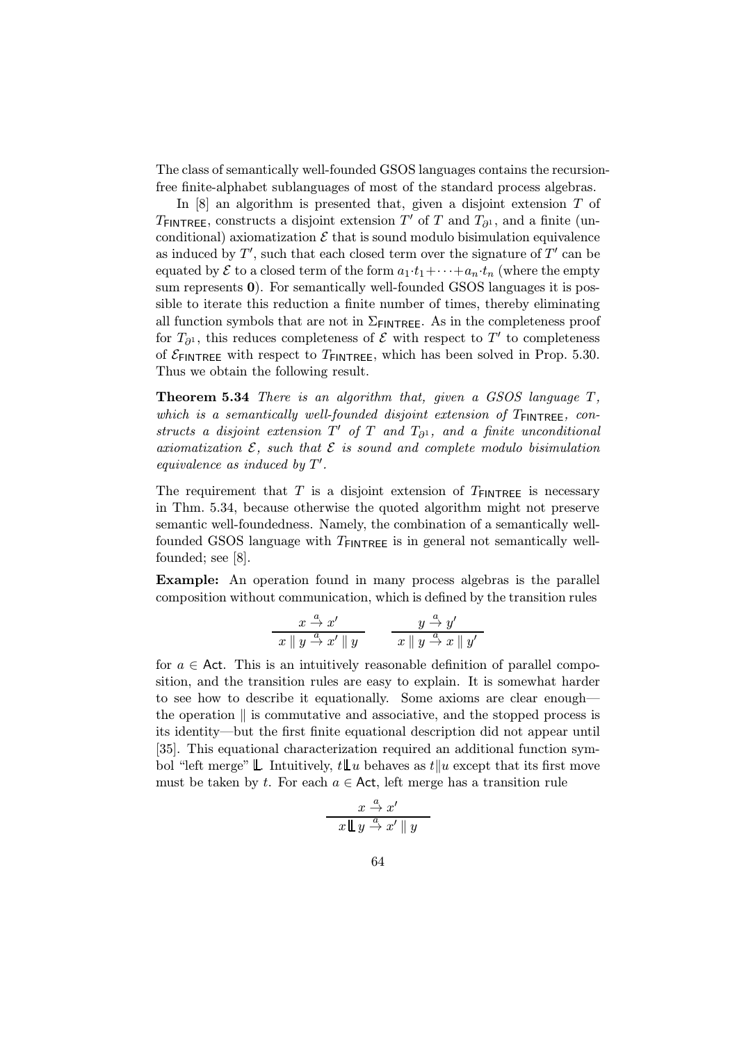The class of semantically well-founded GSOS languages contains the recursion-free finite-alphabet sublanguages of most of the standard process algebras.

In [8] an algorithm is presented that, given a disjoint extension $T$ of $T_{\mathsf{FINTREE}}$, constructs a disjoint extension $T'$ of $T$ and $T_{\partial^1}$, and a finite (unconditional) axiomatization $\mathcal{E}$ that is sound modulo bisimulation equivalence as induced by $T'$, such that each closed term over the signature of $T'$ can be equated by $\mathcal{E}$ to a closed term of the form $a_1{\cdot}t_1+\cdots+a_n{\cdot}t_n$ (where the empty sum represents $\mathbf{0}$). For semantically well-founded GSOS languages it is possible to iterate this reduction a finite number of times, thereby eliminating all function symbols that are not in $\Sigma_{\mathsf{FINTREE}}$. As in the completeness proof for $T_{\partial^1}$, this reduces completeness of $\mathcal{E}$ with respect to $T'$ to completeness of $\mathcal{E}_{\mathsf{FINTREE}}$ with respect to $T_{\mathsf{FINTREE}}$, which has been solved in Prop. 5.30. Thus we obtain the following result.

**Theorem 5.34** *There is an algorithm that, given a GSOS language $T$, which is a semantically well-founded disjoint extension of $T_{\mathsf{FINTREE}}$, constructs a disjoint extension $T'$ of $T$ and $T_{\partial^1}$, and a finite unconditional axiomatization $\mathcal{E}$, such that $\mathcal{E}$ is sound and complete modulo bisimulation equivalence as induced by $T'$.*

The requirement that $T$ is a disjoint extension of $T_{\mathsf{FINTREE}}$ is necessary in Thm. 5.34, because otherwise the quoted algorithm might not preserve semantic well-foundedness. Namely, the combination of a semantically well-founded GSOS language with $T_{\mathsf{FINTREE}}$ is in general not semantically well-founded; see [8].

**Example:** An operation found in many process algebras is the parallel composition without communication, which is defined by the transition rules

$$\frac{x \xrightarrow{a} x'}{x \parallel y \xrightarrow{a} x' \parallel y} \qquad \frac{y \xrightarrow{a} y'}{x \parallel y \xrightarrow{a} x \parallel y'}$$

for $a \in \mathsf{Act}$. This is an intuitively reasonable definition of parallel composition, and the transition rules are easy to explain. It is somewhat harder to see how to describe it equationally. Some axioms are clear enough—the operation $\parallel$ is commutative and associative, and the stopped process is its identity—but the first finite equational description did not appear until [35]. This equational characterization required an additional function symbol "left merge" $⫽$. Intuitively, $t ⫽ u$ behaves as $t \| u$ except that its first move must be taken by $t$. For each $a \in \mathsf{Act}$, left merge has a transition rule

$$\frac{x \xrightarrow{a} x'}{x ⫽ y \xrightarrow{a} x' \parallel y}$$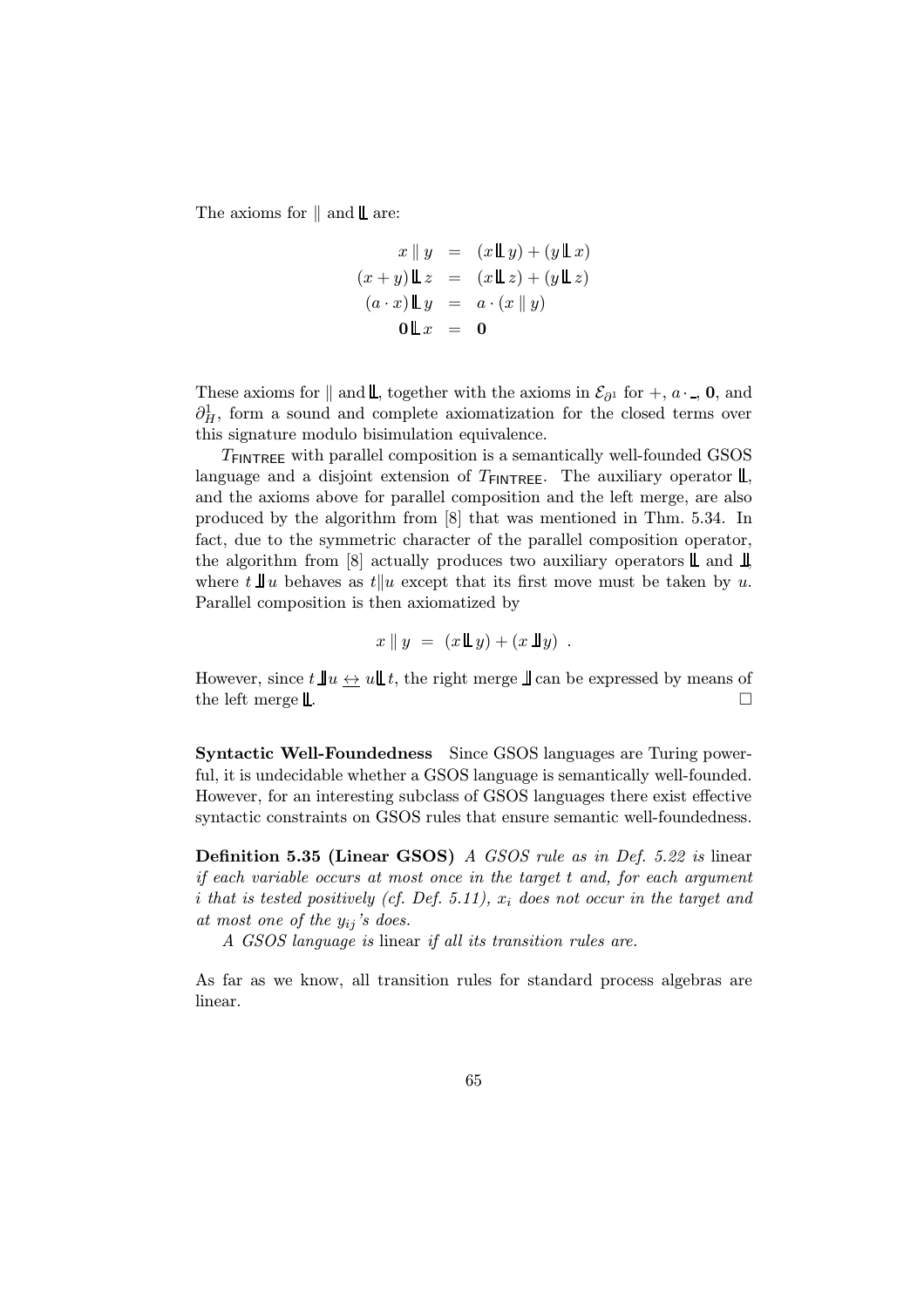The axioms for $\|$ and $\mathbin{\|\!\_}$ are:

$$
\begin{array}{rcl}
x \parallel y & = & (x \mathbin{\|\!\_}\, y) + (y \mathbin{\|\!\_}\, x) \\
(x+y) \mathbin{\|\!\_}\, z & = & (x \mathbin{\|\!\_}\, z) + (y \mathbin{\|\!\_}\, z) \\
(a \cdot x) \mathbin{\|\!\_}\, y & = & a \cdot (x \parallel y) \\
\mathbf{0} \mathbin{\|\!\_}\, x & = & \mathbf{0}
\end{array}
$$

These axioms for $\|$ and $\mathbin{\|\!\_}$, together with the axioms in $\mathcal{E}_{\partial^1}$ for $+$, $a \cdot \_$, $\mathbf{0}$, and $\partial^1_H$, form a sound and complete axiomatization for the closed terms over this signature modulo bisimulation equivalence.

$T_{\mathsf{FINTREE}}$ with parallel composition is a semantically well-founded GSOS language and a disjoint extension of $T_{\mathsf{FINTREE}}$. The auxiliary operator $\mathbin{\|\!\_}$, and the axioms above for parallel composition and the left merge, are also produced by the algorithm from [8] that was mentioned in Thm. 5.34. In fact, due to the symmetric character of the parallel composition operator, the algorithm from [8] actually produces two auxiliary operators $\mathbin{\|\!\_}$ and $\mathbin{\_\!\|}$, where $t \mathbin{\_\!\|}\, u$ behaves as $t \| u$ except that its first move must be taken by $u$. Parallel composition is then axiomatized by

$$x \parallel y \;=\; (x \mathbin{\|\!\_}\, y) + (x \mathbin{\_\!\|}\, y) \;.$$

However, since $t \mathbin{\_\!\|}\, u \leftrightarrow u \mathbin{\|\!\_}\, t$, the right merge $\mathbin{\_\!\|}$ can be expressed by means of the left merge $\mathbin{\|\!\_}$. $\square$

**Syntactic Well-Foundedness** Since GSOS languages are Turing powerful, it is undecidable whether a GSOS language is semantically well-founded. However, for an interesting subclass of GSOS languages there exist effective syntactic constraints on GSOS rules that ensure semantic well-foundedness.

**Definition 5.35 (Linear GSOS)** *A GSOS rule as in Def. 5.22 is* linear *if each variable occurs at most once in the target $t$ and, for each argument $i$ that is tested positively (cf. Def. 5.11), $x_i$ does not occur in the target and at most one of the $y_{ij}$'s does.*

*A GSOS language is* linear *if all its transition rules are.*

As far as we know, all transition rules for standard process algebras are linear.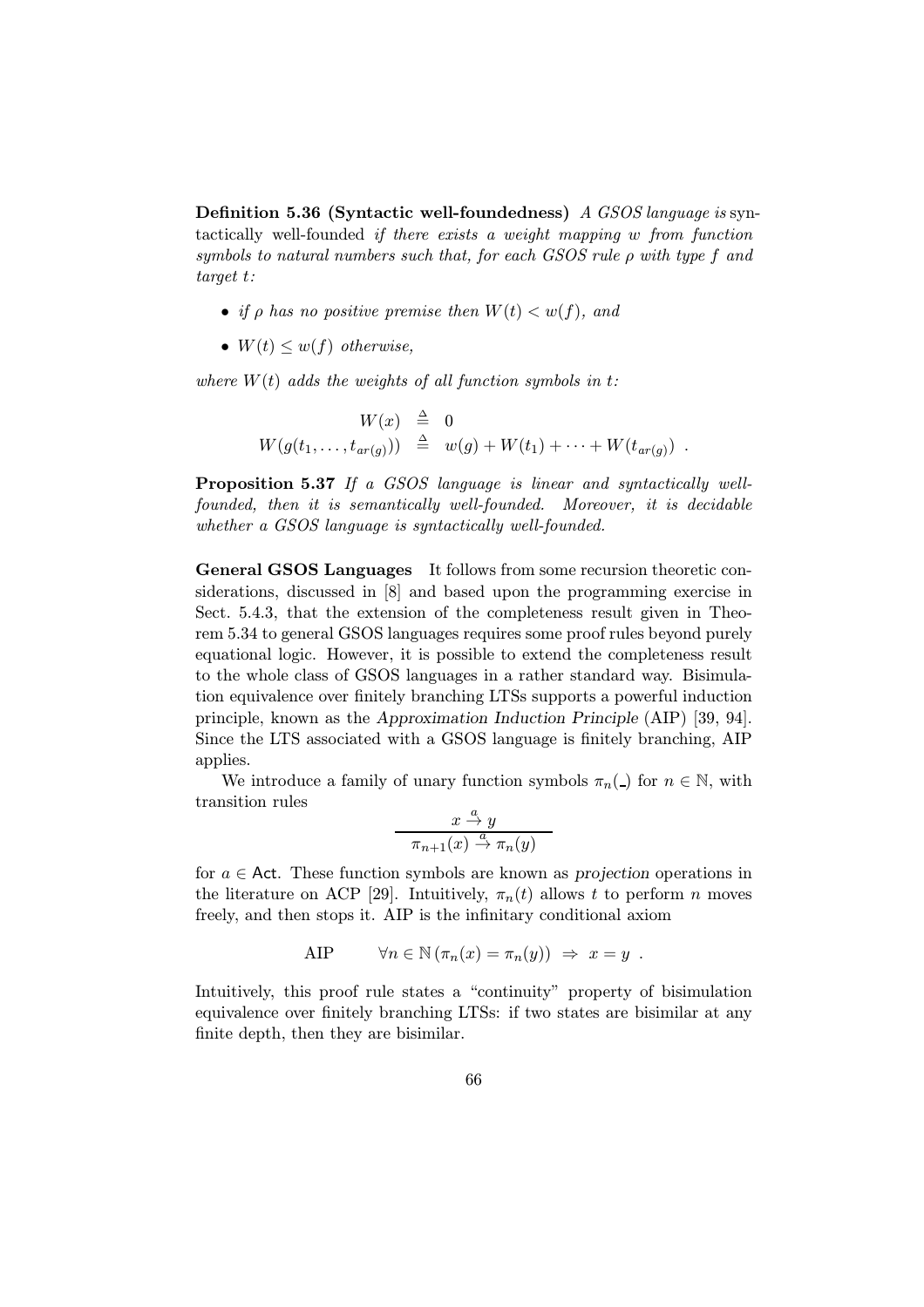**Definition 5.36 (Syntactic well-foundedness)** *A GSOS language is* syntactically well-founded *if there exists a weight mapping $w$ from function symbols to natural numbers such that, for each GSOS rule $\rho$ with type $f$ and target $t$:*

- *if $\rho$ has no positive premise then $W(t) < w(f)$, and*
- *$W(t) \leq w(f)$ otherwise,*

*where $W(t)$ adds the weights of all function symbols in $t$:*

$$
\begin{aligned}
W(x) &\triangleq 0 \\
W(g(t_1, \ldots, t_{ar(g)})) &\triangleq w(g) + W(t_1) + \cdots + W(t_{ar(g)}) \ .
\end{aligned}
$$

**Proposition 5.37** *If a GSOS language is linear and syntactically well-founded, then it is semantically well-founded. Moreover, it is decidable whether a GSOS language is syntactically well-founded.*

**General GSOS Languages** It follows from some recursion theoretic considerations, discussed in [8] and based upon the programming exercise in Sect. 5.4.3, that the extension of the completeness result given in Theorem 5.34 to general GSOS languages requires some proof rules beyond purely equational logic. However, it is possible to extend the completeness result to the whole class of GSOS languages in a rather standard way. Bisimulation equivalence over finitely branching LTSs supports a powerful induction principle, known as the *Approximation Induction Principle* (AIP) [39, 94]. Since the LTS associated with a GSOS language is finitely branching, AIP applies.

We introduce a family of unary function symbols $\pi_n(\_)$ for $n \in \mathbb{N}$, with transition rules

$$
\frac{x \stackrel{a}{\to} y}{\pi_{n+1}(x) \stackrel{a}{\to} \pi_n(y)}
$$

for $a \in \mathsf{Act}$. These function symbols are known as *projection* operations in the literature on ACP [29]. Intuitively, $\pi_n(t)$ allows $t$ to perform $n$ moves freely, and then stops it. AIP is the infinitary conditional axiom

$$
\text{AIP} \qquad \forall n \in \mathbb{N}\, (\pi_n(x) = \pi_n(y)) \ \Rightarrow \ x = y \ .
$$

Intuitively, this proof rule states a "continuity" property of bisimulation equivalence over finitely branching LTSs: if two states are bisimilar at any finite depth, then they are bisimilar.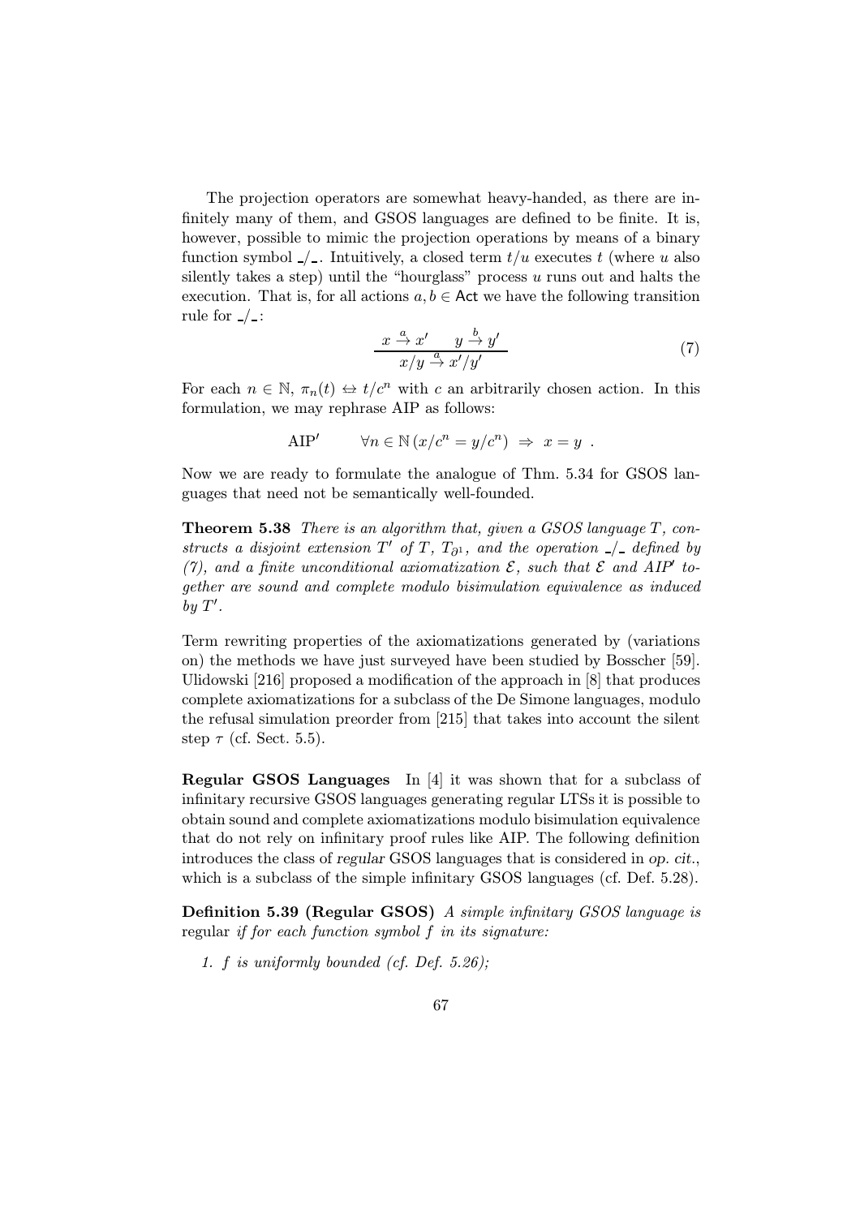The projection operators are somewhat heavy-handed, as there are infinitely many of them, and GSOS languages are defined to be finite. It is, however, possible to mimic the projection operations by means of a binary function symbol $\_/\_$. Intuitively, a closed term $t/u$ executes $t$ (where $u$ also silently takes a step) until the "hourglass" process $u$ runs out and halts the execution. That is, for all actions $a, b \in \mathsf{Act}$ we have the following transition rule for $\_/\_$:

$$\frac{x \xrightarrow{a} x' \qquad y \xrightarrow{b} y'}{x/y \xrightarrow{a} x'/y'} \tag{7}$$

For each $n \in \mathbb{N}$, $\pi_n(t) \leftrightarrow t/c^n$ with $c$ an arbitrarily chosen action. In this formulation, we may rephrase AIP as follows:

$$\text{AIP}' \qquad \forall n \in \mathbb{N}\,(x/c^n = y/c^n) \;\Rightarrow\; x = y \ .$$

Now we are ready to formulate the analogue of Thm. 5.34 for GSOS languages that need not be semantically well-founded.

**Theorem 5.38** *There is an algorithm that, given a GSOS language $T$, constructs a disjoint extension $T'$ of $T$, $T_{\partial^1}$, and the operation $\_/\_$ defined by (7), and a finite unconditional axiomatization $\mathcal{E}$, such that $\mathcal{E}$ and AIP$'$ together are sound and complete modulo bisimulation equivalence as induced by $T'$.*

Term rewriting properties of the axiomatizations generated by (variations on) the methods we have just surveyed have been studied by Bosscher [59]. Ulidowski [216] proposed a modification of the approach in [8] that produces complete axiomatizations for a subclass of the De Simone languages, modulo the refusal simulation preorder from [215] that takes into account the silent step $\tau$ (cf. Sect. 5.5).

**Regular GSOS Languages** In [4] it was shown that for a subclass of infinitary recursive GSOS languages generating regular LTSs it is possible to obtain sound and complete axiomatizations modulo bisimulation equivalence that do not rely on infinitary proof rules like AIP. The following definition introduces the class of *regular* GSOS languages that is considered in *op. cit.*, which is a subclass of the simple infinitary GSOS languages (cf. Def. 5.28).

**Definition 5.39 (Regular GSOS)** *A simple infinitary GSOS language is* regular *if for each function symbol $f$ in its signature:*

1. *$f$ is uniformly bounded (cf. Def. 5.26);*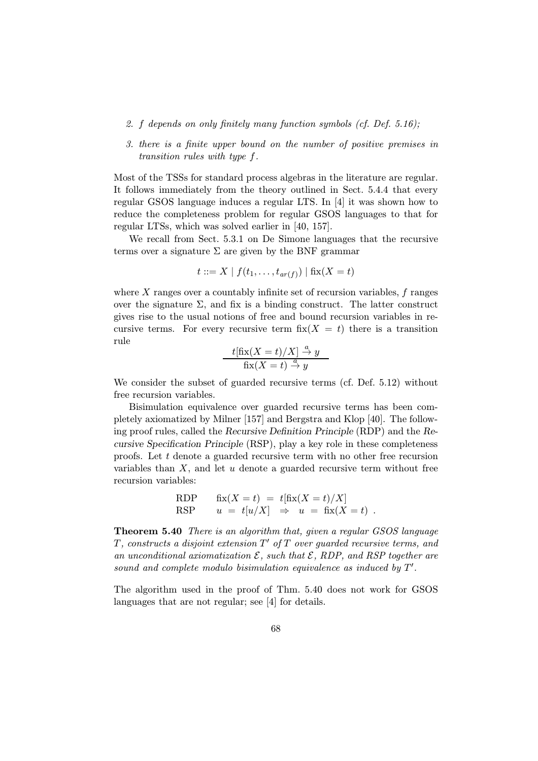2. *$f$ depends on only finitely many function symbols (cf. Def. 5.16);*

3. *there is a finite upper bound on the number of positive premises in transition rules with type $f$.*

Most of the TSSs for standard process algebras in the literature are regular. It follows immediately from the theory outlined in Sect. 5.4.4 that every regular GSOS language induces a regular LTS. In [4] it was shown how to reduce the completeness problem for regular GSOS languages to that for regular LTSs, which was solved earlier in [40, 157].

We recall from Sect. 5.3.1 on De Simone languages that the recursive terms over a signature $\Sigma$ are given by the BNF grammar

$$t ::= X \mid f(t_1, \ldots, t_{ar(f)}) \mid \text{fix}(X = t)$$

where $X$ ranges over a countably infinite set of recursion variables, $f$ ranges over the signature $\Sigma$, and fix is a binding construct. The latter construct gives rise to the usual notions of free and bound recursion variables in recursive terms. For every recursive term $\text{fix}(X = t)$ there is a transition rule

$$\frac{t[\text{fix}(X = t)/X] \xrightarrow{a} y}{\text{fix}(X = t) \xrightarrow{a} y}$$

We consider the subset of guarded recursive terms (cf. Def. 5.12) without free recursion variables.

Bisimulation equivalence over guarded recursive terms has been completely axiomatized by Milner [157] and Bergstra and Klop [40]. The following proof rules, called the *Recursive Definition Principle* (RDP) and the *Recursive Specification Principle* (RSP), play a key role in these completeness proofs. Let $t$ denote a guarded recursive term with no other free recursion variables than $X$, and let $u$ denote a guarded recursive term without free recursion variables:

$$\begin{array}{ll} \text{RDP} & \text{fix}(X = t) \; = \; t[\text{fix}(X = t)/X] \\ \text{RSP} & u \; = \; t[u/X] \;\; \Rightarrow \;\; u \; = \; \text{fix}(X = t) \; . \end{array}$$

**Theorem 5.40** *There is an algorithm that, given a regular GSOS language $T$, constructs a disjoint extension $T'$ of $T$ over guarded recursive terms, and an unconditional axiomatization $\mathcal{E}$, such that $\mathcal{E}$, RDP, and RSP together are sound and complete modulo bisimulation equivalence as induced by $T'$.*

The algorithm used in the proof of Thm. 5.40 does not work for GSOS languages that are not regular; see [4] for details.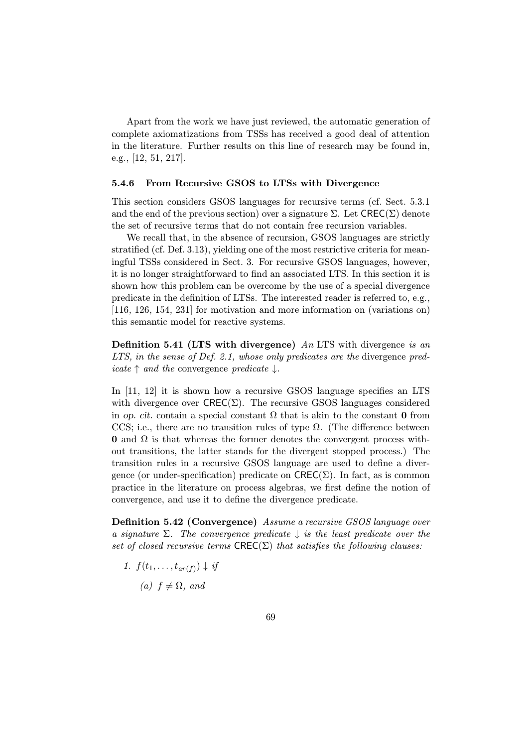Apart from the work we have just reviewed, the automatic generation of complete axiomatizations from TSSs has received a good deal of attention in the literature. Further results on this line of research may be found in, e.g., [12, 51, 217].

### 5.4.6 From Recursive GSOS to LTSs with Divergence

This section considers GSOS languages for recursive terms (cf. Sect. 5.3.1 and the end of the previous section) over a signature $\Sigma$. Let $\mathsf{CREC}(\Sigma)$ denote the set of recursive terms that do not contain free recursion variables.

We recall that, in the absence of recursion, GSOS languages are strictly stratified (cf. Def. 3.13), yielding one of the most restrictive criteria for meaningful TSSs considered in Sect. 3. For recursive GSOS languages, however, it is no longer straightforward to find an associated LTS. In this section it is shown how this problem can be overcome by the use of a special divergence predicate in the definition of LTSs. The interested reader is referred to, e.g., [116, 126, 154, 231] for motivation and more information on (variations on) this semantic model for reactive systems.

**Definition 5.41 (LTS with divergence)** *An* LTS with divergence *is an LTS, in the sense of Def. 2.1, whose only predicates are the* divergence *predicate* $\uparrow$ *and the* convergence *predicate* $\downarrow$*.*

In [11, 12] it is shown how a recursive GSOS language specifies an LTS with divergence over $\mathsf{CREC}(\Sigma)$. The recursive GSOS languages considered in *op. cit.* contain a special constant $\Omega$ that is akin to the constant $\mathbf{0}$ from CCS; i.e., there are no transition rules of type $\Omega$. (The difference between $\mathbf{0}$ and $\Omega$ is that whereas the former denotes the convergent process without transitions, the latter stands for the divergent stopped process.) The transition rules in a recursive GSOS language are used to define a divergence (or under-specification) predicate on $\mathsf{CREC}(\Sigma)$. In fact, as is common practice in the literature on process algebras, we first define the notion of convergence, and use it to define the divergence predicate.

**Definition 5.42 (Convergence)** *Assume a recursive GSOS language over a signature $\Sigma$. The convergence predicate $\downarrow$ is the least predicate over the set of closed recursive terms $\mathsf{CREC}(\Sigma)$ that satisfies the following clauses:*

1. $f(t_1, \ldots, t_{ar(f)}) \downarrow$ *if*
   (a) $f \neq \Omega$*, and*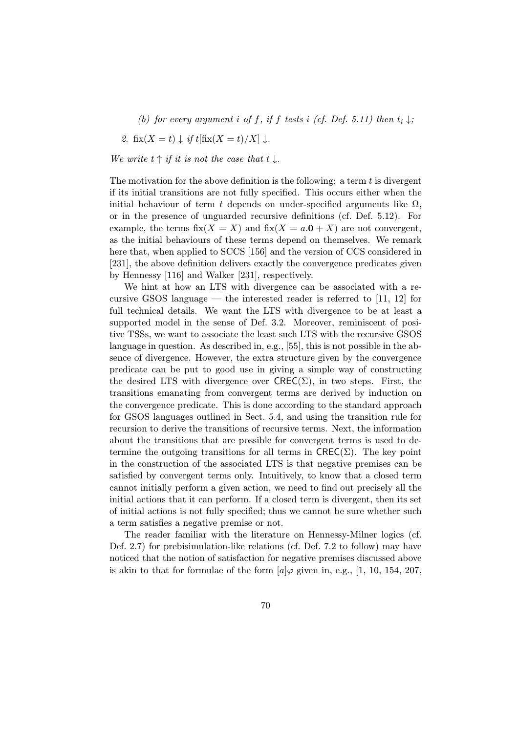*(b) for every argument $i$ of $f$, if $f$ tests $i$ (cf. Def. 5.11) then $t_i \downarrow$;*

*2.* $\text{fix}(X = t) \downarrow$ *if* $t[\text{fix}(X = t)/X] \downarrow$.

*We write* $t \uparrow$ *if it is not the case that* $t \downarrow$.

The motivation for the above definition is the following: a term $t$ is divergent if its initial transitions are not fully specified. This occurs either when the initial behaviour of term $t$ depends on under-specified arguments like $\Omega$, or in the presence of unguarded recursive definitions (cf. Def. 5.12). For example, the terms $\text{fix}(X = X)$ and $\text{fix}(X = a.\mathbf{0} + X)$ are not convergent, as the initial behaviours of these terms depend on themselves. We remark here that, when applied to SCCS [156] and the version of CCS considered in [231], the above definition delivers exactly the convergence predicates given by Hennessy [116] and Walker [231], respectively.

We hint at how an LTS with divergence can be associated with a recursive GSOS language — the interested reader is referred to [11, 12] for full technical details. We want the LTS with divergence to be at least a supported model in the sense of Def. 3.2. Moreover, reminiscent of positive TSSs, we want to associate the least such LTS with the recursive GSOS language in question. As described in, e.g., [55], this is not possible in the absence of divergence. However, the extra structure given by the convergence predicate can be put to good use in giving a simple way of constructing the desired LTS with divergence over $\mathsf{CREC}(\Sigma)$, in two steps. First, the transitions emanating from convergent terms are derived by induction on the convergence predicate. This is done according to the standard approach for GSOS languages outlined in Sect. 5.4, and using the transition rule for recursion to derive the transitions of recursive terms. Next, the information about the transitions that are possible for convergent terms is used to determine the outgoing transitions for all terms in $\mathsf{CREC}(\Sigma)$. The key point in the construction of the associated LTS is that negative premises can be satisfied by convergent terms only. Intuitively, to know that a closed term cannot initially perform a given action, we need to find out precisely all the initial actions that it can perform. If a closed term is divergent, then its set of initial actions is not fully specified; thus we cannot be sure whether such a term satisfies a negative premise or not.

The reader familiar with the literature on Hennessy-Milner logics (cf. Def. 2.7) for prebisimulation-like relations (cf. Def. 7.2 to follow) may have noticed that the notion of satisfaction for negative premises discussed above is akin to that for formulae of the form $[a]\varphi$ given in, e.g., [1, 10, 154, 207,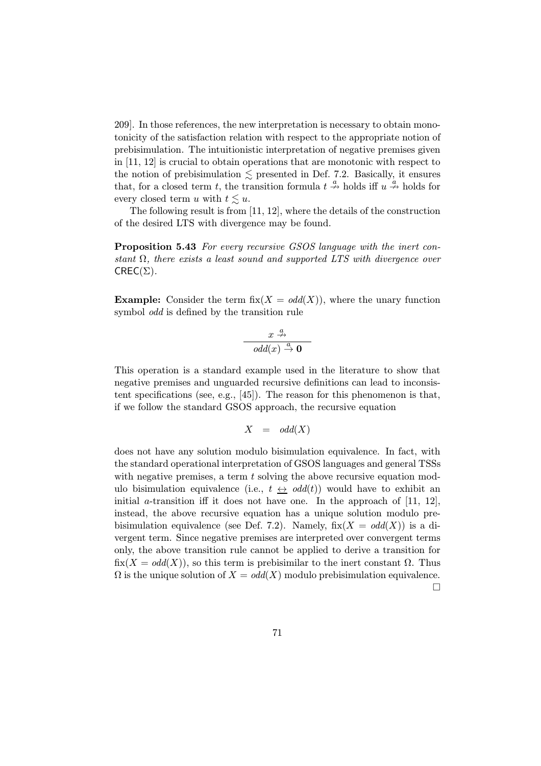209]. In those references, the new interpretation is necessary to obtain monotonicity of the satisfaction relation with respect to the appropriate notion of prebisimulation. The intuitionistic interpretation of negative premises given in [11, 12] is crucial to obtain operations that are monotonic with respect to the notion of prebisimulation $\lesssim$ presented in Def. 7.2. Basically, it ensures that, for a closed term $t$, the transition formula $t \stackrel{a}{\nrightarrow}$ holds iff $u \stackrel{a}{\nrightarrow}$ holds for every closed term $u$ with $t \lesssim u$.

The following result is from [11, 12], where the details of the construction of the desired LTS with divergence may be found.

**Proposition 5.43** *For every recursive GSOS language with the inert constant $\Omega$, there exists a least sound and supported LTS with divergence over* $\mathsf{CREC}(\Sigma)$.

**Example:** Consider the term $\mathrm{fix}(X = \mathit{odd}(X))$, where the unary function symbol *odd* is defined by the transition rule

$$\frac{x \stackrel{a}{\nrightarrow}}{\mathit{odd}(x) \stackrel{a}{\rightarrow} \mathbf{0}}$$

This operation is a standard example used in the literature to show that negative premises and unguarded recursive definitions can lead to inconsistent specifications (see, e.g., [45]). The reason for this phenomenon is that, if we follow the standard GSOS approach, the recursive equation

$$X \quad = \quad \mathit{odd}(X)$$

does not have any solution modulo bisimulation equivalence. In fact, with the standard operational interpretation of GSOS languages and general TSSs with negative premises, a term $t$ solving the above recursive equation modulo bisimulation equivalence (i.e., $t \leftrightarrow \mathit{odd}(t)$) would have to exhibit an initial $a$-transition iff it does not have one. In the approach of [11, 12], instead, the above recursive equation has a unique solution modulo prebisimulation equivalence (see Def. 7.2). Namely, $\mathrm{fix}(X = \mathit{odd}(X))$ is a divergent term. Since negative premises are interpreted over convergent terms only, the above transition rule cannot be applied to derive a transition for $\mathrm{fix}(X = \mathit{odd}(X))$, so this term is prebisimilar to the inert constant $\Omega$. Thus $\Omega$ is the unique solution of $X = \mathit{odd}(X)$ modulo prebisimulation equivalence. □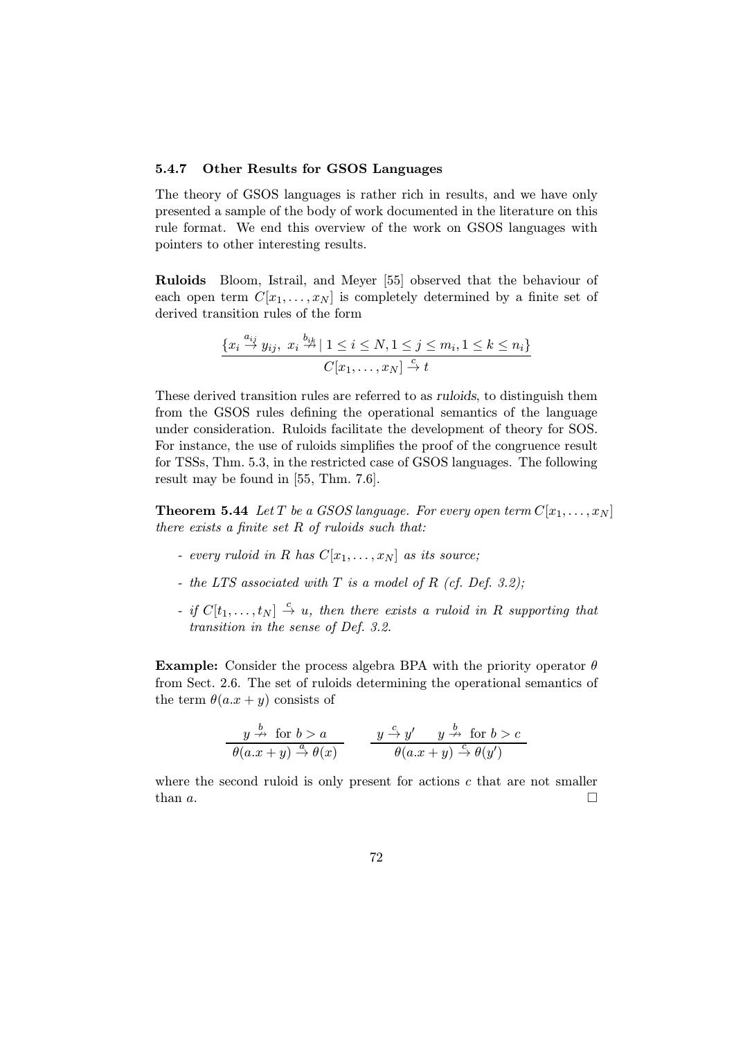### 5.4.7 Other Results for GSOS Languages

The theory of GSOS languages is rather rich in results, and we have only presented a sample of the body of work documented in the literature on this rule format. We end this overview of the work on GSOS languages with pointers to other interesting results.

**Ruloids** Bloom, Istrail, and Meyer [55] observed that the behaviour of each open term $C[x_1, \ldots, x_N]$ is completely determined by a finite set of derived transition rules of the form

$$\frac{\{x_i \stackrel{a_{ij}}{\rightarrow} y_{ij},\ x_i \stackrel{b_{ik}}{\nrightarrow} \mid 1 \leq i \leq N, 1 \leq j \leq m_i, 1 \leq k \leq n_i\}}{C[x_1, \ldots, x_N] \stackrel{c}{\rightarrow} t}$$

These derived transition rules are referred to as *ruloids*, to distinguish them from the GSOS rules defining the operational semantics of the language under consideration. Ruloids facilitate the development of theory for SOS. For instance, the use of ruloids simplifies the proof of the congruence result for TSSs, Thm. 5.3, in the restricted case of GSOS languages. The following result may be found in [55, Thm. 7.6].

**Theorem 5.44** *Let $T$ be a GSOS language. For every open term $C[x_1, \ldots, x_N]$ there exists a finite set $R$ of ruloids such that:*

- *every ruloid in $R$ has $C[x_1, \ldots, x_N]$ as its source;*
- *the LTS associated with $T$ is a model of $R$ (cf. Def. 3.2);*
- *if $C[t_1, \ldots, t_N] \stackrel{c}{\rightarrow} u$, then there exists a ruloid in $R$ supporting that transition in the sense of Def. 3.2.*

**Example:** Consider the process algebra BPA with the priority operator $\theta$ from Sect. 2.6. The set of ruloids determining the operational semantics of the term $\theta(a.x + y)$ consists of

$$\frac{y \stackrel{b}{\nrightarrow} \text{ for } b > a}{\theta(a.x + y) \stackrel{a}{\rightarrow} \theta(x)} \qquad \frac{y \stackrel{c}{\rightarrow} y' \quad y \stackrel{b}{\nrightarrow} \text{ for } b > c}{\theta(a.x + y) \stackrel{c}{\rightarrow} \theta(y')}$$

where the second ruloid is only present for actions $c$ that are not smaller than $a$. □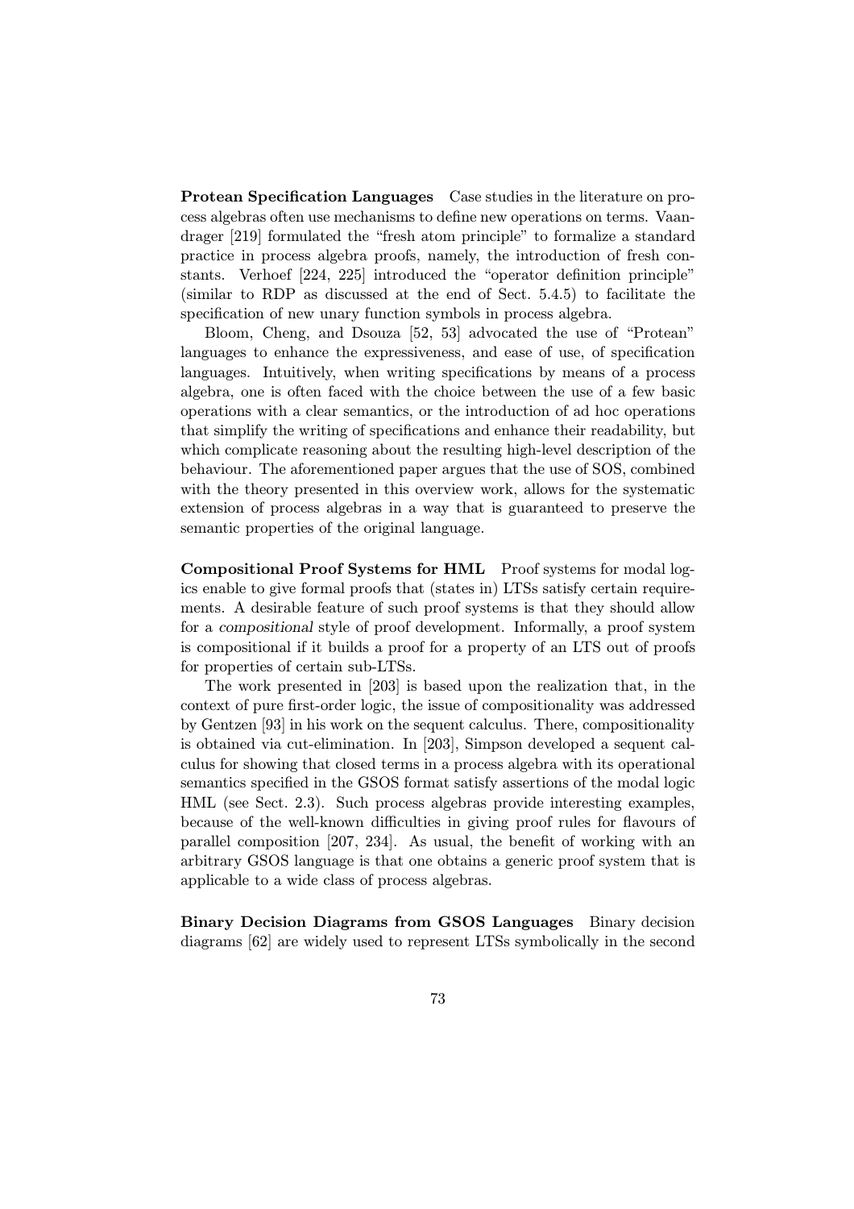**Protean Specification Languages** Case studies in the literature on process algebras often use mechanisms to define new operations on terms. Vaandrager [219] formulated the "fresh atom principle" to formalize a standard practice in process algebra proofs, namely, the introduction of fresh constants. Verhoef [224, 225] introduced the "operator definition principle" (similar to RDP as discussed at the end of Sect. 5.4.5) to facilitate the specification of new unary function symbols in process algebra.

Bloom, Cheng, and Dsouza [52, 53] advocated the use of "Protean" languages to enhance the expressiveness, and ease of use, of specification languages. Intuitively, when writing specifications by means of a process algebra, one is often faced with the choice between the use of a few basic operations with a clear semantics, or the introduction of ad hoc operations that simplify the writing of specifications and enhance their readability, but which complicate reasoning about the resulting high-level description of the behaviour. The aforementioned paper argues that the use of SOS, combined with the theory presented in this overview work, allows for the systematic extension of process algebras in a way that is guaranteed to preserve the semantic properties of the original language.

**Compositional Proof Systems for HML** Proof systems for modal logics enable to give formal proofs that (states in) LTSs satisfy certain requirements. A desirable feature of such proof systems is that they should allow for a *compositional* style of proof development. Informally, a proof system is compositional if it builds a proof for a property of an LTS out of proofs for properties of certain sub-LTSs.

The work presented in [203] is based upon the realization that, in the context of pure first-order logic, the issue of compositionality was addressed by Gentzen [93] in his work on the sequent calculus. There, compositionality is obtained via cut-elimination. In [203], Simpson developed a sequent calculus for showing that closed terms in a process algebra with its operational semantics specified in the GSOS format satisfy assertions of the modal logic HML (see Sect. 2.3). Such process algebras provide interesting examples, because of the well-known difficulties in giving proof rules for flavours of parallel composition [207, 234]. As usual, the benefit of working with an arbitrary GSOS language is that one obtains a generic proof system that is applicable to a wide class of process algebras.

**Binary Decision Diagrams from GSOS Languages** Binary decision diagrams [62] are widely used to represent LTSs symbolically in the second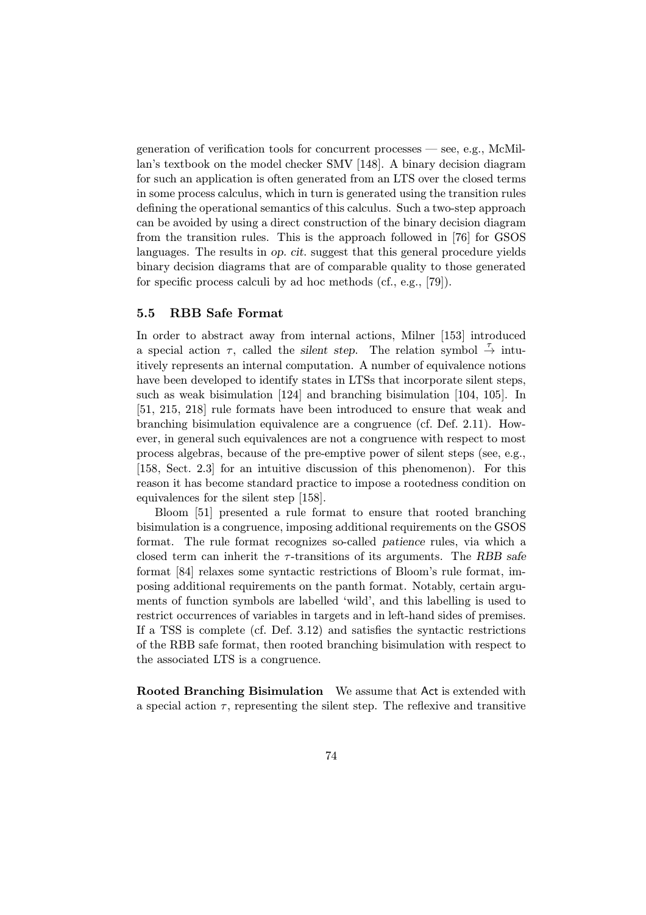generation of verification tools for concurrent processes — see, e.g., McMillan's textbook on the model checker SMV [148]. A binary decision diagram for such an application is often generated from an LTS over the closed terms in some process calculus, which in turn is generated using the transition rules defining the operational semantics of this calculus. Such a two-step approach can be avoided by using a direct construction of the binary decision diagram from the transition rules. This is the approach followed in [76] for GSOS languages. The results in *op. cit.* suggest that this general procedure yields binary decision diagrams that are of comparable quality to those generated for specific process calculi by ad hoc methods (cf., e.g., [79]).

### 5.5 RBB Safe Format

In order to abstract away from internal actions, Milner [153] introduced a special action $\tau$, called the *silent step*. The relation symbol $\stackrel{\tau}{\to}$ intuitively represents an internal computation. A number of equivalence notions have been developed to identify states in LTSs that incorporate silent steps, such as weak bisimulation [124] and branching bisimulation [104, 105]. In [51, 215, 218] rule formats have been introduced to ensure that weak and branching bisimulation equivalence are a congruence (cf. Def. 2.11). However, in general such equivalences are not a congruence with respect to most process algebras, because of the pre-emptive power of silent steps (see, e.g., [158, Sect. 2.3] for an intuitive discussion of this phenomenon). For this reason it has become standard practice to impose a rootedness condition on equivalences for the silent step [158].

Bloom [51] presented a rule format to ensure that rooted branching bisimulation is a congruence, imposing additional requirements on the GSOS format. The rule format recognizes so-called *patience* rules, via which a closed term can inherit the $\tau$-transitions of its arguments. The *RBB safe* format [84] relaxes some syntactic restrictions of Bloom's rule format, imposing additional requirements on the panth format. Notably, certain arguments of function symbols are labelled 'wild', and this labelling is used to restrict occurrences of variables in targets and in left-hand sides of premises. If a TSS is complete (cf. Def. 3.12) and satisfies the syntactic restrictions of the RBB safe format, then rooted branching bisimulation with respect to the associated LTS is a congruence.

**Rooted Branching Bisimulation** We assume that Act is extended with a special action $\tau$, representing the silent step. The reflexive and transitive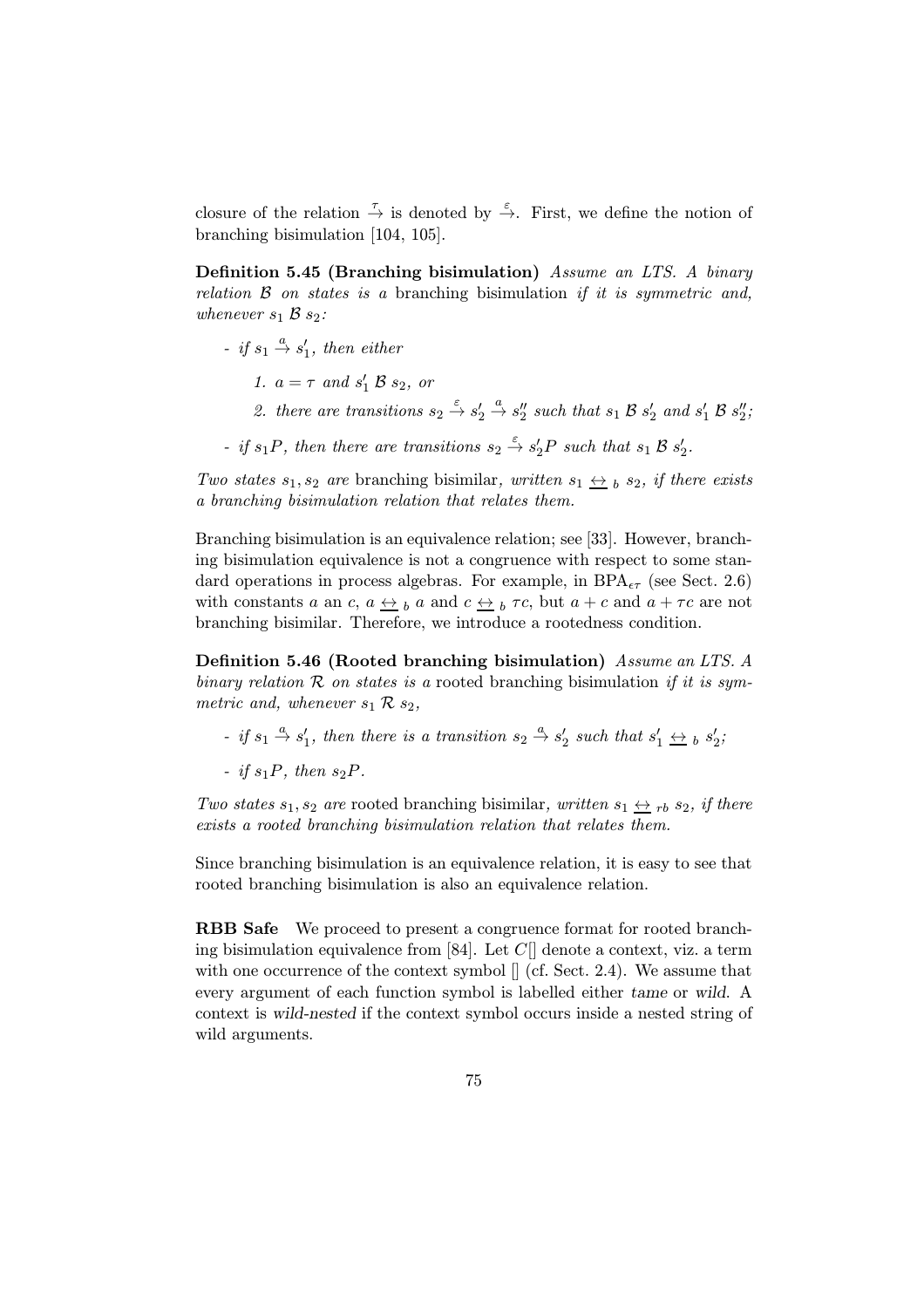closure of the relation $\stackrel{\tau}{\to}$ is denoted by $\stackrel{\varepsilon}{\to}$. First, we define the notion of branching bisimulation [104, 105].

**Definition 5.45 (Branching bisimulation)** *Assume an LTS. A binary relation $\mathcal{B}$ on states is a* branching bisimulation *if it is symmetric and, whenever $s_1 \; \mathcal{B} \; s_2$:*

- *if $s_1 \stackrel{a}{\to} s_1'$, then either*
   1. *$a = \tau$ and $s_1' \; \mathcal{B} \; s_2$, or*
   2. *there are transitions $s_2 \stackrel{\varepsilon}{\to} s_2' \stackrel{a}{\to} s_2''$ such that $s_1 \; \mathcal{B} \; s_2'$ and $s_1' \; \mathcal{B} \; s_2''$;*
- *if $s_1 P$, then there are transitions $s_2 \stackrel{\varepsilon}{\to} s_2' P$ such that $s_1 \; \mathcal{B} \; s_2'$.*

*Two states $s_1, s_2$ are* branching bisimilar*, written $s_1 \underline{\leftrightarrow}_b \; s_2$, if there exists a branching bisimulation relation that relates them.*

Branching bisimulation is an equivalence relation; see [33]. However, branching bisimulation equivalence is not a congruence with respect to some standard operations in process algebras. For example, in $\mathrm{BPA}_{\epsilon\tau}$ (see Sect. 2.6) with constants $a$ an $c$, $a \underline{\leftrightarrow}_b \; a$ and $c \underline{\leftrightarrow}_b \; \tau c$, but $a + c$ and $a + \tau c$ are not branching bisimilar. Therefore, we introduce a rootedness condition.

**Definition 5.46 (Rooted branching bisimulation)** *Assume an LTS. A binary relation $\mathcal{R}$ on states is a* rooted branching bisimulation *if it is symmetric and, whenever $s_1 \; \mathcal{R} \; s_2$,*

- *if $s_1 \stackrel{a}{\to} s_1'$, then there is a transition $s_2 \stackrel{a}{\to} s_2'$ such that $s_1' \underline{\leftrightarrow}_b \; s_2'$;*
- *if $s_1 P$, then $s_2 P$.*

*Two states $s_1, s_2$ are* rooted branching bisimilar*, written $s_1 \underline{\leftrightarrow}_{rb} \; s_2$, if there exists a rooted branching bisimulation relation that relates them.*

Since branching bisimulation is an equivalence relation, it is easy to see that rooted branching bisimulation is also an equivalence relation.

**RBB Safe** We proceed to present a congruence format for rooted branching bisimulation equivalence from [84]. Let $C[]$ denote a context, viz. a term with one occurrence of the context symbol $[]$ (cf. Sect. 2.4). We assume that every argument of each function symbol is labelled either *tame* or *wild*. A context is *wild-nested* if the context symbol occurs inside a nested string of wild arguments.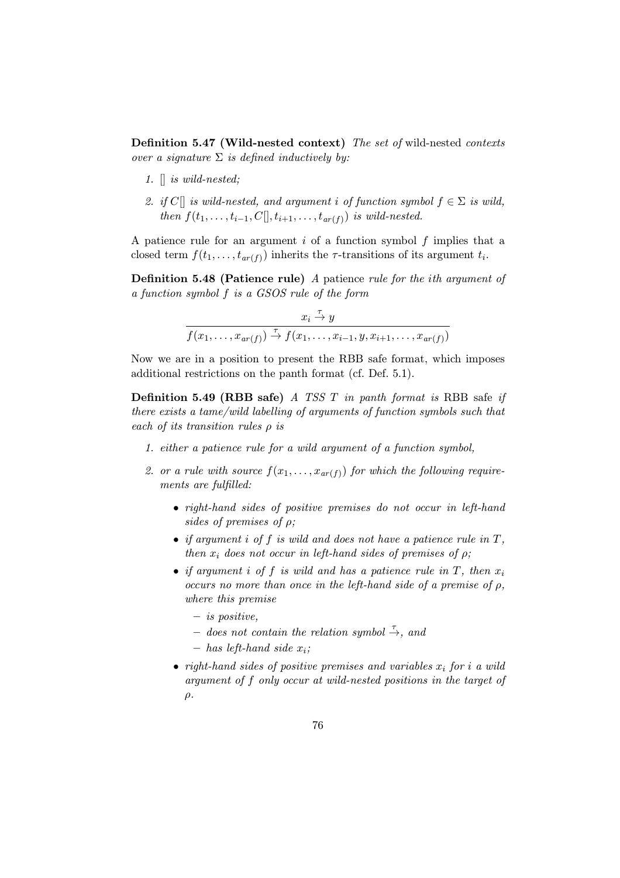**Definition 5.47 (Wild-nested context)** *The set of* wild-nested *contexts over a signature $\Sigma$ is defined inductively by:*

1. *$[]$ is wild-nested;*
2. *if $C[]$ is wild-nested, and argument $i$ of function symbol $f \in \Sigma$ is wild, then $f(t_1, \ldots, t_{i-1}, C[], t_{i+1}, \ldots, t_{ar(f)})$ is wild-nested.*

A patience rule for an argument $i$ of a function symbol $f$ implies that a closed term $f(t_1, \ldots, t_{ar(f)})$ inherits the $\tau$-transitions of its argument $t_i$.

**Definition 5.48 (Patience rule)** *A* patience *rule for the $i$th argument of a function symbol $f$ is a GSOS rule of the form*

$$\frac{x_i \xrightarrow{\tau} y}{f(x_1, \ldots, x_{ar(f)}) \xrightarrow{\tau} f(x_1, \ldots, x_{i-1}, y, x_{i+1}, \ldots, x_{ar(f)})}$$

Now we are in a position to present the RBB safe format, which imposes additional restrictions on the panth format (cf. Def. 5.1).

**Definition 5.49 (RBB safe)** *A TSS $T$ in panth format is* RBB safe *if there exists a tame/wild labelling of arguments of function symbols such that each of its transition rules $\rho$ is*

1. *either a patience rule for a wild argument of a function symbol,*
2. *or a rule with source $f(x_1, \ldots, x_{ar(f)})$ for which the following requirements are fulfilled:*
   - *right-hand sides of positive premises do not occur in left-hand sides of premises of $\rho$;*
   - *if argument $i$ of $f$ is wild and does not have a patience rule in $T$, then $x_i$ does not occur in left-hand sides of premises of $\rho$;*
   - *if argument $i$ of $f$ is wild and has a patience rule in $T$, then $x_i$ occurs no more than once in the left-hand side of a premise of $\rho$, where this premise*
     - *is positive,*
     - *does not contain the relation symbol $\xrightarrow{\tau}$, and*
     - *has left-hand side $x_i$;*
   - *right-hand sides of positive premises and variables $x_i$ for $i$ a wild argument of $f$ only occur at wild-nested positions in the target of $\rho$.*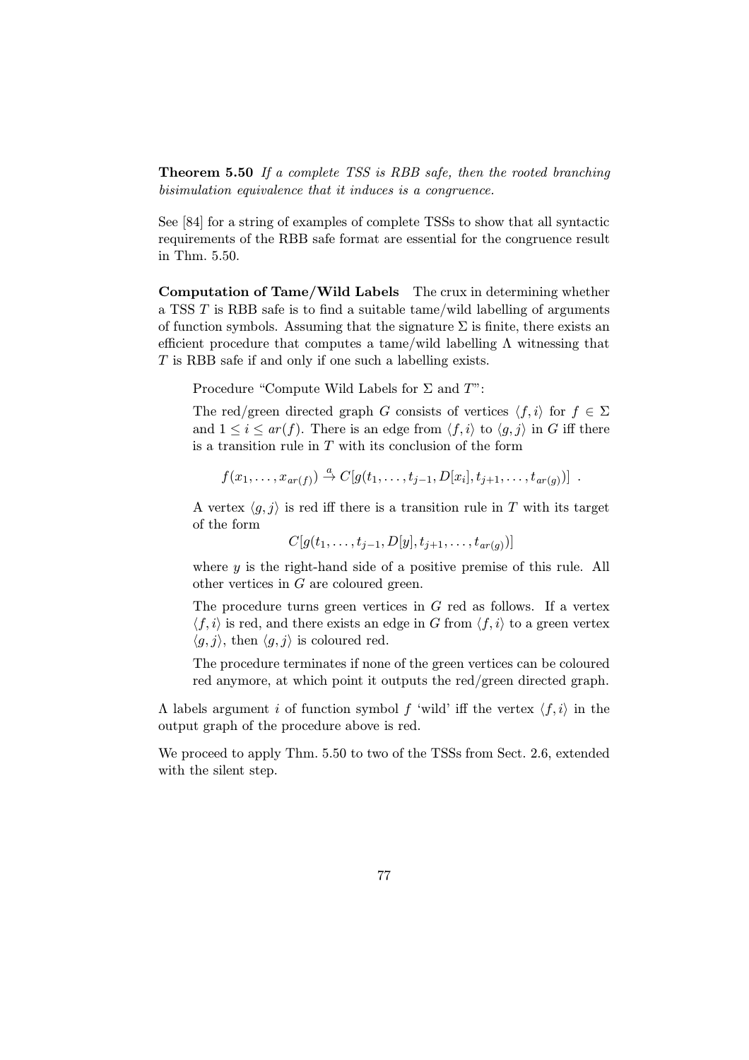**Theorem 5.50** *If a complete TSS is RBB safe, then the rooted branching bisimulation equivalence that it induces is a congruence.*

See [84] for a string of examples of complete TSSs to show that all syntactic requirements of the RBB safe format are essential for the congruence result in Thm. 5.50.

**Computation of Tame/Wild Labels** The crux in determining whether a TSS $T$ is RBB safe is to find a suitable tame/wild labelling of arguments of function symbols. Assuming that the signature $\Sigma$ is finite, there exists an efficient procedure that computes a tame/wild labelling $\Lambda$ witnessing that $T$ is RBB safe if and only if one such a labelling exists.

> Procedure "Compute Wild Labels for $\Sigma$ and $T$":
>
> The red/green directed graph $G$ consists of vertices $\langle f, i\rangle$ for $f \in \Sigma$ and $1 \leq i \leq ar(f)$. There is an edge from $\langle f, i\rangle$ to $\langle g, j\rangle$ in $G$ iff there is a transition rule in $T$ with its conclusion of the form
>
> $$f(x_1, \ldots, x_{ar(f)}) \stackrel{a}{\to} C[g(t_1, \ldots, t_{j-1}, D[x_i], t_{j+1}, \ldots, t_{ar(g)})] \ .$$
>
> A vertex $\langle g, j\rangle$ is red iff there is a transition rule in $T$ with its target of the form
>
> $$C[g(t_1, \ldots, t_{j-1}, D[y], t_{j+1}, \ldots, t_{ar(g)})]$$
>
> where $y$ is the right-hand side of a positive premise of this rule. All other vertices in $G$ are coloured green.
>
> The procedure turns green vertices in $G$ red as follows. If a vertex $\langle f, i\rangle$ is red, and there exists an edge in $G$ from $\langle f, i\rangle$ to a green vertex $\langle g, j\rangle$, then $\langle g, j\rangle$ is coloured red.
>
> The procedure terminates if none of the green vertices can be coloured red anymore, at which point it outputs the red/green directed graph.

$\Lambda$ labels argument $i$ of function symbol $f$ 'wild' iff the vertex $\langle f, i\rangle$ in the output graph of the procedure above is red.

We proceed to apply Thm. 5.50 to two of the TSSs from Sect. 2.6, extended with the silent step.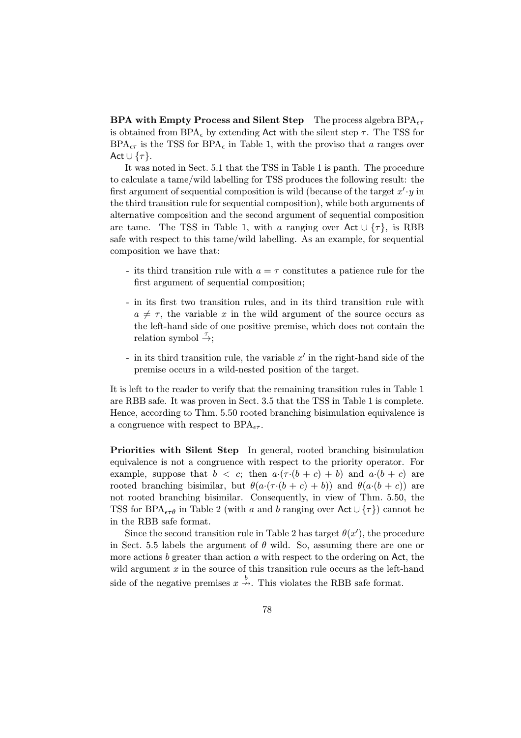**BPA with Empty Process and Silent Step** The process algebra $\mathrm{BPA}_{\epsilon\tau}$ is obtained from $\mathrm{BPA}_{\epsilon}$ by extending $\mathsf{Act}$ with the silent step $\tau$. The TSS for $\mathrm{BPA}_{\epsilon\tau}$ is the TSS for $\mathrm{BPA}_{\epsilon}$ in Table 1, with the proviso that $a$ ranges over $\mathsf{Act} \cup \{\tau\}$.

It was noted in Sect. 5.1 that the TSS in Table 1 is panth. The procedure to calculate a tame/wild labelling for TSS produces the following result: the first argument of sequential composition is wild (because of the target $x'{\cdot}y$ in the third transition rule for sequential composition), while both arguments of alternative composition and the second argument of sequential composition are tame. The TSS in Table 1, with $a$ ranging over $\mathsf{Act} \cup \{\tau\}$, is RBB safe with respect to this tame/wild labelling. As an example, for sequential composition we have that:

- its third transition rule with $a = \tau$ constitutes a patience rule for the first argument of sequential composition;
- in its first two transition rules, and in its third transition rule with $a \neq \tau$, the variable $x$ in the wild argument of the source occurs as the left-hand side of one positive premise, which does not contain the relation symbol $\stackrel{\tau}{\rightarrow}$;
- in its third transition rule, the variable $x'$ in the right-hand side of the premise occurs in a wild-nested position of the target.

It is left to the reader to verify that the remaining transition rules in Table 1 are RBB safe. It was proven in Sect. 3.5 that the TSS in Table 1 is complete. Hence, according to Thm. 5.50 rooted branching bisimulation equivalence is a congruence with respect to $\mathrm{BPA}_{\epsilon\tau}$.

**Priorities with Silent Step** In general, rooted branching bisimulation equivalence is not a congruence with respect to the priority operator. For example, suppose that $b < c$; then $a{\cdot}(\tau{\cdot}(b+c)+b)$ and $a{\cdot}(b+c)$ are rooted branching bisimilar, but $\theta(a{\cdot}(\tau{\cdot}(b+c)+b))$ and $\theta(a{\cdot}(b+c))$ are not rooted branching bisimilar. Consequently, in view of Thm. 5.50, the TSS for $\mathrm{BPA}_{\epsilon\tau\theta}$ in Table 2 (with $a$ and $b$ ranging over $\mathsf{Act} \cup \{\tau\}$) cannot be in the RBB safe format.

Since the second transition rule in Table 2 has target $\theta(x')$, the procedure in Sect. 5.5 labels the argument of $\theta$ wild. So, assuming there are one or more actions $b$ greater than action $a$ with respect to the ordering on $\mathsf{Act}$, the wild argument $x$ in the source of this transition rule occurs as the left-hand side of the negative premises $x \stackrel{b}{\nrightarrow}$. This violates the RBB safe format.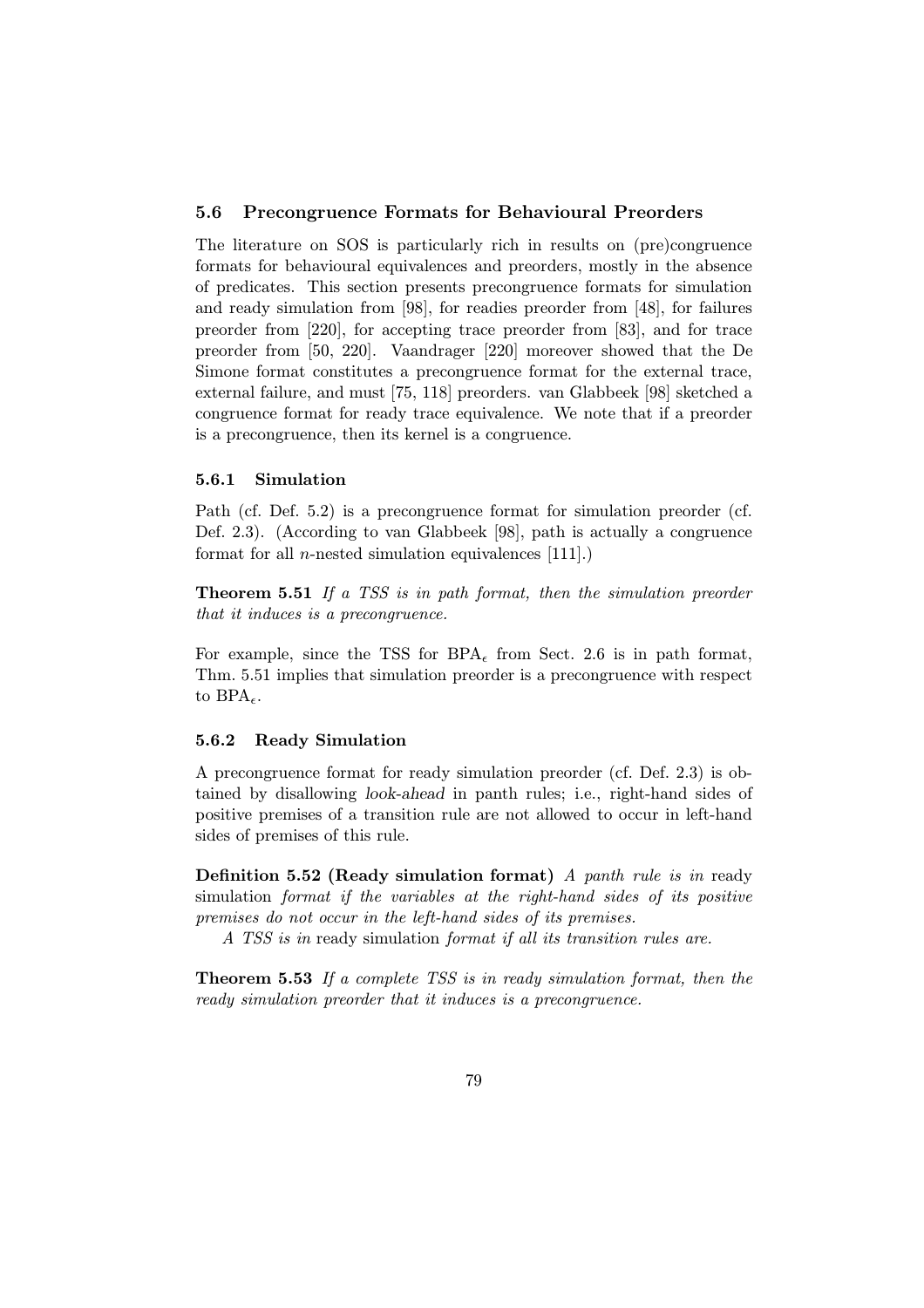### 5.6 Precongruence Formats for Behavioural Preorders

The literature on SOS is particularly rich in results on (pre)congruence formats for behavioural equivalences and preorders, mostly in the absence of predicates. This section presents precongruence formats for simulation and ready simulation from [98], for readies preorder from [48], for failures preorder from [220], for accepting trace preorder from [83], and for trace preorder from [50, 220]. Vaandrager [220] moreover showed that the De Simone format constitutes a precongruence format for the external trace, external failure, and must [75, 118] preorders. van Glabbeek [98] sketched a congruence format for ready trace equivalence. We note that if a preorder is a precongruence, then its kernel is a congruence.

#### 5.6.1 Simulation

Path (cf. Def. 5.2) is a precongruence format for simulation preorder (cf. Def. 2.3). (According to van Glabbeek [98], path is actually a congruence format for all $n$-nested simulation equivalences [111].)

**Theorem 5.51** *If a TSS is in path format, then the simulation preorder that it induces is a precongruence.*

For example, since the TSS for $\mathrm{BPA}_\epsilon$ from Sect. 2.6 is in path format, Thm. 5.51 implies that simulation preorder is a precongruence with respect to $\mathrm{BPA}_\epsilon$.

#### 5.6.2 Ready Simulation

A precongruence format for ready simulation preorder (cf. Def. 2.3) is obtained by disallowing *look-ahead* in panth rules; i.e., right-hand sides of positive premises of a transition rule are not allowed to occur in left-hand sides of premises of this rule.

**Definition 5.52 (Ready simulation format)** *A panth rule is in* ready simulation *format if the variables at the right-hand sides of its positive premises do not occur in the left-hand sides of its premises.*

*A TSS is in* ready simulation *format if all its transition rules are.*

**Theorem 5.53** *If a complete TSS is in ready simulation format, then the ready simulation preorder that it induces is a precongruence.*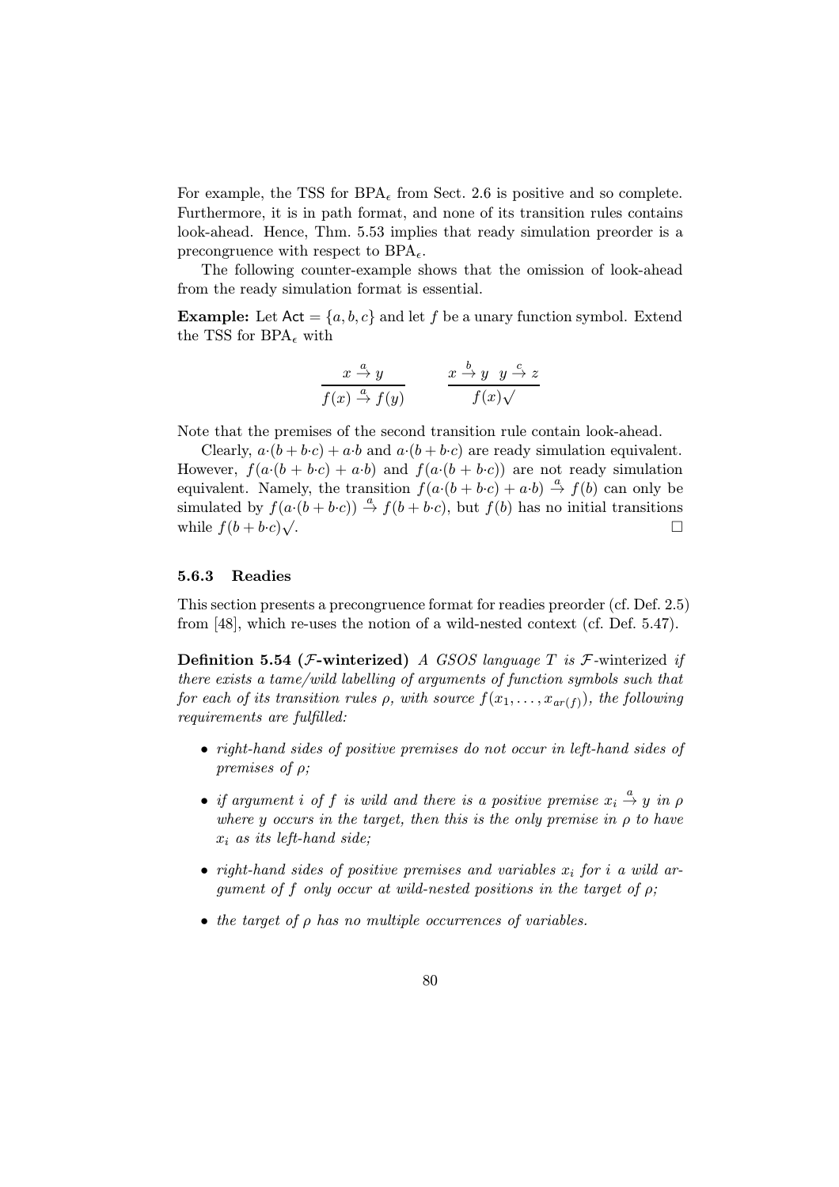For example, the TSS for $\text{BPA}_\epsilon$ from Sect. 2.6 is positive and so complete. Furthermore, it is in path format, and none of its transition rules contains look-ahead. Hence, Thm. 5.53 implies that ready simulation preorder is a precongruence with respect to $\text{BPA}_\epsilon$.

The following counter-example shows that the omission of look-ahead from the ready simulation format is essential.

**Example:** Let $\mathsf{Act} = \{a, b, c\}$ and let $f$ be a unary function symbol. Extend the TSS for $\text{BPA}_\epsilon$ with

$$\frac{x \xrightarrow{a} y}{f(x) \xrightarrow{a} f(y)} \qquad \frac{x \xrightarrow{b} y \quad y \xrightarrow{c} z}{f(x)\surd}$$

Note that the premises of the second transition rule contain look-ahead.

Clearly, $a{\cdot}(b+b{\cdot}c)+a{\cdot}b$ and $a{\cdot}(b+b{\cdot}c)$ are ready simulation equivalent. However, $f(a{\cdot}(b+b{\cdot}c)+a{\cdot}b)$ and $f(a{\cdot}(b+b{\cdot}c))$ are not ready simulation equivalent. Namely, the transition $f(a{\cdot}(b+b{\cdot}c)+a{\cdot}b) \xrightarrow{a} f(b)$ can only be simulated by $f(a{\cdot}(b+b{\cdot}c)) \xrightarrow{a} f(b+b{\cdot}c)$, but $f(b)$ has no initial transitions while $f(b+b{\cdot}c)\surd$. $\square$

### 5.6.3 Readies

This section presents a precongruence format for readies preorder (cf. Def. 2.5) from [48], which re-uses the notion of a wild-nested context (cf. Def. 5.47).

**Definition 5.54 ($\mathcal{F}$-winterized)** *A GSOS language $T$ is $\mathcal{F}$-*winterized *if there exists a tame/wild labelling of arguments of function symbols such that for each of its transition rules $\rho$, with source $f(x_1, \ldots, x_{ar(f)})$, the following requirements are fulfilled:*

- *right-hand sides of positive premises do not occur in left-hand sides of premises of $\rho$;*
- *if argument $i$ of $f$ is wild and there is a positive premise $x_i \xrightarrow{a} y$ in $\rho$ where $y$ occurs in the target, then this is the only premise in $\rho$ to have $x_i$ as its left-hand side;*
- *right-hand sides of positive premises and variables $x_i$ for $i$ a wild argument of $f$ only occur at wild-nested positions in the target of $\rho$;*
- *the target of $\rho$ has no multiple occurrences of variables.*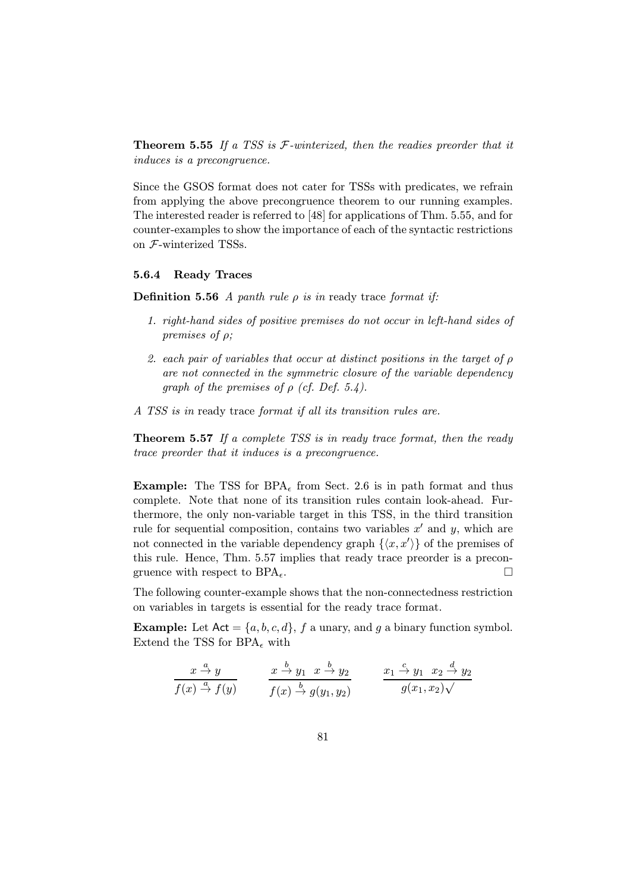**Theorem 5.55** *If a TSS is $\mathcal{F}$-winterized, then the readies preorder that it induces is a precongruence.*

Since the GSOS format does not cater for TSSs with predicates, we refrain from applying the above precongruence theorem to our running examples. The interested reader is referred to [48] for applications of Thm. 5.55, and for counter-examples to show the importance of each of the syntactic restrictions on $\mathcal{F}$-winterized TSSs.

### 5.6.4 Ready Traces

**Definition 5.56** *A panth rule $\rho$ is in* ready trace *format if:*

1. *right-hand sides of positive premises do not occur in left-hand sides of premises of $\rho$;*
2. *each pair of variables that occur at distinct positions in the target of $\rho$ are not connected in the symmetric closure of the variable dependency graph of the premises of $\rho$ (cf. Def. 5.4).*

*A TSS is in* ready trace *format if all its transition rules are.*

**Theorem 5.57** *If a complete TSS is in ready trace format, then the ready trace preorder that it induces is a precongruence.*

**Example:** The TSS for $\mathrm{BPA}_\epsilon$ from Sect. 2.6 is in path format and thus complete. Note that none of its transition rules contain look-ahead. Furthermore, the only non-variable target in this TSS, in the third transition rule for sequential composition, contains two variables $x'$ and $y$, which are not connected in the variable dependency graph $\{\langle x, x'\rangle\}$ of the premises of this rule. Hence, Thm. 5.57 implies that ready trace preorder is a precongruence with respect to $\mathrm{BPA}_\epsilon$. □

The following counter-example shows that the non-connectedness restriction on variables in targets is essential for the ready trace format.

**Example:** Let $\mathsf{Act} = \{a, b, c, d\}$, $f$ a unary, and $g$ a binary function symbol. Extend the TSS for $\mathrm{BPA}_\epsilon$ with

$$\frac{x \xrightarrow{a} y}{f(x) \xrightarrow{a} f(y)} \qquad \frac{x \xrightarrow{b} y_1 \quad x \xrightarrow{b} y_2}{f(x) \xrightarrow{b} g(y_1, y_2)} \qquad \frac{x_1 \xrightarrow{c} y_1 \quad x_2 \xrightarrow{d} y_2}{g(x_1, x_2)\surd}$$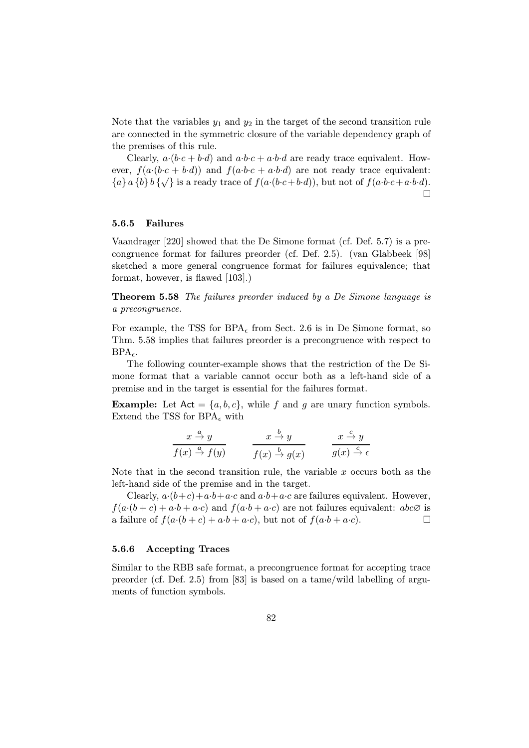Note that the variables $y_1$ and $y_2$ in the target of the second transition rule are connected in the symmetric closure of the variable dependency graph of the premises of this rule.

Clearly, $a{\cdot}(b{\cdot}c + b{\cdot}d)$ and $a{\cdot}b{\cdot}c + a{\cdot}b{\cdot}d$ are ready trace equivalent. However, $f(a{\cdot}(b{\cdot}c + b{\cdot}d))$ and $f(a{\cdot}b{\cdot}c + a{\cdot}b{\cdot}d)$ are not ready trace equivalent: $\{a\}\, a\, \{b\}\, b\, \{\surd\}$ is a ready trace of $f(a{\cdot}(b{\cdot}c+b{\cdot}d))$, but not of $f(a{\cdot}b{\cdot}c+a{\cdot}b{\cdot}d)$. $\square$

### 5.6.5 Failures

Vaandrager [220] showed that the De Simone format (cf. Def. 5.7) is a precongruence format for failures preorder (cf. Def. 2.5). (van Glabbeek [98] sketched a more general congruence format for failures equivalence; that format, however, is flawed [103].)

**Theorem 5.58** *The failures preorder induced by a De Simone language is a precongruence.*

For example, the TSS for $\mathrm{BPA}_\epsilon$ from Sect. 2.6 is in De Simone format, so Thm. 5.58 implies that failures preorder is a precongruence with respect to $\mathrm{BPA}_\epsilon$.

The following counter-example shows that the restriction of the De Simone format that a variable cannot occur both as a left-hand side of a premise and in the target is essential for the failures format.

**Example:** Let $\mathsf{Act} = \{a, b, c\}$, while $f$ and $g$ are unary function symbols. Extend the TSS for $\mathrm{BPA}_\epsilon$ with

$$\frac{x \xrightarrow{a} y}{f(x) \xrightarrow{a} f(y)} \qquad \frac{x \xrightarrow{b} y}{f(x) \xrightarrow{b} g(x)} \qquad \frac{x \xrightarrow{c} y}{g(x) \xrightarrow{c} \epsilon}$$

Note that in the second transition rule, the variable $x$ occurs both as the left-hand side of the premise and in the target.

Clearly, $a{\cdot}(b+c)+a{\cdot}b+a{\cdot}c$ and $a{\cdot}b+a{\cdot}c$ are failures equivalent. However, $f(a{\cdot}(b + c) + a{\cdot}b + a{\cdot}c)$ and $f(a{\cdot}b + a{\cdot}c)$ are not failures equivalent: $abc\varnothing$ is a failure of $f(a{\cdot}(b + c) + a{\cdot}b + a{\cdot}c)$, but not of $f(a{\cdot}b + a{\cdot}c)$. $\square$

### 5.6.6 Accepting Traces

Similar to the RBB safe format, a precongruence format for accepting trace preorder (cf. Def. 2.5) from [83] is based on a tame/wild labelling of arguments of function symbols.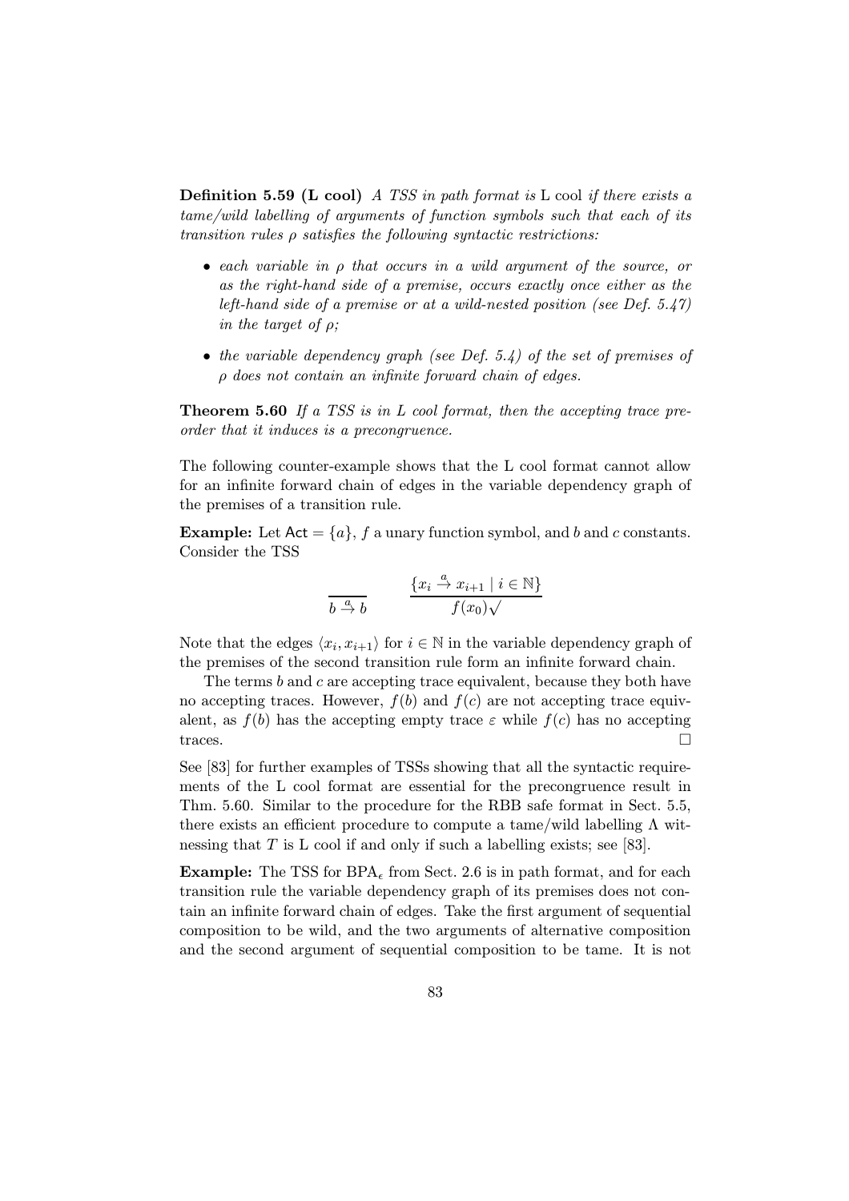**Definition 5.59 (L cool)** *A TSS in path format is* L cool *if there exists a tame/wild labelling of arguments of function symbols such that each of its transition rules $\rho$ satisfies the following syntactic restrictions:*

- *each variable in $\rho$ that occurs in a wild argument of the source, or as the right-hand side of a premise, occurs exactly once either as the left-hand side of a premise or at a wild-nested position (see Def. 5.47) in the target of $\rho$;*
- *the variable dependency graph (see Def. 5.4) of the set of premises of $\rho$ does not contain an infinite forward chain of edges.*

**Theorem 5.60** *If a TSS is in L cool format, then the accepting trace preorder that it induces is a precongruence.*

The following counter-example shows that the L cool format cannot allow for an infinite forward chain of edges in the variable dependency graph of the premises of a transition rule.

**Example:** Let $\mathsf{Act} = \{a\}$, $f$ a unary function symbol, and $b$ and $c$ constants. Consider the TSS

$$\frac{}{b \xrightarrow{a} b} \qquad \frac{\{x_i \xrightarrow{a} x_{i+1} \mid i \in \mathbb{N}\}}{f(x_0)\surd}$$

Note that the edges $\langle x_i, x_{i+1}\rangle$ for $i \in \mathbb{N}$ in the variable dependency graph of the premises of the second transition rule form an infinite forward chain.

The terms $b$ and $c$ are accepting trace equivalent, because they both have no accepting traces. However, $f(b)$ and $f(c)$ are not accepting trace equivalent, as $f(b)$ has the accepting empty trace $\varepsilon$ while $f(c)$ has no accepting traces. $\square$

See [83] for further examples of TSSs showing that all the syntactic requirements of the L cool format are essential for the precongruence result in Thm. 5.60. Similar to the procedure for the RBB safe format in Sect. 5.5, there exists an efficient procedure to compute a tame/wild labelling $\Lambda$ witnessing that $T$ is L cool if and only if such a labelling exists; see [83].

**Example:** The TSS for $\text{BPA}_\epsilon$ from Sect. 2.6 is in path format, and for each transition rule the variable dependency graph of its premises does not contain an infinite forward chain of edges. Take the first argument of sequential composition to be wild, and the two arguments of alternative composition and the second argument of sequential composition to be tame. It is not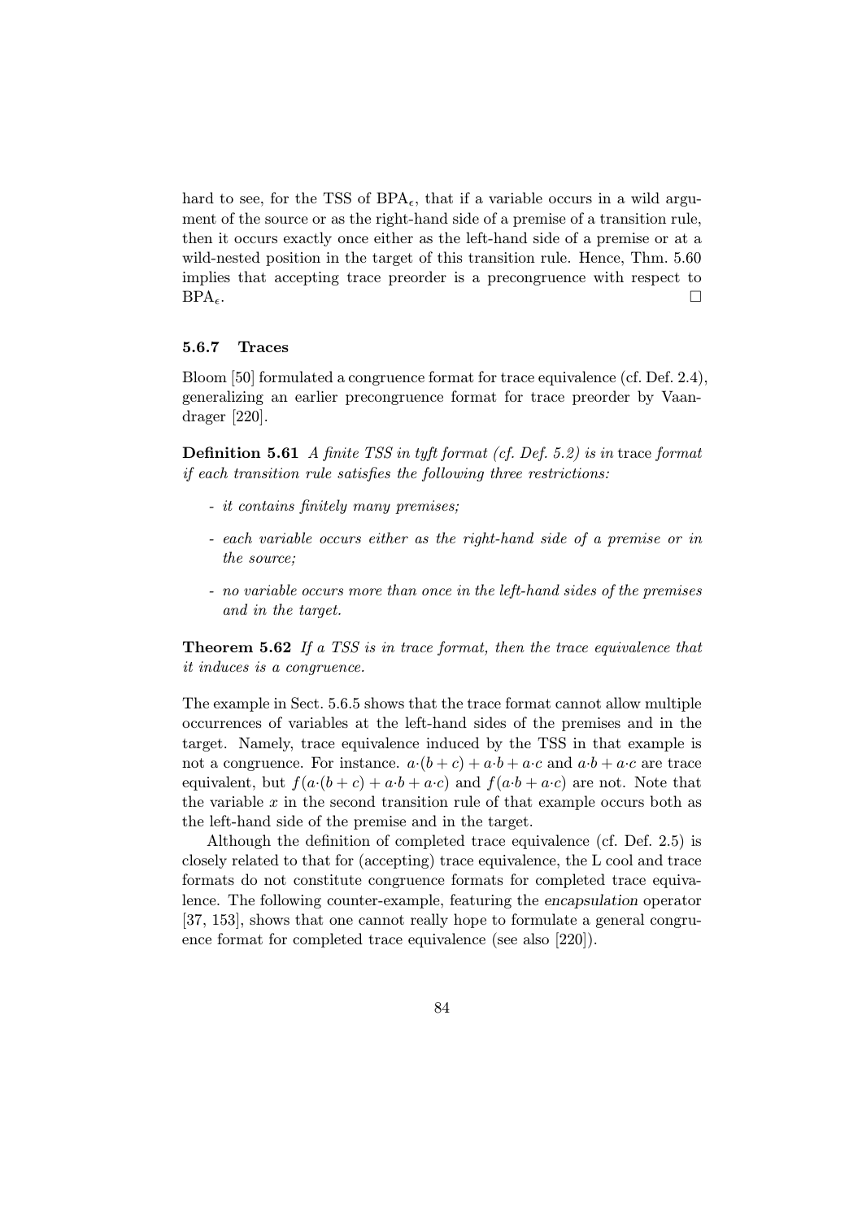hard to see, for the TSS of $\mathrm{BPA}_\epsilon$, that if a variable occurs in a wild argument of the source or as the right-hand side of a premise of a transition rule, then it occurs exactly once either as the left-hand side of a premise or at a wild-nested position in the target of this transition rule. Hence, Thm. 5.60 implies that accepting trace preorder is a precongruence with respect to $\mathrm{BPA}_\epsilon$. □

### 5.6.7 Traces

Bloom [50] formulated a congruence format for trace equivalence (cf. Def. 2.4), generalizing an earlier precongruence format for trace preorder by Vaandrager [220].

**Definition 5.61** *A finite TSS in tyft format (cf. Def. 5.2) is in* trace *format if each transition rule satisfies the following three restrictions:*

- *it contains finitely many premises;*
- *each variable occurs either as the right-hand side of a premise or in the source;*
- *no variable occurs more than once in the left-hand sides of the premises and in the target.*

**Theorem 5.62** *If a TSS is in trace format, then the trace equivalence that it induces is a congruence.*

The example in Sect. 5.6.5 shows that the trace format cannot allow multiple occurrences of variables at the left-hand sides of the premises and in the target. Namely, trace equivalence induced by the TSS in that example is not a congruence. For instance. $a{\cdot}(b+c)+a{\cdot}b+a{\cdot}c$ and $a{\cdot}b+a{\cdot}c$ are trace equivalent, but $f(a{\cdot}(b+c)+a{\cdot}b+a{\cdot}c)$ and $f(a{\cdot}b+a{\cdot}c)$ are not. Note that the variable $x$ in the second transition rule of that example occurs both as the left-hand side of the premise and in the target.

Although the definition of completed trace equivalence (cf. Def. 2.5) is closely related to that for (accepting) trace equivalence, the L cool and trace formats do not constitute congruence formats for completed trace equivalence. The following counter-example, featuring the *encapsulation* operator [37, 153], shows that one cannot really hope to formulate a general congruence format for completed trace equivalence (see also [220]).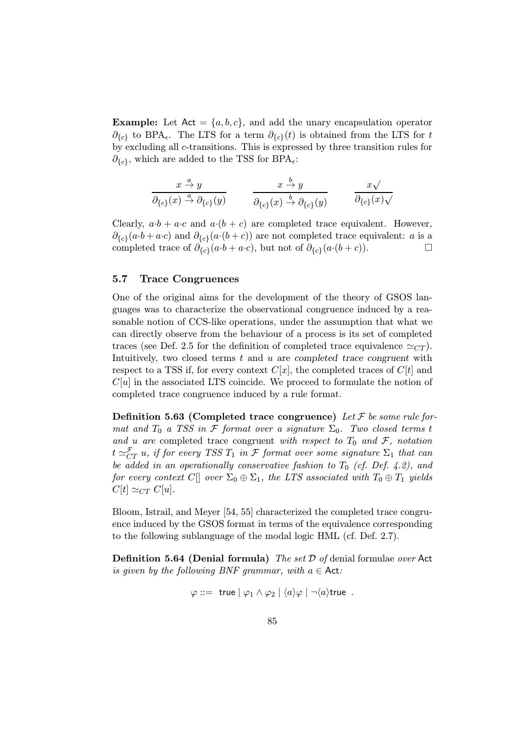**Example:** Let $\mathsf{Act} = \{a, b, c\}$, and add the unary encapsulation operator $\partial_{\{c\}}$ to BPA$_\epsilon$. The LTS for a term $\partial_{\{c\}}(t)$ is obtained from the LTS for $t$ by excluding all $c$-transitions. This is expressed by three transition rules for $\partial_{\{c\}}$, which are added to the TSS for BPA$_\epsilon$:

$$\frac{x \xrightarrow{a} y}{\partial_{\{c\}}(x) \xrightarrow{a} \partial_{\{c\}}(y)} \qquad \frac{x \xrightarrow{b} y}{\partial_{\{c\}}(x) \xrightarrow{b} \partial_{\{c\}}(y)} \qquad \frac{x\surd}{\partial_{\{c\}}(x)\surd}$$

Clearly, $a{\cdot}b + a{\cdot}c$ and $a{\cdot}(b + c)$ are completed trace equivalent. However, $\partial_{\{c\}}(a{\cdot}b + a{\cdot}c)$ and $\partial_{\{c\}}(a{\cdot}(b + c))$ are not completed trace equivalent: $a$ is a completed trace of $\partial_{\{c\}}(a{\cdot}b + a{\cdot}c)$, but not of $\partial_{\{c\}}(a{\cdot}(b + c))$. □

### 5.7 Trace Congruences

One of the original aims for the development of the theory of GSOS languages was to characterize the observational congruence induced by a reasonable notion of CCS-like operations, under the assumption that what we can directly observe from the behaviour of a process is its set of completed traces (see Def. 2.5 for the definition of completed trace equivalence $\simeq_{CT}$). Intuitively, two closed terms $t$ and $u$ are *completed trace congruent* with respect to a TSS if, for every context $C[x]$, the completed traces of $C[t]$ and $C[u]$ in the associated LTS coincide. We proceed to formulate the notion of completed trace congruence induced by a rule format.

**Definition 5.63 (Completed trace congruence)** *Let $\mathcal{F}$ be some rule format and $T_0$ a TSS in $\mathcal{F}$ format over a signature $\Sigma_0$. Two closed terms $t$ and $u$ are* completed trace congruent *with respect to $T_0$ and $\mathcal{F}$, notation $t \simeq_{CT}^{\mathcal{F}} u$, if for every TSS $T_1$ in $\mathcal{F}$ format over some signature $\Sigma_1$ that can be added in an operationally conservative fashion to $T_0$ (cf. Def. 4.2), and for every context $C[]$ over $\Sigma_0 \oplus \Sigma_1$, the LTS associated with $T_0 \oplus T_1$ yields $C[t] \simeq_{CT} C[u]$.*

Bloom, Istrail, and Meyer [54, 55] characterized the completed trace congruence induced by the GSOS format in terms of the equivalence corresponding to the following sublanguage of the modal logic HML (cf. Def. 2.7).

**Definition 5.64 (Denial formula)** *The set $\mathcal{D}$ of* denial formulae *over* $\mathsf{Act}$ *is given by the following BNF grammar, with $a \in \mathsf{Act}$:*

$$\varphi ::= \ \mathsf{true} \mid \varphi_1 \wedge \varphi_2 \mid \langle a\rangle\varphi \mid \neg\langle a\rangle\mathsf{true} \ .$$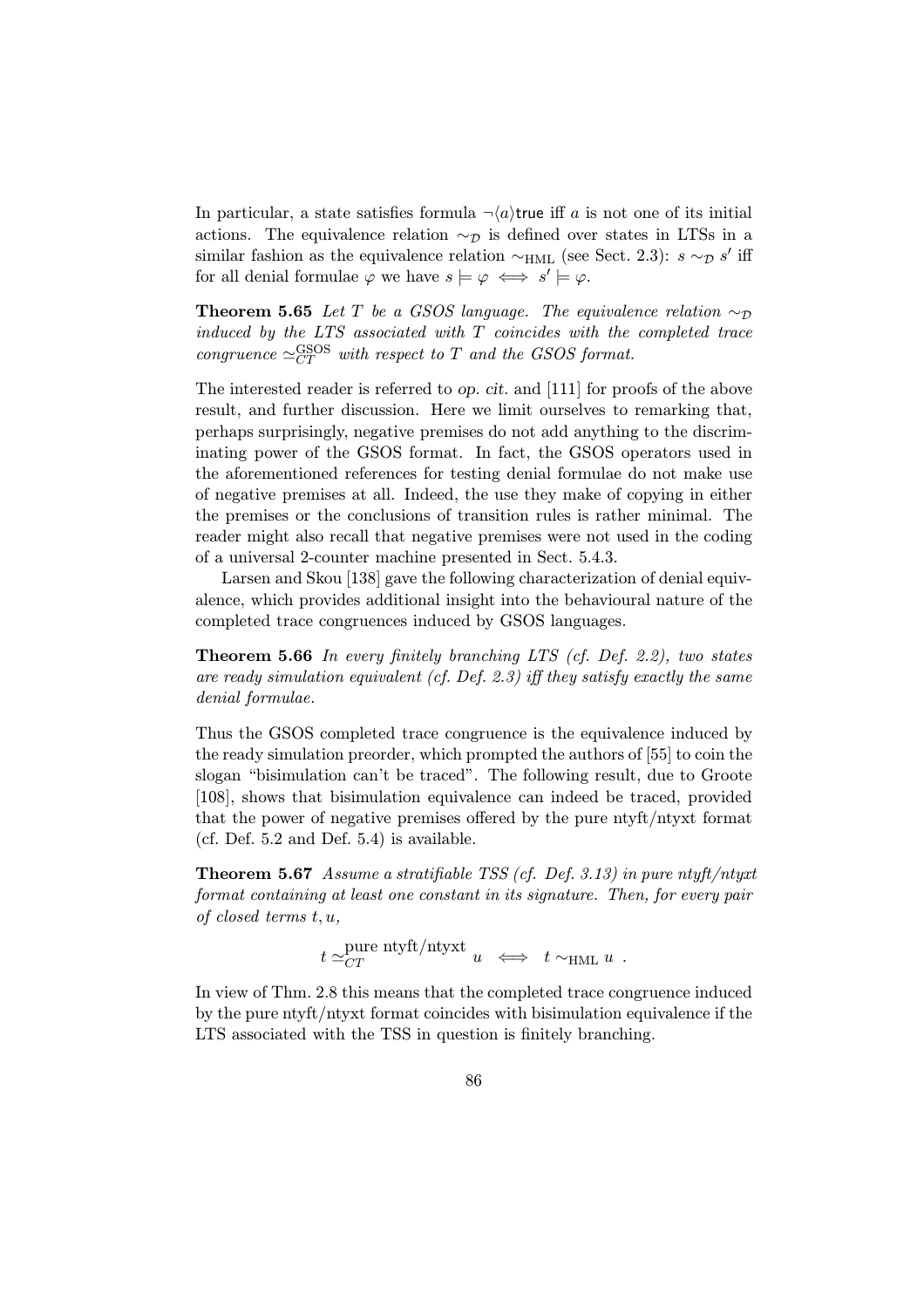In particular, a state satisfies formula $\neg\langle a\rangle\mathsf{true}$ iff $a$ is not one of its initial actions. The equivalence relation $\sim_{\mathcal{D}}$ is defined over states in LTSs in a similar fashion as the equivalence relation $\sim_{\mathrm{HML}}$ (see Sect. 2.3): $s \sim_{\mathcal{D}} s'$ iff for all denial formulae $\varphi$ we have $s \models \varphi \iff s' \models \varphi$.

**Theorem 5.65** *Let $T$ be a GSOS language. The equivalence relation $\sim_{\mathcal{D}}$ induced by the LTS associated with $T$ coincides with the completed trace congruence $\simeq_{CT}^{\mathrm{GSOS}}$ with respect to $T$ and the GSOS format.*

The interested reader is referred to *op. cit.* and [111] for proofs of the above result, and further discussion. Here we limit ourselves to remarking that, perhaps surprisingly, negative premises do not add anything to the discriminating power of the GSOS format. In fact, the GSOS operators used in the aforementioned references for testing denial formulae do not make use of negative premises at all. Indeed, the use they make of copying in either the premises or the conclusions of transition rules is rather minimal. The reader might also recall that negative premises were not used in the coding of a universal 2-counter machine presented in Sect. 5.4.3.

Larsen and Skou [138] gave the following characterization of denial equivalence, which provides additional insight into the behavioural nature of the completed trace congruences induced by GSOS languages.

**Theorem 5.66** *In every finitely branching LTS (cf. Def. 2.2), two states are ready simulation equivalent (cf. Def. 2.3) iff they satisfy exactly the same denial formulae.*

Thus the GSOS completed trace congruence is the equivalence induced by the ready simulation preorder, which prompted the authors of [55] to coin the slogan "bisimulation can't be traced". The following result, due to Groote [108], shows that bisimulation equivalence can indeed be traced, provided that the power of negative premises offered by the pure ntyft/ntyxt format (cf. Def. 5.2 and Def. 5.4) is available.

**Theorem 5.67** *Assume a stratifiable TSS (cf. Def. 3.13) in pure ntyft/ntyxt format containing at least one constant in its signature. Then, for every pair of closed terms $t, u$,*

$$t \simeq_{CT}^{\text{pure ntyft/ntyxt}} u \iff t \sim_{\mathrm{HML}} u \ .$$

In view of Thm. 2.8 this means that the completed trace congruence induced by the pure ntyft/ntyxt format coincides with bisimulation equivalence if the LTS associated with the TSS in question is finitely branching.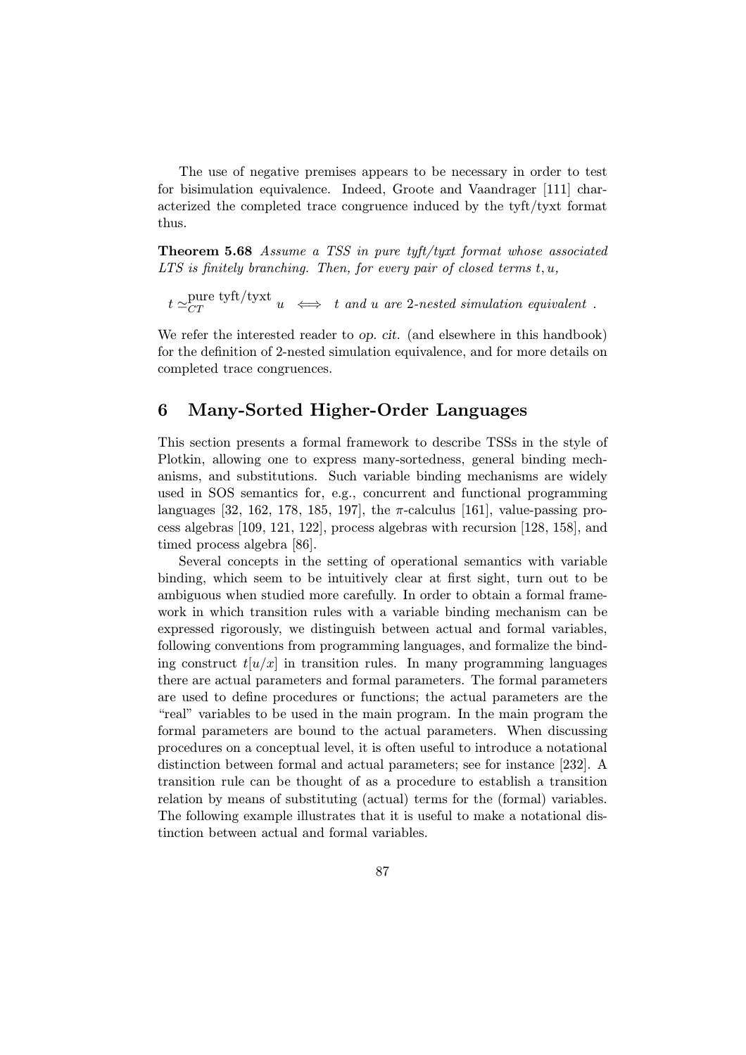The use of negative premises appears to be necessary in order to test for bisimulation equivalence. Indeed, Groote and Vaandrager [111] characterized the completed trace congruence induced by the tyft/tyxt format thus.

**Theorem 5.68** *Assume a TSS in pure tyft/tyxt format whose associated LTS is finitely branching. Then, for every pair of closed terms $t, u$,*

$$t \simeq_{CT}^{\text{pure tyft/tyxt}} u \iff t \text{ and } u \text{ are 2-nested simulation equivalent} .$$

We refer the interested reader to *op. cit.* (and elsewhere in this handbook) for the definition of 2-nested simulation equivalence, and for more details on completed trace congruences.

# 6 Many-Sorted Higher-Order Languages

This section presents a formal framework to describe TSSs in the style of Plotkin, allowing one to express many-sortedness, general binding mechanisms, and substitutions. Such variable binding mechanisms are widely used in SOS semantics for, e.g., concurrent and functional programming languages [32, 162, 178, 185, 197], the $\pi$-calculus [161], value-passing process algebras [109, 121, 122], process algebras with recursion [128, 158], and timed process algebra [86].

Several concepts in the setting of operational semantics with variable binding, which seem to be intuitively clear at first sight, turn out to be ambiguous when studied more carefully. In order to obtain a formal framework in which transition rules with a variable binding mechanism can be expressed rigorously, we distinguish between actual and formal variables, following conventions from programming languages, and formalize the binding construct $t[u/x]$ in transition rules. In many programming languages there are actual parameters and formal parameters. The formal parameters are used to define procedures or functions; the actual parameters are the "real" variables to be used in the main program. In the main program the formal parameters are bound to the actual parameters. When discussing procedures on a conceptual level, it is often useful to introduce a notational distinction between formal and actual parameters; see for instance [232]. A transition rule can be thought of as a procedure to establish a transition relation by means of substituting (actual) terms for the (formal) variables. The following example illustrates that it is useful to make a notational distinction between actual and formal variables.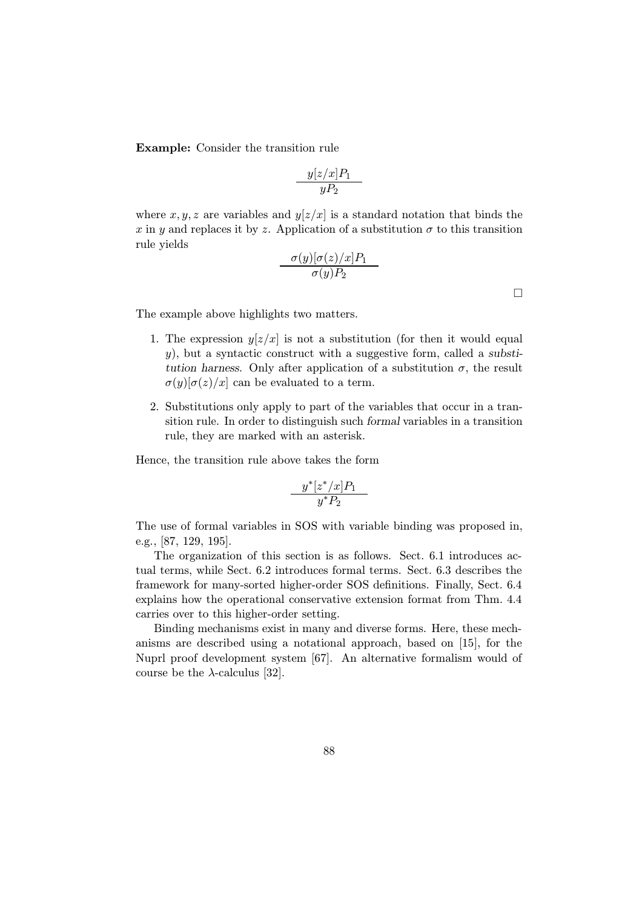**Example:** Consider the transition rule

$$\frac{y[z/x]P_1}{yP_2}$$

where $x, y, z$ are variables and $y[z/x]$ is a standard notation that binds the $x$ in $y$ and replaces it by $z$. Application of a substitution $\sigma$ to this transition rule yields

$$\frac{\sigma(y)[\sigma(z)/x]P_1}{\sigma(y)P_2}$$

□

The example above highlights two matters.

1. The expression $y[z/x]$ is not a substitution (for then it would equal $y$), but a syntactic construct with a suggestive form, called a *substitution harness*. Only after application of a substitution $\sigma$, the result $\sigma(y)[\sigma(z)/x]$ can be evaluated to a term.

2. Substitutions only apply to part of the variables that occur in a transition rule. In order to distinguish such *formal* variables in a transition rule, they are marked with an asterisk.

Hence, the transition rule above takes the form

$$\frac{y^*[z^*/x]P_1}{y^*P_2}$$

The use of formal variables in SOS with variable binding was proposed in, e.g., [87, 129, 195].

The organization of this section is as follows. Sect. 6.1 introduces actual terms, while Sect. 6.2 introduces formal terms. Sect. 6.3 describes the framework for many-sorted higher-order SOS definitions. Finally, Sect. 6.4 explains how the operational conservative extension format from Thm. 4.4 carries over to this higher-order setting.

Binding mechanisms exist in many and diverse forms. Here, these mechanisms are described using a notational approach, based on [15], for the Nuprl proof development system [67]. An alternative formalism would of course be the $\lambda$-calculus [32].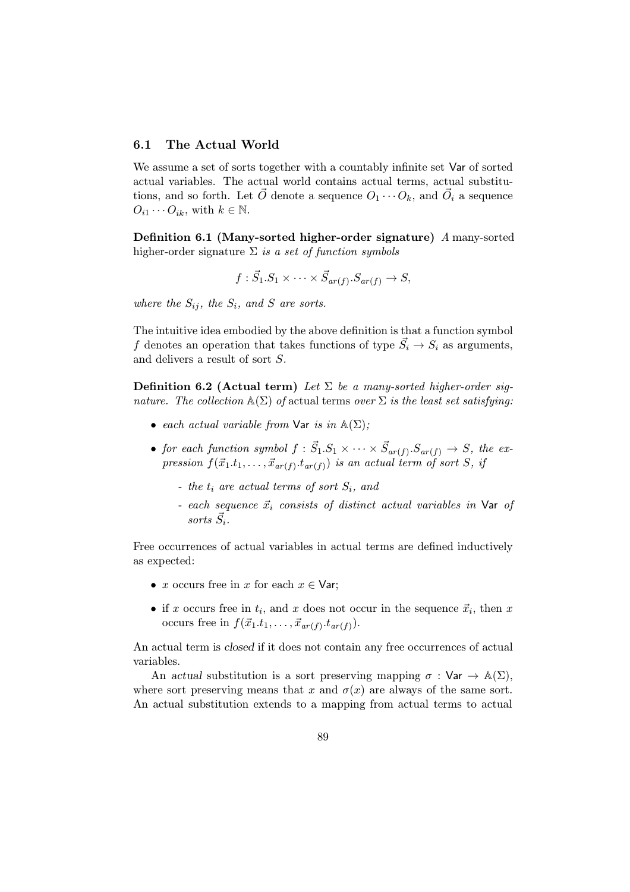### 6.1 The Actual World

We assume a set of sorts together with a countably infinite set $\mathsf{Var}$ of sorted actual variables. The actual world contains actual terms, actual substitutions, and so forth. Let $\vec{O}$ denote a sequence $O_1 \cdots O_k$, and $\vec{O}_i$ a sequence $O_{i1} \cdots O_{ik}$, with $k \in \mathbb{N}$.

**Definition 6.1 (Many-sorted higher-order signature)** *A* many-sorted higher-order signature $\Sigma$ *is a set of function symbols*

$$f : \vec{S}_1.S_1 \times \cdots \times \vec{S}_{ar(f)}.S_{ar(f)} \to S,$$

*where the* $S_{ij}$*, the* $S_i$*, and* $S$ *are sorts.*

The intuitive idea embodied by the above definition is that a function symbol $f$ denotes an operation that takes functions of type $\vec{S_i} \to S_i$ as arguments, and delivers a result of sort $S$.

**Definition 6.2 (Actual term)** *Let* $\Sigma$ *be a many-sorted higher-order signature. The collection* $\mathbb{A}(\Sigma)$ *of* actual terms *over* $\Sigma$ *is the least set satisfying:*

- *each actual variable from* $\mathsf{Var}$ *is in* $\mathbb{A}(\Sigma)$*;*
- *for each function symbol* $f : \vec{S}_1.S_1 \times \cdots \times \vec{S}_{ar(f)}.S_{ar(f)} \to S$*, the expression* $f(\vec{x}_1.t_1, \ldots, \vec{x}_{ar(f)}.t_{ar(f)})$ *is an actual term of sort* $S$*, if*
  - *the* $t_i$ *are actual terms of sort* $S_i$*, and*
  - *each sequence* $\vec{x}_i$ *consists of distinct actual variables in* $\mathsf{Var}$ *of sorts* $\vec{S}_i$*.*

Free occurrences of actual variables in actual terms are defined inductively as expected:

- $x$ occurs free in $x$ for each $x \in \mathsf{Var}$;
- if $x$ occurs free in $t_i$, and $x$ does not occur in the sequence $\vec{x}_i$, then $x$ occurs free in $f(\vec{x}_1.t_1, \ldots, \vec{x}_{ar(f)}.t_{ar(f)})$.

An actual term is *closed* if it does not contain any free occurrences of actual variables.

An *actual* substitution is a sort preserving mapping $\sigma : \mathsf{Var} \to \mathbb{A}(\Sigma)$, where sort preserving means that $x$ and $\sigma(x)$ are always of the same sort. An actual substitution extends to a mapping from actual terms to actual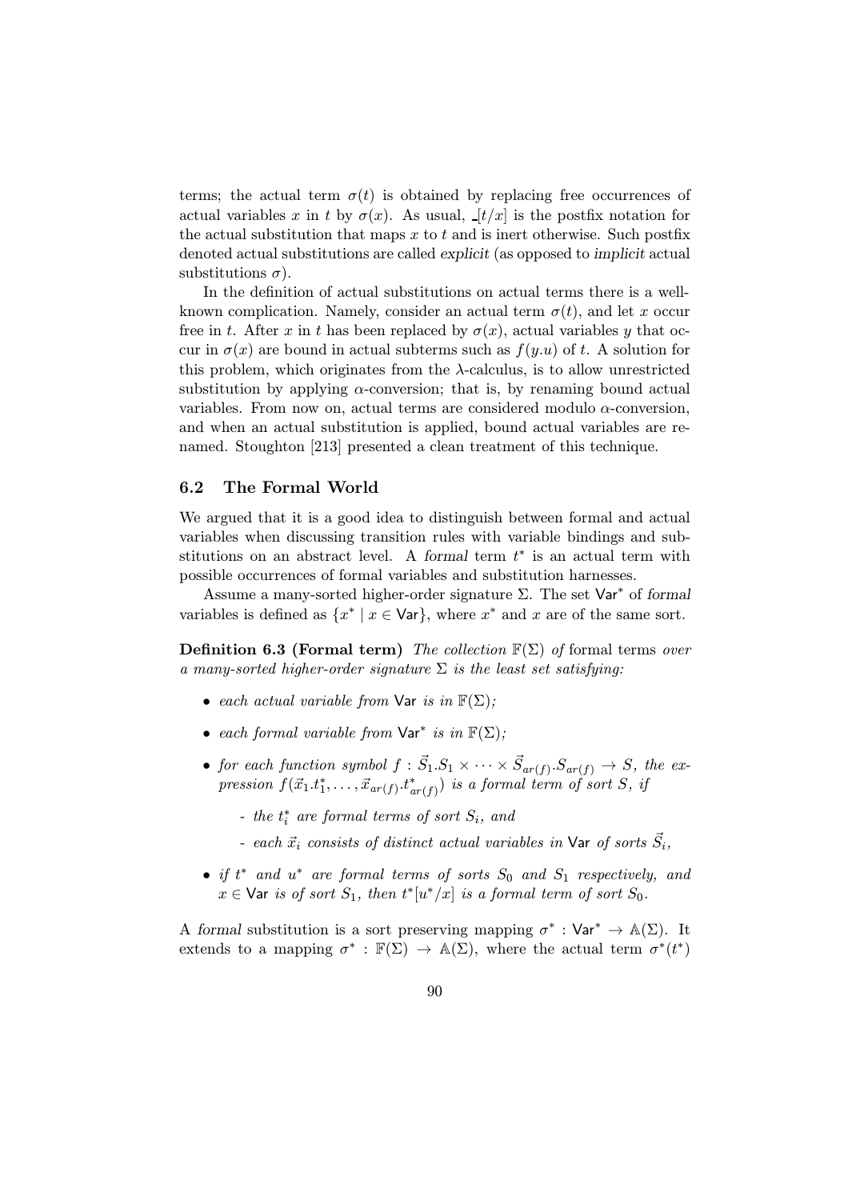terms; the actual term $\sigma(t)$ is obtained by replacing free occurrences of actual variables $x$ in $t$ by $\sigma(x)$. As usual, $\_[t/x]$ is the postfix notation for the actual substitution that maps $x$ to $t$ and is inert otherwise. Such postfix denoted actual substitutions are called *explicit* (as opposed to *implicit* actual substitutions $\sigma$).

In the definition of actual substitutions on actual terms there is a well-known complication. Namely, consider an actual term $\sigma(t)$, and let $x$ occur free in $t$. After $x$ in $t$ has been replaced by $\sigma(x)$, actual variables $y$ that occur in $\sigma(x)$ are bound in actual subterms such as $f(y.u)$ of $t$. A solution for this problem, which originates from the $\lambda$-calculus, is to allow unrestricted substitution by applying $\alpha$-conversion; that is, by renaming bound actual variables. From now on, actual terms are considered modulo $\alpha$-conversion, and when an actual substitution is applied, bound actual variables are renamed. Stoughton [213] presented a clean treatment of this technique.

### 6.2 The Formal World

We argued that it is a good idea to distinguish between formal and actual variables when discussing transition rules with variable bindings and substitutions on an abstract level. A *formal* term $t^*$ is an actual term with possible occurrences of formal variables and substitution harnesses.

Assume a many-sorted higher-order signature $\Sigma$. The set $\mathsf{Var}^*$ of *formal* variables is defined as $\{x^* \mid x \in \mathsf{Var}\}$, where $x^*$ and $x$ are of the same sort.

**Definition 6.3 (Formal term)** *The collection $\mathbb{F}(\Sigma)$ of* formal terms *over a many-sorted higher-order signature $\Sigma$ is the least set satisfying:*

- *each actual variable from $\mathsf{Var}$ is in $\mathbb{F}(\Sigma)$;*
- *each formal variable from $\mathsf{Var}^*$ is in $\mathbb{F}(\Sigma)$;*
- *for each function symbol $f : \vec{S}_1.S_1 \times \cdots \times \vec{S}_{ar(f)}.S_{ar(f)} \to S$, the expression $f(\vec{x}_1.t^*_1, \ldots, \vec{x}_{ar(f)}.t^*_{ar(f)})$ is a formal term of sort $S$, if*
  - *the $t^*_i$ are formal terms of sort $S_i$, and*
  - *each $\vec{x}_i$ consists of distinct actual variables in $\mathsf{Var}$ of sorts $\vec{S}_i$,*
- *if $t^*$ and $u^*$ are formal terms of sorts $S_0$ and $S_1$ respectively, and $x \in \mathsf{Var}$ is of sort $S_1$, then $t^*[u^*/x]$ is a formal term of sort $S_0$.*

A *formal* substitution is a sort preserving mapping $\sigma^* : \mathsf{Var}^* \to \mathbb{A}(\Sigma)$. It extends to a mapping $\sigma^* : \mathbb{F}(\Sigma) \to \mathbb{A}(\Sigma)$, where the actual term $\sigma^*(t^*)$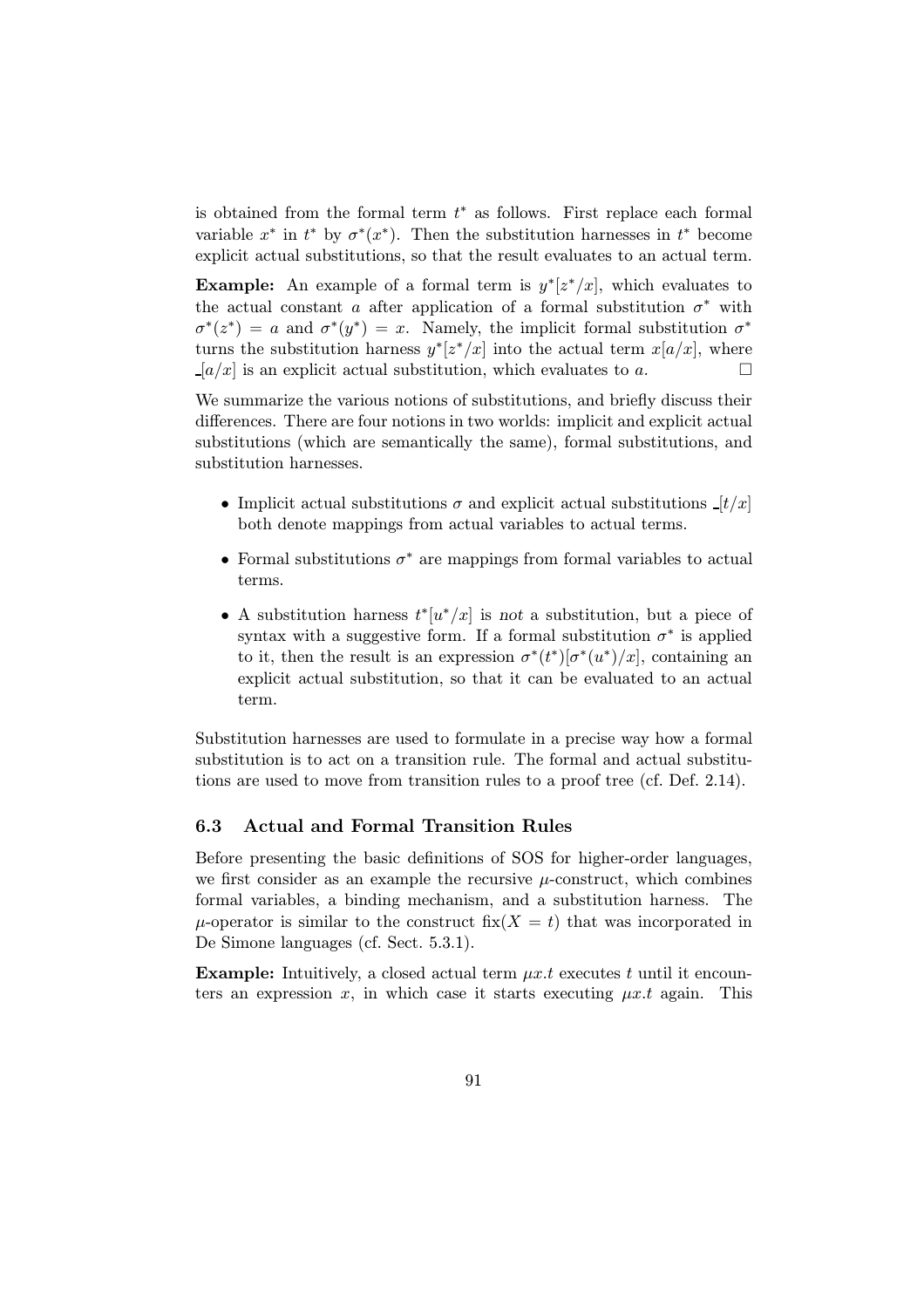is obtained from the formal term $t^*$ as follows. First replace each formal variable $x^*$ in $t^*$ by $\sigma^*(x^*)$. Then the substitution harnesses in $t^*$ become explicit actual substitutions, so that the result evaluates to an actual term.

**Example:** An example of a formal term is $y^*[z^*/x]$, which evaluates to the actual constant $a$ after application of a formal substitution $\sigma^*$ with $\sigma^*(z^*) = a$ and $\sigma^*(y^*) = x$. Namely, the implicit formal substitution $\sigma^*$ turns the substitution harness $y^*[z^*/x]$ into the actual term $x[a/x]$, where $\_[a/x]$ is an explicit actual substitution, which evaluates to $a$. $\square$

We summarize the various notions of substitutions, and briefly discuss their differences. There are four notions in two worlds: implicit and explicit actual substitutions (which are semantically the same), formal substitutions, and substitution harnesses.

- Implicit actual substitutions $\sigma$ and explicit actual substitutions $\_[t/x]$ both denote mappings from actual variables to actual terms.
- Formal substitutions $\sigma^*$ are mappings from formal variables to actual terms.
- A substitution harness $t^*[u^*/x]$ is *not* a substitution, but a piece of syntax with a suggestive form. If a formal substitution $\sigma^*$ is applied to it, then the result is an expression $\sigma^*(t^*)[\sigma^*(u^*)/x]$, containing an explicit actual substitution, so that it can be evaluated to an actual term.

Substitution harnesses are used to formulate in a precise way how a formal substitution is to act on a transition rule. The formal and actual substitutions are used to move from transition rules to a proof tree (cf. Def. 2.14).

### 6.3 Actual and Formal Transition Rules

Before presenting the basic definitions of SOS for higher-order languages, we first consider as an example the recursive $\mu$-construct, which combines formal variables, a binding mechanism, and a substitution harness. The $\mu$-operator is similar to the construct $\text{fix}(X = t)$ that was incorporated in De Simone languages (cf. Sect. 5.3.1).

**Example:** Intuitively, a closed actual term $\mu x.t$ executes $t$ until it encounters an expression $x$, in which case it starts executing $\mu x.t$ again. This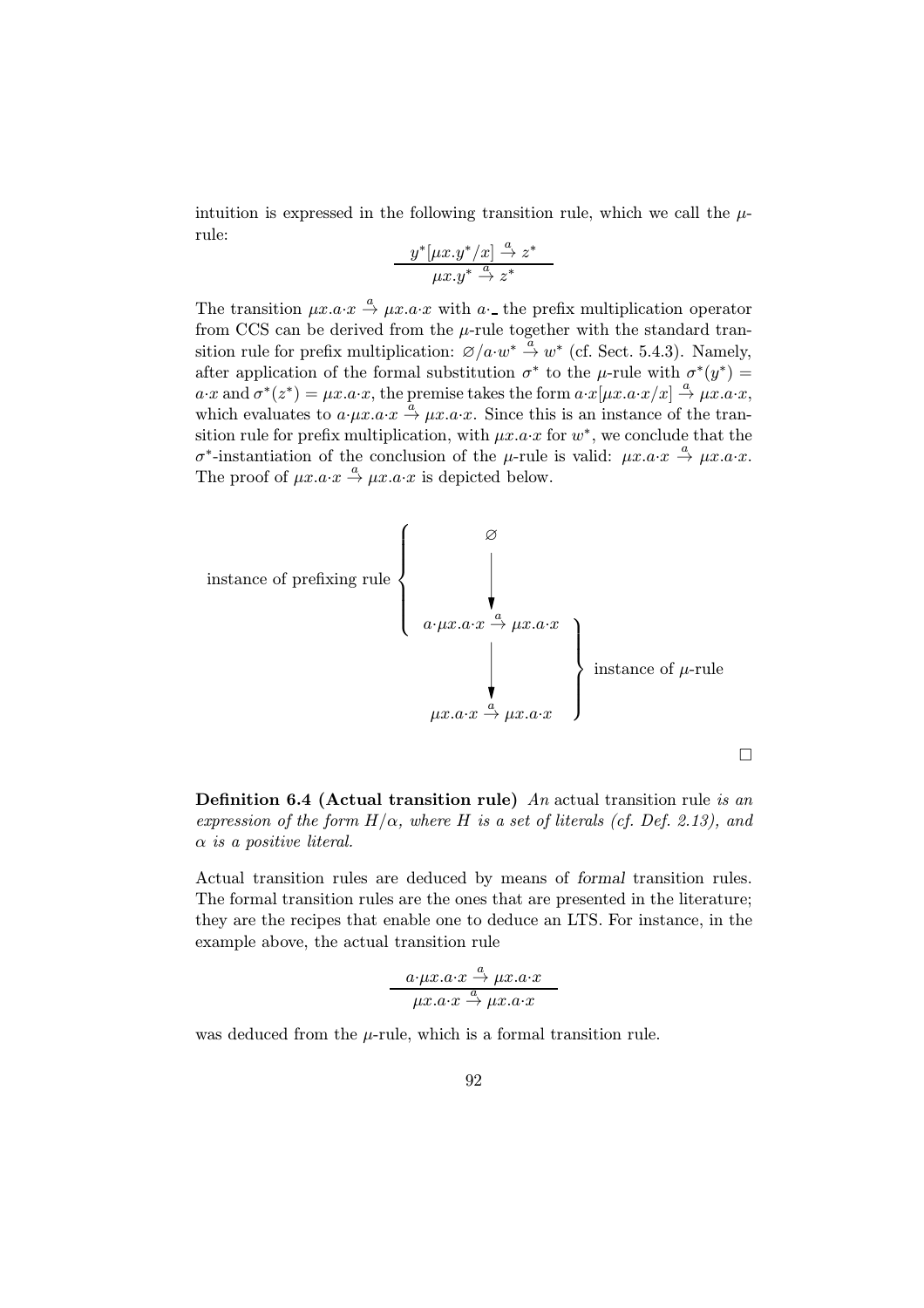intuition is expressed in the following transition rule, which we call the $\mu$-rule:

$$\frac{y^*[\mu x.y^*/x] \xrightarrow{a} z^*}{\mu x.y^* \xrightarrow{a} z^*}$$

The transition $\mu x.a{\cdot}x \xrightarrow{a} \mu x.a{\cdot}x$ with $a{\cdot}\_$ the prefix multiplication operator from CCS can be derived from the $\mu$-rule together with the standard transition rule for prefix multiplication: $\varnothing/a{\cdot}w^* \xrightarrow{a} w^*$ (cf. Sect. 5.4.3). Namely, after application of the formal substitution $\sigma^*$ to the $\mu$-rule with $\sigma^*(y^*) = a{\cdot}x$ and $\sigma^*(z^*) = \mu x.a{\cdot}x$, the premise takes the form $a{\cdot}x[\mu x.a{\cdot}x/x] \xrightarrow{a} \mu x.a{\cdot}x$, which evaluates to $a{\cdot}\mu x.a{\cdot}x \xrightarrow{a} \mu x.a{\cdot}x$. Since this is an instance of the transition rule for prefix multiplication, with $\mu x.a{\cdot}x$ for $w^*$, we conclude that the $\sigma^*$-instantiation of the conclusion of the $\mu$-rule is valid: $\mu x.a{\cdot}x \xrightarrow{a} \mu x.a{\cdot}x$. The proof of $\mu x.a{\cdot}x \xrightarrow{a} \mu x.a{\cdot}x$ is depicted below.

$$\varnothing$$
$$\downarrow \quad \text{(instance of prefixing rule)}$$
$$a{\cdot}\mu x.a{\cdot}x \xrightarrow{a} \mu x.a{\cdot}x$$
$$\downarrow \quad \text{(instance of } \mu\text{-rule)}$$
$$\mu x.a{\cdot}x \xrightarrow{a} \mu x.a{\cdot}x$$

□

**Definition 6.4 (Actual transition rule)** *An* actual transition rule *is an expression of the form $H/\alpha$, where $H$ is a set of literals (cf. Def. 2.13), and $\alpha$ is a positive literal.*

Actual transition rules are deduced by means of *formal* transition rules. The formal transition rules are the ones that are presented in the literature; they are the recipes that enable one to deduce an LTS. For instance, in the example above, the actual transition rule

$$\frac{a{\cdot}\mu x.a{\cdot}x \xrightarrow{a} \mu x.a{\cdot}x}{\mu x.a{\cdot}x \xrightarrow{a} \mu x.a{\cdot}x}$$

was deduced from the $\mu$-rule, which is a formal transition rule.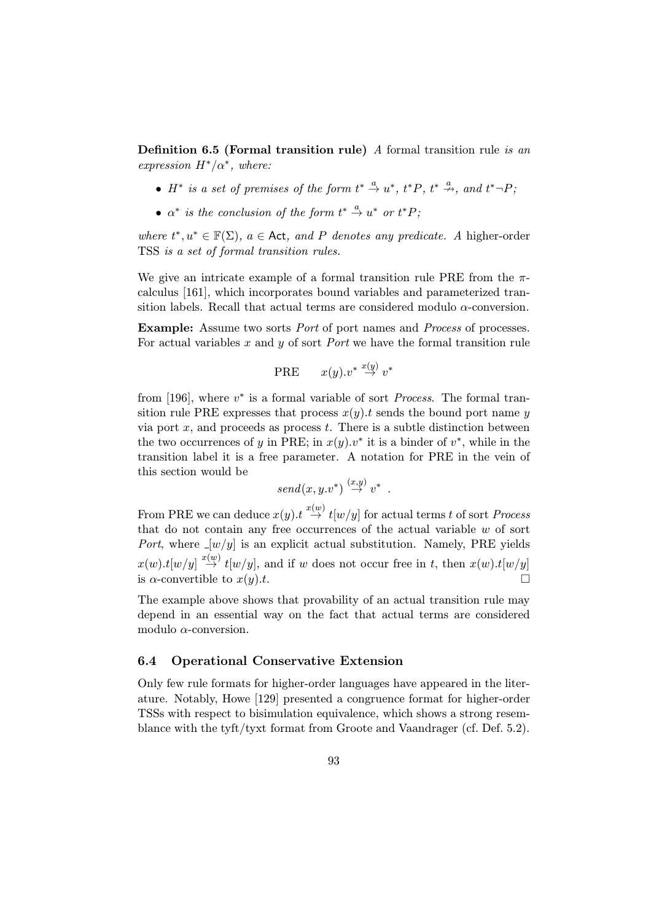**Definition 6.5 (Formal transition rule)** *A* formal transition rule *is an expression $H^*/\alpha^*$, where:*

- *$H^*$ is a set of premises of the form $t^* \stackrel{a}{\to} u^*$, $t^*P$, $t^* \stackrel{a}{\nrightarrow}$, and $t^*\neg P$;*
- *$\alpha^*$ is the conclusion of the form $t^* \stackrel{a}{\to} u^*$ or $t^*P$;*

*where $t^*, u^* \in \mathbb{F}(\Sigma)$, $a \in \mathsf{Act}$, and $P$ denotes any predicate. A* higher-order TSS *is a set of formal transition rules.*

We give an intricate example of a formal transition rule PRE from the $\pi$-calculus [161], which incorporates bound variables and parameterized transition labels. Recall that actual terms are considered modulo $\alpha$-conversion.

**Example:** Assume two sorts *Port* of port names and *Process* of processes. For actual variables $x$ and $y$ of sort *Port* we have the formal transition rule

$$\text{PRE} \qquad x(y).v^* \stackrel{x(y)}{\to} v^*$$

from [196], where $v^*$ is a formal variable of sort *Process*. The formal transition rule PRE expresses that process $x(y).t$ sends the bound port name $y$ via port $x$, and proceeds as process $t$. There is a subtle distinction between the two occurrences of $y$ in PRE; in $x(y).v^*$ it is a binder of $v^*$, while in the transition label it is a free parameter. A notation for PRE in the vein of this section would be

$$send(x, y.v^*) \stackrel{(x,y)}{\to} v^* \ .$$

From PRE we can deduce $x(y).t \stackrel{x(w)}{\to} t[w/y]$ for actual terms $t$ of sort *Process* that do not contain any free occurrences of the actual variable $w$ of sort *Port*, where $\_[w/y]$ is an explicit actual substitution. Namely, PRE yields $x(w).t[w/y] \stackrel{x(w)}{\to} t[w/y]$, and if $w$ does not occur free in $t$, then $x(w).t[w/y]$ is $\alpha$-convertible to $x(y).t$. □

The example above shows that provability of an actual transition rule may depend in an essential way on the fact that actual terms are considered modulo $\alpha$-conversion.

### 6.4 Operational Conservative Extension

Only few rule formats for higher-order languages have appeared in the literature. Notably, Howe [129] presented a congruence format for higher-order TSSs with respect to bisimulation equivalence, which shows a strong resemblance with the tyft/tyxt format from Groote and Vaandrager (cf. Def. 5.2).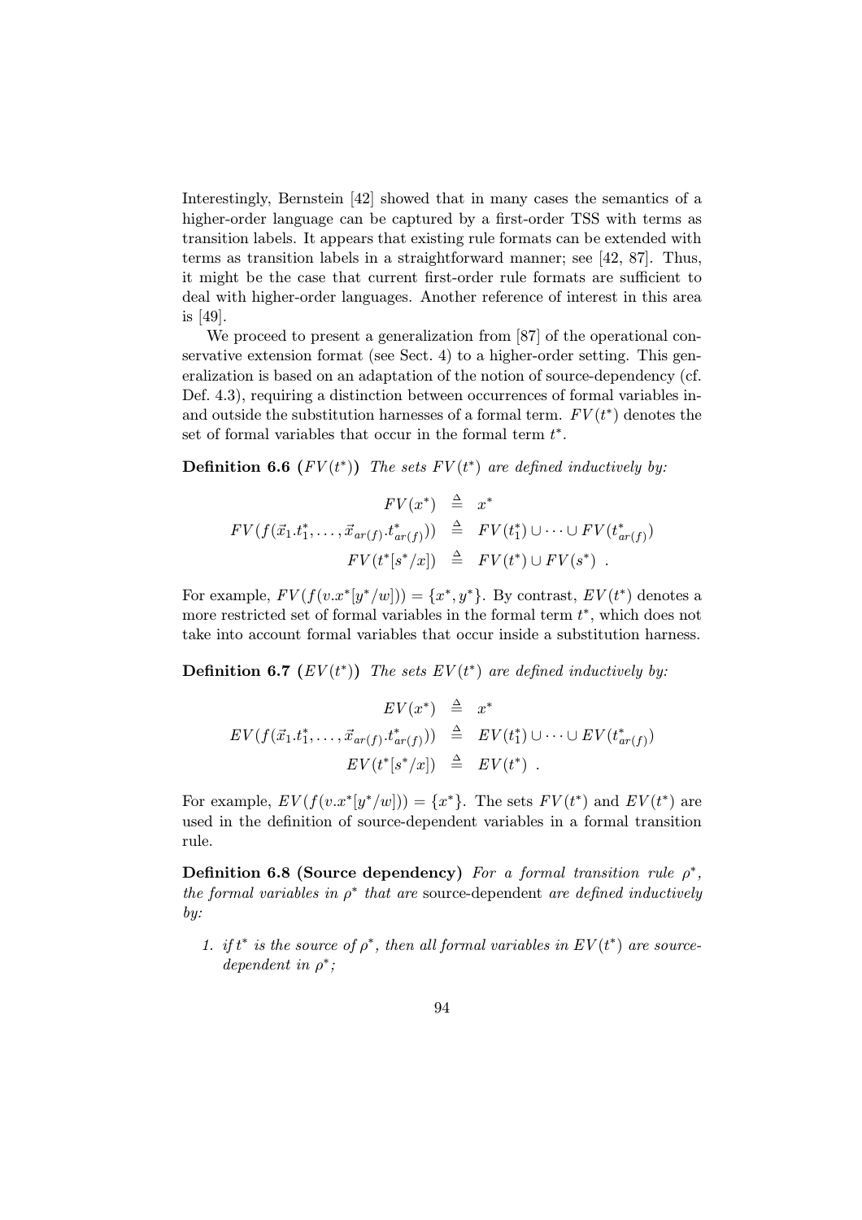Interestingly, Bernstein [42] showed that in many cases the semantics of a higher-order language can be captured by a first-order TSS with terms as transition labels. It appears that existing rule formats can be extended with terms as transition labels in a straightforward manner; see [42, 87]. Thus, it might be the case that current first-order rule formats are sufficient to deal with higher-order languages. Another reference of interest in this area is [49].

We proceed to present a generalization from [87] of the operational conservative extension format (see Sect. 4) to a higher-order setting. This generalization is based on an adaptation of the notion of source-dependency (cf. Def. 4.3), requiring a distinction between occurrences of formal variables in- and outside the substitution harnesses of a formal term. $FV(t^*)$ denotes the set of formal variables that occur in the formal term $t^*$.

**Definition 6.6 ($FV(t^*)$)** *The sets $FV(t^*)$ are defined inductively by:*

$$
\begin{array}{rcl}
FV(x^*) & \triangleq & x^* \\
FV(f(\vec{x}_1.t_1^*, \ldots, \vec{x}_{ar(f)}.t_{ar(f)}^*)) & \triangleq & FV(t_1^*) \cup \cdots \cup FV(t_{ar(f)}^*) \\
FV(t^*[s^*/x]) & \triangleq & FV(t^*) \cup FV(s^*) \ .
\end{array}
$$

For example, $FV(f(v.x^*[y^*/w])) = \{x^*, y^*\}$. By contrast, $EV(t^*)$ denotes a more restricted set of formal variables in the formal term $t^*$, which does not take into account formal variables that occur inside a substitution harness.

**Definition 6.7 ($EV(t^*)$)** *The sets $EV(t^*)$ are defined inductively by:*

$$
\begin{array}{rcl}
EV(x^*) & \triangleq & x^* \\
EV(f(\vec{x}_1.t_1^*, \ldots, \vec{x}_{ar(f)}.t_{ar(f)}^*)) & \triangleq & EV(t_1^*) \cup \cdots \cup EV(t_{ar(f)}^*) \\
EV(t^*[s^*/x]) & \triangleq & EV(t^*) \ .
\end{array}
$$

For example, $EV(f(v.x^*[y^*/w])) = \{x^*\}$. The sets $FV(t^*)$ and $EV(t^*)$ are used in the definition of source-dependent variables in a formal transition rule.

**Definition 6.8 (Source dependency)** *For a formal transition rule $\rho^*$, the formal variables in $\rho^*$ that are* source-dependent *are defined inductively by:*

1. *if $t^*$ is the source of $\rho^*$, then all formal variables in $EV(t^*)$ are source-dependent in $\rho^*$;*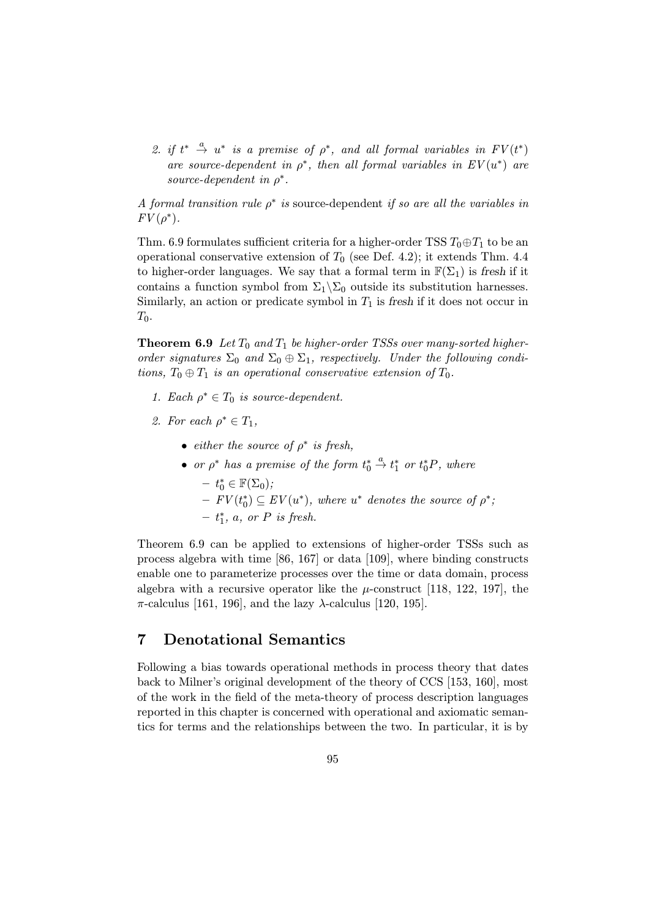2. *if $t^* \xrightarrow{a} u^*$ is a premise of $\rho^*$, and all formal variables in $FV(t^*)$ are source-dependent in $\rho^*$, then all formal variables in $EV(u^*)$ are source-dependent in $\rho^*$.*

*A formal transition rule $\rho^*$ is* source-dependent *if so are all the variables in $FV(\rho^*)$.*

Thm. 6.9 formulates sufficient criteria for a higher-order TSS $T_0 \oplus T_1$ to be an operational conservative extension of $T_0$ (see Def. 4.2); it extends Thm. 4.4 to higher-order languages. We say that a formal term in $\mathbb{F}(\Sigma_1)$ is *fresh* if it contains a function symbol from $\Sigma_1 \backslash \Sigma_0$ outside its substitution harnesses. Similarly, an action or predicate symbol in $T_1$ is *fresh* if it does not occur in $T_0$.

**Theorem 6.9** *Let $T_0$ and $T_1$ be higher-order TSSs over many-sorted higher-order signatures $\Sigma_0$ and $\Sigma_0 \oplus \Sigma_1$, respectively. Under the following conditions, $T_0 \oplus T_1$ is an operational conservative extension of $T_0$.*

1. *Each $\rho^* \in T_0$ is source-dependent.*
2. *For each $\rho^* \in T_1$,*
   - *either the source of $\rho^*$ is fresh,*
   - *or $\rho^*$ has a premise of the form $t_0^* \xrightarrow{a} t_1^*$ or $t_0^* P$, where*
     - *$t_0^* \in \mathbb{F}(\Sigma_0)$;*
     - *$FV(t_0^*) \subseteq EV(u^*)$, where $u^*$ denotes the source of $\rho^*$;*
     - *$t_1^*$, $a$, or $P$ is fresh.*

Theorem 6.9 can be applied to extensions of higher-order TSSs such as process algebra with time [86, 167] or data [109], where binding constructs enable one to parameterize processes over the time or data domain, process algebra with a recursive operator like the $\mu$-construct [118, 122, 197], the $\pi$-calculus [161, 196], and the lazy $\lambda$-calculus [120, 195].

## 7 Denotational Semantics

Following a bias towards operational methods in process theory that dates back to Milner's original development of the theory of CCS [153, 160], most of the work in the field of the meta-theory of process description languages reported in this chapter is concerned with operational and axiomatic semantics for terms and the relationships between the two. In particular, it is by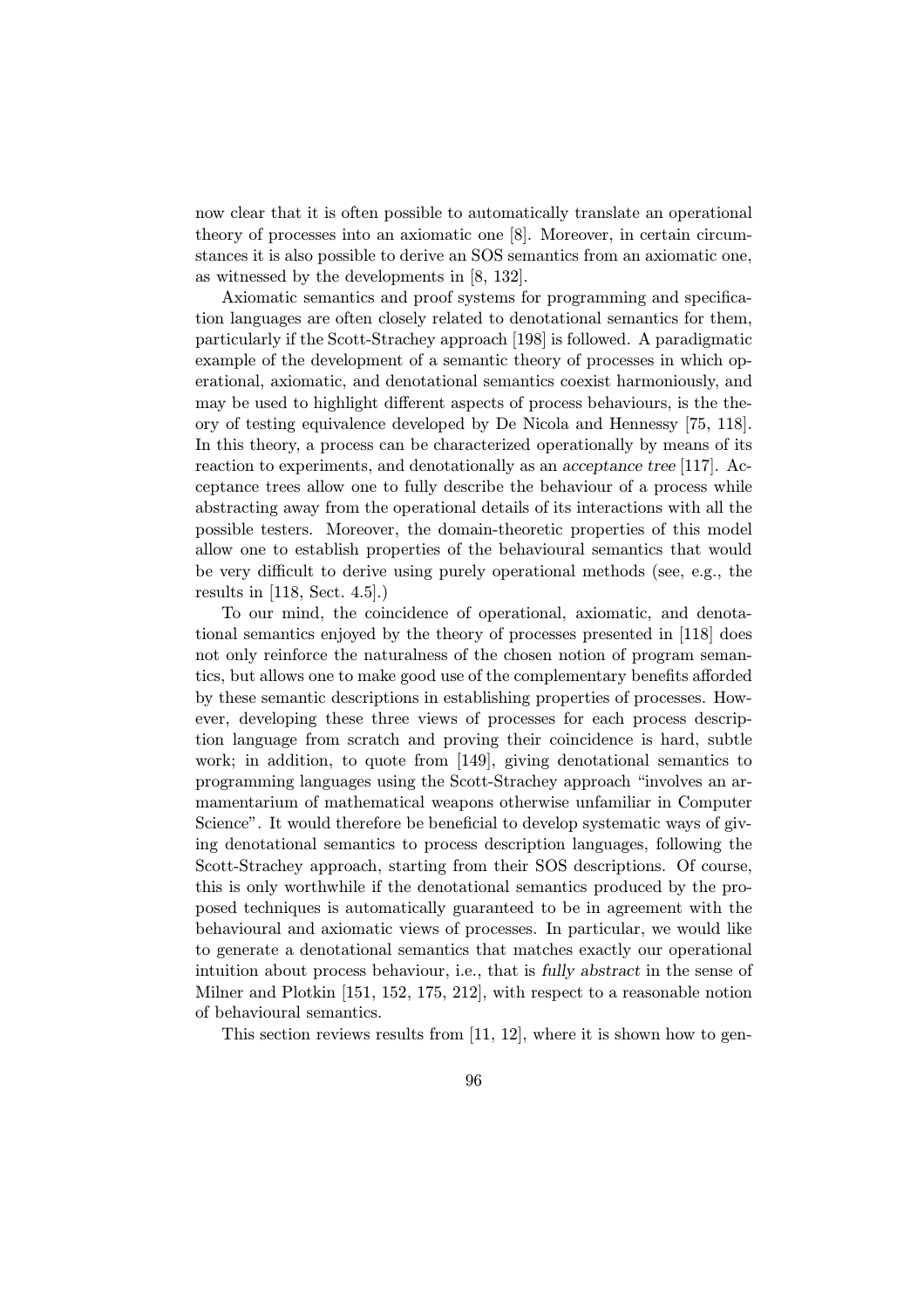now clear that it is often possible to automatically translate an operational theory of processes into an axiomatic one [8]. Moreover, in certain circumstances it is also possible to derive an SOS semantics from an axiomatic one, as witnessed by the developments in [8, 132].

Axiomatic semantics and proof systems for programming and specification languages are often closely related to denotational semantics for them, particularly if the Scott-Strachey approach [198] is followed. A paradigmatic example of the development of a semantic theory of processes in which operational, axiomatic, and denotational semantics coexist harmoniously, and may be used to highlight different aspects of process behaviours, is the theory of testing equivalence developed by De Nicola and Hennessy [75, 118]. In this theory, a process can be characterized operationally by means of its reaction to experiments, and denotationally as an *acceptance tree* [117]. Acceptance trees allow one to fully describe the behaviour of a process while abstracting away from the operational details of its interactions with all the possible testers. Moreover, the domain-theoretic properties of this model allow one to establish properties of the behavioural semantics that would be very difficult to derive using purely operational methods (see, e.g., the results in [118, Sect. 4.5].)

To our mind, the coincidence of operational, axiomatic, and denotational semantics enjoyed by the theory of processes presented in [118] does not only reinforce the naturalness of the chosen notion of program semantics, but allows one to make good use of the complementary benefits afforded by these semantic descriptions in establishing properties of processes. However, developing these three views of processes for each process description language from scratch and proving their coincidence is hard, subtle work; in addition, to quote from [149], giving denotational semantics to programming languages using the Scott-Strachey approach "involves an armamentarium of mathematical weapons otherwise unfamiliar in Computer Science". It would therefore be beneficial to develop systematic ways of giving denotational semantics to process description languages, following the Scott-Strachey approach, starting from their SOS descriptions. Of course, this is only worthwhile if the denotational semantics produced by the proposed techniques is automatically guaranteed to be in agreement with the behavioural and axiomatic views of processes. In particular, we would like to generate a denotational semantics that matches exactly our operational intuition about process behaviour, i.e., that is *fully abstract* in the sense of Milner and Plotkin [151, 152, 175, 212], with respect to a reasonable notion of behavioural semantics.

This section reviews results from [11, 12], where it is shown how to gen-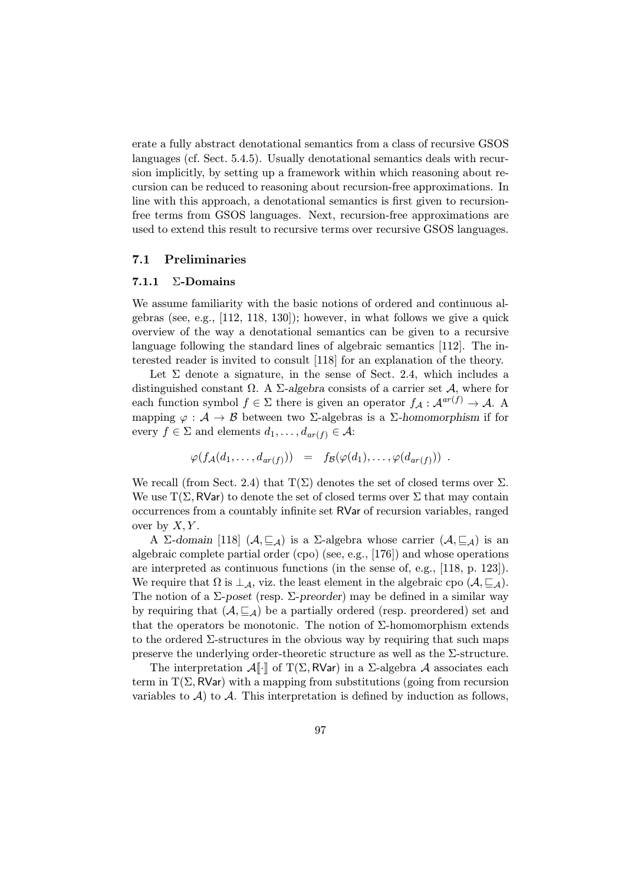erate a fully abstract denotational semantics from a class of recursive GSOS languages (cf. Sect. 5.4.5). Usually denotational semantics deals with recursion implicitly, by setting up a framework within which reasoning about recursion can be reduced to reasoning about recursion-free approximations. In line with this approach, a denotational semantics is first given to recursion-free terms from GSOS languages. Next, recursion-free approximations are used to extend this result to recursive terms over recursive GSOS languages.

## 7.1 Preliminaries

### 7.1.1 Σ-Domains

We assume familiarity with the basic notions of ordered and continuous algebras (see, e.g., [112, 118, 130]); however, in what follows we give a quick overview of the way a denotational semantics can be given to a recursive language following the standard lines of algebraic semantics [112]. The interested reader is invited to consult [118] for an explanation of the theory.

Let $\Sigma$ denote a signature, in the sense of Sect. 2.4, which includes a distinguished constant $\Omega$. A $\Sigma$-*algebra* consists of a carrier set $\mathcal{A}$, where for each function symbol $f \in \Sigma$ there is given an operator $f_\mathcal{A} : \mathcal{A}^{ar(f)} \to \mathcal{A}$. A mapping $\varphi : \mathcal{A} \to \mathcal{B}$ between two $\Sigma$-algebras is a $\Sigma$-*homomorphism* if for every $f \in \Sigma$ and elements $d_1, \ldots, d_{ar(f)} \in \mathcal{A}$:

$$\varphi(f_\mathcal{A}(d_1, \ldots, d_{ar(f)})) \;\; = \;\; f_\mathcal{B}(\varphi(d_1), \ldots, \varphi(d_{ar(f)})) \;\; .$$

We recall (from Sect. 2.4) that $\mathrm{T}(\Sigma)$ denotes the set of closed terms over $\Sigma$. We use $\mathrm{T}(\Sigma, \mathsf{RVar})$ to denote the set of closed terms over $\Sigma$ that may contain occurrences from a countably infinite set $\mathsf{RVar}$ of recursion variables, ranged over by $X, Y$.

A $\Sigma$-*domain* [118] $(\mathcal{A}, \sqsubseteq_\mathcal{A})$ is a $\Sigma$-algebra whose carrier $(\mathcal{A}, \sqsubseteq_\mathcal{A})$ is an algebraic complete partial order (cpo) (see, e.g., [176]) and whose operations are interpreted as continuous functions (in the sense of, e.g., [118, p. 123]). We require that $\Omega$ is $\bot_\mathcal{A}$, viz. the least element in the algebraic cpo $(\mathcal{A}, \sqsubseteq_\mathcal{A})$. The notion of a $\Sigma$-*poset* (resp. $\Sigma$-*preorder*) may be defined in a similar way by requiring that $(\mathcal{A}, \sqsubseteq_\mathcal{A})$ be a partially ordered (resp. preordered) set and that the operators be monotonic. The notion of $\Sigma$-homomorphism extends to the ordered $\Sigma$-structures in the obvious way by requiring that such maps preserve the underlying order-theoretic structure as well as the $\Sigma$-structure.

The interpretation $\mathcal{A}[\![\cdot]\!]$ of $\mathrm{T}(\Sigma, \mathsf{RVar})$ in a $\Sigma$-algebra $\mathcal{A}$ associates each term in $\mathrm{T}(\Sigma, \mathsf{RVar})$ with a mapping from substitutions (going from recursion variables to $\mathcal{A}$) to $\mathcal{A}$. This interpretation is defined by induction as follows,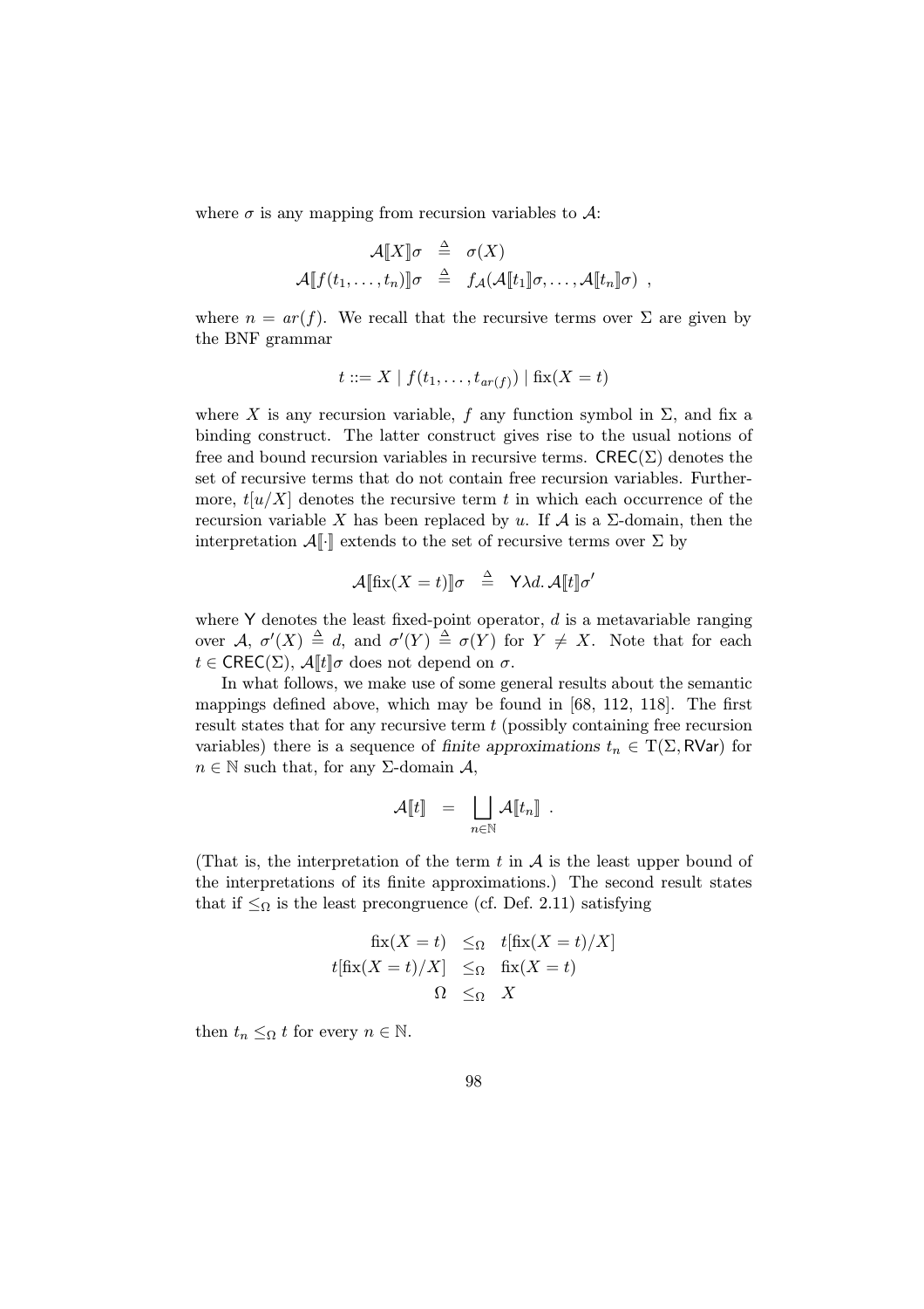where $\sigma$ is any mapping from recursion variables to $\mathcal{A}$:

$$\begin{aligned}
\mathcal{A}[\![X]\!]\sigma &\triangleq \sigma(X) \\
\mathcal{A}[\![f(t_1,\ldots,t_n)]\!]\sigma &\triangleq f_{\mathcal{A}}(\mathcal{A}[\![t_1]\!]\sigma,\ldots,\mathcal{A}[\![t_n]\!]\sigma) \ ,
\end{aligned}$$

where $n = ar(f)$. We recall that the recursive terms over $\Sigma$ are given by the BNF grammar

$$t ::= X \mid f(t_1,\ldots,t_{ar(f)}) \mid \mathrm{fix}(X = t)$$

where $X$ is any recursion variable, $f$ any function symbol in $\Sigma$, and fix a binding construct. The latter construct gives rise to the usual notions of free and bound recursion variables in recursive terms. $\mathsf{CREC}(\Sigma)$ denotes the set of recursive terms that do not contain free recursion variables. Furthermore, $t[u/X]$ denotes the recursive term $t$ in which each occurrence of the recursion variable $X$ has been replaced by $u$. If $\mathcal{A}$ is a $\Sigma$-domain, then the interpretation $\mathcal{A}[\![\cdot]\!]$ extends to the set of recursive terms over $\Sigma$ by

$$\mathcal{A}[\![\mathrm{fix}(X = t)]\!]\sigma \ \triangleq \ \mathsf{Y}\lambda d.\, \mathcal{A}[\![t]\!]\sigma'$$

where $\mathsf{Y}$ denotes the least fixed-point operator, $d$ is a metavariable ranging over $\mathcal{A}$, $\sigma'(X) \triangleq d$, and $\sigma'(Y) \triangleq \sigma(Y)$ for $Y \neq X$. Note that for each $t \in \mathsf{CREC}(\Sigma)$, $\mathcal{A}[\![t]\!]\sigma$ does not depend on $\sigma$.

In what follows, we make use of some general results about the semantic mappings defined above, which may be found in [68, 112, 118]. The first result states that for any recursive term $t$ (possibly containing free recursion variables) there is a sequence of *finite approximations* $t_n \in \mathrm{T}(\Sigma, \mathsf{RVar})$ for $n \in \mathbb{N}$ such that, for any $\Sigma$-domain $\mathcal{A}$,

$$\mathcal{A}[\![t]\!] \ = \ \bigsqcup_{n\in\mathbb{N}} \mathcal{A}[\![t_n]\!] \ .$$

(That is, the interpretation of the term $t$ in $\mathcal{A}$ is the least upper bound of the interpretations of its finite approximations.) The second result states that if $\leq_\Omega$ is the least precongruence (cf. Def. 2.11) satisfying

$$\begin{aligned}
\mathrm{fix}(X = t) &\leq_\Omega t[\mathrm{fix}(X = t)/X] \\
t[\mathrm{fix}(X = t)/X] &\leq_\Omega \mathrm{fix}(X = t) \\
\Omega &\leq_\Omega X
\end{aligned}$$

then $t_n \leq_\Omega t$ for every $n \in \mathbb{N}$.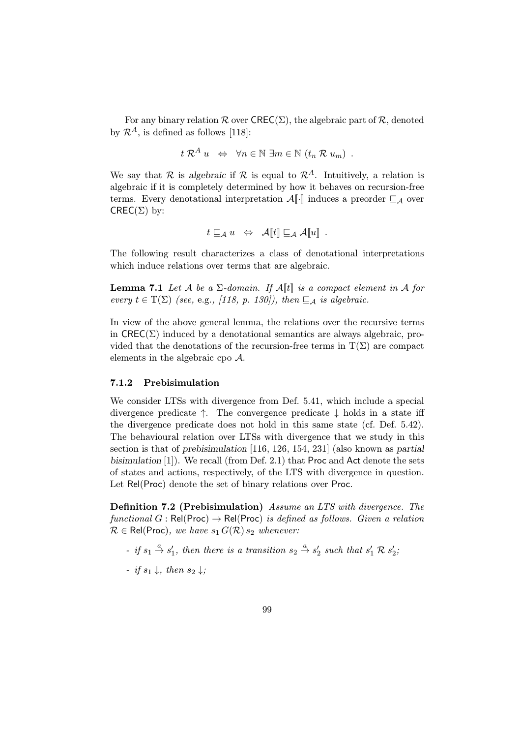For any binary relation $\mathcal{R}$ over $\mathsf{CREC}(\Sigma)$, the algebraic part of $\mathcal{R}$, denoted by $\mathcal{R}^A$, is defined as follows [118]:

$$t\ \mathcal{R}^A\ u \quad \Leftrightarrow \quad \forall n \in \mathbb{N}\ \exists m \in \mathbb{N}\ (t_n\ \mathcal{R}\ u_m)\ .$$

We say that $\mathcal{R}$ is *algebraic* if $\mathcal{R}$ is equal to $\mathcal{R}^A$. Intuitively, a relation is algebraic if it is completely determined by how it behaves on recursion-free terms. Every denotational interpretation $\mathcal{A}[\![\cdot]\!]$ induces a preorder $\sqsubseteq_{\mathcal{A}}$ over $\mathsf{CREC}(\Sigma)$ by:

$$t \sqsubseteq_{\mathcal{A}} u \quad \Leftrightarrow \quad \mathcal{A}[\![t]\!] \sqsubseteq_{\mathcal{A}} \mathcal{A}[\![u]\!]\ .$$

The following result characterizes a class of denotational interpretations which induce relations over terms that are algebraic.

**Lemma 7.1** *Let $\mathcal{A}$ be a $\Sigma$-domain. If $\mathcal{A}[\![t]\!]$ is a compact element in $\mathcal{A}$ for every $t \in \mathrm{T}(\Sigma)$ (see,* e.g.*, [118, p. 130]), then $\sqsubseteq_{\mathcal{A}}$ is algebraic.*

In view of the above general lemma, the relations over the recursive terms in $\mathsf{CREC}(\Sigma)$ induced by a denotational semantics are always algebraic, provided that the denotations of the recursion-free terms in $\mathrm{T}(\Sigma)$ are compact elements in the algebraic cpo $\mathcal{A}$.

### 7.1.2 Prebisimulation

We consider LTSs with divergence from Def. 5.41, which include a special divergence predicate $\uparrow$. The convergence predicate $\downarrow$ holds in a state iff the divergence predicate does not hold in this same state (cf. Def. 5.42). The behavioural relation over LTSs with divergence that we study in this section is that of *prebisimulation* [116, 126, 154, 231] (also known as *partial bisimulation* [1]). We recall (from Def. 2.1) that $\mathsf{Proc}$ and $\mathsf{Act}$ denote the sets of states and actions, respectively, of the LTS with divergence in question. Let $\mathsf{Rel}(\mathsf{Proc})$ denote the set of binary relations over $\mathsf{Proc}$.

**Definition 7.2 (Prebisimulation)** *Assume an LTS with divergence. The functional $G : \mathsf{Rel}(\mathsf{Proc}) \to \mathsf{Rel}(\mathsf{Proc})$ is defined as follows. Given a relation $\mathcal{R} \in \mathsf{Rel}(\mathsf{Proc})$, we have $s_1\, G(\mathcal{R})\, s_2$ whenever:*

- *if $s_1 \xrightarrow{a} s_1'$, then there is a transition $s_2 \xrightarrow{a} s_2'$ such that $s_1'\ \mathcal{R}\ s_2'$;*
- *if $s_1 \downarrow$, then $s_2 \downarrow$;*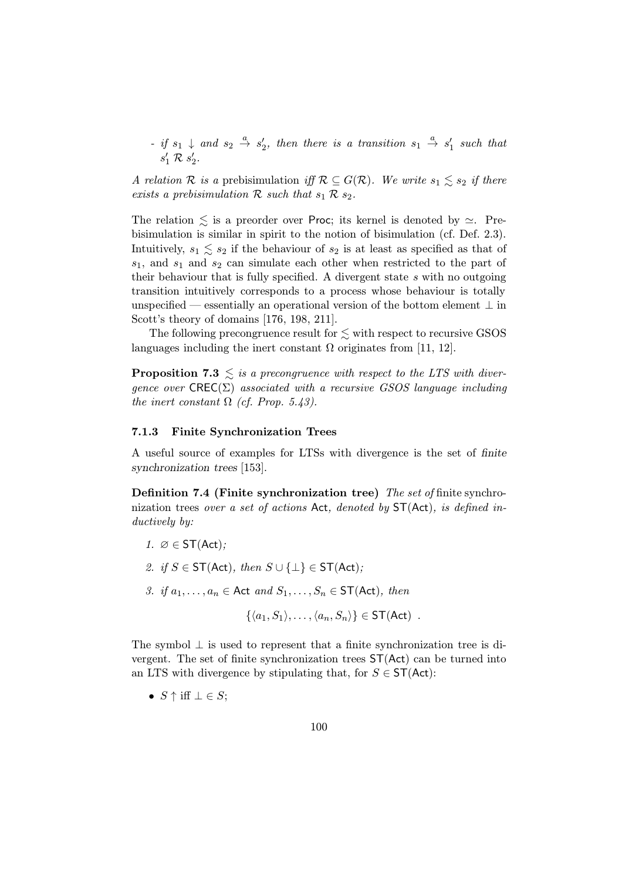- *if* $s_1 \downarrow$ *and* $s_2 \xrightarrow{a} s_2'$*, then there is a transition* $s_1 \xrightarrow{a} s_1'$ *such that* $s_1' \mathrel{\mathcal{R}} s_2'$*.*

*A relation* $\mathcal{R}$ *is a* prebisimulation *iff* $\mathcal{R} \subseteq G(\mathcal{R})$*. We write* $s_1 \lesssim s_2$ *if there exists a prebisimulation* $\mathcal{R}$ *such that* $s_1 \mathrel{\mathcal{R}} s_2$*.*

The relation $\lesssim$ is a preorder over $\mathsf{Proc}$; its kernel is denoted by $\simeq$. Prebisimulation is similar in spirit to the notion of bisimulation (cf. Def. 2.3). Intuitively, $s_1 \lesssim s_2$ if the behaviour of $s_2$ is at least as specified as that of $s_1$, and $s_1$ and $s_2$ can simulate each other when restricted to the part of their behaviour that is fully specified. A divergent state $s$ with no outgoing transition intuitively corresponds to a process whose behaviour is totally unspecified — essentially an operational version of the bottom element $\bot$ in Scott's theory of domains [176, 198, 211].

The following precongruence result for $\lesssim$ with respect to recursive GSOS languages including the inert constant $\Omega$ originates from [11, 12].

**Proposition 7.3** *$\lesssim$ is a precongruence with respect to the LTS with divergence over* $\mathsf{CREC}(\Sigma)$ *associated with a recursive GSOS language including the inert constant* $\Omega$ *(cf. Prop. 5.43).*

### 7.1.3 Finite Synchronization Trees

A useful source of examples for LTSs with divergence is the set of *finite synchronization trees* [153].

**Definition 7.4 (Finite synchronization tree)** *The set of* finite synchronization trees *over a set of actions* $\mathsf{Act}$*, denoted by* $\mathsf{ST}(\mathsf{Act})$*, is defined inductively by:*

1. $\varnothing \in \mathsf{ST}(\mathsf{Act})$*;*
2. *if* $S \in \mathsf{ST}(\mathsf{Act})$*, then* $S \cup \{\bot\} \in \mathsf{ST}(\mathsf{Act})$*;*
3. *if* $a_1, \ldots, a_n \in \mathsf{Act}$ *and* $S_1, \ldots, S_n \in \mathsf{ST}(\mathsf{Act})$*, then*

$$\{\langle a_1, S_1\rangle, \ldots, \langle a_n, S_n\rangle\} \in \mathsf{ST}(\mathsf{Act}) \ .$$

The symbol $\bot$ is used to represent that a finite synchronization tree is divergent. The set of finite synchronization trees $\mathsf{ST}(\mathsf{Act})$ can be turned into an LTS with divergence by stipulating that, for $S \in \mathsf{ST}(\mathsf{Act})$:

- $S \uparrow$ iff $\bot \in S$;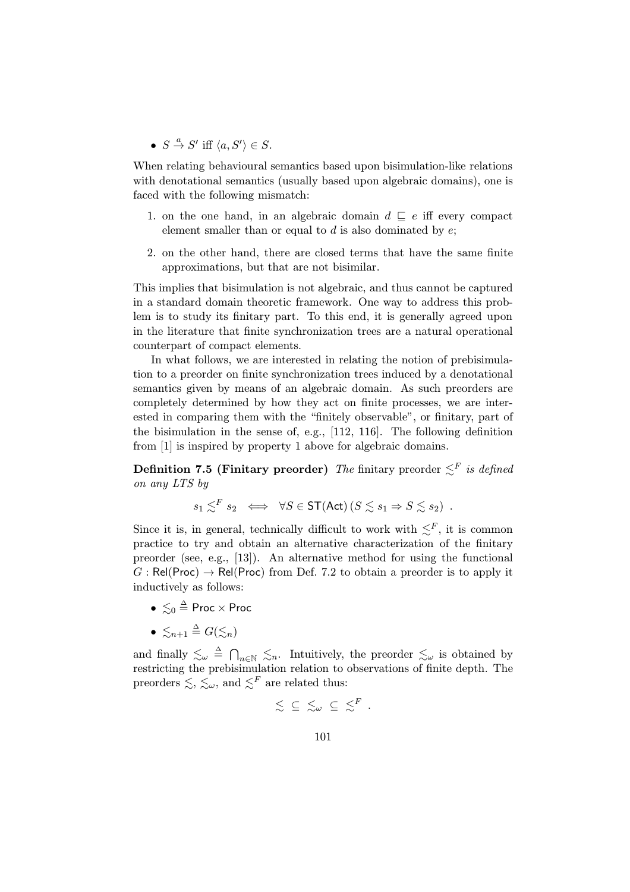- $S \xrightarrow{a} S'$ iff $\langle a, S' \rangle \in S$.

When relating behavioural semantics based upon bisimulation-like relations with denotational semantics (usually based upon algebraic domains), one is faced with the following mismatch:

1. on the one hand, in an algebraic domain $d \sqsubseteq e$ iff every compact element smaller than or equal to $d$ is also dominated by $e$;

2. on the other hand, there are closed terms that have the same finite approximations, but that are not bisimilar.

This implies that bisimulation is not algebraic, and thus cannot be captured in a standard domain theoretic framework. One way to address this problem is to study its finitary part. To this end, it is generally agreed upon in the literature that finite synchronization trees are a natural operational counterpart of compact elements.

In what follows, we are interested in relating the notion of prebisimulation to a preorder on finite synchronization trees induced by a denotational semantics given by means of an algebraic domain. As such preorders are completely determined by how they act on finite processes, we are interested in comparing them with the "finitely observable", or finitary, part of the bisimulation in the sense of, e.g., [112, 116]. The following definition from [1] is inspired by property 1 above for algebraic domains.

**Definition 7.5 (Finitary preorder)** *The* finitary preorder $\precsim^F$ *is defined on any LTS by*

$$s_1 \precsim^F s_2 \iff \forall S \in \mathsf{ST}(\mathsf{Act}) \, (S \precsim s_1 \Rightarrow S \precsim s_2) \ .$$

Since it is, in general, technically difficult to work with $\precsim^F$, it is common practice to try and obtain an alternative characterization of the finitary preorder (see, e.g., [13]). An alternative method for using the functional $G : \mathsf{Rel}(\mathsf{Proc}) \to \mathsf{Rel}(\mathsf{Proc})$ from Def. 7.2 to obtain a preorder is to apply it inductively as follows:

- $\precsim_0 \triangleq \mathsf{Proc} \times \mathsf{Proc}$
- $\precsim_{n+1} \triangleq G(\precsim_n)$

and finally $\precsim_\omega \triangleq \bigcap_{n \in \mathbb{N}} \precsim_n$. Intuitively, the preorder $\precsim_\omega$ is obtained by restricting the prebisimulation relation to observations of finite depth. The preorders $\precsim$, $\precsim_\omega$, and $\precsim^F$ are related thus:

$$\precsim \ \subseteq \ \precsim_\omega \ \subseteq \ \precsim^F \ .$$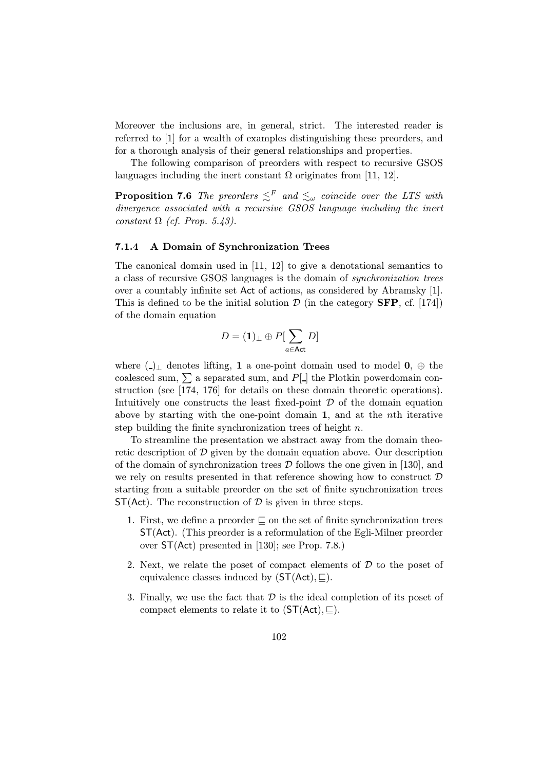Moreover the inclusions are, in general, strict. The interested reader is referred to [1] for a wealth of examples distinguishing these preorders, and for a thorough analysis of their general relationships and properties.

The following comparison of preorders with respect to recursive GSOS languages including the inert constant $\Omega$ originates from [11, 12].

**Proposition 7.6** *The preorders $\lesssim^F$ and $\lesssim_\omega$ coincide over the LTS with divergence associated with a recursive GSOS language including the inert constant $\Omega$ (cf. Prop. 5.43).*

### 7.1.4 A Domain of Synchronization Trees

The canonical domain used in [11, 12] to give a denotational semantics to a class of recursive GSOS languages is the domain of *synchronization trees* over a countably infinite set $\mathsf{Act}$ of actions, as considered by Abramsky [1]. This is defined to be the initial solution $\mathcal{D}$ (in the category **SFP**, cf. [174]) of the domain equation

$$D = (\mathbf{1})_\perp \oplus P[\sum_{a \in \mathsf{Act}} D]$$

where $(\_)_\perp$ denotes lifting, $\mathbf{1}$ a one-point domain used to model $\mathbf{0}$, $\oplus$ the coalesced sum, $\sum$ a separated sum, and $P[\_]$ the Plotkin powerdomain construction (see [174, 176] for details on these domain theoretic operations). Intuitively one constructs the least fixed-point $\mathcal{D}$ of the domain equation above by starting with the one-point domain $\mathbf{1}$, and at the $n$th iterative step building the finite synchronization trees of height $n$.

To streamline the presentation we abstract away from the domain theoretic description of $\mathcal{D}$ given by the domain equation above. Our description of the domain of synchronization trees $\mathcal{D}$ follows the one given in [130], and we rely on results presented in that reference showing how to construct $\mathcal{D}$ starting from a suitable preorder on the set of finite synchronization trees $\mathsf{ST}(\mathsf{Act})$. The reconstruction of $\mathcal{D}$ is given in three steps.

1. First, we define a preorder $\sqsubseteq$ on the set of finite synchronization trees $\mathsf{ST}(\mathsf{Act})$. (This preorder is a reformulation of the Egli-Milner preorder over $\mathsf{ST}(\mathsf{Act})$ presented in [130]; see Prop. 7.8.)
2. Next, we relate the poset of compact elements of $\mathcal{D}$ to the poset of equivalence classes induced by $(\mathsf{ST}(\mathsf{Act}), \sqsubseteq)$.
3. Finally, we use the fact that $\mathcal{D}$ is the ideal completion of its poset of compact elements to relate it to $(\mathsf{ST}(\mathsf{Act}), \sqsubseteq)$.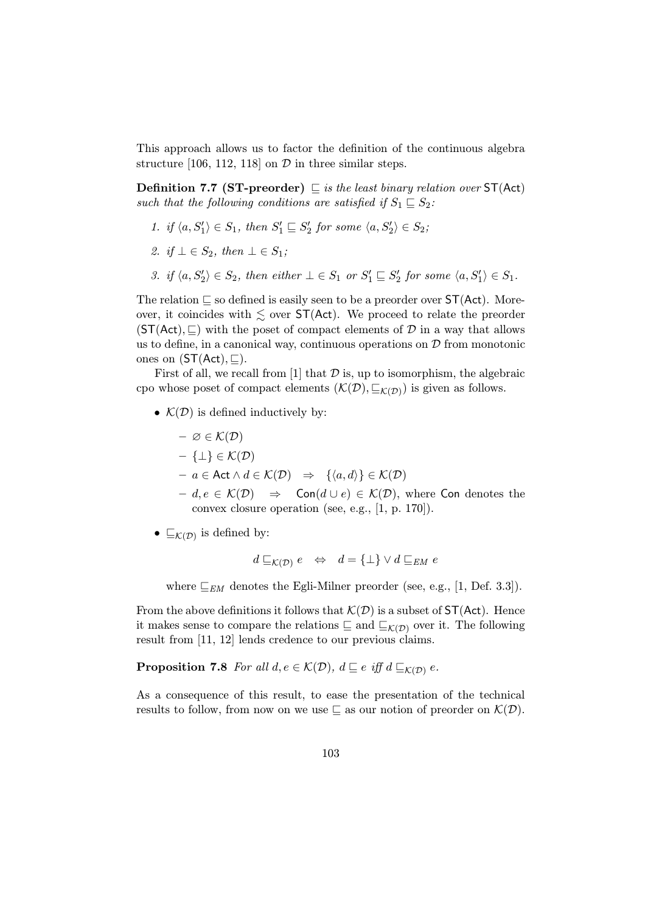This approach allows us to factor the definition of the continuous algebra structure [106, 112, 118] on $\mathcal{D}$ in three similar steps.

**Definition 7.7 (ST-preorder)** *$\sqsubseteq$ is the least binary relation over $\mathsf{ST}(\mathsf{Act})$ such that the following conditions are satisfied if $S_1 \sqsubseteq S_2$:*

1. *if $\langle a, S_1' \rangle \in S_1$, then $S_1' \sqsubseteq S_2'$ for some $\langle a, S_2' \rangle \in S_2$;*
2. *if $\bot \in S_2$, then $\bot \in S_1$;*
3. *if $\langle a, S_2' \rangle \in S_2$, then either $\bot \in S_1$ or $S_1' \sqsubseteq S_2'$ for some $\langle a, S_1' \rangle \in S_1$.*

The relation $\sqsubseteq$ so defined is easily seen to be a preorder over $\mathsf{ST}(\mathsf{Act})$. Moreover, it coincides with $\lesssim$ over $\mathsf{ST}(\mathsf{Act})$. We proceed to relate the preorder $(\mathsf{ST}(\mathsf{Act}), \sqsubseteq)$ with the poset of compact elements of $\mathcal{D}$ in a way that allows us to define, in a canonical way, continuous operations on $\mathcal{D}$ from monotonic ones on $(\mathsf{ST}(\mathsf{Act}), \sqsubseteq)$.

First of all, we recall from [1] that $\mathcal{D}$ is, up to isomorphism, the algebraic cpo whose poset of compact elements $(\mathcal{K}(\mathcal{D}), \sqsubseteq_{\mathcal{K}(\mathcal{D})})$ is given as follows.

- $\mathcal{K}(\mathcal{D})$ is defined inductively by:
  - $\varnothing \in \mathcal{K}(\mathcal{D})$
  - $\{\bot\} \in \mathcal{K}(\mathcal{D})$
  - $a \in \mathsf{Act} \wedge d \in \mathcal{K}(\mathcal{D}) \quad \Rightarrow \quad \{\langle a, d \rangle\} \in \mathcal{K}(\mathcal{D})$
  - $d, e \in \mathcal{K}(\mathcal{D}) \quad \Rightarrow \quad \mathsf{Con}(d \cup e) \in \mathcal{K}(\mathcal{D})$, where $\mathsf{Con}$ denotes the convex closure operation (see, e.g., [1, p. 170]).
- $\sqsubseteq_{\mathcal{K}(\mathcal{D})}$ is defined by:

$$d \sqsubseteq_{\mathcal{K}(\mathcal{D})} e \quad \Leftrightarrow \quad d = \{\bot\} \vee d \sqsubseteq_{EM} e$$

  where $\sqsubseteq_{EM}$ denotes the Egli-Milner preorder (see, e.g., [1, Def. 3.3]).

From the above definitions it follows that $\mathcal{K}(\mathcal{D})$ is a subset of $\mathsf{ST}(\mathsf{Act})$. Hence it makes sense to compare the relations $\sqsubseteq$ and $\sqsubseteq_{\mathcal{K}(\mathcal{D})}$ over it. The following result from [11, 12] lends credence to our previous claims.

**Proposition 7.8** *For all $d, e \in \mathcal{K}(\mathcal{D})$, $d \sqsubseteq e$ iff $d \sqsubseteq_{\mathcal{K}(\mathcal{D})} e$.*

As a consequence of this result, to ease the presentation of the technical results to follow, from now on we use $\sqsubseteq$ as our notion of preorder on $\mathcal{K}(\mathcal{D})$.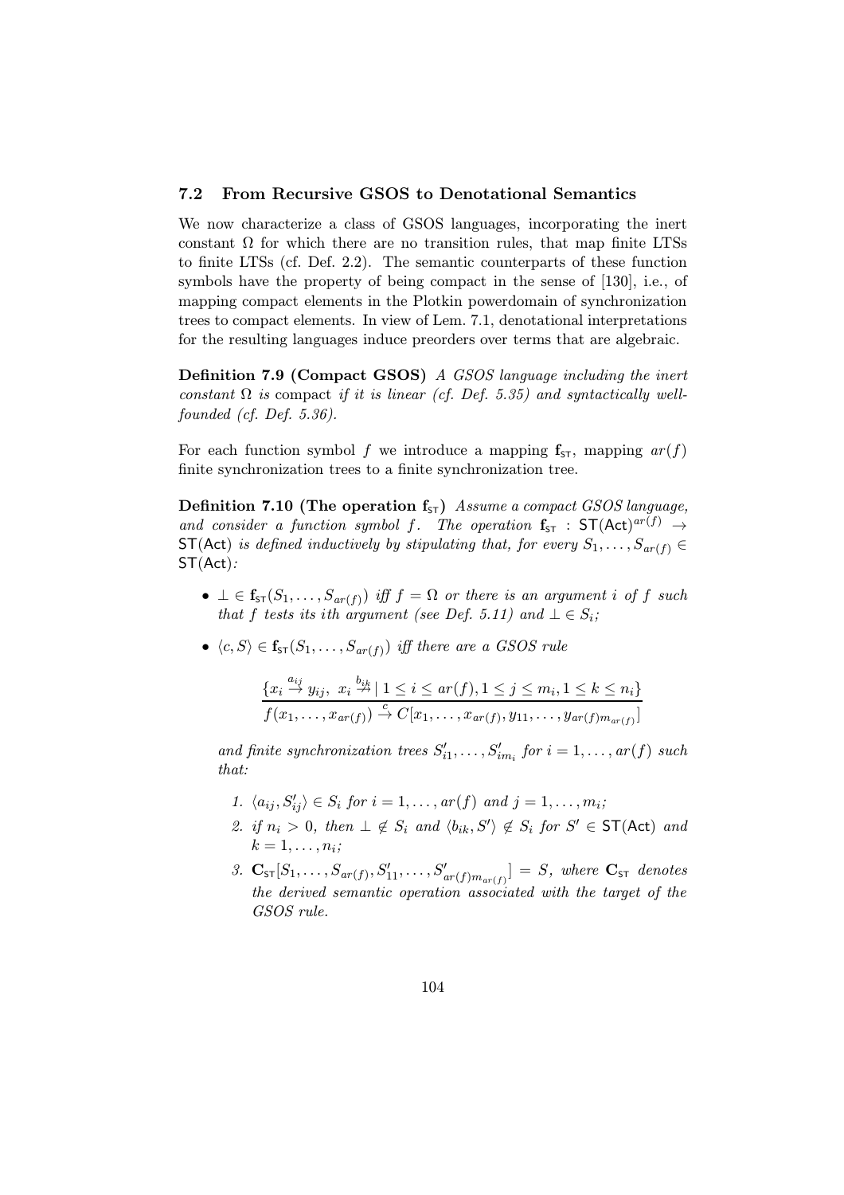### 7.2 From Recursive GSOS to Denotational Semantics

We now characterize a class of GSOS languages, incorporating the inert constant $\Omega$ for which there are no transition rules, that map finite LTSs to finite LTSs (cf. Def. 2.2). The semantic counterparts of these function symbols have the property of being compact in the sense of [130], i.e., of mapping compact elements in the Plotkin powerdomain of synchronization trees to compact elements. In view of Lem. 7.1, denotational interpretations for the resulting languages induce preorders over terms that are algebraic.

**Definition 7.9 (Compact GSOS)** *A GSOS language including the inert constant $\Omega$ is* compact *if it is linear (cf. Def. 5.35) and syntactically well-founded (cf. Def. 5.36).*

For each function symbol $f$ we introduce a mapping $\mathbf{f}_{\mathsf{ST}}$, mapping $ar(f)$ finite synchronization trees to a finite synchronization tree.

**Definition 7.10 (The operation $\mathbf{f}_{\mathsf{ST}}$)** *Assume a compact GSOS language, and consider a function symbol $f$. The operation $\mathbf{f}_{\mathsf{ST}} : \mathsf{ST}(\mathsf{Act})^{ar(f)} \to \mathsf{ST}(\mathsf{Act})$ is defined inductively by stipulating that, for every $S_1, \ldots, S_{ar(f)} \in \mathsf{ST}(\mathsf{Act})$:*

- *$\bot \in \mathbf{f}_{\mathsf{ST}}(S_1, \ldots, S_{ar(f)})$ iff $f = \Omega$ or there is an argument $i$ of $f$ such that $f$ tests its $i$th argument (see Def. 5.11) and $\bot \in S_i$;*
- *$\langle c, S\rangle \in \mathbf{f}_{\mathsf{ST}}(S_1, \ldots, S_{ar(f)})$ iff there are a GSOS rule*

$$\frac{\{x_i \stackrel{a_{ij}}{\to} y_{ij},\ x_i \stackrel{b_{ik}}{\not\to} \mid 1 \leq i \leq ar(f), 1 \leq j \leq m_i, 1 \leq k \leq n_i\}}{f(x_1, \ldots, x_{ar(f)}) \stackrel{c}{\to} C[x_1, \ldots, x_{ar(f)}, y_{11}, \ldots, y_{ar(f)m_{ar(f)}}]}$$

*and finite synchronization trees $S'_{i1}, \ldots, S'_{im_i}$ for $i = 1, \ldots, ar(f)$ such that:*

1. *$\langle a_{ij}, S'_{ij}\rangle \in S_i$ for $i = 1, \ldots, ar(f)$ and $j = 1, \ldots, m_i$;*
2. *if $n_i > 0$, then $\bot \notin S_i$ and $\langle b_{ik}, S'\rangle \notin S_i$ for $S' \in \mathsf{ST}(\mathsf{Act})$ and $k = 1, \ldots, n_i$;*
3. *$\mathbf{C}_{\mathsf{ST}}[S_1, \ldots, S_{ar(f)}, S'_{11}, \ldots, S'_{ar(f)m_{ar(f)}}] = S$, where $\mathbf{C}_{\mathsf{ST}}$ denotes the derived semantic operation associated with the target of the GSOS rule.*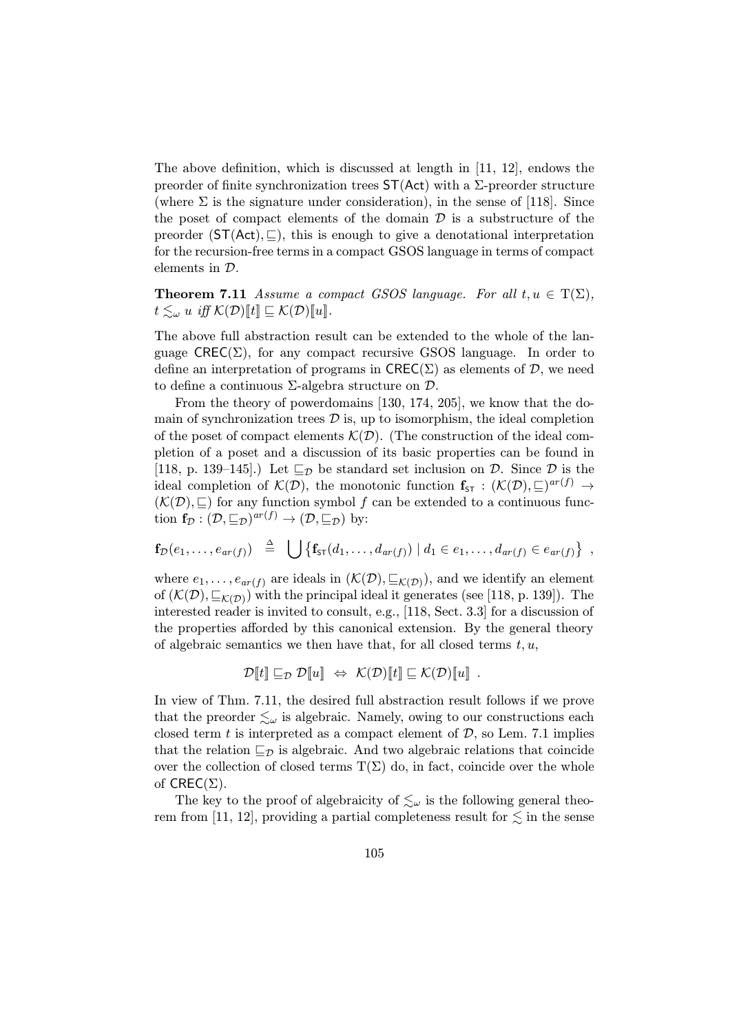The above definition, which is discussed at length in [11, 12], endows the preorder of finite synchronization trees $\mathsf{ST}(\mathsf{Act})$ with a $\Sigma$-preorder structure (where $\Sigma$ is the signature under consideration), in the sense of [118]. Since the poset of compact elements of the domain $\mathcal{D}$ is a substructure of the preorder $(\mathsf{ST}(\mathsf{Act}), \sqsubseteq)$, this is enough to give a denotational interpretation for the recursion-free terms in a compact GSOS language in terms of compact elements in $\mathcal{D}$.

**Theorem 7.11** *Assume a compact GSOS language. For all $t, u \in \mathrm{T}(\Sigma)$, $t \lesssim_\omega u$ iff $\mathcal{K}(\mathcal{D})[\![t]\!] \sqsubseteq \mathcal{K}(\mathcal{D})[\![u]\!]$.*

The above full abstraction result can be extended to the whole of the language $\mathsf{CREC}(\Sigma)$, for any compact recursive GSOS language. In order to define an interpretation of programs in $\mathsf{CREC}(\Sigma)$ as elements of $\mathcal{D}$, we need to define a continuous $\Sigma$-algebra structure on $\mathcal{D}$.

From the theory of powerdomains [130, 174, 205], we know that the domain of synchronization trees $\mathcal{D}$ is, up to isomorphism, the ideal completion of the poset of compact elements $\mathcal{K}(\mathcal{D})$. (The construction of the ideal completion of a poset and a discussion of its basic properties can be found in [118, p. 139–145].) Let $\sqsubseteq_\mathcal{D}$ be standard set inclusion on $\mathcal{D}$. Since $\mathcal{D}$ is the ideal completion of $\mathcal{K}(\mathcal{D})$, the monotonic function $\mathbf{f}_{\mathsf{ST}} : (\mathcal{K}(\mathcal{D}), \sqsubseteq)^{ar(f)} \to (\mathcal{K}(\mathcal{D}), \sqsubseteq)$ for any function symbol $f$ can be extended to a continuous function $\mathbf{f}_\mathcal{D} : (\mathcal{D}, \sqsubseteq_\mathcal{D})^{ar(f)} \to (\mathcal{D}, \sqsubseteq_\mathcal{D})$ by:

$$\mathbf{f}_\mathcal{D}(e_1, \ldots, e_{ar(f)}) \;\stackrel{\Delta}{=}\; \bigcup \left\{ \mathbf{f}_{\mathsf{ST}}(d_1, \ldots, d_{ar(f)}) \mid d_1 \in e_1, \ldots, d_{ar(f)} \in e_{ar(f)} \right\} ,$$

where $e_1, \ldots, e_{ar(f)}$ are ideals in $(\mathcal{K}(\mathcal{D}), \sqsubseteq_{\mathcal{K}(\mathcal{D})})$, and we identify an element of $(\mathcal{K}(\mathcal{D}), \sqsubseteq_{\mathcal{K}(\mathcal{D})})$ with the principal ideal it generates (see [118, p. 139]). The interested reader is invited to consult, e.g., [118, Sect. 3.3] for a discussion of the properties afforded by this canonical extension. By the general theory of algebraic semantics we then have that, for all closed terms $t, u$,

$$\mathcal{D}[\![t]\!] \sqsubseteq_\mathcal{D} \mathcal{D}[\![u]\!] \;\Leftrightarrow\; \mathcal{K}(\mathcal{D})[\![t]\!] \sqsubseteq \mathcal{K}(\mathcal{D})[\![u]\!] \; .$$

In view of Thm. 7.11, the desired full abstraction result follows if we prove that the preorder $\lesssim_\omega$ is algebraic. Namely, owing to our constructions each closed term $t$ is interpreted as a compact element of $\mathcal{D}$, so Lem. 7.1 implies that the relation $\sqsubseteq_\mathcal{D}$ is algebraic. And two algebraic relations that coincide over the collection of closed terms $\mathrm{T}(\Sigma)$ do, in fact, coincide over the whole of $\mathsf{CREC}(\Sigma)$.

The key to the proof of algebraicity of $\lesssim_\omega$ is the following general theorem from [11, 12], providing a partial completeness result for $\lesssim$ in the sense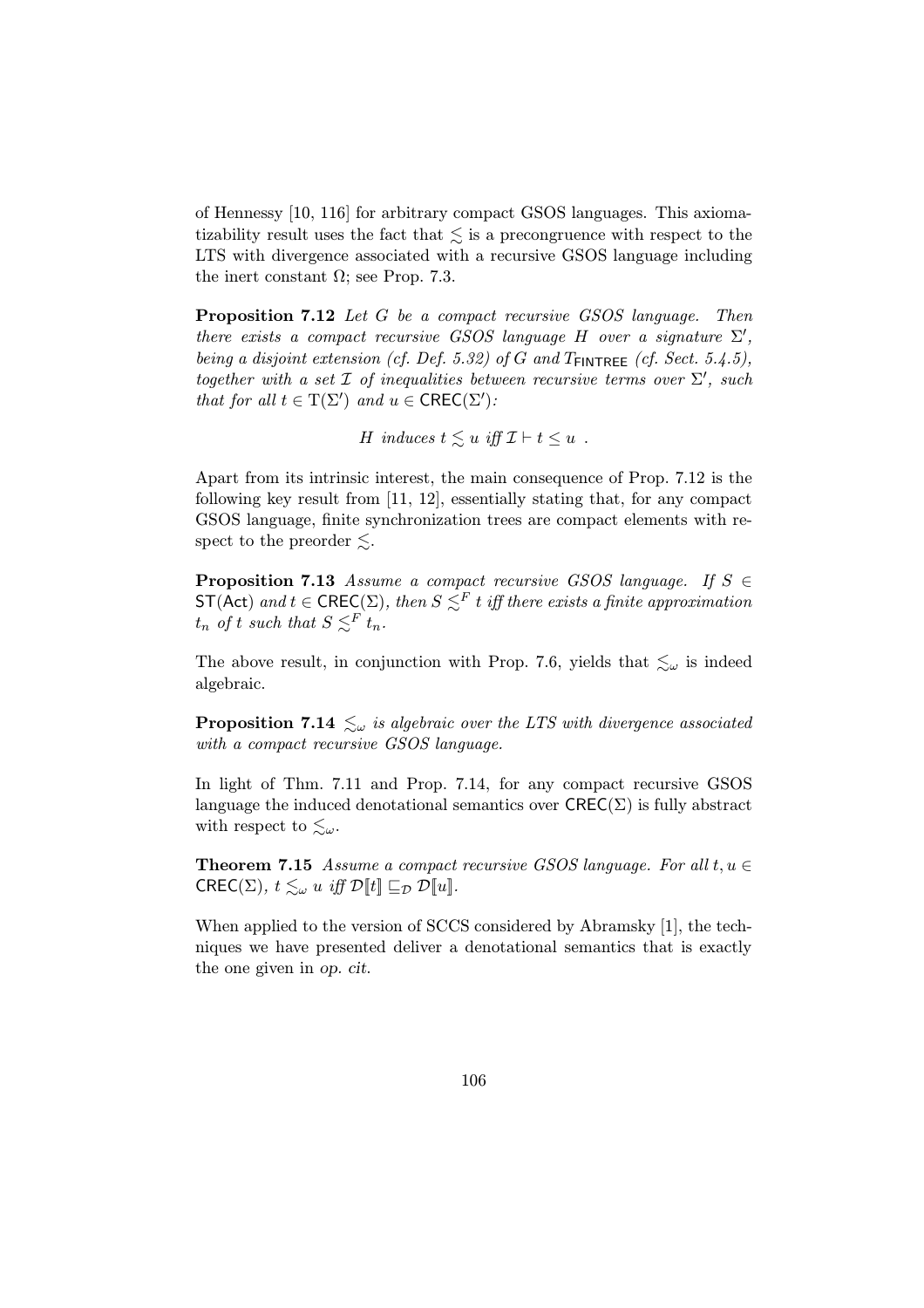of Hennessy [10, 116] for arbitrary compact GSOS languages. This axiomatizability result uses the fact that $\lesssim$ is a precongruence with respect to the LTS with divergence associated with a recursive GSOS language including the inert constant $\Omega$; see Prop. 7.3.

**Proposition 7.12** *Let $G$ be a compact recursive GSOS language. Then there exists a compact recursive GSOS language $H$ over a signature $\Sigma'$, being a disjoint extension (cf. Def. 5.32) of $G$ and $T_{\mathsf{FINTREE}}$ (cf. Sect. 5.4.5), together with a set $\mathcal{I}$ of inequalities between recursive terms over $\Sigma'$, such that for all $t \in \mathrm{T}(\Sigma')$ and $u \in \mathsf{CREC}(\Sigma')$:*

$$H \text{ induces } t \lesssim u \text{ iff } \mathcal{I} \vdash t \leq u \ .$$

Apart from its intrinsic interest, the main consequence of Prop. 7.12 is the following key result from [11, 12], essentially stating that, for any compact GSOS language, finite synchronization trees are compact elements with respect to the preorder $\lesssim$.

**Proposition 7.13** *Assume a compact recursive GSOS language. If $S \in \mathsf{ST}(\mathsf{Act})$ and $t \in \mathsf{CREC}(\Sigma)$, then $S \lesssim^F t$ iff there exists a finite approximation $t_n$ of $t$ such that $S \lesssim^F t_n$.*

The above result, in conjunction with Prop. 7.6, yields that $\lesssim_\omega$ is indeed algebraic.

**Proposition 7.14** *$\lesssim_\omega$ is algebraic over the LTS with divergence associated with a compact recursive GSOS language.*

In light of Thm. 7.11 and Prop. 7.14, for any compact recursive GSOS language the induced denotational semantics over $\mathsf{CREC}(\Sigma)$ is fully abstract with respect to $\lesssim_\omega$.

**Theorem 7.15** *Assume a compact recursive GSOS language. For all $t, u \in \mathsf{CREC}(\Sigma)$, $t \lesssim_\omega u$ iff $\mathcal{D}[\![t]\!] \sqsubseteq_{\mathcal{D}} \mathcal{D}[\![u]\!]$.*

When applied to the version of SCCS considered by Abramsky [1], the techniques we have presented deliver a denotational semantics that is exactly the one given in *op. cit.*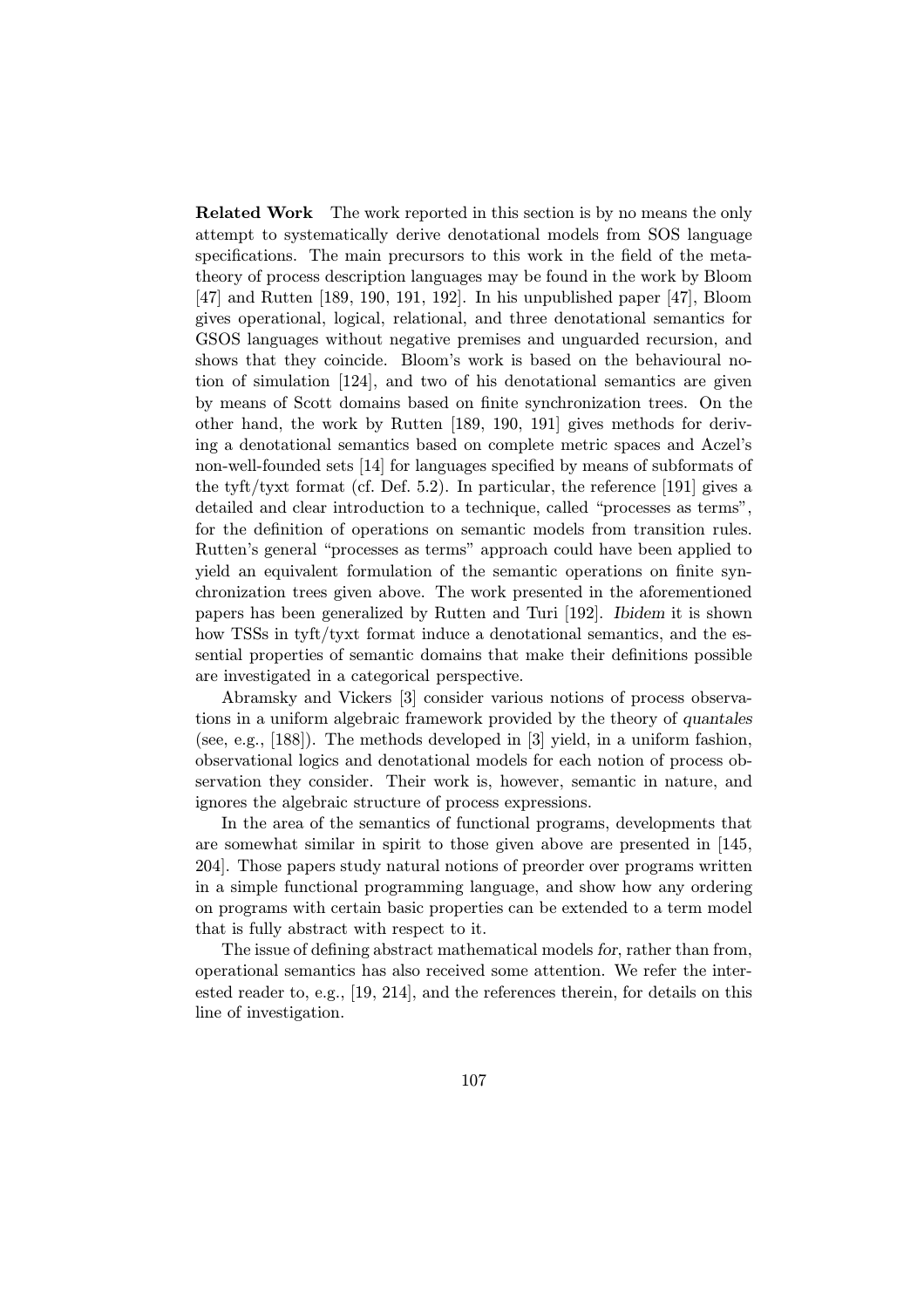**Related Work** The work reported in this section is by no means the only attempt to systematically derive denotational models from SOS language specifications. The main precursors to this work in the field of the meta-theory of process description languages may be found in the work by Bloom [47] and Rutten [189, 190, 191, 192]. In his unpublished paper [47], Bloom gives operational, logical, relational, and three denotational semantics for GSOS languages without negative premises and unguarded recursion, and shows that they coincide. Bloom's work is based on the behavioural notion of simulation [124], and two of his denotational semantics are given by means of Scott domains based on finite synchronization trees. On the other hand, the work by Rutten [189, 190, 191] gives methods for deriving a denotational semantics based on complete metric spaces and Aczel's non-well-founded sets [14] for languages specified by means of subformats of the tyft/tyxt format (cf. Def. 5.2). In particular, the reference [191] gives a detailed and clear introduction to a technique, called "processes as terms", for the definition of operations on semantic models from transition rules. Rutten's general "processes as terms" approach could have been applied to yield an equivalent formulation of the semantic operations on finite synchronization trees given above. The work presented in the aforementioned papers has been generalized by Rutten and Turi [192]. *Ibidem* it is shown how TSSs in tyft/tyxt format induce a denotational semantics, and the essential properties of semantic domains that make their definitions possible are investigated in a categorical perspective.

Abramsky and Vickers [3] consider various notions of process observations in a uniform algebraic framework provided by the theory of *quantales* (see, e.g., [188]). The methods developed in [3] yield, in a uniform fashion, observational logics and denotational models for each notion of process observation they consider. Their work is, however, semantic in nature, and ignores the algebraic structure of process expressions.

In the area of the semantics of functional programs, developments that are somewhat similar in spirit to those given above are presented in [145, 204]. Those papers study natural notions of preorder over programs written in a simple functional programming language, and show how any ordering on programs with certain basic properties can be extended to a term model that is fully abstract with respect to it.

The issue of defining abstract mathematical models *for*, rather than from, operational semantics has also received some attention. We refer the interested reader to, e.g., [19, 214], and the references therein, for details on this line of investigation.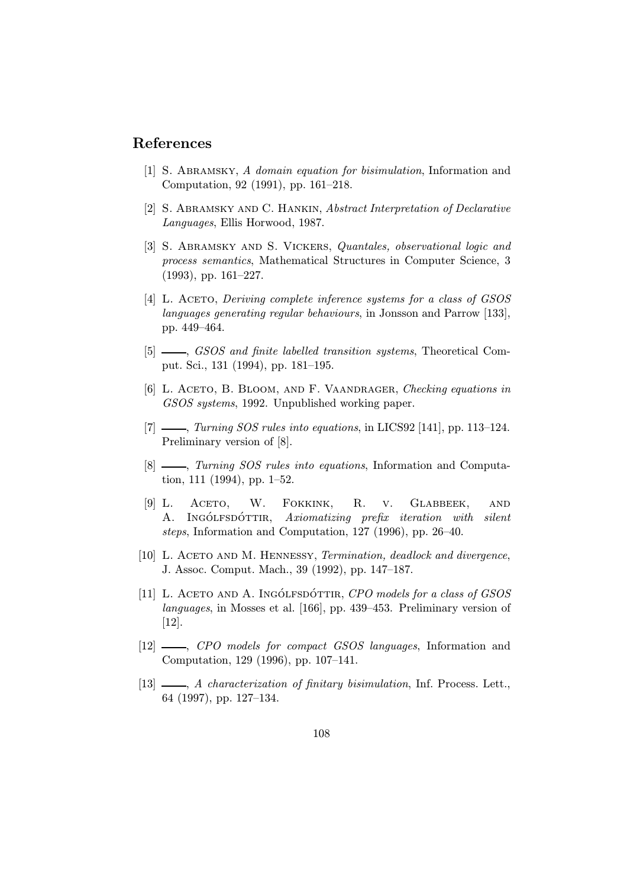# References

[1] S. Abramsky, *A domain equation for bisimulation*, Information and Computation, 92 (1991), pp. 161–218.

[2] S. Abramsky and C. Hankin, *Abstract Interpretation of Declarative Languages*, Ellis Horwood, 1987.

[3] S. Abramsky and S. Vickers, *Quantales, observational logic and process semantics*, Mathematical Structures in Computer Science, 3 (1993), pp. 161–227.

[4] L. Aceto, *Deriving complete inference systems for a class of GSOS languages generating regular behaviours*, in Jonsson and Parrow [133], pp. 449–464.

[5] ——, *GSOS and finite labelled transition systems*, Theoretical Comput. Sci., 131 (1994), pp. 181–195.

[6] L. Aceto, B. Bloom, and F. Vaandrager, *Checking equations in GSOS systems*, 1992. Unpublished working paper.

[7] ——, *Turning SOS rules into equations*, in LICS92 [141], pp. 113–124. Preliminary version of [8].

[8] ——, *Turning SOS rules into equations*, Information and Computation, 111 (1994), pp. 1–52.

[9] L. Aceto, W. Fokkink, R. v. Glabbeek, and A. Ingólfsdóttir, *Axiomatizing prefix iteration with silent steps*, Information and Computation, 127 (1996), pp. 26–40.

[10] L. Aceto and M. Hennessy, *Termination, deadlock and divergence*, J. Assoc. Comput. Mach., 39 (1992), pp. 147–187.

[11] L. Aceto and A. Ingólfsdóttir, *CPO models for a class of GSOS languages*, in Mosses et al. [166], pp. 439–453. Preliminary version of [12].

[12] ——, *CPO models for compact GSOS languages*, Information and Computation, 129 (1996), pp. 107–141.

[13] ——, *A characterization of finitary bisimulation*, Inf. Process. Lett., 64 (1997), pp. 127–134.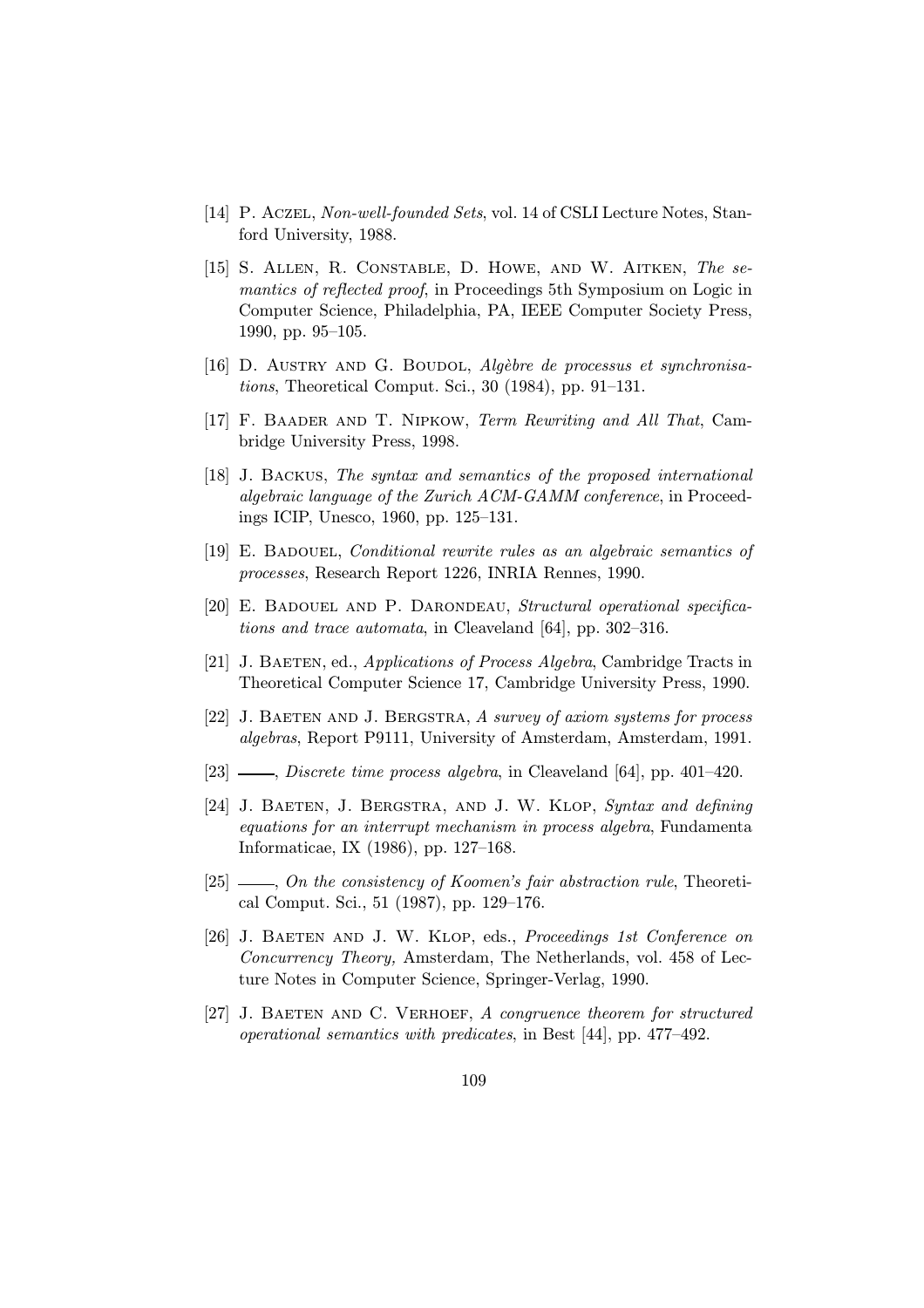[14] P. Aczel, *Non-well-founded Sets*, vol. 14 of CSLI Lecture Notes, Stanford University, 1988.

[15] S. Allen, R. Constable, D. Howe, and W. Aitken, *The semantics of reflected proof*, in Proceedings 5th Symposium on Logic in Computer Science, Philadelphia, PA, IEEE Computer Society Press, 1990, pp. 95–105.

[16] D. Austry and G. Boudol, *Algèbre de processus et synchronisations*, Theoretical Comput. Sci., 30 (1984), pp. 91–131.

[17] F. Baader and T. Nipkow, *Term Rewriting and All That*, Cambridge University Press, 1998.

[18] J. Backus, *The syntax and semantics of the proposed international algebraic language of the Zurich ACM-GAMM conference*, in Proceedings ICIP, Unesco, 1960, pp. 125–131.

[19] E. Badouel, *Conditional rewrite rules as an algebraic semantics of processes*, Research Report 1226, INRIA Rennes, 1990.

[20] E. Badouel and P. Darondeau, *Structural operational specifications and trace automata*, in Cleaveland [64], pp. 302–316.

[21] J. Baeten, ed., *Applications of Process Algebra*, Cambridge Tracts in Theoretical Computer Science 17, Cambridge University Press, 1990.

[22] J. Baeten and J. Bergstra, *A survey of axiom systems for process algebras*, Report P9111, University of Amsterdam, Amsterdam, 1991.

[23] ——, *Discrete time process algebra*, in Cleaveland [64], pp. 401–420.

[24] J. Baeten, J. Bergstra, and J. W. Klop, *Syntax and defining equations for an interrupt mechanism in process algebra*, Fundamenta Informaticae, IX (1986), pp. 127–168.

[25] ——, *On the consistency of Koomen's fair abstraction rule*, Theoretical Comput. Sci., 51 (1987), pp. 129–176.

[26] J. Baeten and J. W. Klop, eds., *Proceedings 1st Conference on Concurrency Theory,* Amsterdam, The Netherlands, vol. 458 of Lecture Notes in Computer Science, Springer-Verlag, 1990.

[27] J. Baeten and C. Verhoef, *A congruence theorem for structured operational semantics with predicates*, in Best [44], pp. 477–492.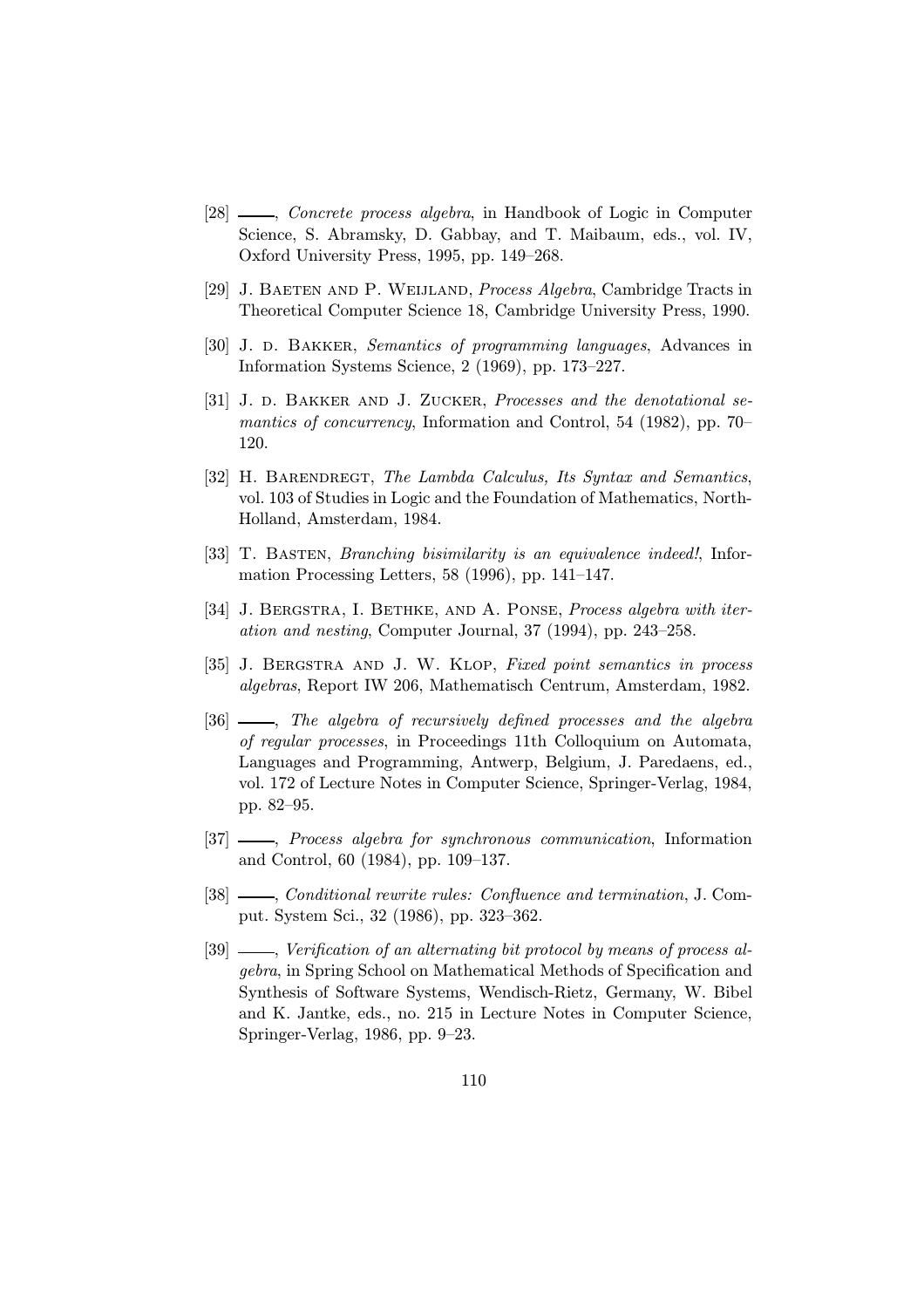[28] ———, *Concrete process algebra*, in Handbook of Logic in Computer Science, S. Abramsky, D. Gabbay, and T. Maibaum, eds., vol. IV, Oxford University Press, 1995, pp. 149–268.

[29] J. Baeten and P. Weijland, *Process Algebra*, Cambridge Tracts in Theoretical Computer Science 18, Cambridge University Press, 1990.

[30] J. d. Bakker, *Semantics of programming languages*, Advances in Information Systems Science, 2 (1969), pp. 173–227.

[31] J. d. Bakker and J. Zucker, *Processes and the denotational semantics of concurrency*, Information and Control, 54 (1982), pp. 70–120.

[32] H. Barendregt, *The Lambda Calculus, Its Syntax and Semantics*, vol. 103 of Studies in Logic and the Foundation of Mathematics, North-Holland, Amsterdam, 1984.

[33] T. Basten, *Branching bisimilarity is an equivalence indeed!*, Information Processing Letters, 58 (1996), pp. 141–147.

[34] J. Bergstra, I. Bethke, and A. Ponse, *Process algebra with iteration and nesting*, Computer Journal, 37 (1994), pp. 243–258.

[35] J. Bergstra and J. W. Klop, *Fixed point semantics in process algebras*, Report IW 206, Mathematisch Centrum, Amsterdam, 1982.

[36] ———, *The algebra of recursively defined processes and the algebra of regular processes*, in Proceedings 11th Colloquium on Automata, Languages and Programming, Antwerp, Belgium, J. Paredaens, ed., vol. 172 of Lecture Notes in Computer Science, Springer-Verlag, 1984, pp. 82–95.

[37] ———, *Process algebra for synchronous communication*, Information and Control, 60 (1984), pp. 109–137.

[38] ———, *Conditional rewrite rules: Confluence and termination*, J. Comput. System Sci., 32 (1986), pp. 323–362.

[39] ———, *Verification of an alternating bit protocol by means of process algebra*, in Spring School on Mathematical Methods of Specification and Synthesis of Software Systems, Wendisch-Rietz, Germany, W. Bibel and K. Jantke, eds., no. 215 in Lecture Notes in Computer Science, Springer-Verlag, 1986, pp. 9–23.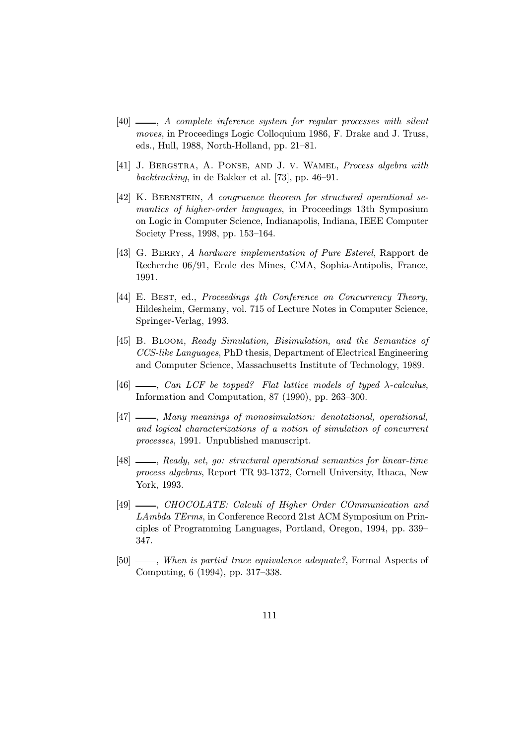[40] ——, *A complete inference system for regular processes with silent moves*, in Proceedings Logic Colloquium 1986, F. Drake and J. Truss, eds., Hull, 1988, North-Holland, pp. 21–81.

[41] J. Bergstra, A. Ponse, and J. v. Wamel, *Process algebra with backtracking*, in de Bakker et al. [73], pp. 46–91.

[42] K. Bernstein, *A congruence theorem for structured operational semantics of higher-order languages*, in Proceedings 13th Symposium on Logic in Computer Science, Indianapolis, Indiana, IEEE Computer Society Press, 1998, pp. 153–164.

[43] G. Berry, *A hardware implementation of Pure Esterel*, Rapport de Recherche 06/91, Ecole des Mines, CMA, Sophia-Antipolis, France, 1991.

[44] E. Best, ed., *Proceedings 4th Conference on Concurrency Theory,* Hildesheim, Germany, vol. 715 of Lecture Notes in Computer Science, Springer-Verlag, 1993.

[45] B. Bloom, *Ready Simulation, Bisimulation, and the Semantics of CCS-like Languages*, PhD thesis, Department of Electrical Engineering and Computer Science, Massachusetts Institute of Technology, 1989.

[46] ——, *Can LCF be topped? Flat lattice models of typed $\lambda$-calculus*, Information and Computation, 87 (1990), pp. 263–300.

[47] ——, *Many meanings of monosimulation: denotational, operational, and logical characterizations of a notion of simulation of concurrent processes*, 1991. Unpublished manuscript.

[48] ——, *Ready, set, go: structural operational semantics for linear-time process algebras*, Report TR 93-1372, Cornell University, Ithaca, New York, 1993.

[49] ——, *CHOCOLATE: Calculi of Higher Order COmmunication and LAmbda TErms*, in Conference Record 21st ACM Symposium on Principles of Programming Languages, Portland, Oregon, 1994, pp. 339–347.

[50] ——, *When is partial trace equivalence adequate?*, Formal Aspects of Computing, 6 (1994), pp. 317–338.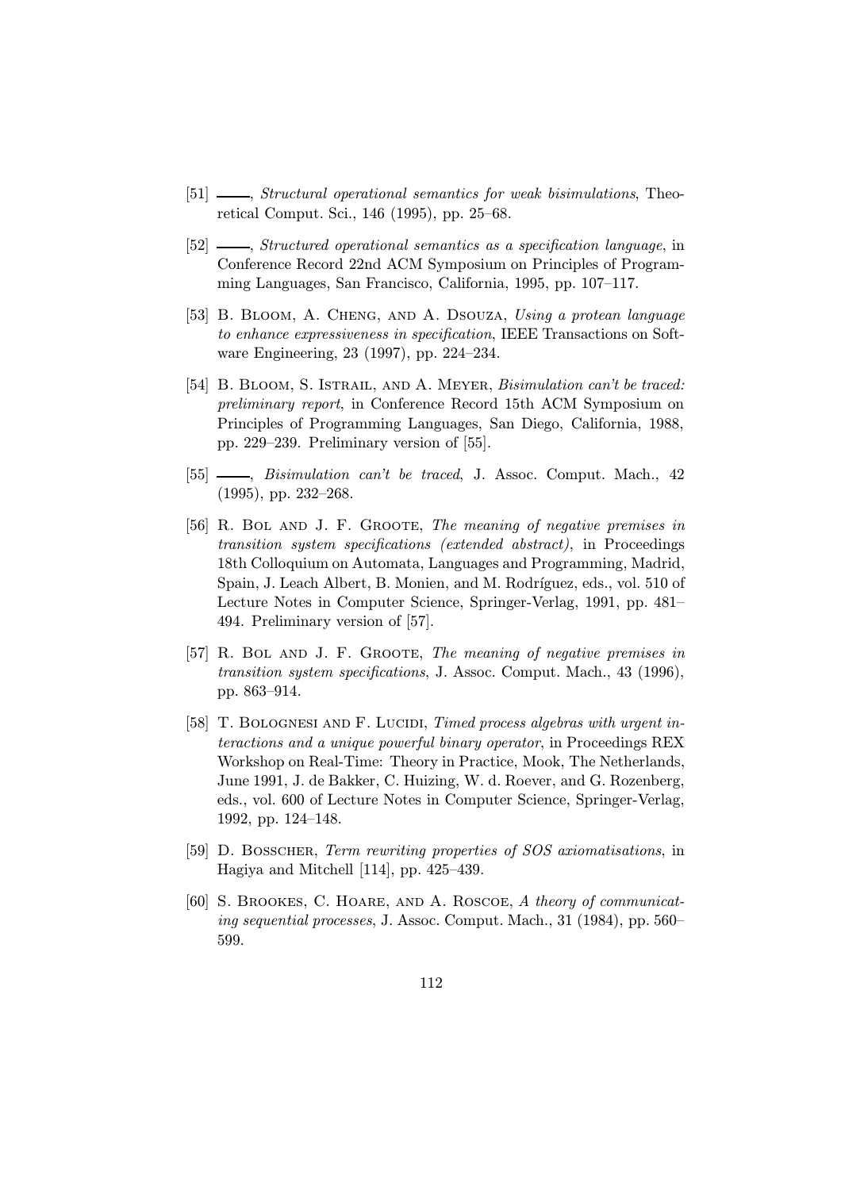[51] ———, *Structural operational semantics for weak bisimulations*, Theoretical Comput. Sci., 146 (1995), pp. 25–68.

[52] ———, *Structured operational semantics as a specification language*, in Conference Record 22nd ACM Symposium on Principles of Programming Languages, San Francisco, California, 1995, pp. 107–117.

[53] B. Bloom, A. Cheng, and A. Dsouza, *Using a protean language to enhance expressiveness in specification*, IEEE Transactions on Software Engineering, 23 (1997), pp. 224–234.

[54] B. Bloom, S. Istrail, and A. Meyer, *Bisimulation can't be traced: preliminary report*, in Conference Record 15th ACM Symposium on Principles of Programming Languages, San Diego, California, 1988, pp. 229–239. Preliminary version of [55].

[55] ———, *Bisimulation can't be traced*, J. Assoc. Comput. Mach., 42 (1995), pp. 232–268.

[56] R. Bol and J. F. Groote, *The meaning of negative premises in transition system specifications (extended abstract)*, in Proceedings 18th Colloquium on Automata, Languages and Programming, Madrid, Spain, J. Leach Albert, B. Monien, and M. Rodríguez, eds., vol. 510 of Lecture Notes in Computer Science, Springer-Verlag, 1991, pp. 481–494. Preliminary version of [57].

[57] R. Bol and J. F. Groote, *The meaning of negative premises in transition system specifications*, J. Assoc. Comput. Mach., 43 (1996), pp. 863–914.

[58] T. Bolognesi and F. Lucidi, *Timed process algebras with urgent interactions and a unique powerful binary operator*, in Proceedings REX Workshop on Real-Time: Theory in Practice, Mook, The Netherlands, June 1991, J. de Bakker, C. Huizing, W. d. Roever, and G. Rozenberg, eds., vol. 600 of Lecture Notes in Computer Science, Springer-Verlag, 1992, pp. 124–148.

[59] D. Bosscher, *Term rewriting properties of SOS axiomatisations*, in Hagiya and Mitchell [114], pp. 425–439.

[60] S. Brookes, C. Hoare, and A. Roscoe, *A theory of communicating sequential processes*, J. Assoc. Comput. Mach., 31 (1984), pp. 560–599.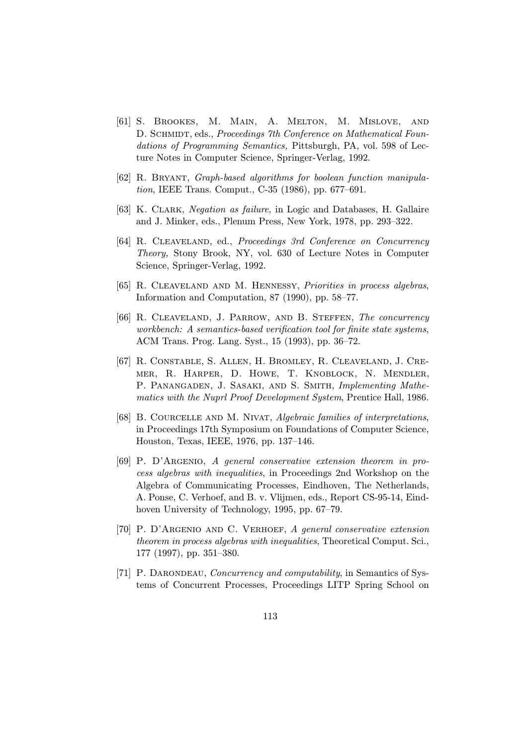[61] S. Brookes, M. Main, A. Melton, M. Mislove, and D. Schmidt, eds., *Proceedings 7th Conference on Mathematical Foundations of Programming Semantics,* Pittsburgh, PA, vol. 598 of Lecture Notes in Computer Science, Springer-Verlag, 1992.

[62] R. Bryant, *Graph-based algorithms for boolean function manipulation*, IEEE Trans. Comput., C-35 (1986), pp. 677–691.

[63] K. Clark, *Negation as failure*, in Logic and Databases, H. Gallaire and J. Minker, eds., Plenum Press, New York, 1978, pp. 293–322.

[64] R. Cleaveland, ed., *Proceedings 3rd Conference on Concurrency Theory,* Stony Brook, NY, vol. 630 of Lecture Notes in Computer Science, Springer-Verlag, 1992.

[65] R. Cleaveland and M. Hennessy, *Priorities in process algebras*, Information and Computation, 87 (1990), pp. 58–77.

[66] R. Cleaveland, J. Parrow, and B. Steffen, *The concurrency workbench: A semantics-based verification tool for finite state systems*, ACM Trans. Prog. Lang. Syst., 15 (1993), pp. 36–72.

[67] R. Constable, S. Allen, H. Bromley, R. Cleaveland, J. Cremer, R. Harper, D. Howe, T. Knoblock, N. Mendler, P. Panangaden, J. Sasaki, and S. Smith, *Implementing Mathematics with the Nuprl Proof Development System*, Prentice Hall, 1986.

[68] B. Courcelle and M. Nivat, *Algebraic families of interpretations*, in Proceedings 17th Symposium on Foundations of Computer Science, Houston, Texas, IEEE, 1976, pp. 137–146.

[69] P. D'Argenio, *A general conservative extension theorem in process algebras with inequalities*, in Proceedings 2nd Workshop on the Algebra of Communicating Processes, Eindhoven, The Netherlands, A. Ponse, C. Verhoef, and B. v. Vlijmen, eds., Report CS-95-14, Eindhoven University of Technology, 1995, pp. 67–79.

[70] P. D'Argenio and C. Verhoef, *A general conservative extension theorem in process algebras with inequalities*, Theoretical Comput. Sci., 177 (1997), pp. 351–380.

[71] P. Darondeau, *Concurrency and computability*, in Semantics of Systems of Concurrent Processes, Proceedings LITP Spring School on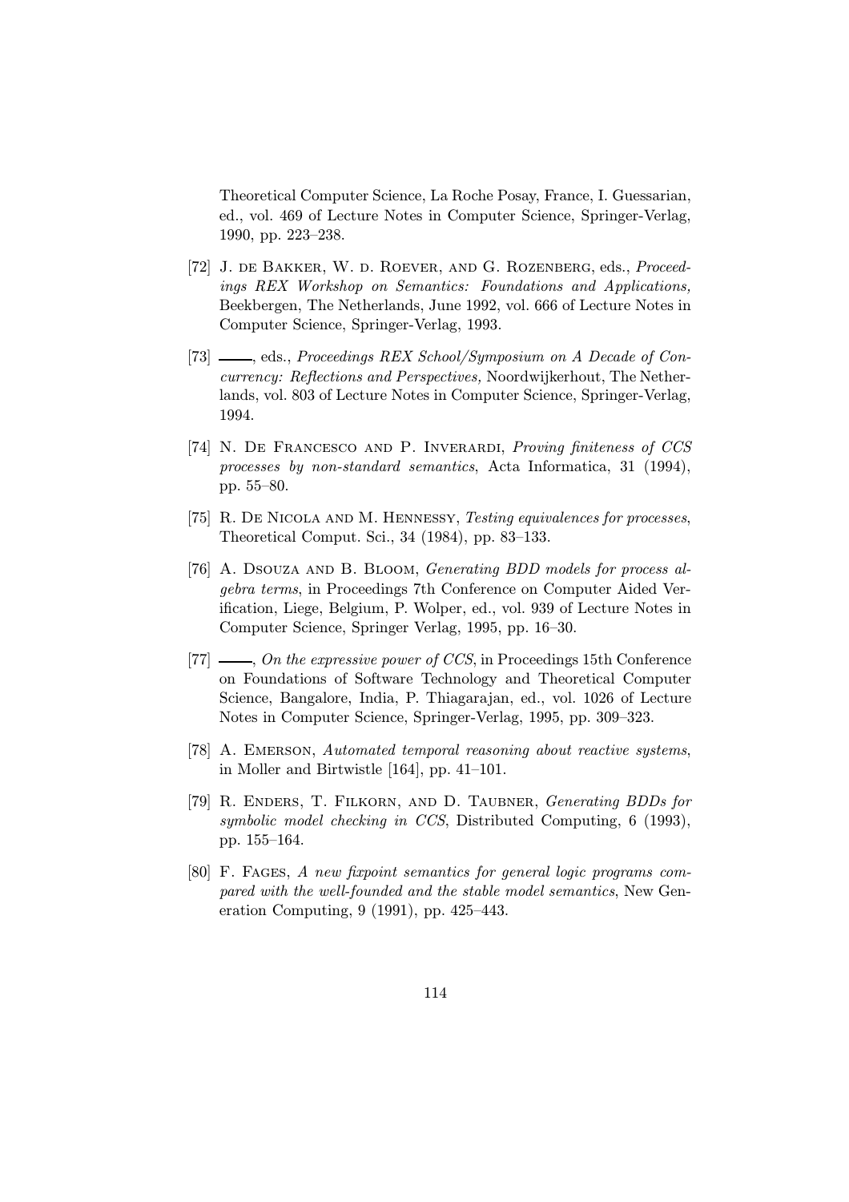Theoretical Computer Science, La Roche Posay, France, I. Guessarian, ed., vol. 469 of Lecture Notes in Computer Science, Springer-Verlag, 1990, pp. 223–238.

[72] J. de Bakker, W. d. Roever, and G. Rozenberg, eds., *Proceedings REX Workshop on Semantics: Foundations and Applications,* Beekbergen, The Netherlands, June 1992, vol. 666 of Lecture Notes in Computer Science, Springer-Verlag, 1993.

[73] ——, eds., *Proceedings REX School/Symposium on A Decade of Concurrency: Reflections and Perspectives,* Noordwijkerhout, The Netherlands, vol. 803 of Lecture Notes in Computer Science, Springer-Verlag, 1994.

[74] N. De Francesco and P. Inverardi, *Proving finiteness of CCS processes by non-standard semantics*, Acta Informatica, 31 (1994), pp. 55–80.

[75] R. De Nicola and M. Hennessy, *Testing equivalences for processes*, Theoretical Comput. Sci., 34 (1984), pp. 83–133.

[76] A. Dsouza and B. Bloom, *Generating BDD models for process algebra terms*, in Proceedings 7th Conference on Computer Aided Verification, Liege, Belgium, P. Wolper, ed., vol. 939 of Lecture Notes in Computer Science, Springer Verlag, 1995, pp. 16–30.

[77] ——, *On the expressive power of CCS*, in Proceedings 15th Conference on Foundations of Software Technology and Theoretical Computer Science, Bangalore, India, P. Thiagarajan, ed., vol. 1026 of Lecture Notes in Computer Science, Springer-Verlag, 1995, pp. 309–323.

[78] A. Emerson, *Automated temporal reasoning about reactive systems*, in Moller and Birtwistle [164], pp. 41–101.

[79] R. Enders, T. Filkorn, and D. Taubner, *Generating BDDs for symbolic model checking in CCS*, Distributed Computing, 6 (1993), pp. 155–164.

[80] F. Fages, *A new fixpoint semantics for general logic programs compared with the well-founded and the stable model semantics*, New Generation Computing, 9 (1991), pp. 425–443.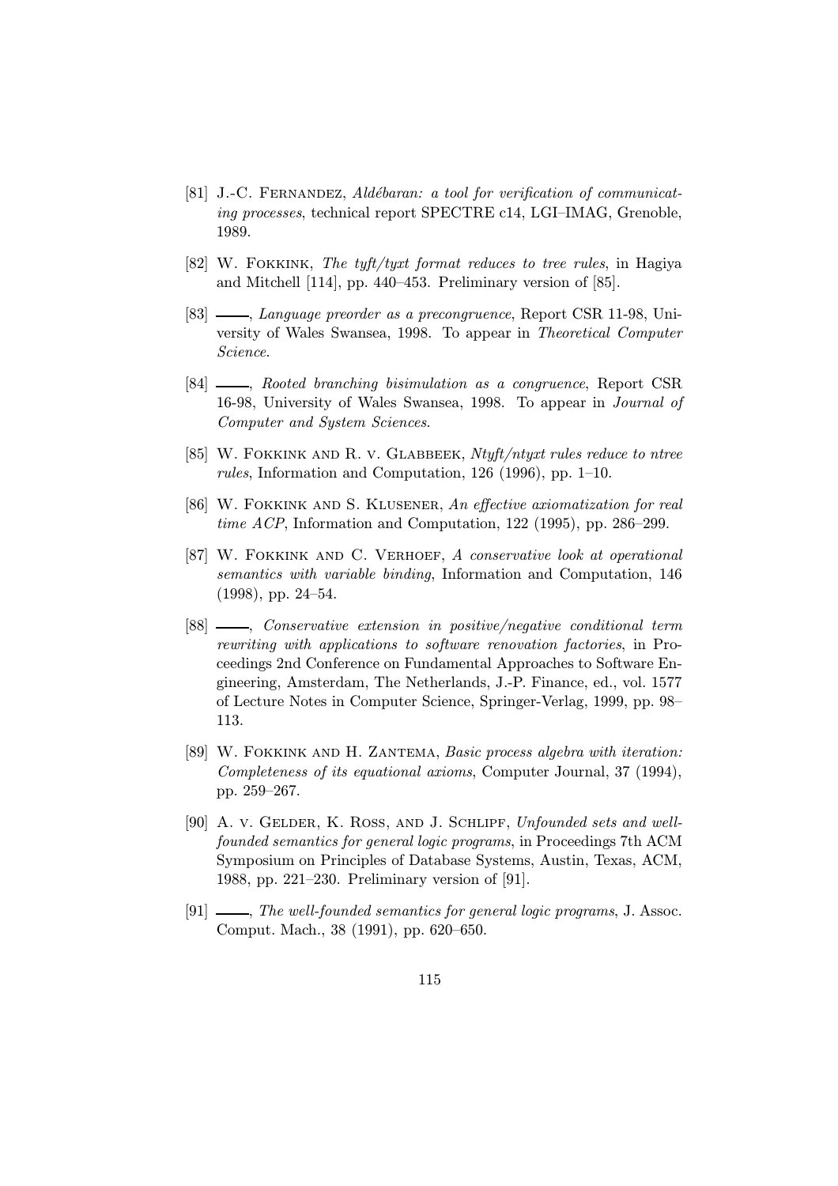[81] J.-C. Fernandez, *Aldébaran: a tool for verification of communicating processes*, technical report SPECTRE c14, LGI–IMAG, Grenoble, 1989.

[82] W. Fokkink, *The tyft/tyxt format reduces to tree rules*, in Hagiya and Mitchell [114], pp. 440–453. Preliminary version of [85].

[83] ——, *Language preorder as a precongruence*, Report CSR 11-98, University of Wales Swansea, 1998. To appear in *Theoretical Computer Science*.

[84] ——, *Rooted branching bisimulation as a congruence*, Report CSR 16-98, University of Wales Swansea, 1998. To appear in *Journal of Computer and System Sciences*.

[85] W. Fokkink and R. v. Glabbeek, *Ntyft/ntyxt rules reduce to ntree rules*, Information and Computation, 126 (1996), pp. 1–10.

[86] W. Fokkink and S. Klusener, *An effective axiomatization for real time ACP*, Information and Computation, 122 (1995), pp. 286–299.

[87] W. Fokkink and C. Verhoef, *A conservative look at operational semantics with variable binding*, Information and Computation, 146 (1998), pp. 24–54.

[88] ——, *Conservative extension in positive/negative conditional term rewriting with applications to software renovation factories*, in Proceedings 2nd Conference on Fundamental Approaches to Software Engineering, Amsterdam, The Netherlands, J.-P. Finance, ed., vol. 1577 of Lecture Notes in Computer Science, Springer-Verlag, 1999, pp. 98–113.

[89] W. Fokkink and H. Zantema, *Basic process algebra with iteration: Completeness of its equational axioms*, Computer Journal, 37 (1994), pp. 259–267.

[90] A. v. Gelder, K. Ross, and J. Schlipf, *Unfounded sets and well-founded semantics for general logic programs*, in Proceedings 7th ACM Symposium on Principles of Database Systems, Austin, Texas, ACM, 1988, pp. 221–230. Preliminary version of [91].

[91] ——, *The well-founded semantics for general logic programs*, J. Assoc. Comput. Mach., 38 (1991), pp. 620–650.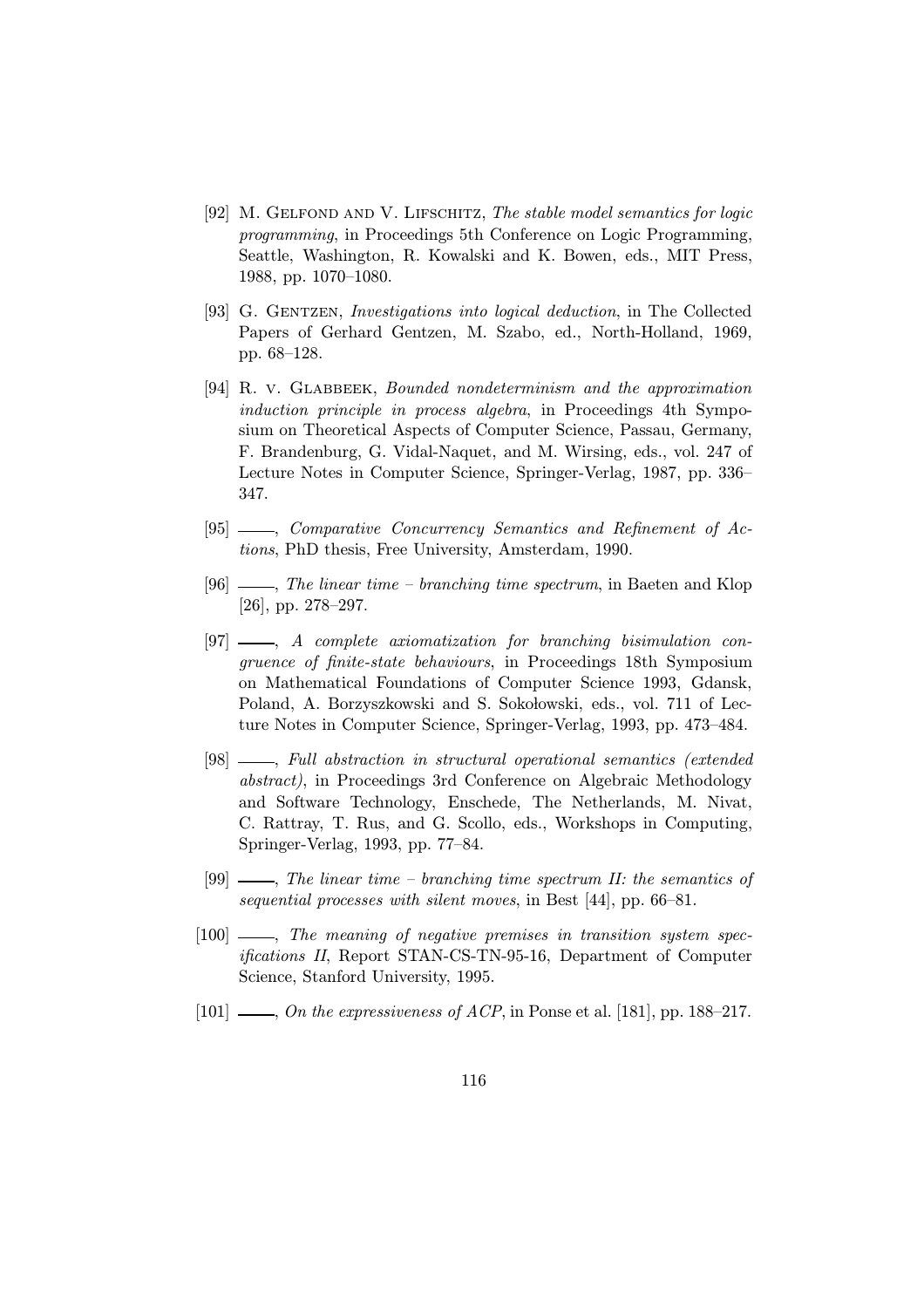[92] M. Gelfond and V. Lifschitz, *The stable model semantics for logic programming*, in Proceedings 5th Conference on Logic Programming, Seattle, Washington, R. Kowalski and K. Bowen, eds., MIT Press, 1988, pp. 1070–1080.

[93] G. Gentzen, *Investigations into logical deduction*, in The Collected Papers of Gerhard Gentzen, M. Szabo, ed., North-Holland, 1969, pp. 68–128.

[94] R. v. Glabbeek, *Bounded nondeterminism and the approximation induction principle in process algebra*, in Proceedings 4th Symposium on Theoretical Aspects of Computer Science, Passau, Germany, F. Brandenburg, G. Vidal-Naquet, and M. Wirsing, eds., vol. 247 of Lecture Notes in Computer Science, Springer-Verlag, 1987, pp. 336–347.

[95] ——, *Comparative Concurrency Semantics and Refinement of Actions*, PhD thesis, Free University, Amsterdam, 1990.

[96] ——, *The linear time – branching time spectrum*, in Baeten and Klop [26], pp. 278–297.

[97] ——, *A complete axiomatization for branching bisimulation congruence of finite-state behaviours*, in Proceedings 18th Symposium on Mathematical Foundations of Computer Science 1993, Gdansk, Poland, A. Borzyszkowski and S. Sokołowski, eds., vol. 711 of Lecture Notes in Computer Science, Springer-Verlag, 1993, pp. 473–484.

[98] ——, *Full abstraction in structural operational semantics (extended abstract)*, in Proceedings 3rd Conference on Algebraic Methodology and Software Technology, Enschede, The Netherlands, M. Nivat, C. Rattray, T. Rus, and G. Scollo, eds., Workshops in Computing, Springer-Verlag, 1993, pp. 77–84.

[99] ——, *The linear time – branching time spectrum II: the semantics of sequential processes with silent moves*, in Best [44], pp. 66–81.

[100] ——, *The meaning of negative premises in transition system specifications II*, Report STAN-CS-TN-95-16, Department of Computer Science, Stanford University, 1995.

[101] ——, *On the expressiveness of ACP*, in Ponse et al. [181], pp. 188–217.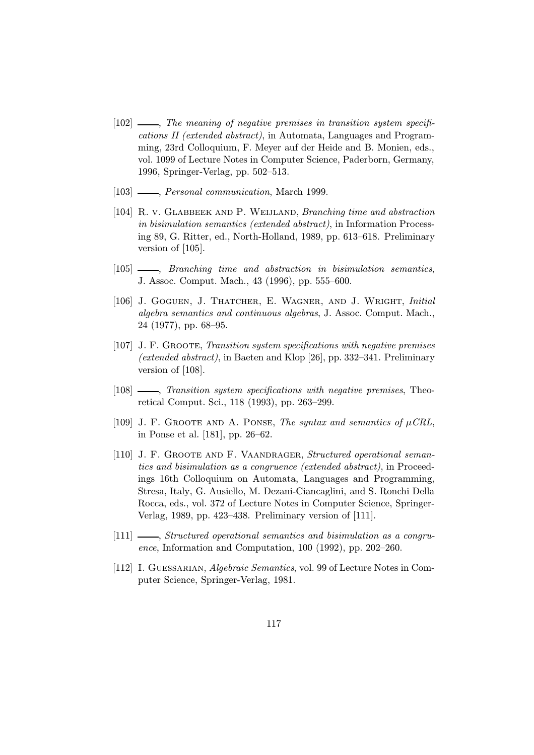[102] ——, *The meaning of negative premises in transition system specifications II (extended abstract)*, in Automata, Languages and Programming, 23rd Colloquium, F. Meyer auf der Heide and B. Monien, eds., vol. 1099 of Lecture Notes in Computer Science, Paderborn, Germany, 1996, Springer-Verlag, pp. 502–513.

[103] ——, *Personal communication*, March 1999.

[104] R. v. Glabbeek and P. Weijland, *Branching time and abstraction in bisimulation semantics (extended abstract)*, in Information Processing 89, G. Ritter, ed., North-Holland, 1989, pp. 613–618. Preliminary version of [105].

[105] ——, *Branching time and abstraction in bisimulation semantics*, J. Assoc. Comput. Mach., 43 (1996), pp. 555–600.

[106] J. Goguen, J. Thatcher, E. Wagner, and J. Wright, *Initial algebra semantics and continuous algebras*, J. Assoc. Comput. Mach., 24 (1977), pp. 68–95.

[107] J. F. Groote, *Transition system specifications with negative premises (extended abstract)*, in Baeten and Klop [26], pp. 332–341. Preliminary version of [108].

[108] ——, *Transition system specifications with negative premises*, Theoretical Comput. Sci., 118 (1993), pp. 263–299.

[109] J. F. Groote and A. Ponse, *The syntax and semantics of $\mu CRL$*, in Ponse et al. [181], pp. 26–62.

[110] J. F. Groote and F. Vaandrager, *Structured operational semantics and bisimulation as a congruence (extended abstract)*, in Proceedings 16th Colloquium on Automata, Languages and Programming, Stresa, Italy, G. Ausiello, M. Dezani-Ciancaglini, and S. Ronchi Della Rocca, eds., vol. 372 of Lecture Notes in Computer Science, Springer-Verlag, 1989, pp. 423–438. Preliminary version of [111].

[111] ——, *Structured operational semantics and bisimulation as a congruence*, Information and Computation, 100 (1992), pp. 202–260.

[112] I. Guessarian, *Algebraic Semantics*, vol. 99 of Lecture Notes in Computer Science, Springer-Verlag, 1981.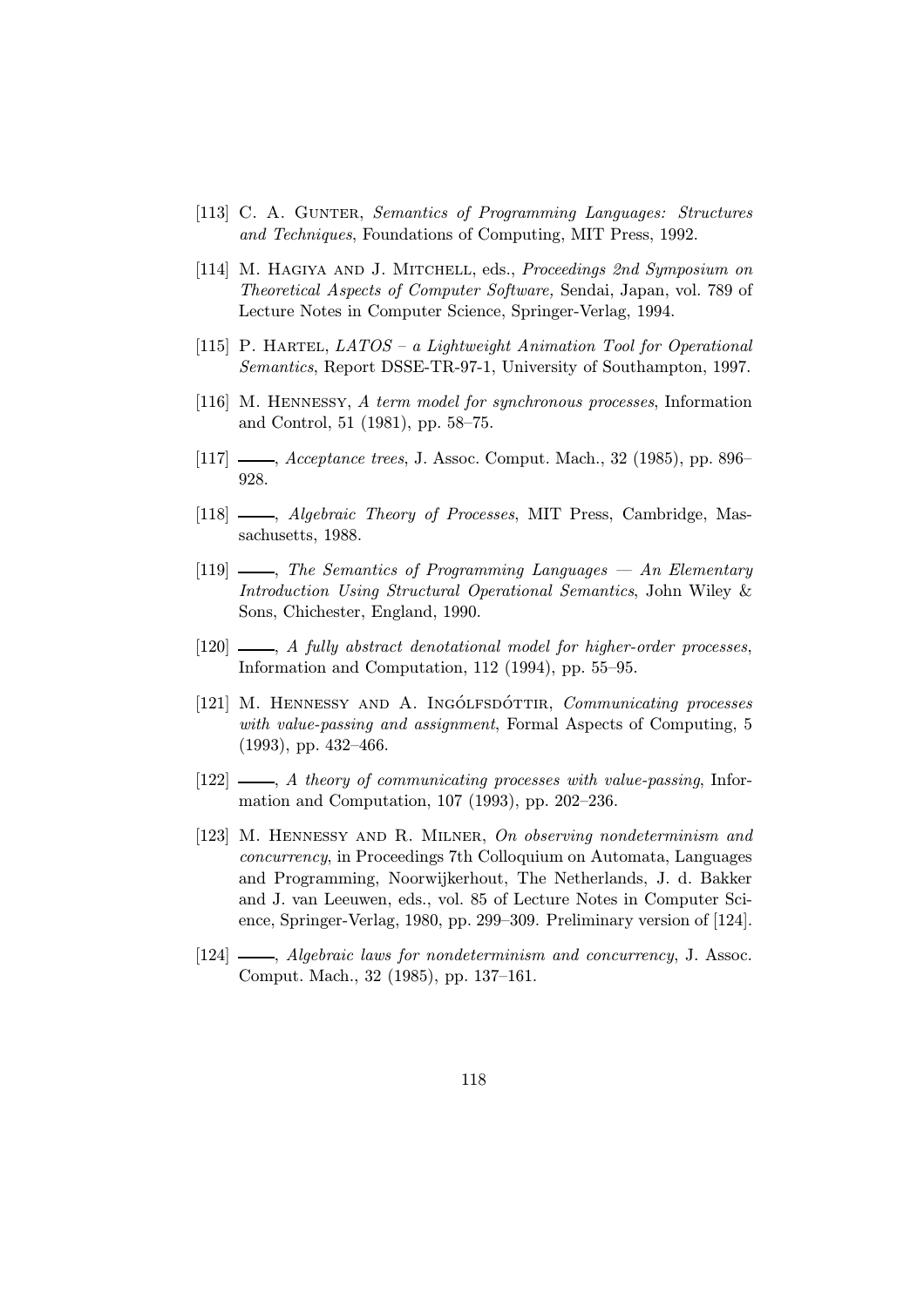[113] C. A. Gunter, *Semantics of Programming Languages: Structures and Techniques*, Foundations of Computing, MIT Press, 1992.

[114] M. Hagiya and J. Mitchell, eds., *Proceedings 2nd Symposium on Theoretical Aspects of Computer Software,* Sendai, Japan, vol. 789 of Lecture Notes in Computer Science, Springer-Verlag, 1994.

[115] P. Hartel, *LATOS – a Lightweight Animation Tool for Operational Semantics*, Report DSSE-TR-97-1, University of Southampton, 1997.

[116] M. Hennessy, *A term model for synchronous processes*, Information and Control, 51 (1981), pp. 58–75.

[117] ——, *Acceptance trees*, J. Assoc. Comput. Mach., 32 (1985), pp. 896–928.

[118] ——, *Algebraic Theory of Processes*, MIT Press, Cambridge, Massachusetts, 1988.

[119] ——, *The Semantics of Programming Languages — An Elementary Introduction Using Structural Operational Semantics*, John Wiley & Sons, Chichester, England, 1990.

[120] ——, *A fully abstract denotational model for higher-order processes*, Information and Computation, 112 (1994), pp. 55–95.

[121] M. Hennessy and A. Ingólfsdóttir, *Communicating processes with value-passing and assignment*, Formal Aspects of Computing, 5 (1993), pp. 432–466.

[122] ——, *A theory of communicating processes with value-passing*, Information and Computation, 107 (1993), pp. 202–236.

[123] M. Hennessy and R. Milner, *On observing nondeterminism and concurrency*, in Proceedings 7th Colloquium on Automata, Languages and Programming, Noorwijkerhout, The Netherlands, J. d. Bakker and J. van Leeuwen, eds., vol. 85 of Lecture Notes in Computer Science, Springer-Verlag, 1980, pp. 299–309. Preliminary version of [124].

[124] ——, *Algebraic laws for nondeterminism and concurrency*, J. Assoc. Comput. Mach., 32 (1985), pp. 137–161.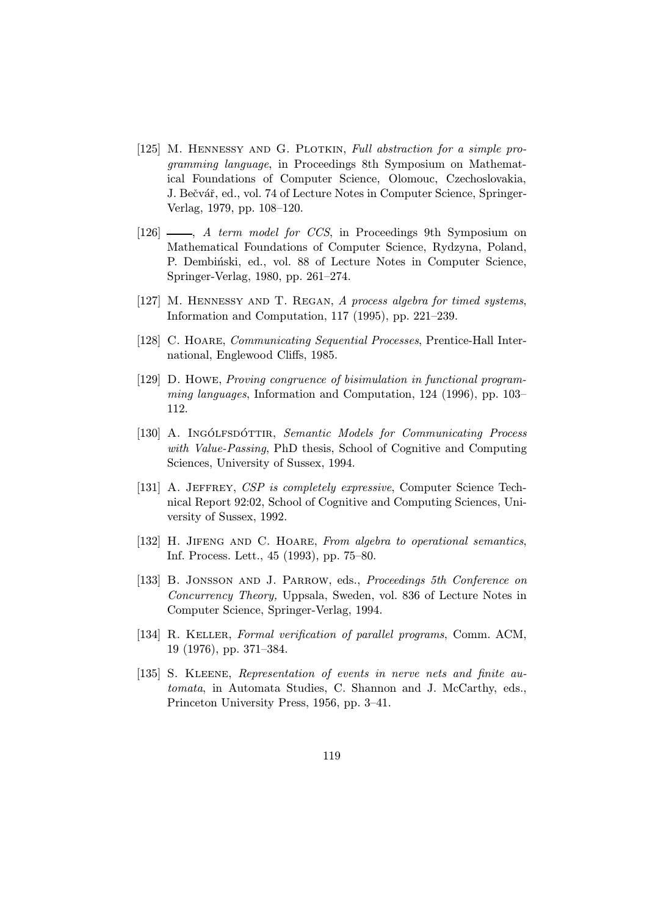[125] M. Hennessy and G. Plotkin, *Full abstraction for a simple programming language*, in Proceedings 8th Symposium on Mathematical Foundations of Computer Science, Olomouc, Czechoslovakia, J. Bečvář, ed., vol. 74 of Lecture Notes in Computer Science, Springer-Verlag, 1979, pp. 108–120.

[126] ——, *A term model for CCS*, in Proceedings 9th Symposium on Mathematical Foundations of Computer Science, Rydzyna, Poland, P. Dembiński, ed., vol. 88 of Lecture Notes in Computer Science, Springer-Verlag, 1980, pp. 261–274.

[127] M. Hennessy and T. Regan, *A process algebra for timed systems*, Information and Computation, 117 (1995), pp. 221–239.

[128] C. Hoare, *Communicating Sequential Processes*, Prentice-Hall International, Englewood Cliffs, 1985.

[129] D. Howe, *Proving congruence of bisimulation in functional programming languages*, Information and Computation, 124 (1996), pp. 103–112.

[130] A. Ingólfsdóttir, *Semantic Models for Communicating Process with Value-Passing*, PhD thesis, School of Cognitive and Computing Sciences, University of Sussex, 1994.

[131] A. Jeffrey, *CSP is completely expressive*, Computer Science Technical Report 92:02, School of Cognitive and Computing Sciences, University of Sussex, 1992.

[132] H. Jifeng and C. Hoare, *From algebra to operational semantics*, Inf. Process. Lett., 45 (1993), pp. 75–80.

[133] B. Jonsson and J. Parrow, eds., *Proceedings 5th Conference on Concurrency Theory,* Uppsala, Sweden, vol. 836 of Lecture Notes in Computer Science, Springer-Verlag, 1994.

[134] R. Keller, *Formal verification of parallel programs*, Comm. ACM, 19 (1976), pp. 371–384.

[135] S. Kleene, *Representation of events in nerve nets and finite automata*, in Automata Studies, C. Shannon and J. McCarthy, eds., Princeton University Press, 1956, pp. 3–41.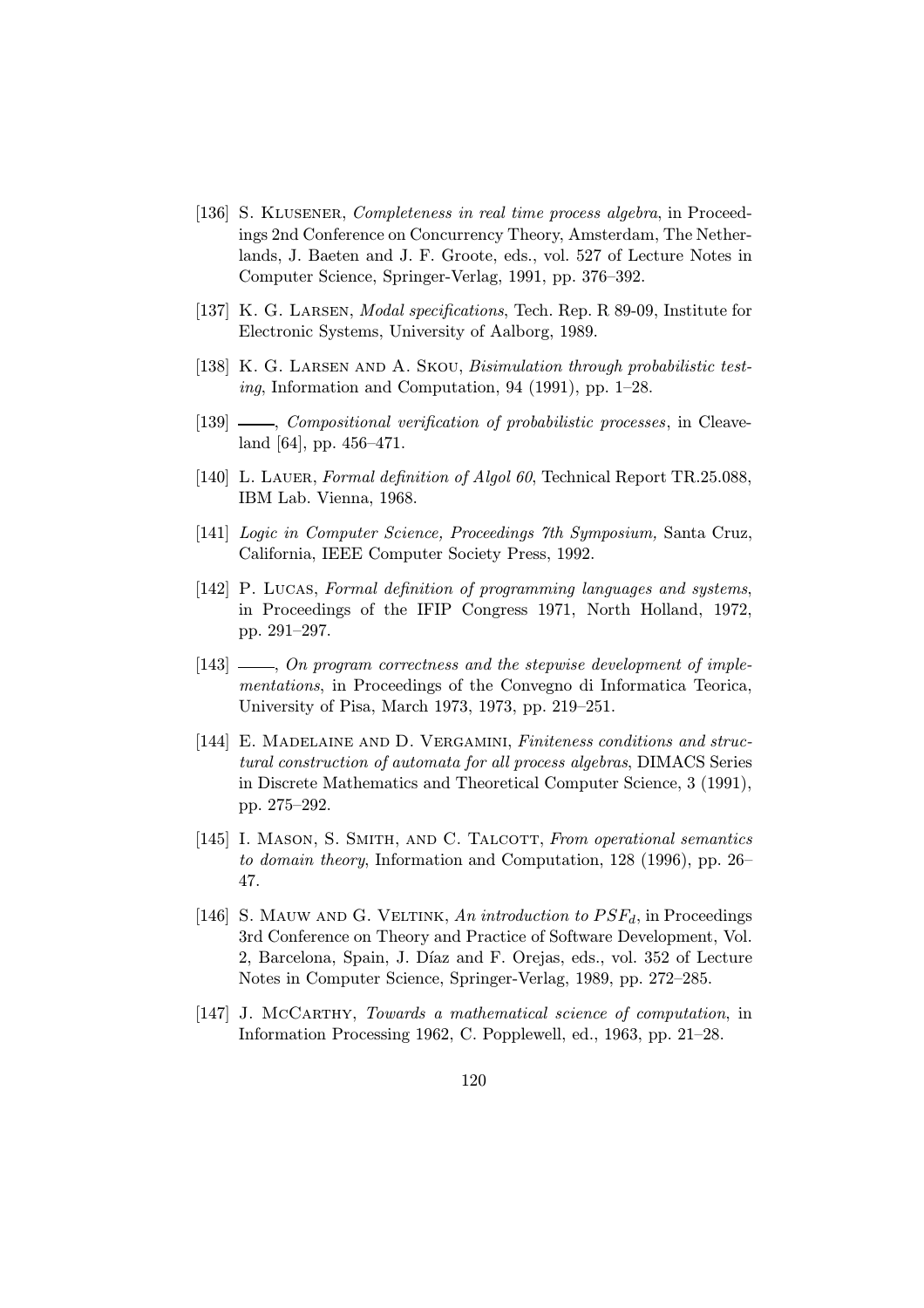[136] S. Klusener, *Completeness in real time process algebra*, in Proceedings 2nd Conference on Concurrency Theory, Amsterdam, The Netherlands, J. Baeten and J. F. Groote, eds., vol. 527 of Lecture Notes in Computer Science, Springer-Verlag, 1991, pp. 376–392.

[137] K. G. Larsen, *Modal specifications*, Tech. Rep. R 89-09, Institute for Electronic Systems, University of Aalborg, 1989.

[138] K. G. Larsen and A. Skou, *Bisimulation through probabilistic testing*, Information and Computation, 94 (1991), pp. 1–28.

[139] ——, *Compositional verification of probabilistic processes*, in Cleaveland [64], pp. 456–471.

[140] L. Lauer, *Formal definition of Algol 60*, Technical Report TR.25.088, IBM Lab. Vienna, 1968.

[141] *Logic in Computer Science, Proceedings 7th Symposium,* Santa Cruz, California, IEEE Computer Society Press, 1992.

[142] P. Lucas, *Formal definition of programming languages and systems*, in Proceedings of the IFIP Congress 1971, North Holland, 1972, pp. 291–297.

[143] ——, *On program correctness and the stepwise development of implementations*, in Proceedings of the Convegno di Informatica Teorica, University of Pisa, March 1973, 1973, pp. 219–251.

[144] E. Madelaine and D. Vergamini, *Finiteness conditions and structural construction of automata for all process algebras*, DIMACS Series in Discrete Mathematics and Theoretical Computer Science, 3 (1991), pp. 275–292.

[145] I. Mason, S. Smith, and C. Talcott, *From operational semantics to domain theory*, Information and Computation, 128 (1996), pp. 26–47.

[146] S. Mauw and G. Veltink, *An introduction to $PSF_d$*, in Proceedings 3rd Conference on Theory and Practice of Software Development, Vol. 2, Barcelona, Spain, J. Díaz and F. Orejas, eds., vol. 352 of Lecture Notes in Computer Science, Springer-Verlag, 1989, pp. 272–285.

[147] J. McCarthy, *Towards a mathematical science of computation*, in Information Processing 1962, C. Popplewell, ed., 1963, pp. 21–28.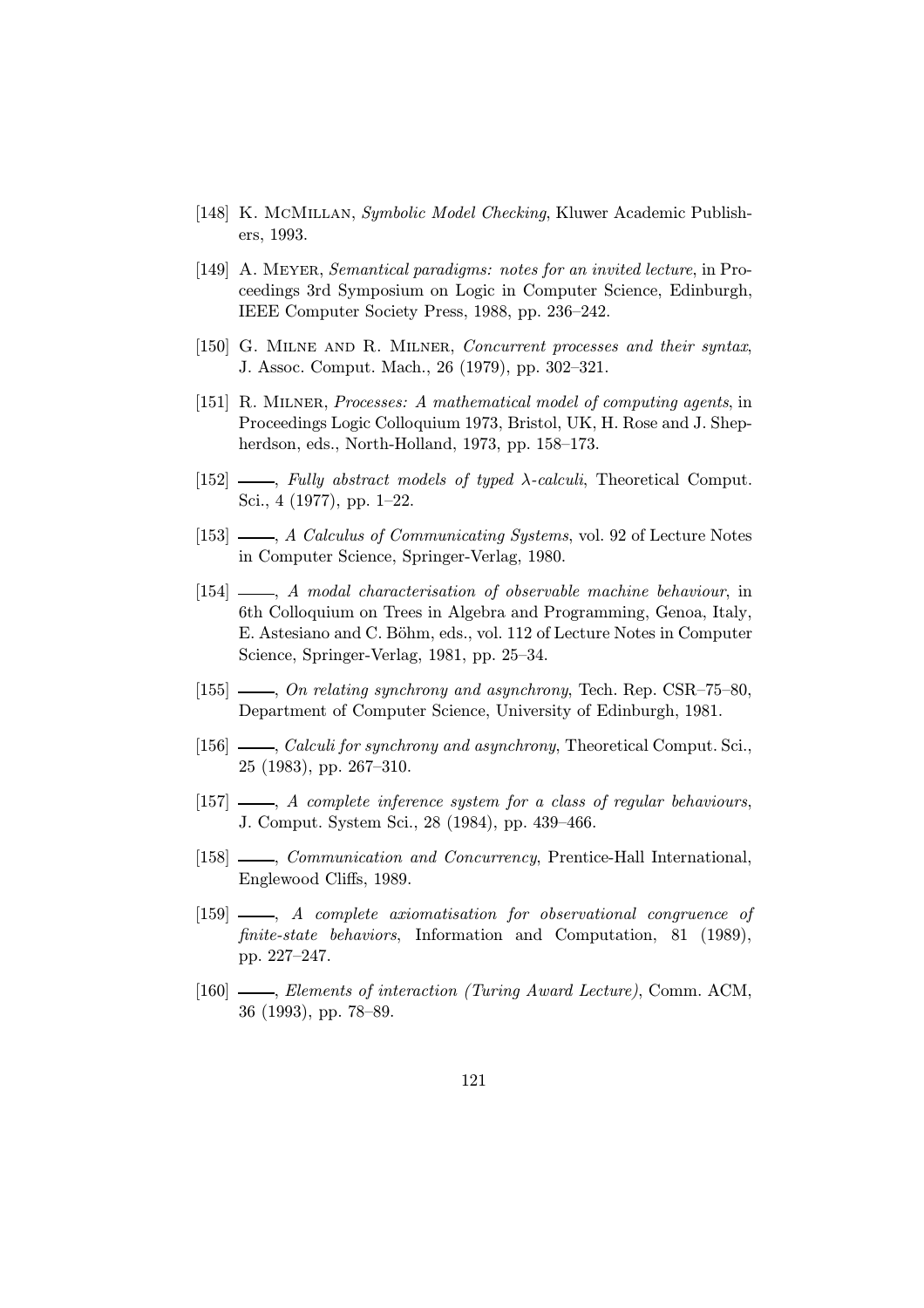[148] K. McMillan, *Symbolic Model Checking*, Kluwer Academic Publishers, 1993.

[149] A. Meyer, *Semantical paradigms: notes for an invited lecture*, in Proceedings 3rd Symposium on Logic in Computer Science, Edinburgh, IEEE Computer Society Press, 1988, pp. 236–242.

[150] G. Milne and R. Milner, *Concurrent processes and their syntax*, J. Assoc. Comput. Mach., 26 (1979), pp. 302–321.

[151] R. Milner, *Processes: A mathematical model of computing agents*, in Proceedings Logic Colloquium 1973, Bristol, UK, H. Rose and J. Shepherdson, eds., North-Holland, 1973, pp. 158–173.

[152] ——, *Fully abstract models of typed $\lambda$-calculi*, Theoretical Comput. Sci., 4 (1977), pp. 1–22.

[153] ——, *A Calculus of Communicating Systems*, vol. 92 of Lecture Notes in Computer Science, Springer-Verlag, 1980.

[154] ——, *A modal characterisation of observable machine behaviour*, in 6th Colloquium on Trees in Algebra and Programming, Genoa, Italy, E. Astesiano and C. Böhm, eds., vol. 112 of Lecture Notes in Computer Science, Springer-Verlag, 1981, pp. 25–34.

[155] ——, *On relating synchrony and asynchrony*, Tech. Rep. CSR–75–80, Department of Computer Science, University of Edinburgh, 1981.

[156] ——, *Calculi for synchrony and asynchrony*, Theoretical Comput. Sci., 25 (1983), pp. 267–310.

[157] ——, *A complete inference system for a class of regular behaviours*, J. Comput. System Sci., 28 (1984), pp. 439–466.

[158] ——, *Communication and Concurrency*, Prentice-Hall International, Englewood Cliffs, 1989.

[159] ——, *A complete axiomatisation for observational congruence of finite-state behaviors*, Information and Computation, 81 (1989), pp. 227–247.

[160] ——, *Elements of interaction (Turing Award Lecture)*, Comm. ACM, 36 (1993), pp. 78–89.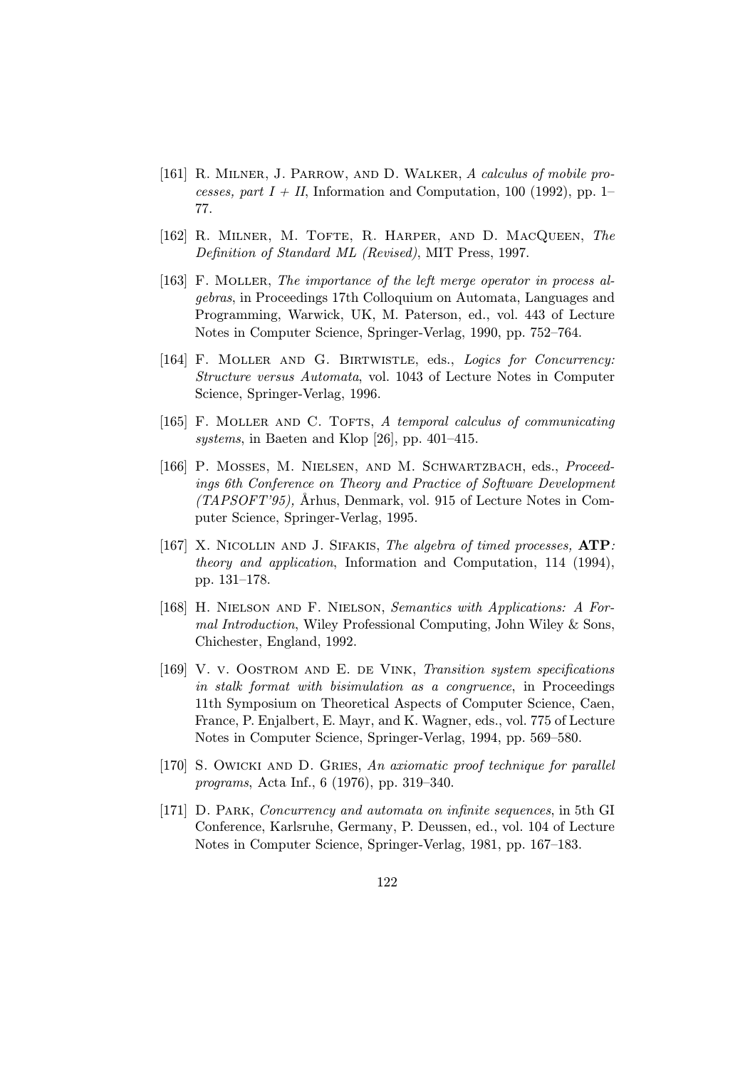[161] R. Milner, J. Parrow, and D. Walker, *A calculus of mobile processes, part I + II*, Information and Computation, 100 (1992), pp. 1–77.

[162] R. Milner, M. Tofte, R. Harper, and D. MacQueen, *The Definition of Standard ML (Revised)*, MIT Press, 1997.

[163] F. Moller, *The importance of the left merge operator in process algebras*, in Proceedings 17th Colloquium on Automata, Languages and Programming, Warwick, UK, M. Paterson, ed., vol. 443 of Lecture Notes in Computer Science, Springer-Verlag, 1990, pp. 752–764.

[164] F. Moller and G. Birtwistle, eds., *Logics for Concurrency: Structure versus Automata*, vol. 1043 of Lecture Notes in Computer Science, Springer-Verlag, 1996.

[165] F. Moller and C. Tofts, *A temporal calculus of communicating systems*, in Baeten and Klop [26], pp. 401–415.

[166] P. Mosses, M. Nielsen, and M. Schwartzbach, eds., *Proceedings 6th Conference on Theory and Practice of Software Development (TAPSOFT'95)*, Århus, Denmark, vol. 915 of Lecture Notes in Computer Science, Springer-Verlag, 1995.

[167] X. Nicollin and J. Sifakis, *The algebra of timed processes,* **ATP***: theory and application*, Information and Computation, 114 (1994), pp. 131–178.

[168] H. Nielson and F. Nielson, *Semantics with Applications: A Formal Introduction*, Wiley Professional Computing, John Wiley & Sons, Chichester, England, 1992.

[169] V. v. Oostrom and E. de Vink, *Transition system specifications in stalk format with bisimulation as a congruence*, in Proceedings 11th Symposium on Theoretical Aspects of Computer Science, Caen, France, P. Enjalbert, E. Mayr, and K. Wagner, eds., vol. 775 of Lecture Notes in Computer Science, Springer-Verlag, 1994, pp. 569–580.

[170] S. Owicki and D. Gries, *An axiomatic proof technique for parallel programs*, Acta Inf., 6 (1976), pp. 319–340.

[171] D. Park, *Concurrency and automata on infinite sequences*, in 5th GI Conference, Karlsruhe, Germany, P. Deussen, ed., vol. 104 of Lecture Notes in Computer Science, Springer-Verlag, 1981, pp. 167–183.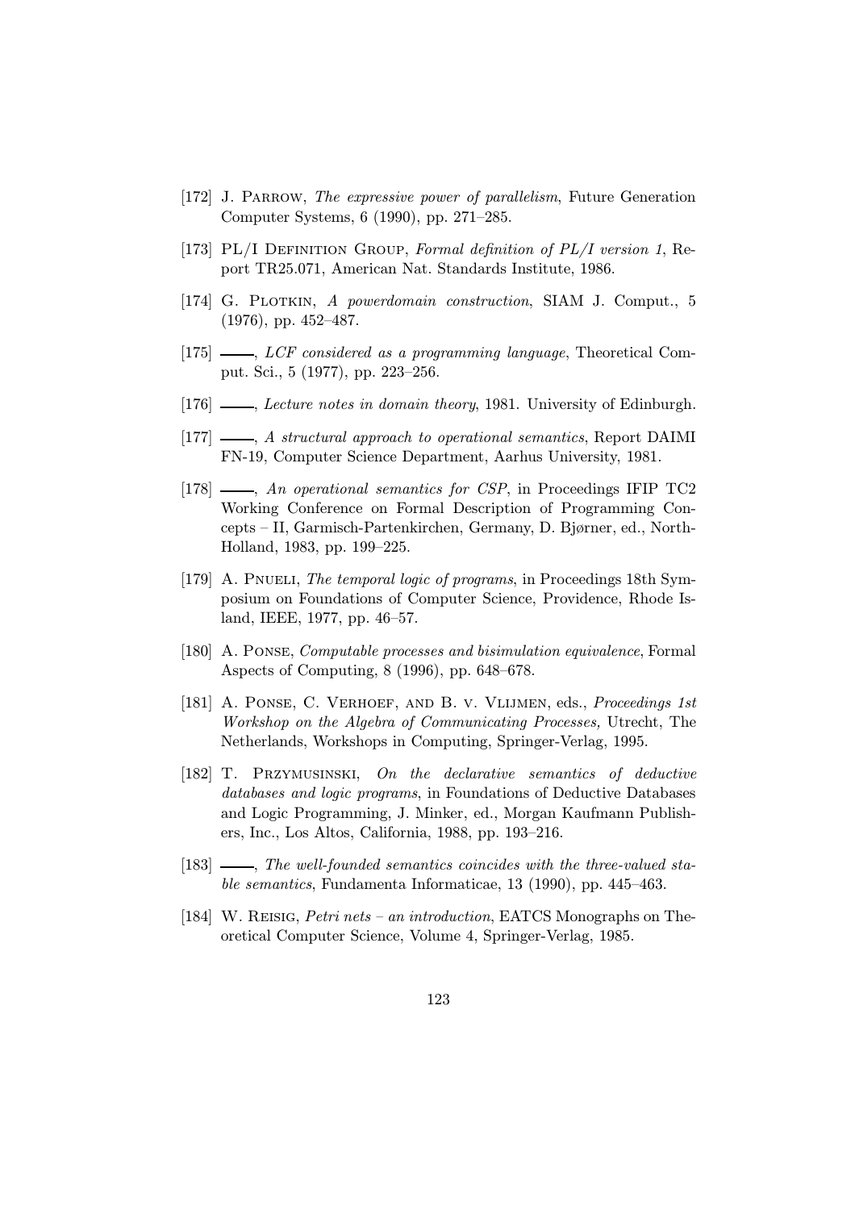[172] J. Parrow, *The expressive power of parallelism*, Future Generation Computer Systems, 6 (1990), pp. 271–285.

[173] PL/I Definition Group, *Formal definition of PL/I version 1*, Report TR25.071, American Nat. Standards Institute, 1986.

[174] G. Plotkin, *A powerdomain construction*, SIAM J. Comput., 5 (1976), pp. 452–487.

[175] ——, *LCF considered as a programming language*, Theoretical Comput. Sci., 5 (1977), pp. 223–256.

[176] ——, *Lecture notes in domain theory*, 1981. University of Edinburgh.

[177] ——, *A structural approach to operational semantics*, Report DAIMI FN-19, Computer Science Department, Aarhus University, 1981.

[178] ——, *An operational semantics for CSP*, in Proceedings IFIP TC2 Working Conference on Formal Description of Programming Concepts – II, Garmisch-Partenkirchen, Germany, D. Bjørner, ed., North-Holland, 1983, pp. 199–225.

[179] A. Pnueli, *The temporal logic of programs*, in Proceedings 18th Symposium on Foundations of Computer Science, Providence, Rhode Island, IEEE, 1977, pp. 46–57.

[180] A. Ponse, *Computable processes and bisimulation equivalence*, Formal Aspects of Computing, 8 (1996), pp. 648–678.

[181] A. Ponse, C. Verhoef, and B. v. Vlijmen, eds., *Proceedings 1st Workshop on the Algebra of Communicating Processes,* Utrecht, The Netherlands, Workshops in Computing, Springer-Verlag, 1995.

[182] T. Przymusinski, *On the declarative semantics of deductive databases and logic programs*, in Foundations of Deductive Databases and Logic Programming, J. Minker, ed., Morgan Kaufmann Publishers, Inc., Los Altos, California, 1988, pp. 193–216.

[183] ——, *The well-founded semantics coincides with the three-valued stable semantics*, Fundamenta Informaticae, 13 (1990), pp. 445–463.

[184] W. Reisig, *Petri nets – an introduction*, EATCS Monographs on Theoretical Computer Science, Volume 4, Springer-Verlag, 1985.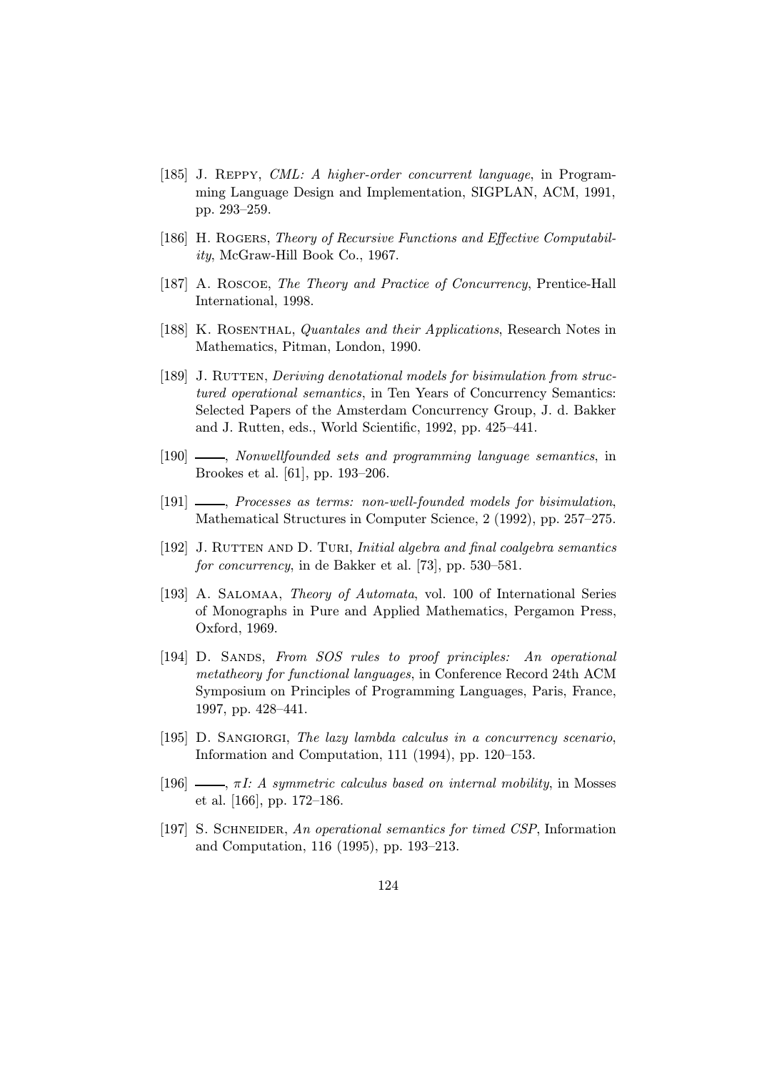[185] J. Reppy, *CML: A higher-order concurrent language*, in Programming Language Design and Implementation, SIGPLAN, ACM, 1991, pp. 293–259.

[186] H. Rogers, *Theory of Recursive Functions and Effective Computability*, McGraw-Hill Book Co., 1967.

[187] A. Roscoe, *The Theory and Practice of Concurrency*, Prentice-Hall International, 1998.

[188] K. Rosenthal, *Quantales and their Applications*, Research Notes in Mathematics, Pitman, London, 1990.

[189] J. Rutten, *Deriving denotational models for bisimulation from structured operational semantics*, in Ten Years of Concurrency Semantics: Selected Papers of the Amsterdam Concurrency Group, J. d. Bakker and J. Rutten, eds., World Scientific, 1992, pp. 425–441.

[190] ———, *Nonwellfounded sets and programming language semantics*, in Brookes et al. [61], pp. 193–206.

[191] ———, *Processes as terms: non-well-founded models for bisimulation*, Mathematical Structures in Computer Science, 2 (1992), pp. 257–275.

[192] J. Rutten and D. Turi, *Initial algebra and final coalgebra semantics for concurrency*, in de Bakker et al. [73], pp. 530–581.

[193] A. Salomaa, *Theory of Automata*, vol. 100 of International Series of Monographs in Pure and Applied Mathematics, Pergamon Press, Oxford, 1969.

[194] D. Sands, *From SOS rules to proof principles: An operational metatheory for functional languages*, in Conference Record 24th ACM Symposium on Principles of Programming Languages, Paris, France, 1997, pp. 428–441.

[195] D. Sangiorgi, *The lazy lambda calculus in a concurrency scenario*, Information and Computation, 111 (1994), pp. 120–153.

[196] ———, *$\pi I$: A symmetric calculus based on internal mobility*, in Mosses et al. [166], pp. 172–186.

[197] S. Schneider, *An operational semantics for timed CSP*, Information and Computation, 116 (1995), pp. 193–213.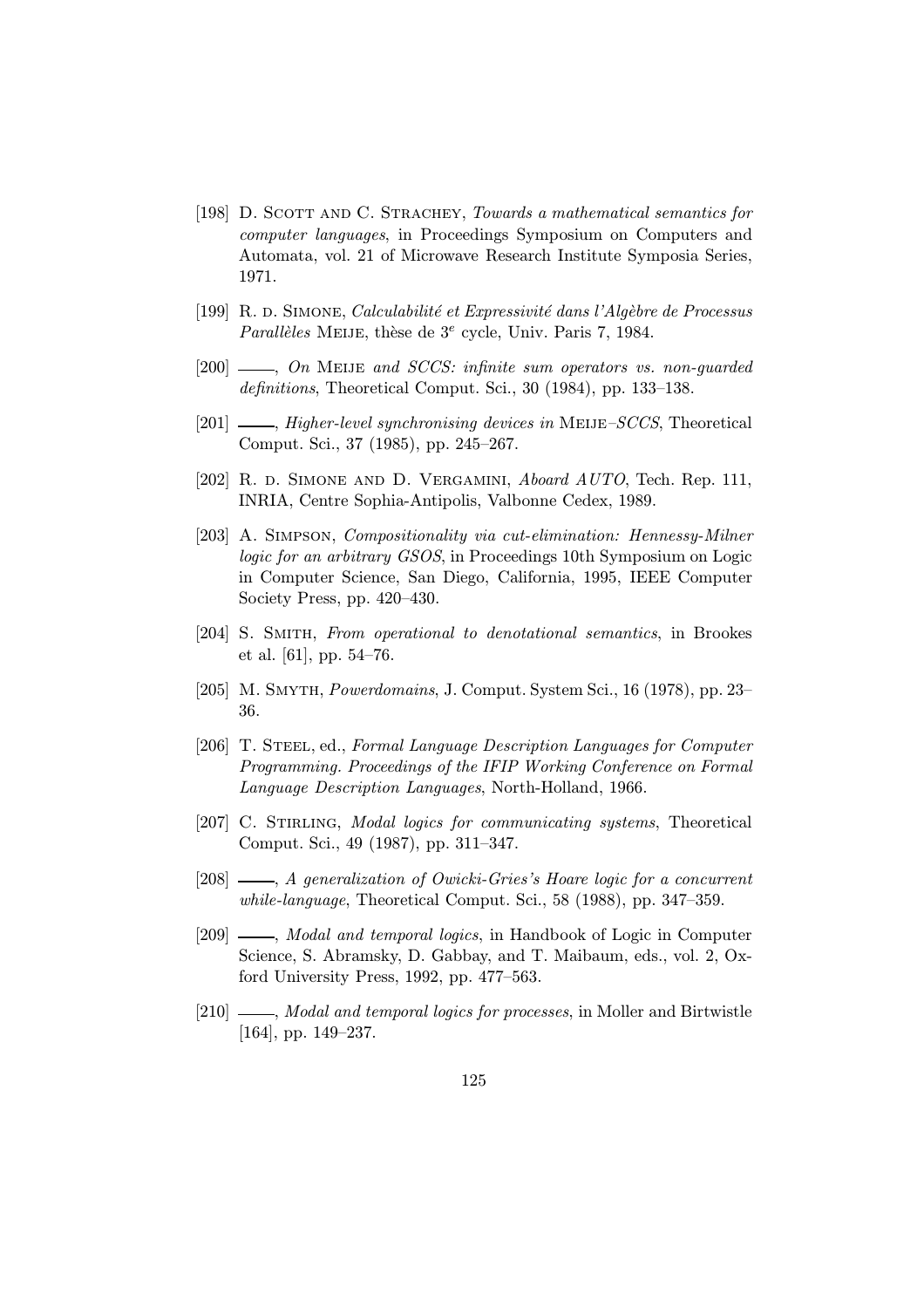[198] D. Scott and C. Strachey, *Towards a mathematical semantics for computer languages*, in Proceedings Symposium on Computers and Automata, vol. 21 of Microwave Research Institute Symposia Series, 1971.

[199] R. de Simone, *Calculabilité et Expressivité dans l'Algèbre de Processus Parallèles* Meije, thèse de 3$^{e}$ cycle, Univ. Paris 7, 1984.

[200] ——, *On* Meije *and SCCS: infinite sum operators vs. non-guarded definitions*, Theoretical Comput. Sci., 30 (1984), pp. 133–138.

[201] ——, *Higher-level synchronising devices in* Meije*–SCCS*, Theoretical Comput. Sci., 37 (1985), pp. 245–267.

[202] R. de Simone and D. Vergamini, *Aboard AUTO*, Tech. Rep. 111, INRIA, Centre Sophia-Antipolis, Valbonne Cedex, 1989.

[203] A. Simpson, *Compositionality via cut-elimination: Hennessy-Milner logic for an arbitrary GSOS*, in Proceedings 10th Symposium on Logic in Computer Science, San Diego, California, 1995, IEEE Computer Society Press, pp. 420–430.

[204] S. Smith, *From operational to denotational semantics*, in Brookes et al. [61], pp. 54–76.

[205] M. Smyth, *Powerdomains*, J. Comput. System Sci., 16 (1978), pp. 23–36.

[206] T. Steel, ed., *Formal Language Description Languages for Computer Programming. Proceedings of the IFIP Working Conference on Formal Language Description Languages*, North-Holland, 1966.

[207] C. Stirling, *Modal logics for communicating systems*, Theoretical Comput. Sci., 49 (1987), pp. 311–347.

[208] ——, *A generalization of Owicki-Gries's Hoare logic for a concurrent while-language*, Theoretical Comput. Sci., 58 (1988), pp. 347–359.

[209] ——, *Modal and temporal logics*, in Handbook of Logic in Computer Science, S. Abramsky, D. Gabbay, and T. Maibaum, eds., vol. 2, Oxford University Press, 1992, pp. 477–563.

[210] ——, *Modal and temporal logics for processes*, in Moller and Birtwistle [164], pp. 149–237.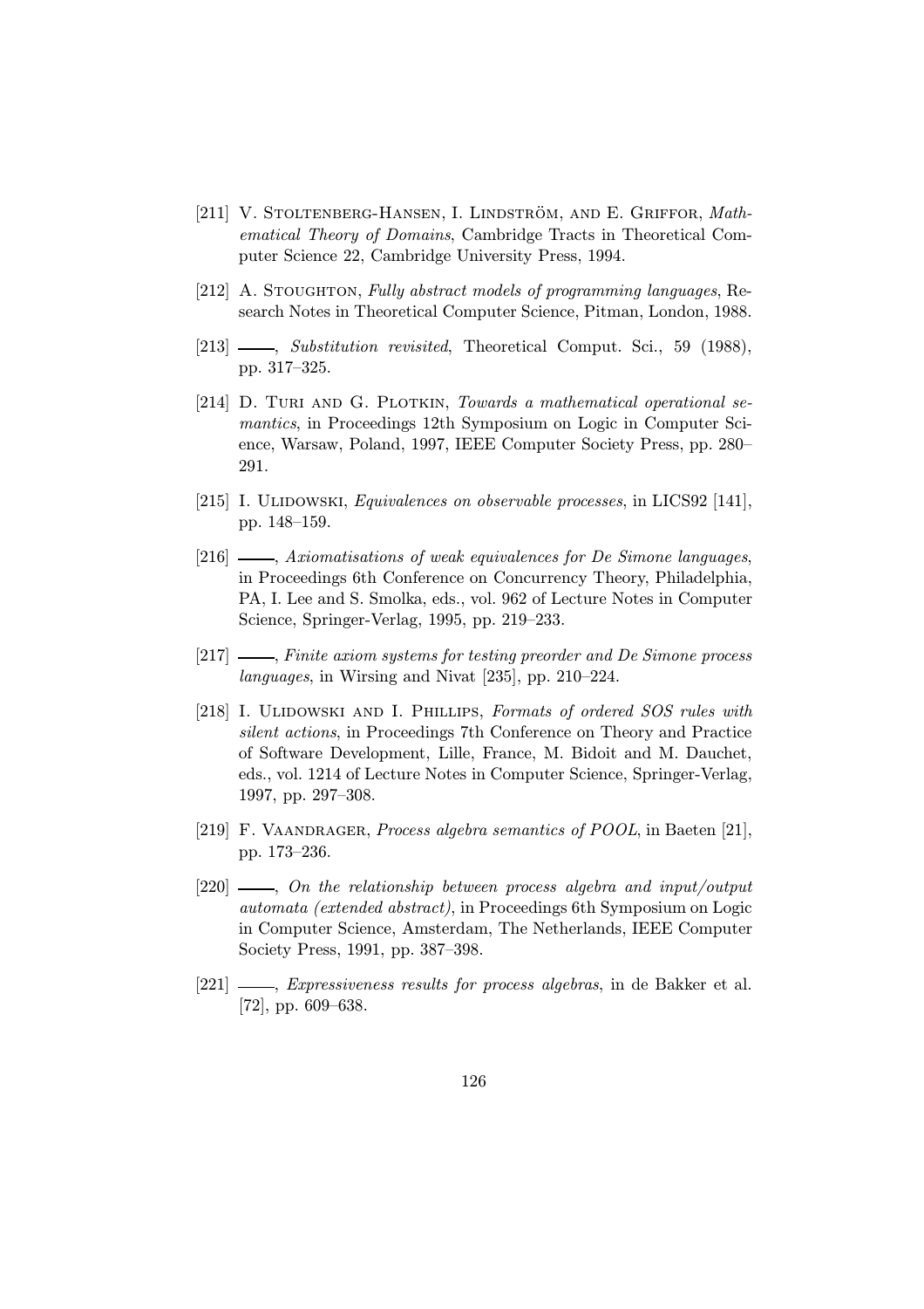[211] V. Stoltenberg-Hansen, I. Lindström, and E. Griffor, *Mathematical Theory of Domains*, Cambridge Tracts in Theoretical Computer Science 22, Cambridge University Press, 1994.

[212] A. Stoughton, *Fully abstract models of programming languages*, Research Notes in Theoretical Computer Science, Pitman, London, 1988.

[213] ——, *Substitution revisited*, Theoretical Comput. Sci., 59 (1988), pp. 317–325.

[214] D. Turi and G. Plotkin, *Towards a mathematical operational semantics*, in Proceedings 12th Symposium on Logic in Computer Science, Warsaw, Poland, 1997, IEEE Computer Society Press, pp. 280–291.

[215] I. Ulidowski, *Equivalences on observable processes*, in LICS92 [141], pp. 148–159.

[216] ——, *Axiomatisations of weak equivalences for De Simone languages*, in Proceedings 6th Conference on Concurrency Theory, Philadelphia, PA, I. Lee and S. Smolka, eds., vol. 962 of Lecture Notes in Computer Science, Springer-Verlag, 1995, pp. 219–233.

[217] ——, *Finite axiom systems for testing preorder and De Simone process languages*, in Wirsing and Nivat [235], pp. 210–224.

[218] I. Ulidowski and I. Phillips, *Formats of ordered SOS rules with silent actions*, in Proceedings 7th Conference on Theory and Practice of Software Development, Lille, France, M. Bidoit and M. Dauchet, eds., vol. 1214 of Lecture Notes in Computer Science, Springer-Verlag, 1997, pp. 297–308.

[219] F. Vaandrager, *Process algebra semantics of POOL*, in Baeten [21], pp. 173–236.

[220] ——, *On the relationship between process algebra and input/output automata (extended abstract)*, in Proceedings 6th Symposium on Logic in Computer Science, Amsterdam, The Netherlands, IEEE Computer Society Press, 1991, pp. 387–398.

[221] ——, *Expressiveness results for process algebras*, in de Bakker et al. [72], pp. 609–638.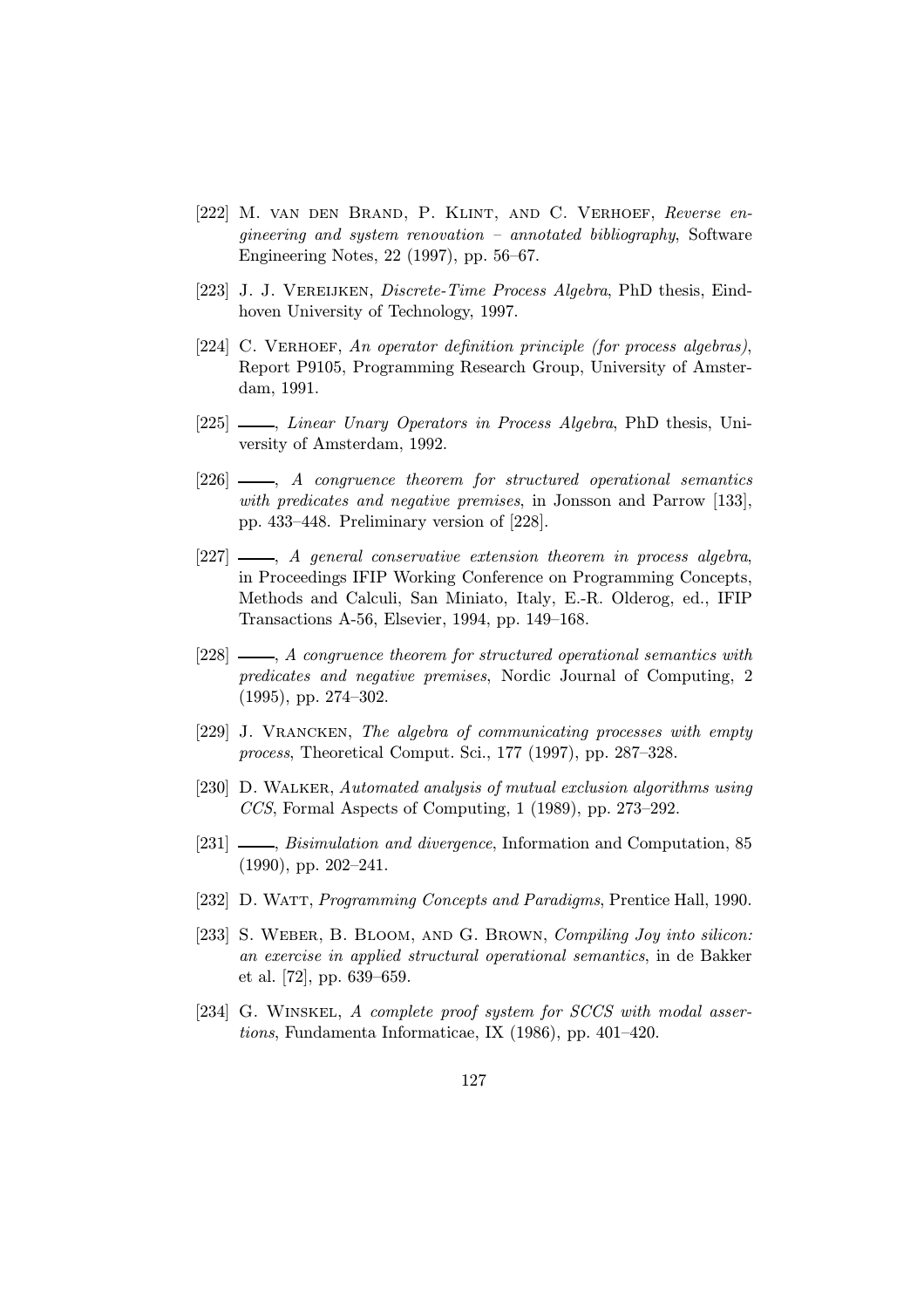[222] M. van den Brand, P. Klint, and C. Verhoef, *Reverse engineering and system renovation – annotated bibliography*, Software Engineering Notes, 22 (1997), pp. 56–67.

[223] J. J. Vereijken, *Discrete-Time Process Algebra*, PhD thesis, Eindhoven University of Technology, 1997.

[224] C. Verhoef, *An operator definition principle (for process algebras)*, Report P9105, Programming Research Group, University of Amsterdam, 1991.

[225] ——, *Linear Unary Operators in Process Algebra*, PhD thesis, University of Amsterdam, 1992.

[226] ——, *A congruence theorem for structured operational semantics with predicates and negative premises*, in Jonsson and Parrow [133], pp. 433–448. Preliminary version of [228].

[227] ——, *A general conservative extension theorem in process algebra*, in Proceedings IFIP Working Conference on Programming Concepts, Methods and Calculi, San Miniato, Italy, E.-R. Olderog, ed., IFIP Transactions A-56, Elsevier, 1994, pp. 149–168.

[228] ——, *A congruence theorem for structured operational semantics with predicates and negative premises*, Nordic Journal of Computing, 2 (1995), pp. 274–302.

[229] J. Vrancken, *The algebra of communicating processes with empty process*, Theoretical Comput. Sci., 177 (1997), pp. 287–328.

[230] D. Walker, *Automated analysis of mutual exclusion algorithms using CCS*, Formal Aspects of Computing, 1 (1989), pp. 273–292.

[231] ——, *Bisimulation and divergence*, Information and Computation, 85 (1990), pp. 202–241.

[232] D. Watt, *Programming Concepts and Paradigms*, Prentice Hall, 1990.

[233] S. Weber, B. Bloom, and G. Brown, *Compiling Joy into silicon: an exercise in applied structural operational semantics*, in de Bakker et al. [72], pp. 639–659.

[234] G. Winskel, *A complete proof system for SCCS with modal assertions*, Fundamenta Informaticae, IX (1986), pp. 401–420.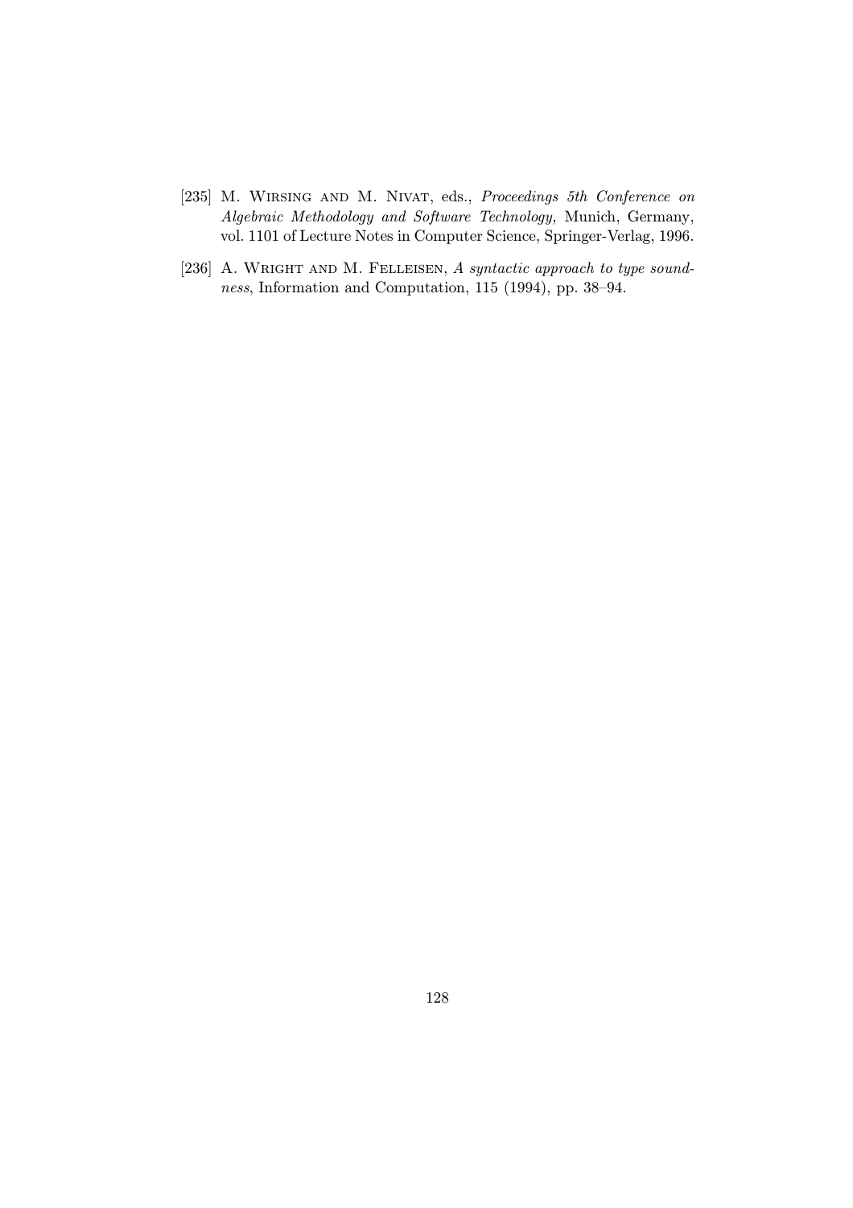[235] M. Wirsing and M. Nivat, eds., *Proceedings 5th Conference on Algebraic Methodology and Software Technology,* Munich, Germany, vol. 1101 of Lecture Notes in Computer Science, Springer-Verlag, 1996.

[236] A. Wright and M. Felleisen, *A syntactic approach to type soundness*, Information and Computation, 115 (1994), pp. 38–94.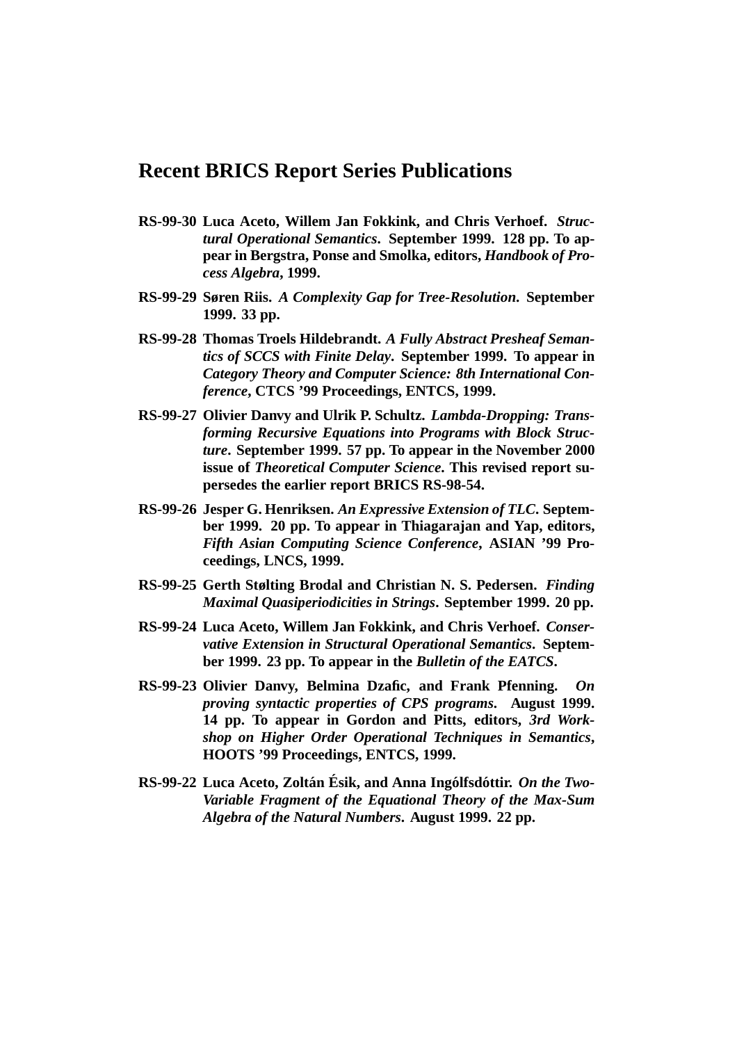## Recent BRICS Report Series Publications

**RS-99-30 Luca Aceto, Willem Jan Fokkink, and Chris Verhoef.** ***Structural Operational Semantics*****. September 1999. 128 pp. To appear in Bergstra, Ponse and Smolka, editors,** ***Handbook of Process Algebra*****, 1999.**

**RS-99-29 Søren Riis.** ***A Complexity Gap for Tree-Resolution*****. September 1999. 33 pp.**

**RS-99-28 Thomas Troels Hildebrandt.** ***A Fully Abstract Presheaf Semantics of SCCS with Finite Delay*****. September 1999. To appear in** ***Category Theory and Computer Science: 8th International Conference*****, CTCS '99 Proceedings, ENTCS, 1999.**

**RS-99-27 Olivier Danvy and Ulrik P. Schultz.** ***Lambda-Dropping: Transforming Recursive Equations into Programs with Block Structure*****. September 1999. 57 pp. To appear in the November 2000 issue of** ***Theoretical Computer Science*****. This revised report supersedes the earlier report BRICS RS-98-54.**

**RS-99-26 Jesper G. Henriksen.** ***An Expressive Extension of TLC*****. September 1999. 20 pp. To appear in Thiagarajan and Yap, editors,** ***Fifth Asian Computing Science Conference*****, ASIAN '99 Proceedings, LNCS, 1999.**

**RS-99-25 Gerth Stølting Brodal and Christian N. S. Pedersen.** ***Finding Maximal Quasiperiodicities in Strings*****. September 1999. 20 pp.**

**RS-99-24 Luca Aceto, Willem Jan Fokkink, and Chris Verhoef.** ***Conservative Extension in Structural Operational Semantics*****. September 1999. 23 pp. To appear in the** ***Bulletin of the EATCS*****.**

**RS-99-23 Olivier Danvy, Belmina Dzafic, and Frank Pfenning.** ***On proving syntactic properties of CPS programs*****. August 1999. 14 pp. To appear in Gordon and Pitts, editors,** ***3rd Workshop on Higher Order Operational Techniques in Semantics*****, HOOTS '99 Proceedings, ENTCS, 1999.**

**RS-99-22 Luca Aceto, Zoltán Ésik, and Anna Ingólfsdóttir.** ***On the Two-Variable Fragment of the Equational Theory of the Max-Sum Algebra of the Natural Numbers*****. August 1999. 22 pp.**